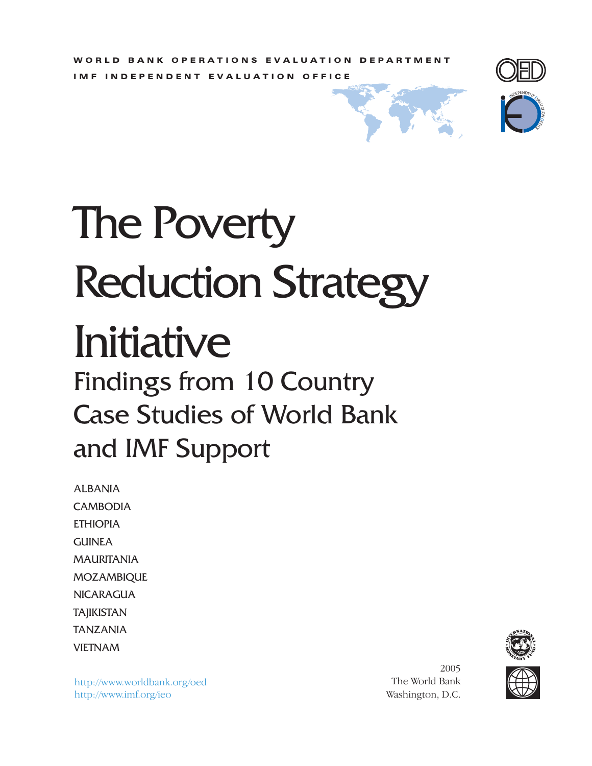WORLD BANK OPERATIONS EVALUATION DEPARTMENT

IMF INDEPENDENT EVALUATION OFFICE

# The Poverty Reduction Strategy Initiative

## Findings from 10 Country Case Studies of World Bank and IMF Support

ALBANIA
CAMBODIA
ETHIOPIA
GUINEA
MAURITANIA
MOZAMBIQUE
NICARAGUA
TAJIKISTAN
TANZANIA
VIETNAM

http://www.worldbank.org/oed
http://www.imf.org/ieo

2005
The World Bank
Washington, D.C.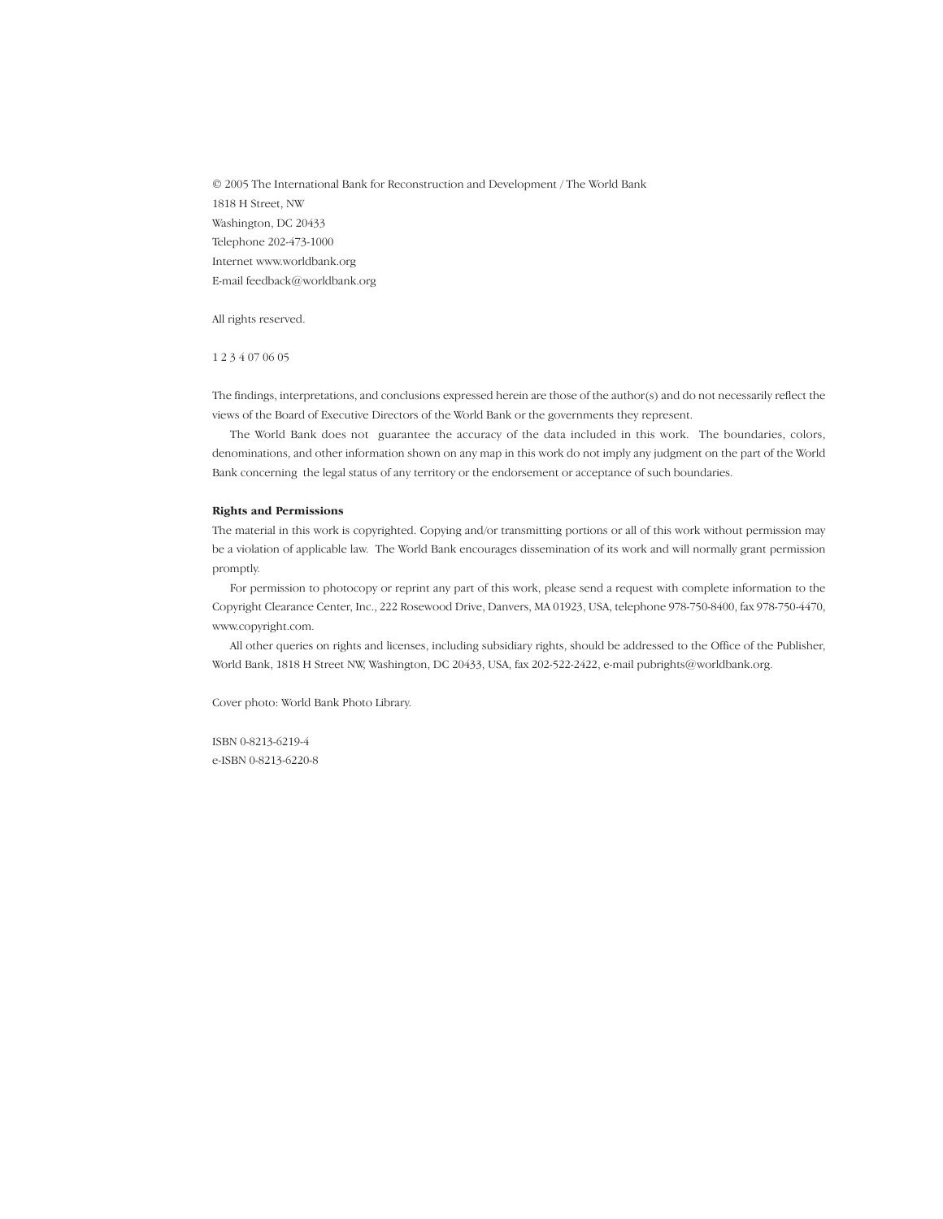© 2005 The International Bank for Reconstruction and Development / The World Bank
1818 H Street, NW
Washington, DC 20433
Telephone 202-473-1000
Internet www.worldbank.org
E-mail feedback@worldbank.org

All rights reserved.

1 2 3 4 07 06 05

The findings, interpretations, and conclusions expressed herein are those of the author(s) and do not necessarily reflect the views of the Board of Executive Directors of the World Bank or the governments they represent.

The World Bank does not guarantee the accuracy of the data included in this work. The boundaries, colors, denominations, and other information shown on any map in this work do not imply any judgment on the part of the World Bank concerning the legal status of any territory or the endorsement or acceptance of such boundaries.

**Rights and Permissions**

The material in this work is copyrighted. Copying and/or transmitting portions or all of this work without permission may be a violation of applicable law. The World Bank encourages dissemination of its work and will normally grant permission promptly.

For permission to photocopy or reprint any part of this work, please send a request with complete information to the Copyright Clearance Center, Inc., 222 Rosewood Drive, Danvers, MA 01923, USA, telephone 978-750-8400, fax 978-750-4470, www.copyright.com.

All other queries on rights and licenses, including subsidiary rights, should be addressed to the Office of the Publisher, World Bank, 1818 H Street NW, Washington, DC 20433, USA, fax 202-522-2422, e-mail pubrights@worldbank.org.

Cover photo: World Bank Photo Library.

ISBN 0-8213-6219-4
e-ISBN 0-8213-6220-8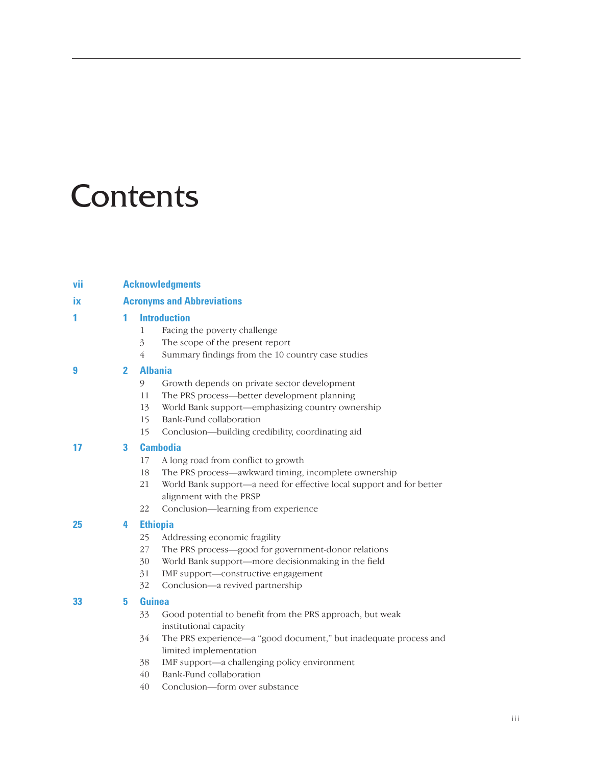# Contents

vii **Acknowledgments**

ix **Acronyms and Abbreviations**

1 **1 Introduction**
- 1 Facing the poverty challenge
- 3 The scope of the present report
- 4 Summary findings from the 10 country case studies

9 **2 Albania**
- 9 Growth depends on private sector development
- 11 The PRS process—better development planning
- 13 World Bank support—emphasizing country ownership
- 15 Bank-Fund collaboration
- 15 Conclusion—building credibility, coordinating aid

17 **3 Cambodia**
- 17 A long road from conflict to growth
- 18 The PRS process—awkward timing, incomplete ownership
- 21 World Bank support—a need for effective local support and for better alignment with the PRSP
- 22 Conclusion—learning from experience

25 **4 Ethiopia**
- 25 Addressing economic fragility
- 27 The PRS process—good for government-donor relations
- 30 World Bank support—more decisionmaking in the field
- 31 IMF support—constructive engagement
- 32 Conclusion—a revived partnership

33 **5 Guinea**
- 33 Good potential to benefit from the PRS approach, but weak institutional capacity
- 34 The PRS experience—a "good document," but inadequate process and limited implementation
- 38 IMF support—a challenging policy environment
- 40 Bank-Fund collaboration
- 40 Conclusion—form over substance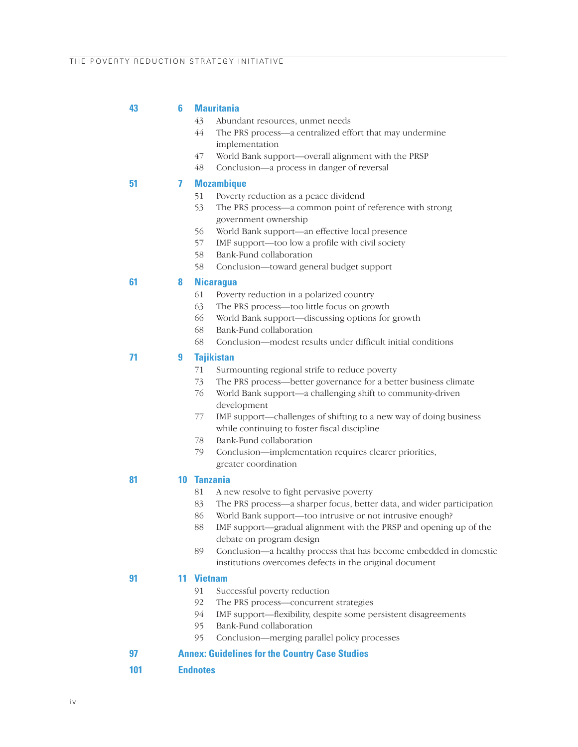**43** **6 Mauritania**

- 43 Abundant resources, unmet needs
- 44 The PRS process—a centralized effort that may undermine implementation
- 47 World Bank support—overall alignment with the PRSP
- 48 Conclusion—a process in danger of reversal

**51** **7 Mozambique**

- 51 Poverty reduction as a peace dividend
- 53 The PRS process—a common point of reference with strong government ownership
- 56 World Bank support—an effective local presence
- 57 IMF support—too low a profile with civil society
- 58 Bank-Fund collaboration
- 58 Conclusion—toward general budget support

**61** **8 Nicaragua**

- 61 Poverty reduction in a polarized country
- 63 The PRS process—too little focus on growth
- 66 World Bank support—discussing options for growth
- 68 Bank-Fund collaboration
- 68 Conclusion—modest results under difficult initial conditions

**71** **9 Tajikistan**

- 71 Surmounting regional strife to reduce poverty
- 73 The PRS process—better governance for a better business climate
- 76 World Bank support—a challenging shift to community-driven development
- 77 IMF support—challenges of shifting to a new way of doing business while continuing to foster fiscal discipline
- 78 Bank-Fund collaboration
- 79 Conclusion—implementation requires clearer priorities, greater coordination

**81** **10 Tanzania**

- 81 A new resolve to fight pervasive poverty
- 83 The PRS process—a sharper focus, better data, and wider participation
- 86 World Bank support—too intrusive or not intrusive enough?
- 88 IMF support—gradual alignment with the PRSP and opening up of the debate on program design
- 89 Conclusion—a healthy process that has become embedded in domestic institutions overcomes defects in the original document

**91** **11 Vietnam**

- 91 Successful poverty reduction
- 92 The PRS process—concurrent strategies
- 94 IMF support—flexibility, despite some persistent disagreements
- 95 Bank-Fund collaboration
- 95 Conclusion—merging parallel policy processes

**97** **Annex: Guidelines for the Country Case Studies**

**101** **Endnotes**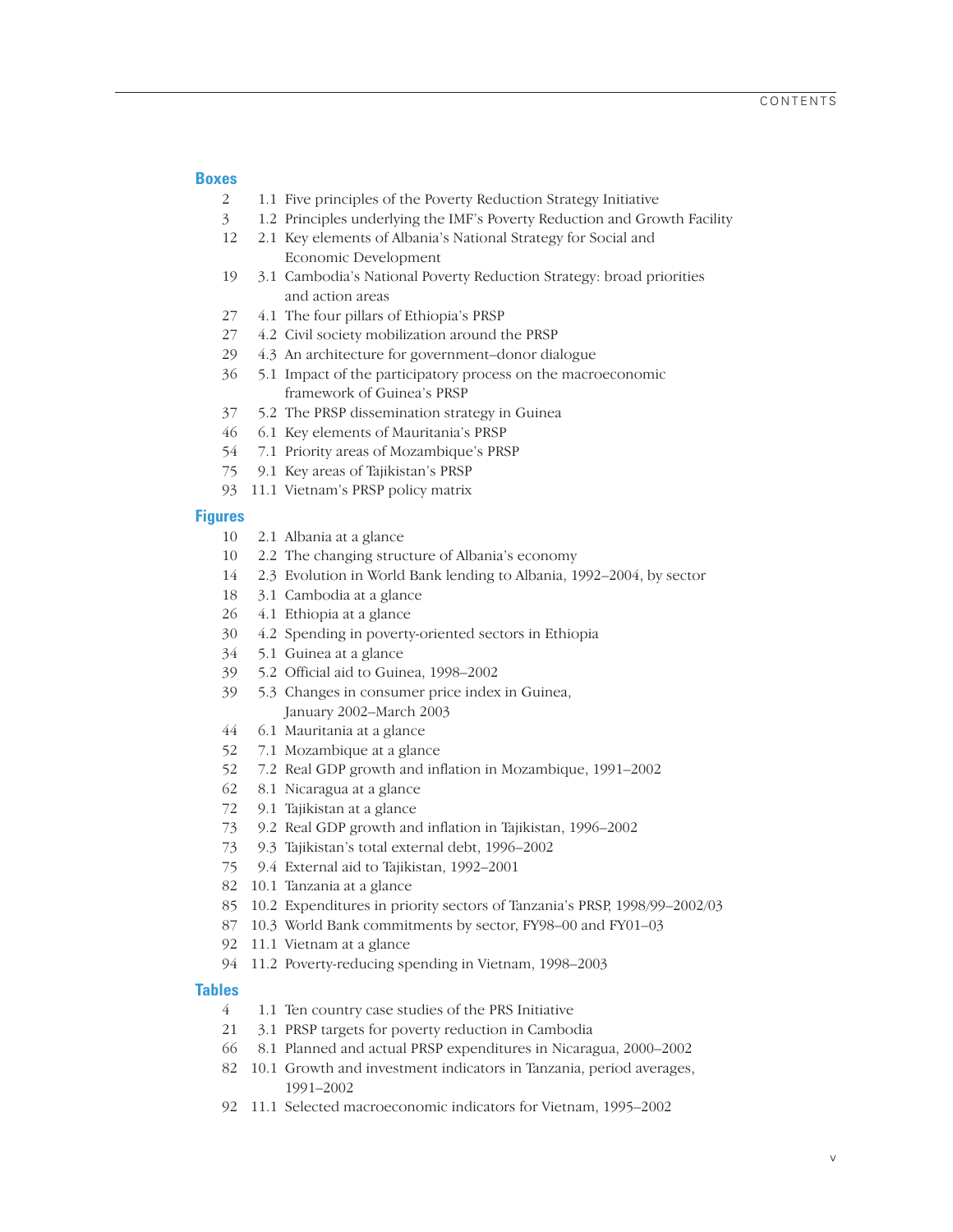## Boxes

2 1.1 Five principles of the Poverty Reduction Strategy Initiative
3 1.2 Principles underlying the IMF's Poverty Reduction and Growth Facility
12 2.1 Key elements of Albania's National Strategy for Social and Economic Development
19 3.1 Cambodia's National Poverty Reduction Strategy: broad priorities and action areas
27 4.1 The four pillars of Ethiopia's PRSP
27 4.2 Civil society mobilization around the PRSP
29 4.3 An architecture for government–donor dialogue
36 5.1 Impact of the participatory process on the macroeconomic framework of Guinea's PRSP
37 5.2 The PRSP dissemination strategy in Guinea
46 6.1 Key elements of Mauritania's PRSP
54 7.1 Priority areas of Mozambique's PRSP
75 9.1 Key areas of Tajikistan's PRSP
93 11.1 Vietnam's PRSP policy matrix

## Figures

10 2.1 Albania at a glance
10 2.2 The changing structure of Albania's economy
14 2.3 Evolution in World Bank lending to Albania, 1992–2004, by sector
18 3.1 Cambodia at a glance
26 4.1 Ethiopia at a glance
30 4.2 Spending in poverty-oriented sectors in Ethiopia
34 5.1 Guinea at a glance
39 5.2 Official aid to Guinea, 1998–2002
39 5.3 Changes in consumer price index in Guinea, January 2002–March 2003
44 6.1 Mauritania at a glance
52 7.1 Mozambique at a glance
52 7.2 Real GDP growth and inflation in Mozambique, 1991–2002
62 8.1 Nicaragua at a glance
72 9.1 Tajikistan at a glance
73 9.2 Real GDP growth and inflation in Tajikistan, 1996–2002
73 9.3 Tajikistan's total external debt, 1996–2002
75 9.4 External aid to Tajikistan, 1992–2001
82 10.1 Tanzania at a glance
85 10.2 Expenditures in priority sectors of Tanzania's PRSP, 1998/99–2002/03
87 10.3 World Bank commitments by sector, FY98–00 and FY01–03
92 11.1 Vietnam at a glance
94 11.2 Poverty-reducing spending in Vietnam, 1998–2003

## Tables

4 1.1 Ten country case studies of the PRS Initiative
21 3.1 PRSP targets for poverty reduction in Cambodia
66 8.1 Planned and actual PRSP expenditures in Nicaragua, 2000–2002
82 10.1 Growth and investment indicators in Tanzania, period averages, 1991–2002
92 11.1 Selected macroeconomic indicators for Vietnam, 1995–2002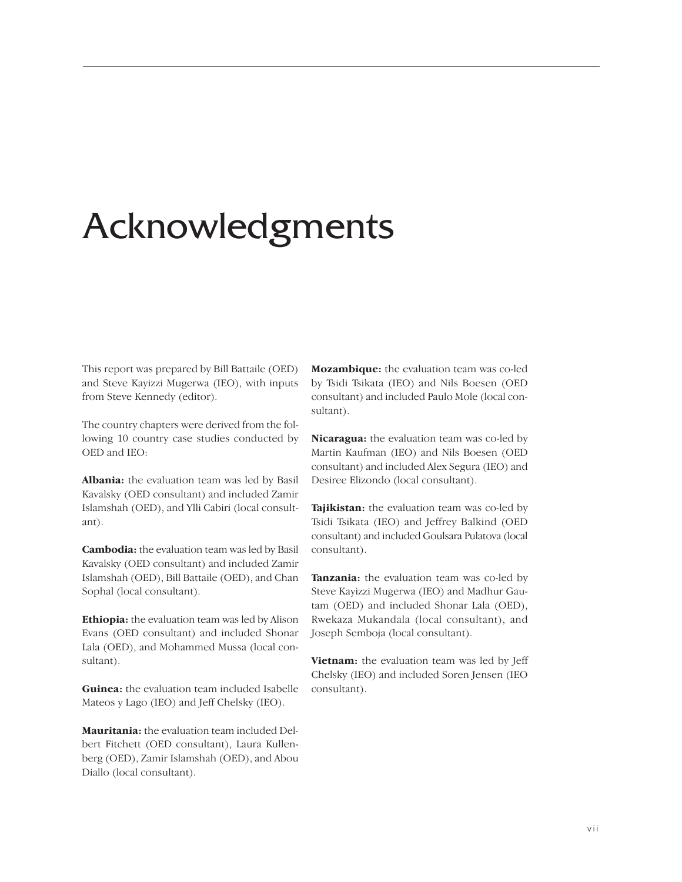# Acknowledgments

This report was prepared by Bill Battaile (OED) and Steve Kayizzi Mugerwa (IEO), with inputs from Steve Kennedy (editor).

The country chapters were derived from the following 10 country case studies conducted by OED and IEO:

**Albania:** the evaluation team was led by Basil Kavalsky (OED consultant) and included Zamir Islamshah (OED), and Ylli Cabiri (local consultant).

**Cambodia:** the evaluation team was led by Basil Kavalsky (OED consultant) and included Zamir Islamshah (OED), Bill Battaile (OED), and Chan Sophal (local consultant).

**Ethiopia:** the evaluation team was led by Alison Evans (OED consultant) and included Shonar Lala (OED), and Mohammed Mussa (local consultant).

**Guinea:** the evaluation team included Isabelle Mateos y Lago (IEO) and Jeff Chelsky (IEO).

**Mauritania:** the evaluation team included Delbert Fitchett (OED consultant), Laura Kullenberg (OED), Zamir Islamshah (OED), and Abou Diallo (local consultant).

**Mozambique:** the evaluation team was co-led by Tsidi Tsikata (IEO) and Nils Boesen (OED consultant) and included Paulo Mole (local consultant).

**Nicaragua:** the evaluation team was co-led by Martin Kaufman (IEO) and Nils Boesen (OED consultant) and included Alex Segura (IEO) and Desiree Elizondo (local consultant).

**Tajikistan:** the evaluation team was co-led by Tsidi Tsikata (IEO) and Jeffrey Balkind (OED consultant) and included Goulsara Pulatova (local consultant).

**Tanzania:** the evaluation team was co-led by Steve Kayizzi Mugerwa (IEO) and Madhur Gautam (OED) and included Shonar Lala (OED), Rwekaza Mukandala (local consultant), and Joseph Semboja (local consultant).

**Vietnam:** the evaluation team was led by Jeff Chelsky (IEO) and included Soren Jensen (IEO consultant).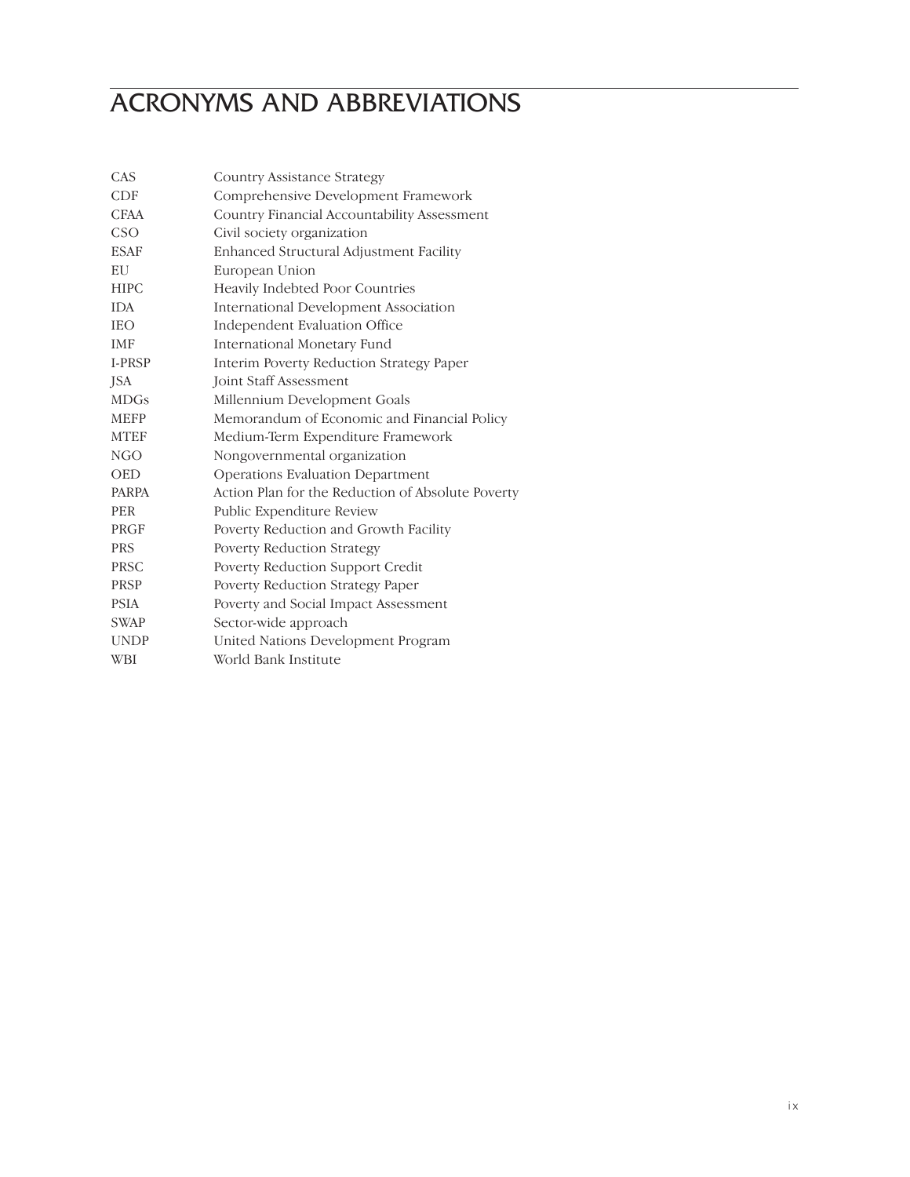# ACRONYMS AND ABBREVIATIONS

| | |
|---|---|
| CAS | Country Assistance Strategy |
| CDF | Comprehensive Development Framework |
| CFAA | Country Financial Accountability Assessment |
| CSO | Civil society organization |
| ESAF | Enhanced Structural Adjustment Facility |
| EU | European Union |
| HIPC | Heavily Indebted Poor Countries |
| IDA | International Development Association |
| IEO | Independent Evaluation Office |
| IMF | International Monetary Fund |
| I-PRSP | Interim Poverty Reduction Strategy Paper |
| JSA | Joint Staff Assessment |
| MDGs | Millennium Development Goals |
| MEFP | Memorandum of Economic and Financial Policy |
| MTEF | Medium-Term Expenditure Framework |
| NGO | Nongovernmental organization |
| OED | Operations Evaluation Department |
| PARPA | Action Plan for the Reduction of Absolute Poverty |
| PER | Public Expenditure Review |
| PRGF | Poverty Reduction and Growth Facility |
| PRS | Poverty Reduction Strategy |
| PRSC | Poverty Reduction Support Credit |
| PRSP | Poverty Reduction Strategy Paper |
| PSIA | Poverty and Social Impact Assessment |
| SWAP | Sector-wide approach |
| UNDP | United Nations Development Program |
| WBI | World Bank Institute |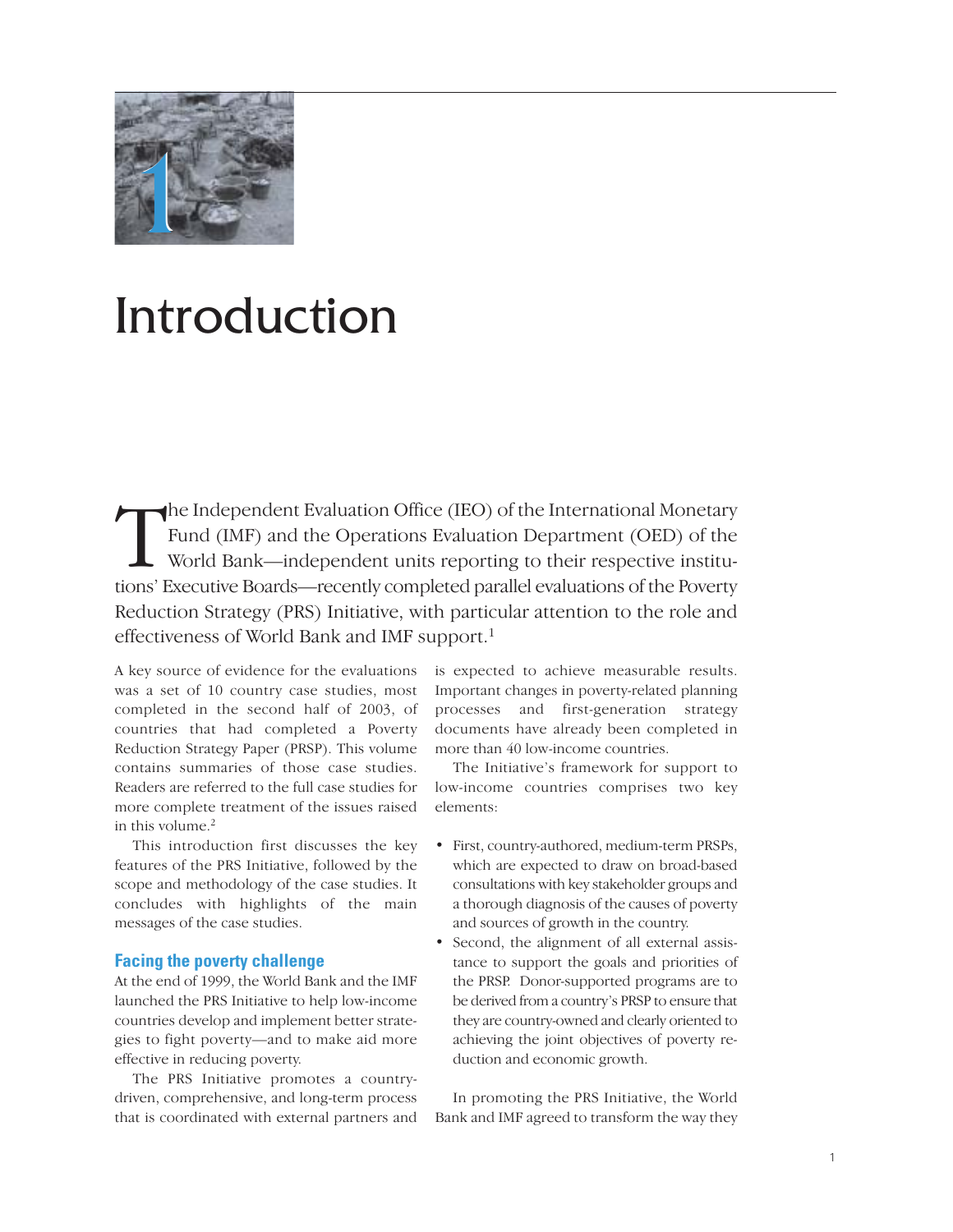# 1 Introduction

The Independent Evaluation Office (IEO) of the International Monetary Fund (IMF) and the Operations Evaluation Department (OED) of the World Bank—independent units reporting to their respective institutions' Executive Boards—recently completed parallel evaluations of the Poverty Reduction Strategy (PRS) Initiative, with particular attention to the role and effectiveness of World Bank and IMF support.[1]

A key source of evidence for the evaluations was a set of 10 country case studies, most completed in the second half of 2003, of countries that had completed a Poverty Reduction Strategy Paper (PRSP). This volume contains summaries of those case studies. Readers are referred to the full case studies for more complete treatment of the issues raised in this volume.[2]

This introduction first discusses the key features of the PRS Initiative, followed by the scope and methodology of the case studies. It concludes with highlights of the main messages of the case studies.

## Facing the poverty challenge

At the end of 1999, the World Bank and the IMF launched the PRS Initiative to help low-income countries develop and implement better strategies to fight poverty—and to make aid more effective in reducing poverty.

The PRS Initiative promotes a country-driven, comprehensive, and long-term process that is coordinated with external partners and is expected to achieve measurable results. Important changes in poverty-related planning processes and first-generation strategy documents have already been completed in more than 40 low-income countries.

The Initiative's framework for support to low-income countries comprises two key elements:

- First, country-authored, medium-term PRSPs, which are expected to draw on broad-based consultations with key stakeholder groups and a thorough diagnosis of the causes of poverty and sources of growth in the country.
- Second, the alignment of all external assistance to support the goals and priorities of the PRSP. Donor-supported programs are to be derived from a country's PRSP to ensure that they are country-owned and clearly oriented to achieving the joint objectives of poverty reduction and economic growth.

In promoting the PRS Initiative, the World Bank and IMF agreed to transform the way they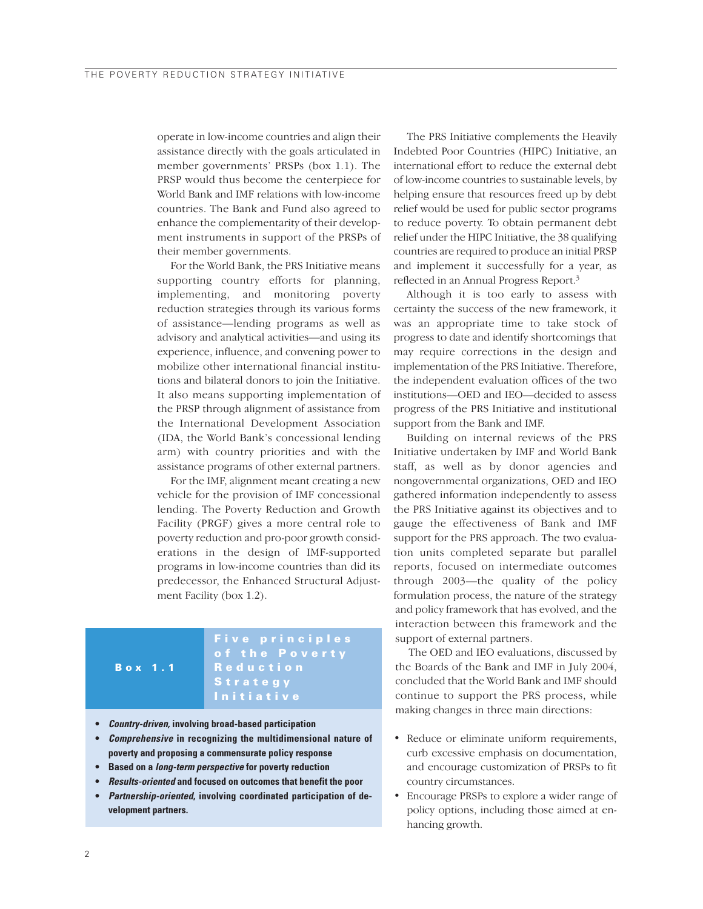operate in low-income countries and align their assistance directly with the goals articulated in member governments' PRSPs (box 1.1). The PRSP would thus become the centerpiece for World Bank and IMF relations with low-income countries. The Bank and Fund also agreed to enhance the complementarity of their development instruments in support of the PRSPs of their member governments.

For the World Bank, the PRS Initiative means supporting country efforts for planning, implementing, and monitoring poverty reduction strategies through its various forms of assistance—lending programs as well as advisory and analytical activities—and using its experience, influence, and convening power to mobilize other international financial institutions and bilateral donors to join the Initiative. It also means supporting implementation of the PRSP through alignment of assistance from the International Development Association (IDA, the World Bank's concessional lending arm) with country priorities and with the assistance programs of other external partners.

For the IMF, alignment meant creating a new vehicle for the provision of IMF concessional lending. The Poverty Reduction and Growth Facility (PRGF) gives a more central role to poverty reduction and pro-poor growth considerations in the design of IMF-supported programs in low-income countries than did its predecessor, the Enhanced Structural Adjustment Facility (box 1.2).

> **Box 1.1 Five principles of the Poverty Reduction Strategy Initiative**
>
> - ***Country-driven,*** **involving broad-based participation**
> - ***Comprehensive*** **in recognizing the multidimensional nature of poverty and proposing a commensurate policy response**
> - **Based on a *long-term perspective* for poverty reduction**
> - ***Results-oriented*** **and focused on outcomes that benefit the poor**
> - ***Partnership-oriented,*** **involving coordinated participation of development partners.**

The PRS Initiative complements the Heavily Indebted Poor Countries (HIPC) Initiative, an international effort to reduce the external debt of low-income countries to sustainable levels, by helping ensure that resources freed up by debt relief would be used for public sector programs to reduce poverty. To obtain permanent debt relief under the HIPC Initiative, the 38 qualifying countries are required to produce an initial PRSP and implement it successfully for a year, as reflected in an Annual Progress Report.[3]

Although it is too early to assess with certainty the success of the new framework, it was an appropriate time to take stock of progress to date and identify shortcomings that may require corrections in the design and implementation of the PRS Initiative. Therefore, the independent evaluation offices of the two institutions—OED and IEO—decided to assess progress of the PRS Initiative and institutional support from the Bank and IMF.

Building on internal reviews of the PRS Initiative undertaken by IMF and World Bank staff, as well as by donor agencies and nongovernmental organizations, OED and IEO gathered information independently to assess the PRS Initiative against its objectives and to gauge the effectiveness of Bank and IMF support for the PRS approach. The two evaluation units completed separate but parallel reports, focused on intermediate outcomes through 2003—the quality of the policy formulation process, the nature of the strategy and policy framework that has evolved, and the interaction between this framework and the support of external partners.

The OED and IEO evaluations, discussed by the Boards of the Bank and IMF in July 2004, concluded that the World Bank and IMF should continue to support the PRS process, while making changes in three main directions:

- Reduce or eliminate uniform requirements, curb excessive emphasis on documentation, and encourage customization of PRSPs to fit country circumstances.
- Encourage PRSPs to explore a wider range of policy options, including those aimed at enhancing growth.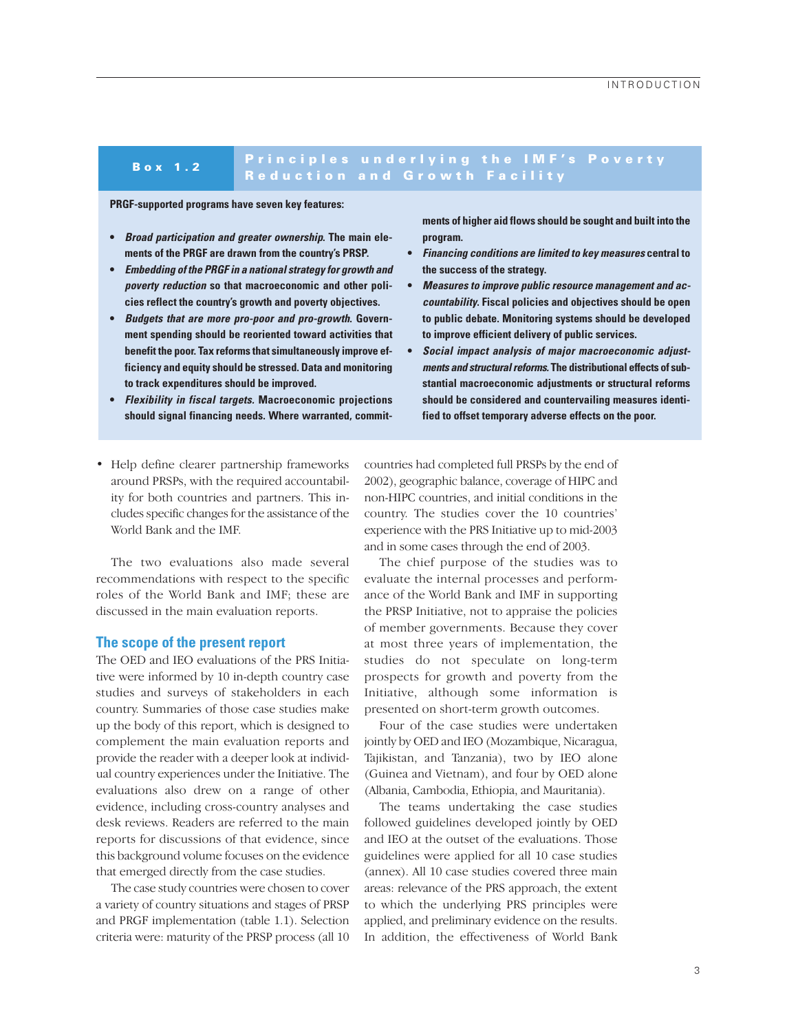### Box 1.2 Principles underlying the IMF's Poverty Reduction and Growth Facility

**PRGF-supported programs have seven key features:**

- ***Broad participation and greater ownership*. The main elements of the PRGF are drawn from the country's PRSP.**
- ***Embedding of the PRGF in a national strategy for growth and poverty reduction* so that macroeconomic and other policies reflect the country's growth and poverty objectives.**
- ***Budgets that are more pro-poor and pro-growth*. Government spending should be reoriented toward activities that benefit the poor. Tax reforms that simultaneously improve efficiency and equity should be stressed. Data and monitoring to track expenditures should be improved.**
- ***Flexibility in fiscal targets.* Macroeconomic projections should signal financing needs. Where warranted, commitments of higher aid flows should be sought and built into the program.**
- ***Financing conditions are limited to key measures* central to the success of the strategy.**
- ***Measures to improve public resource management and accountability*. Fiscal policies and objectives should be open to public debate. Monitoring systems should be developed to improve efficient delivery of public services.**
- ***Social impact analysis of major macroeconomic adjustments and structural reforms*. The distributional effects of substantial macroeconomic adjustments or structural reforms should be considered and countervailing measures identified to offset temporary adverse effects on the poor.**

- Help define clearer partnership frameworks around PRSPs, with the required accountability for both countries and partners. This includes specific changes for the assistance of the World Bank and the IMF.

The two evaluations also made several recommendations with respect to the specific roles of the World Bank and IMF; these are discussed in the main evaluation reports.

## The scope of the present report

The OED and IEO evaluations of the PRS Initiative were informed by 10 in-depth country case studies and surveys of stakeholders in each country. Summaries of those case studies make up the body of this report, which is designed to complement the main evaluation reports and provide the reader with a deeper look at individual country experiences under the Initiative. The evaluations also drew on a range of other evidence, including cross-country analyses and desk reviews. Readers are referred to the main reports for discussions of that evidence, since this background volume focuses on the evidence that emerged directly from the case studies.

The case study countries were chosen to cover a variety of country situations and stages of PRSP and PRGF implementation (table 1.1). Selection criteria were: maturity of the PRSP process (all 10 countries had completed full PRSPs by the end of 2002), geographic balance, coverage of HIPC and non-HIPC countries, and initial conditions in the country. The studies cover the 10 countries' experience with the PRS Initiative up to mid-2003 and in some cases through the end of 2003.

The chief purpose of the studies was to evaluate the internal processes and performance of the World Bank and IMF in supporting the PRSP Initiative, not to appraise the policies of member governments. Because they cover at most three years of implementation, the studies do not speculate on long-term prospects for growth and poverty from the Initiative, although some information is presented on short-term growth outcomes.

Four of the case studies were undertaken jointly by OED and IEO (Mozambique, Nicaragua, Tajikistan, and Tanzania), two by IEO alone (Guinea and Vietnam), and four by OED alone (Albania, Cambodia, Ethiopia, and Mauritania).

The teams undertaking the case studies followed guidelines developed jointly by OED and IEO at the outset of the evaluations. Those guidelines were applied for all 10 case studies (annex). All 10 case studies covered three main areas: relevance of the PRS approach, the extent to which the underlying PRS principles were applied, and preliminary evidence on the results. In addition, the effectiveness of World Bank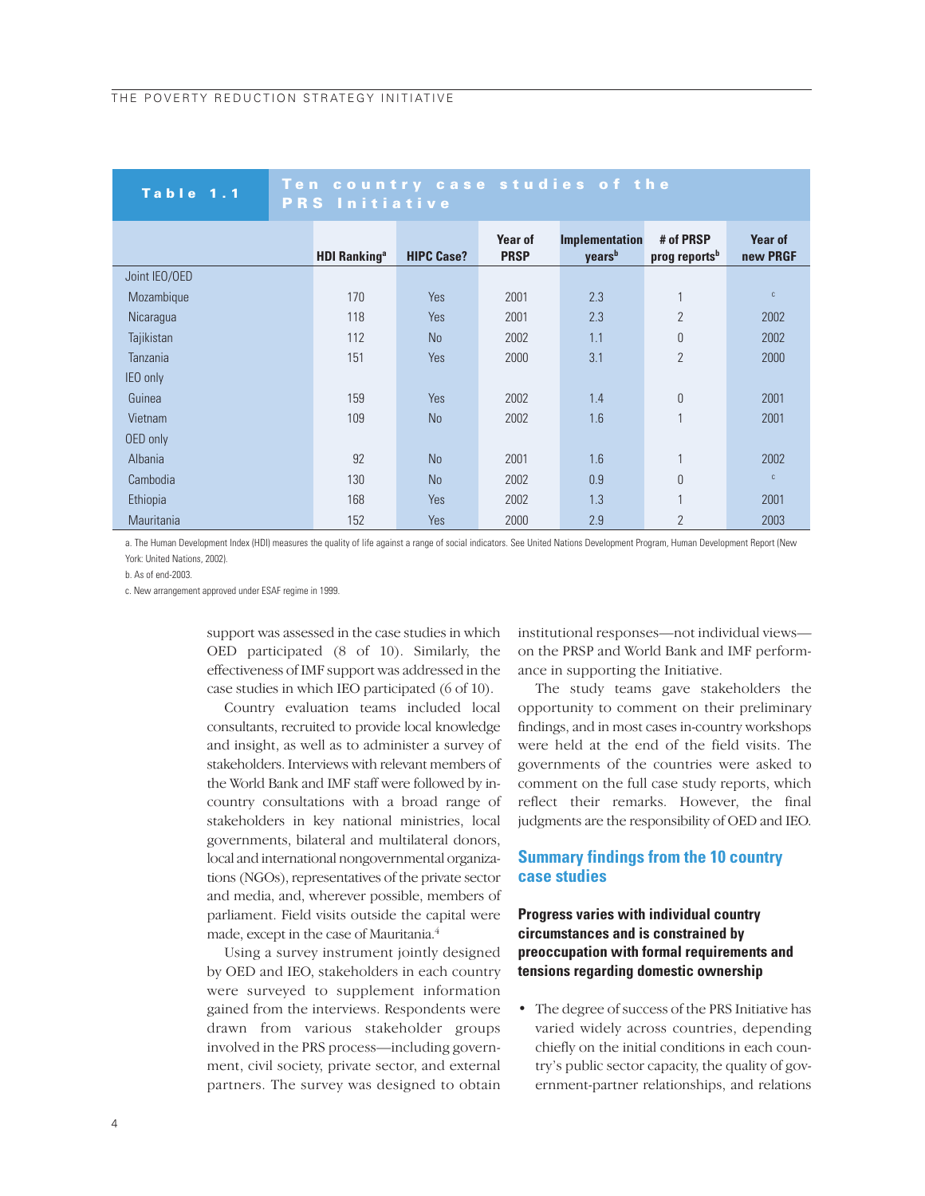**Table 1.1 Ten country case studies of the PRS Initiative**

| | HDI Ranking[a] | HIPC Case? | Year of PRSP | Implementation years[b] | # of PRSP prog reports[b] | Year of new PRGF |
|---|---|---|---|---|---|---|
| Joint IEO/OED | | | | | | |
| Mozambique | 170 | Yes | 2001 | 2.3 | 1 | c |
| Nicaragua | 118 | Yes | 2001 | 2.3 | 2 | 2002 |
| Tajikistan | 112 | No | 2002 | 1.1 | 0 | 2002 |
| Tanzania | 151 | Yes | 2000 | 3.1 | 2 | 2000 |
| IEO only | | | | | | |
| Guinea | 159 | Yes | 2002 | 1.4 | 0 | 2001 |
| Vietnam | 109 | No | 2002 | 1.6 | 1 | 2001 |
| OED only | | | | | | |
| Albania | 92 | No | 2001 | 1.6 | 1 | 2002 |
| Cambodia | 130 | No | 2002 | 0.9 | 0 | c |
| Ethiopia | 168 | Yes | 2002 | 1.3 | 1 | 2001 |
| Mauritania | 152 | Yes | 2000 | 2.9 | 2 | 2003 |

a. The Human Development Index (HDI) measures the quality of life against a range of social indicators. See United Nations Development Program, Human Development Report (New York: United Nations, 2002).

b. As of end-2003.

c. New arrangement approved under ESAF regime in 1999.

support was assessed in the case studies in which OED participated (8 of 10). Similarly, the effectiveness of IMF support was addressed in the case studies in which IEO participated (6 of 10).

Country evaluation teams included local consultants, recruited to provide local knowledge and insight, as well as to administer a survey of stakeholders. Interviews with relevant members of the World Bank and IMF staff were followed by in-country consultations with a broad range of stakeholders in key national ministries, local governments, bilateral and multilateral donors, local and international nongovernmental organizations (NGOs), representatives of the private sector and media, and, wherever possible, members of parliament. Field visits outside the capital were made, except in the case of Mauritania.[4]

Using a survey instrument jointly designed by OED and IEO, stakeholders in each country were surveyed to supplement information gained from the interviews. Respondents were drawn from various stakeholder groups involved in the PRS process—including government, civil society, private sector, and external partners. The survey was designed to obtain institutional responses—not individual views—on the PRSP and World Bank and IMF performance in supporting the Initiative.

The study teams gave stakeholders the opportunity to comment on their preliminary findings, and in most cases in-country workshops were held at the end of the field visits. The governments of the countries were asked to comment on the full case study reports, which reflect their remarks. However, the final judgments are the responsibility of OED and IEO.

## Summary findings from the 10 country case studies

### Progress varies with individual country circumstances and is constrained by preoccupation with formal requirements and tensions regarding domestic ownership

- The degree of success of the PRS Initiative has varied widely across countries, depending chiefly on the initial conditions in each country's public sector capacity, the quality of government-partner relationships, and relations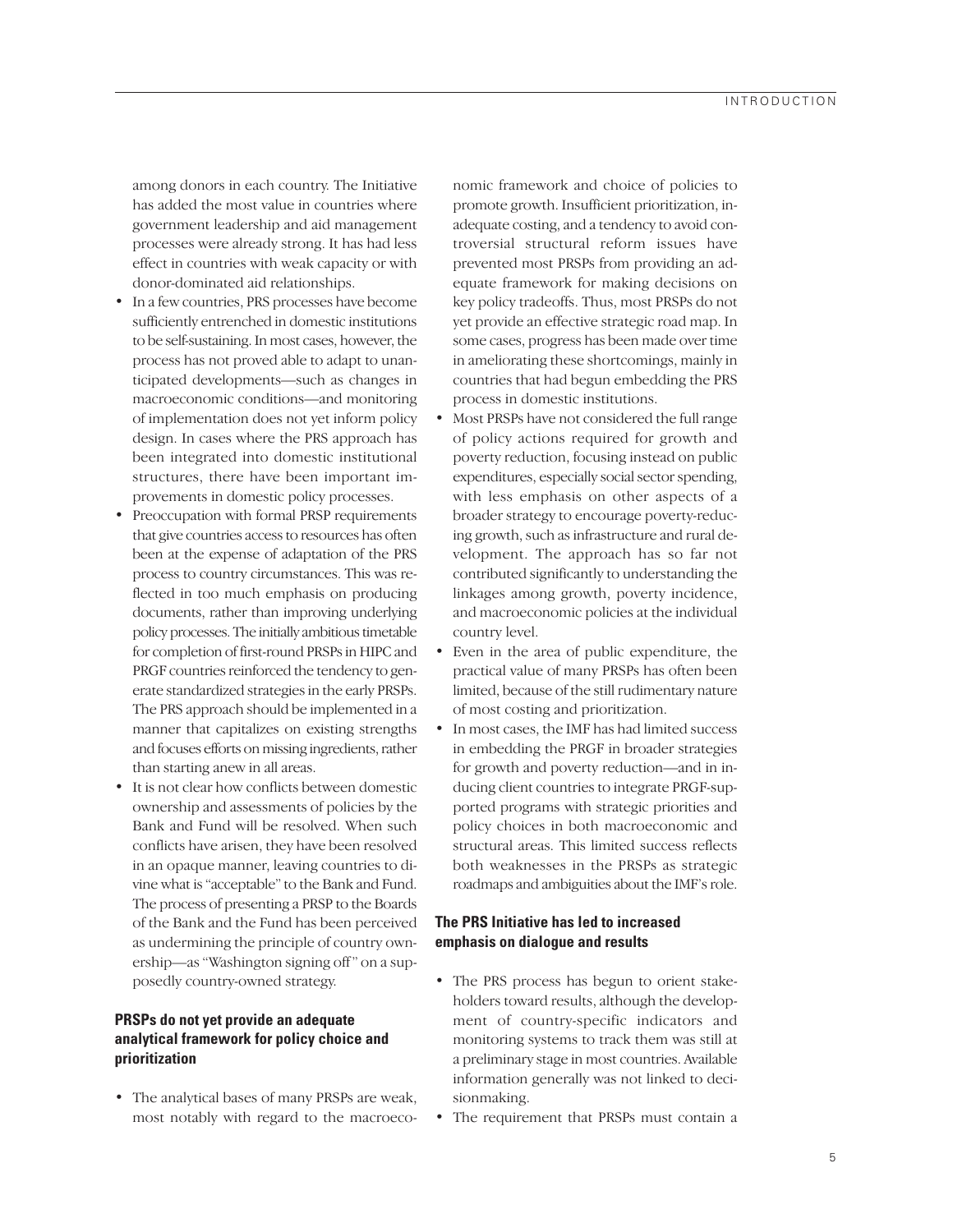among donors in each country. The Initiative has added the most value in countries where government leadership and aid management processes were already strong. It has had less effect in countries with weak capacity or with donor-dominated aid relationships.

- In a few countries, PRS processes have become sufficiently entrenched in domestic institutions to be self-sustaining. In most cases, however, the process has not proved able to adapt to unanticipated developments—such as changes in macroeconomic conditions—and monitoring of implementation does not yet inform policy design. In cases where the PRS approach has been integrated into domestic institutional structures, there have been important improvements in domestic policy processes.
- Preoccupation with formal PRSP requirements that give countries access to resources has often been at the expense of adaptation of the PRS process to country circumstances. This was reflected in too much emphasis on producing documents, rather than improving underlying policy processes. The initially ambitious timetable for completion of first-round PRSPs in HIPC and PRGF countries reinforced the tendency to generate standardized strategies in the early PRSPs. The PRS approach should be implemented in a manner that capitalizes on existing strengths and focuses efforts on missing ingredients, rather than starting anew in all areas.
- It is not clear how conflicts between domestic ownership and assessments of policies by the Bank and Fund will be resolved. When such conflicts have arisen, they have been resolved in an opaque manner, leaving countries to divine what is "acceptable" to the Bank and Fund. The process of presenting a PRSP to the Boards of the Bank and the Fund has been perceived as undermining the principle of country ownership—as "Washington signing off" on a supposedly country-owned strategy.

### PRSPs do not yet provide an adequate analytical framework for policy choice and prioritization

- The analytical bases of many PRSPs are weak, most notably with regard to the macroeconomic framework and choice of policies to promote growth. Insufficient prioritization, inadequate costing, and a tendency to avoid controversial structural reform issues have prevented most PRSPs from providing an adequate framework for making decisions on key policy tradeoffs. Thus, most PRSPs do not yet provide an effective strategic road map. In some cases, progress has been made over time in ameliorating these shortcomings, mainly in countries that had begun embedding the PRS process in domestic institutions.
- Most PRSPs have not considered the full range of policy actions required for growth and poverty reduction, focusing instead on public expenditures, especially social sector spending, with less emphasis on other aspects of a broader strategy to encourage poverty-reducing growth, such as infrastructure and rural development. The approach has so far not contributed significantly to understanding the linkages among growth, poverty incidence, and macroeconomic policies at the individual country level.
- Even in the area of public expenditure, the practical value of many PRSPs has often been limited, because of the still rudimentary nature of most costing and prioritization.
- In most cases, the IMF has had limited success in embedding the PRGF in broader strategies for growth and poverty reduction—and in inducing client countries to integrate PRGF-supported programs with strategic priorities and policy choices in both macroeconomic and structural areas. This limited success reflects both weaknesses in the PRSPs as strategic roadmaps and ambiguities about the IMF's role.

### The PRS Initiative has led to increased emphasis on dialogue and results

- The PRS process has begun to orient stakeholders toward results, although the development of country-specific indicators and monitoring systems to track them was still at a preliminary stage in most countries. Available information generally was not linked to decisionmaking.
- The requirement that PRSPs must contain a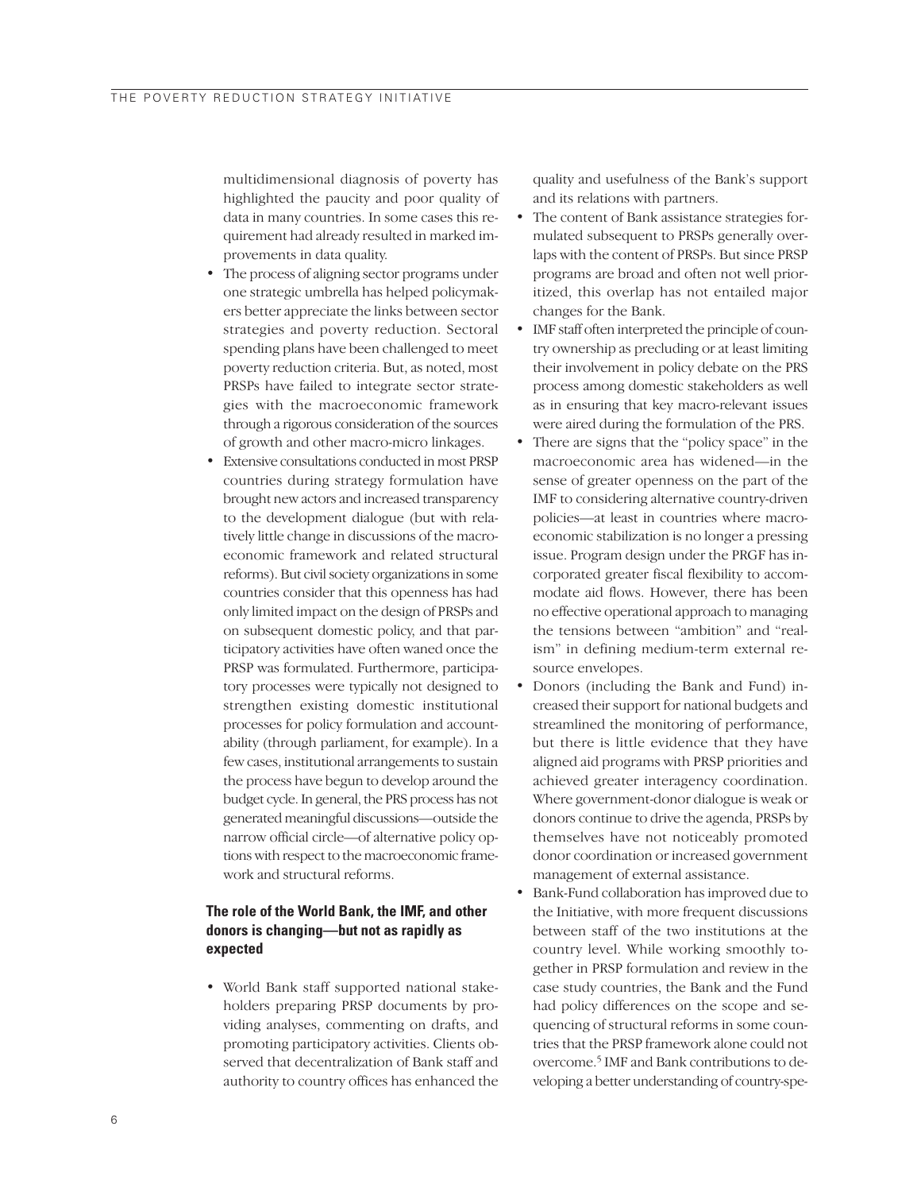multidimensional diagnosis of poverty has highlighted the paucity and poor quality of data in many countries. In some cases this requirement had already resulted in marked improvements in data quality.

- The process of aligning sector programs under one strategic umbrella has helped policymakers better appreciate the links between sector strategies and poverty reduction. Sectoral spending plans have been challenged to meet poverty reduction criteria. But, as noted, most PRSPs have failed to integrate sector strategies with the macroeconomic framework through a rigorous consideration of the sources of growth and other macro-micro linkages.
- Extensive consultations conducted in most PRSP countries during strategy formulation have brought new actors and increased transparency to the development dialogue (but with relatively little change in discussions of the macroeconomic framework and related structural reforms). But civil society organizations in some countries consider that this openness has had only limited impact on the design of PRSPs and on subsequent domestic policy, and that participatory activities have often waned once the PRSP was formulated. Furthermore, participatory processes were typically not designed to strengthen existing domestic institutional processes for policy formulation and accountability (through parliament, for example). In a few cases, institutional arrangements to sustain the process have begun to develop around the budget cycle. In general, the PRS process has not generated meaningful discussions—outside the narrow official circle—of alternative policy options with respect to the macroeconomic framework and structural reforms.

### The role of the World Bank, the IMF, and other donors is changing—but not as rapidly as expected

- World Bank staff supported national stakeholders preparing PRSP documents by providing analyses, commenting on drafts, and promoting participatory activities. Clients observed that decentralization of Bank staff and authority to country offices has enhanced the quality and usefulness of the Bank's support and its relations with partners.
- The content of Bank assistance strategies formulated subsequent to PRSPs generally overlaps with the content of PRSPs. But since PRSP programs are broad and often not well prioritized, this overlap has not entailed major changes for the Bank.
- IMF staff often interpreted the principle of country ownership as precluding or at least limiting their involvement in policy debate on the PRS process among domestic stakeholders as well as in ensuring that key macro-relevant issues were aired during the formulation of the PRS.
- There are signs that the "policy space" in the macroeconomic area has widened—in the sense of greater openness on the part of the IMF to considering alternative country-driven policies—at least in countries where macroeconomic stabilization is no longer a pressing issue. Program design under the PRGF has incorporated greater fiscal flexibility to accommodate aid flows. However, there has been no effective operational approach to managing the tensions between "ambition" and "realism" in defining medium-term external resource envelopes.
- Donors (including the Bank and Fund) increased their support for national budgets and streamlined the monitoring of performance, but there is little evidence that they have aligned aid programs with PRSP priorities and achieved greater interagency coordination. Where government-donor dialogue is weak or donors continue to drive the agenda, PRSPs by themselves have not noticeably promoted donor coordination or increased government management of external assistance.
- Bank-Fund collaboration has improved due to the Initiative, with more frequent discussions between staff of the two institutions at the country level. While working smoothly together in PRSP formulation and review in the case study countries, the Bank and the Fund had policy differences on the scope and sequencing of structural reforms in some countries that the PRSP framework alone could not overcome.[5] IMF and Bank contributions to developing a better understanding of country-spe-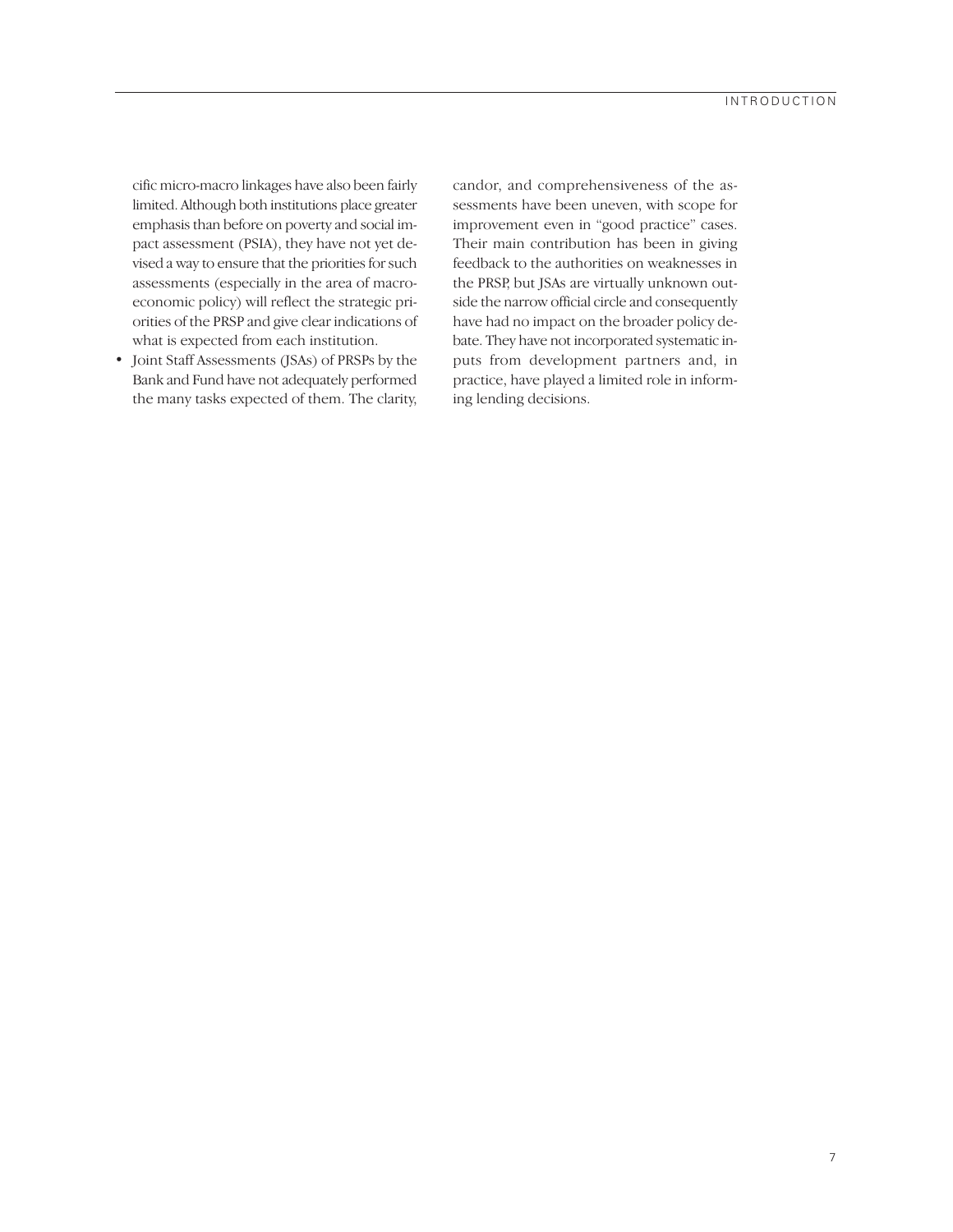cific micro-macro linkages have also been fairly limited. Although both institutions place greater emphasis than before on poverty and social impact assessment (PSIA), they have not yet devised a way to ensure that the priorities for such assessments (especially in the area of macroeconomic policy) will reflect the strategic priorities of the PRSP and give clear indications of what is expected from each institution.

- Joint Staff Assessments (JSAs) of PRSPs by the Bank and Fund have not adequately performed the many tasks expected of them. The clarity, candor, and comprehensiveness of the assessments have been uneven, with scope for improvement even in "good practice" cases. Their main contribution has been in giving feedback to the authorities on weaknesses in the PRSP, but JSAs are virtually unknown outside the narrow official circle and consequently have had no impact on the broader policy debate. They have not incorporated systematic inputs from development partners and, in practice, have played a limited role in informing lending decisions.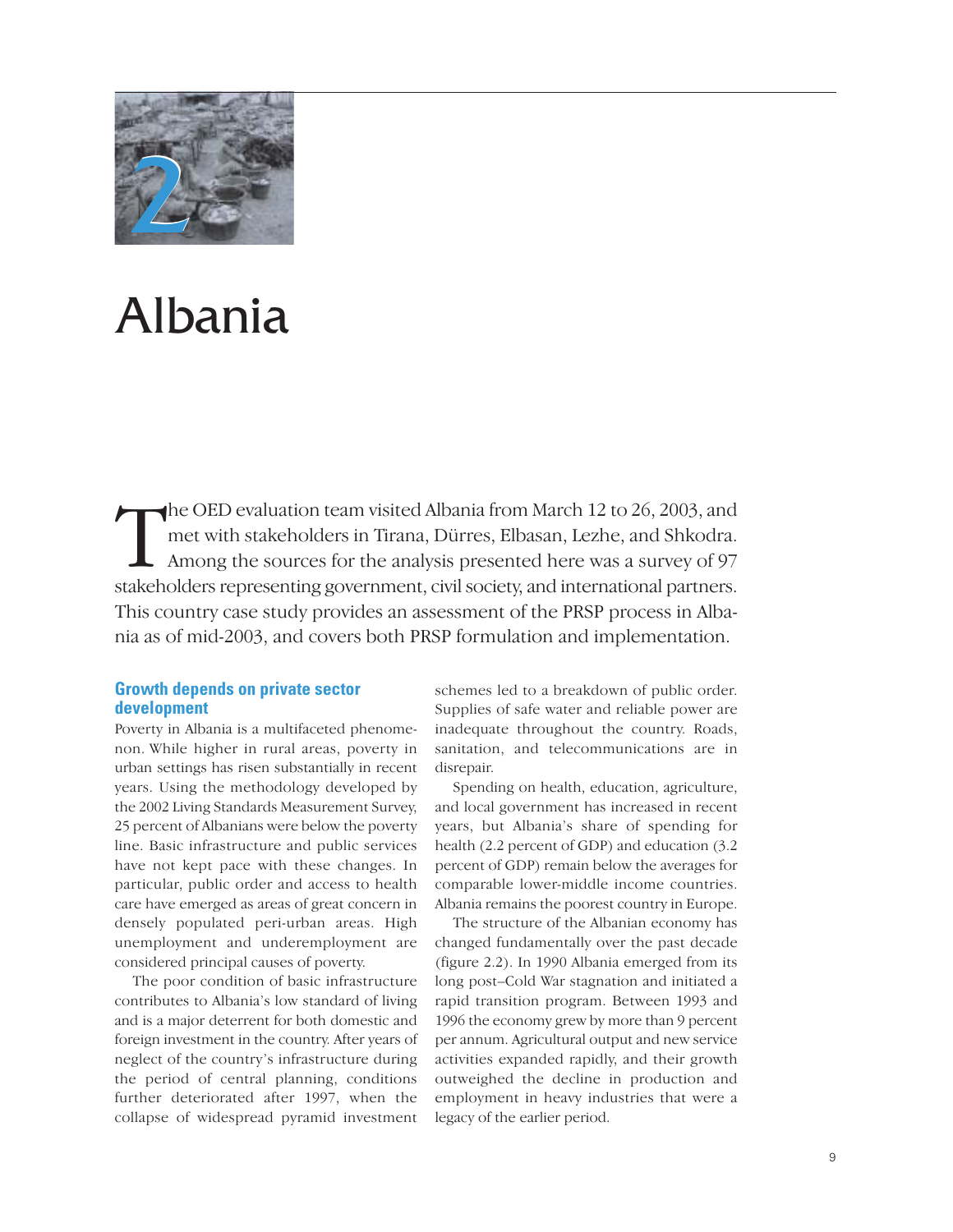# 2 Albania

The OED evaluation team visited Albania from March 12 to 26, 2003, and met with stakeholders in Tirana, Dürres, Elbasan, Lezhe, and Shkodra. Among the sources for the analysis presented here was a survey of 97 stakeholders representing government, civil society, and international partners. This country case study provides an assessment of the PRSP process in Albania as of mid-2003, and covers both PRSP formulation and implementation.

## Growth depends on private sector development

Poverty in Albania is a multifaceted phenomenon. While higher in rural areas, poverty in urban settings has risen substantially in recent years. Using the methodology developed by the 2002 Living Standards Measurement Survey, 25 percent of Albanians were below the poverty line. Basic infrastructure and public services have not kept pace with these changes. In particular, public order and access to health care have emerged as areas of great concern in densely populated peri-urban areas. High unemployment and underemployment are considered principal causes of poverty.

The poor condition of basic infrastructure contributes to Albania's low standard of living and is a major deterrent for both domestic and foreign investment in the country. After years of neglect of the country's infrastructure during the period of central planning, conditions further deteriorated after 1997, when the collapse of widespread pyramid investment schemes led to a breakdown of public order. Supplies of safe water and reliable power are inadequate throughout the country. Roads, sanitation, and telecommunications are in disrepair.

Spending on health, education, agriculture, and local government has increased in recent years, but Albania's share of spending for health (2.2 percent of GDP) and education (3.2 percent of GDP) remain below the averages for comparable lower-middle income countries. Albania remains the poorest country in Europe.

The structure of the Albanian economy has changed fundamentally over the past decade (figure 2.2). In 1990 Albania emerged from its long post–Cold War stagnation and initiated a rapid transition program. Between 1993 and 1996 the economy grew by more than 9 percent per annum. Agricultural output and new service activities expanded rapidly, and their growth outweighed the decline in production and employment in heavy industries that were a legacy of the earlier period.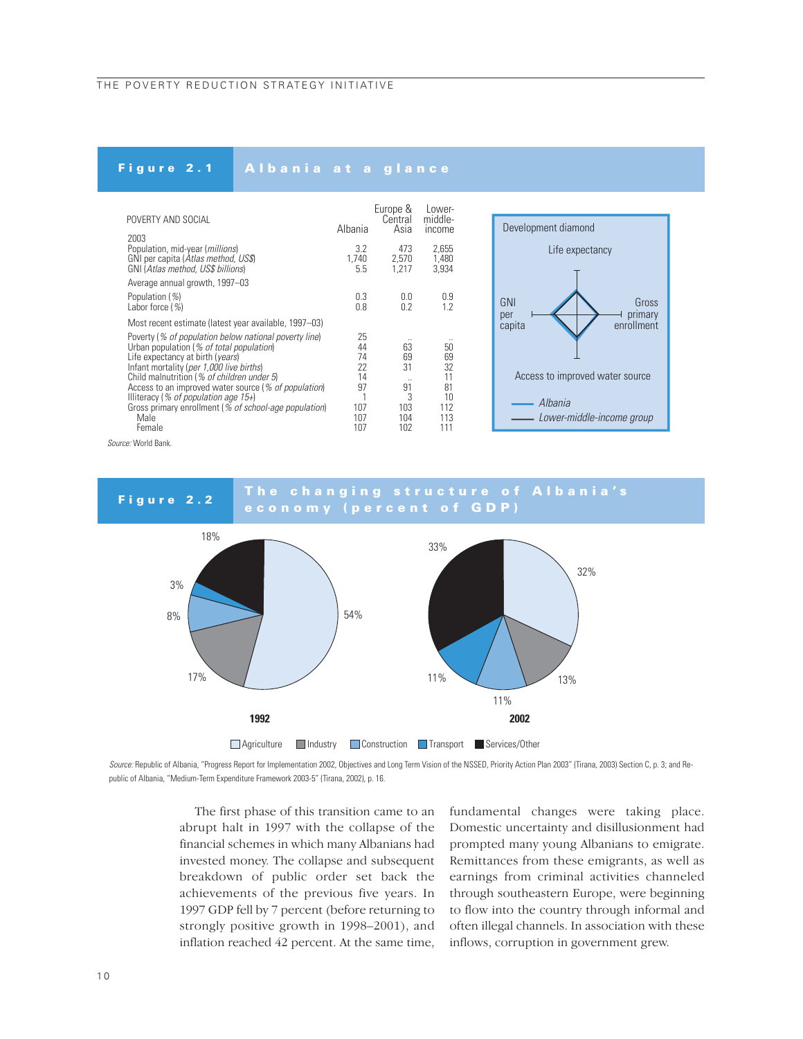## Figure 2.1 Albania at a glance

| POVERTY AND SOCIAL | Albania | Europe & Central Asia | Lower-middle-income |
|---|---|---|---|
| **2003** | | | |
| Population, mid-year (*millions*) | 3.2 | 473 | 2,655 |
| GNI per capita (*Atlas method, US$*) | 1,740 | 2,570 | 1,480 |
| GNI (*Atlas method, US$ billions*) | 5.5 | 1,217 | 3,934 |
| **Average annual growth, 1997–03** | | | |
| Population (%) | 0.3 | 0.0 | 0.9 |
| Labor force (%) | 0.8 | 0.2 | 1.2 |
| **Most recent estimate (latest year available, 1997–03)** | | | |
| Poverty (*% of population below national poverty line*) | 25 | .. | .. |
| Urban population (*% of total population*) | 44 | 63 | 50 |
| Life expectancy at birth (*years*) | 74 | 69 | 69 |
| Infant mortality (*per 1,000 live births*) | 22 | 31 | 32 |
| Child malnutrition (*% of children under 5*) | 14 | .. | 11 |
| Access to an improved water source (*% of population*) | 97 | 91 | 81 |
| Illiteracy (*% of population age 15+*) | 1 | 3 | 10 |
| Gross primary enrollment (*% of school-age population*) | 107 | 103 | 112 |
| Male | 107 | 104 | 113 |
| Female | 107 | 102 | 111 |

Development diamond: Life expectancy; GNI per capita; Gross primary enrollment; Access to improved water source. Legend: Albania; Lower-middle-income group.

*Source:* World Bank.

## Figure 2.2 The changing structure of Albania's economy (percent of GDP)

| Sector | 1992 | 2002 |
|---|---|---|
| Agriculture | 54% | 32% |
| Industry | 17% | 13% |
| Construction | 8% | 11% |
| Transport | 3% | 11% |
| Services/Other | 18% | 33% |

*Source:* Republic of Albania, "Progress Report for Implementation 2002, Objectives and Long Term Vision of the NSSED, Priority Action Plan 2003" (Tirana, 2003) Section C, p. 3; and Republic of Albania, "Medium-Term Expenditure Framework 2003-5" (Tirana, 2002), p. 16.

The first phase of this transition came to an abrupt halt in 1997 with the collapse of the financial schemes in which many Albanians had invested money. The collapse and subsequent breakdown of public order set back the achievements of the previous five years. In 1997 GDP fell by 7 percent (before returning to strongly positive growth in 1998–2001), and inflation reached 42 percent. At the same time, fundamental changes were taking place. Domestic uncertainty and disillusionment had prompted many young Albanians to emigrate. Remittances from these emigrants, as well as earnings from criminal activities channeled through southeastern Europe, were beginning to flow into the country through informal and often illegal channels. In association with these inflows, corruption in government grew.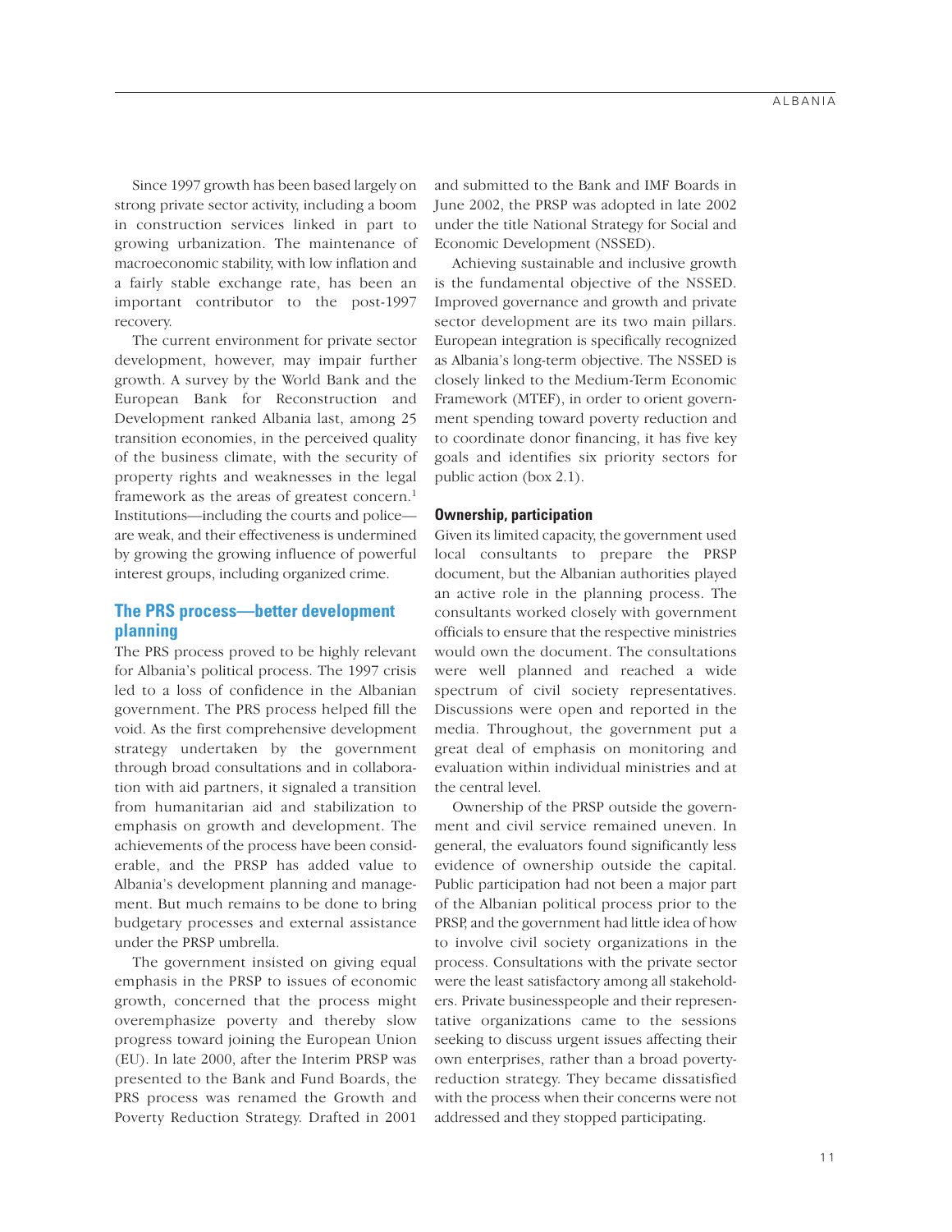Since 1997 growth has been based largely on strong private sector activity, including a boom in construction services linked in part to growing urbanization. The maintenance of macroeconomic stability, with low inflation and a fairly stable exchange rate, has been an important contributor to the post-1997 recovery.

The current environment for private sector development, however, may impair further growth. A survey by the World Bank and the European Bank for Reconstruction and Development ranked Albania last, among 25 transition economies, in the perceived quality of the business climate, with the security of property rights and weaknesses in the legal framework as the areas of greatest concern.[1] Institutions—including the courts and police—are weak, and their effectiveness is undermined by growing the growing influence of powerful interest groups, including organized crime.

## The PRS process—better development planning

The PRS process proved to be highly relevant for Albania's political process. The 1997 crisis led to a loss of confidence in the Albanian government. The PRS process helped fill the void. As the first comprehensive development strategy undertaken by the government through broad consultations and in collaboration with aid partners, it signaled a transition from humanitarian aid and stabilization to emphasis on growth and development. The achievements of the process have been considerable, and the PRSP has added value to Albania's development planning and management. But much remains to be done to bring budgetary processes and external assistance under the PRSP umbrella.

The government insisted on giving equal emphasis in the PRSP to issues of economic growth, concerned that the process might overemphasize poverty and thereby slow progress toward joining the European Union (EU). In late 2000, after the Interim PRSP was presented to the Bank and Fund Boards, the PRS process was renamed the Growth and Poverty Reduction Strategy. Drafted in 2001 and submitted to the Bank and IMF Boards in June 2002, the PRSP was adopted in late 2002 under the title National Strategy for Social and Economic Development (NSSED).

Achieving sustainable and inclusive growth is the fundamental objective of the NSSED. Improved governance and growth and private sector development are its two main pillars. European integration is specifically recognized as Albania's long-term objective. The NSSED is closely linked to the Medium-Term Economic Framework (MTEF), in order to orient government spending toward poverty reduction and to coordinate donor financing, it has five key goals and identifies six priority sectors for public action (box 2.1).

### Ownership, participation

Given its limited capacity, the government used local consultants to prepare the PRSP document, but the Albanian authorities played an active role in the planning process. The consultants worked closely with government officials to ensure that the respective ministries would own the document. The consultations were well planned and reached a wide spectrum of civil society representatives. Discussions were open and reported in the media. Throughout, the government put a great deal of emphasis on monitoring and evaluation within individual ministries and at the central level.

Ownership of the PRSP outside the government and civil service remained uneven. In general, the evaluators found significantly less evidence of ownership outside the capital. Public participation had not been a major part of the Albanian political process prior to the PRSP, and the government had little idea of how to involve civil society organizations in the process. Consultations with the private sector were the least satisfactory among all stakeholders. Private businesspeople and their representative organizations came to the sessions seeking to discuss urgent issues affecting their own enterprises, rather than a broad poverty-reduction strategy. They became dissatisfied with the process when their concerns were not addressed and they stopped participating.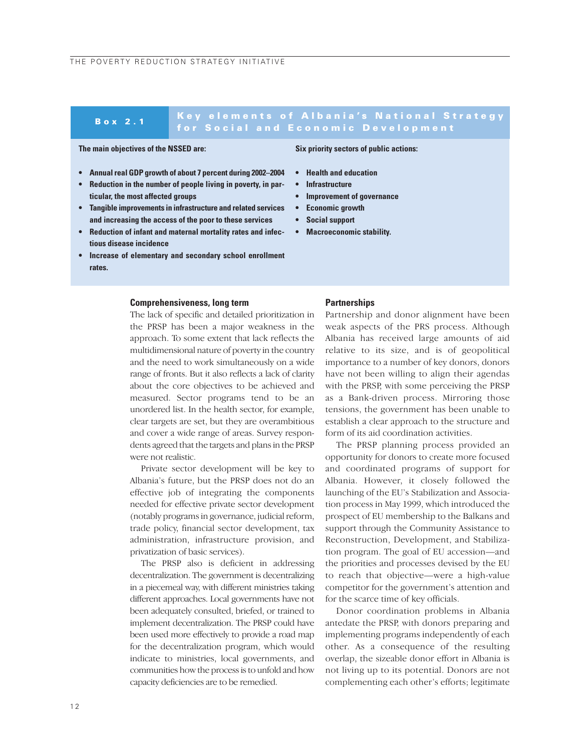**Box 2.1 Key elements of Albania's National Strategy for Social and Economic Development**

**The main objectives of the NSSED are:**

- **Annual real GDP growth of about 7 percent during 2002–2004**
- **Reduction in the number of people living in poverty, in particular, the most affected groups**
- **Tangible improvements in infrastructure and related services and increasing the access of the poor to these services**
- **Reduction of infant and maternal mortality rates and infectious disease incidence**
- **Increase of elementary and secondary school enrollment rates.**

**Six priority sectors of public actions:**

- **Health and education**
- **Infrastructure**
- **Improvement of governance**
- **Economic growth**
- **Social support**
- **Macroeconomic stability.**

### Comprehensiveness, long term

The lack of specific and detailed prioritization in the PRSP has been a major weakness in the approach. To some extent that lack reflects the multidimensional nature of poverty in the country and the need to work simultaneously on a wide range of fronts. But it also reflects a lack of clarity about the core objectives to be achieved and measured. Sector programs tend to be an unordered list. In the health sector, for example, clear targets are set, but they are overambitious and cover a wide range of areas. Survey respondents agreed that the targets and plans in the PRSP were not realistic.

Private sector development will be key to Albania's future, but the PRSP does not do an effective job of integrating the components needed for effective private sector development (notably programs in governance, judicial reform, trade policy, financial sector development, tax administration, infrastructure provision, and privatization of basic services).

The PRSP also is deficient in addressing decentralization. The government is decentralizing in a piecemeal way, with different ministries taking different approaches. Local governments have not been adequately consulted, briefed, or trained to implement decentralization. The PRSP could have been used more effectively to provide a road map for the decentralization program, which would indicate to ministries, local governments, and communities how the process is to unfold and how capacity deficiencies are to be remedied.

### Partnerships

Partnership and donor alignment have been weak aspects of the PRS process. Although Albania has received large amounts of aid relative to its size, and is of geopolitical importance to a number of key donors, donors have not been willing to align their agendas with the PRSP, with some perceiving the PRSP as a Bank-driven process. Mirroring those tensions, the government has been unable to establish a clear approach to the structure and form of its aid coordination activities.

The PRSP planning process provided an opportunity for donors to create more focused and coordinated programs of support for Albania. However, it closely followed the launching of the EU's Stabilization and Association process in May 1999, which introduced the prospect of EU membership to the Balkans and support through the Community Assistance to Reconstruction, Development, and Stabilization program. The goal of EU accession—and the priorities and processes devised by the EU to reach that objective—were a high-value competitor for the government's attention and for the scarce time of key officials.

Donor coordination problems in Albania antedate the PRSP, with donors preparing and implementing programs independently of each other. As a consequence of the resulting overlap, the sizeable donor effort in Albania is not living up to its potential. Donors are not complementing each other's efforts; legitimate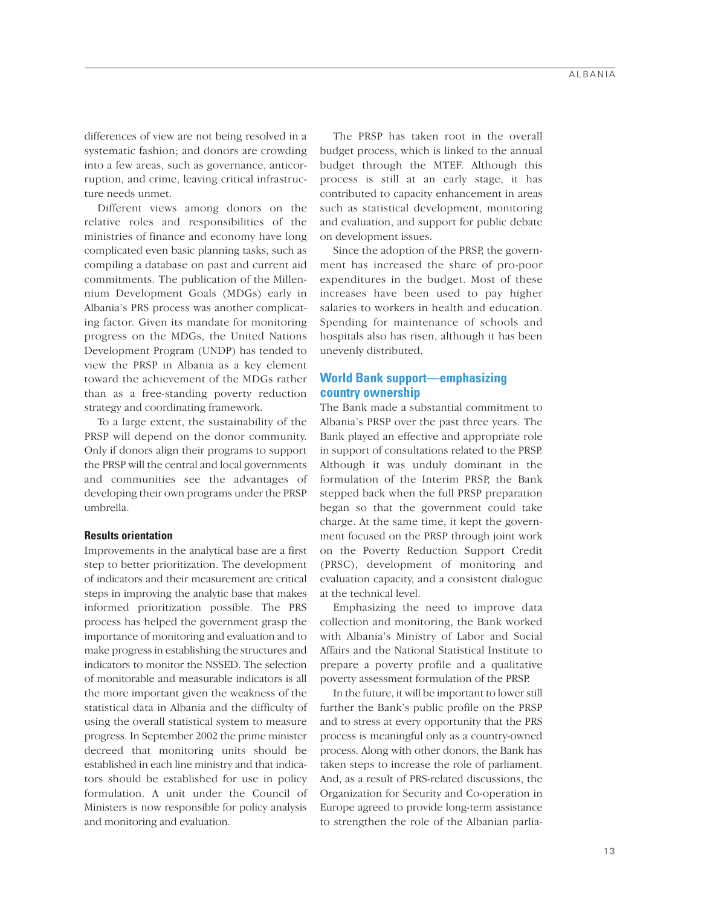differences of view are not being resolved in a systematic fashion; and donors are crowding into a few areas, such as governance, anticorruption, and crime, leaving critical infrastructure needs unmet.

Different views among donors on the relative roles and responsibilities of the ministries of finance and economy have long complicated even basic planning tasks, such as compiling a database on past and current aid commitments. The publication of the Millennium Development Goals (MDGs) early in Albania's PRS process was another complicating factor. Given its mandate for monitoring progress on the MDGs, the United Nations Development Program (UNDP) has tended to view the PRSP in Albania as a key element toward the achievement of the MDGs rather than as a free-standing poverty reduction strategy and coordinating framework.

To a large extent, the sustainability of the PRSP will depend on the donor community. Only if donors align their programs to support the PRSP will the central and local governments and communities see the advantages of developing their own programs under the PRSP umbrella.

#### Results orientation

Improvements in the analytical base are a first step to better prioritization. The development of indicators and their measurement are critical steps in improving the analytic base that makes informed prioritization possible. The PRS process has helped the government grasp the importance of monitoring and evaluation and to make progress in establishing the structures and indicators to monitor the NSSED. The selection of monitorable and measurable indicators is all the more important given the weakness of the statistical data in Albania and the difficulty of using the overall statistical system to measure progress. In September 2002 the prime minister decreed that monitoring units should be established in each line ministry and that indicators should be established for use in policy formulation. A unit under the Council of Ministers is now responsible for policy analysis and monitoring and evaluation.

The PRSP has taken root in the overall budget process, which is linked to the annual budget through the MTEF. Although this process is still at an early stage, it has contributed to capacity enhancement in areas such as statistical development, monitoring and evaluation, and support for public debate on development issues.

Since the adoption of the PRSP, the government has increased the share of pro-poor expenditures in the budget. Most of these increases have been used to pay higher salaries to workers in health and education. Spending for maintenance of schools and hospitals also has risen, although it has been unevenly distributed.

### World Bank support—emphasizing country ownership

The Bank made a substantial commitment to Albania's PRSP over the past three years. The Bank played an effective and appropriate role in support of consultations related to the PRSP. Although it was unduly dominant in the formulation of the Interim PRSP, the Bank stepped back when the full PRSP preparation began so that the government could take charge. At the same time, it kept the government focused on the PRSP through joint work on the Poverty Reduction Support Credit (PRSC), development of monitoring and evaluation capacity, and a consistent dialogue at the technical level.

Emphasizing the need to improve data collection and monitoring, the Bank worked with Albania's Ministry of Labor and Social Affairs and the National Statistical Institute to prepare a poverty profile and a qualitative poverty assessment formulation of the PRSP.

In the future, it will be important to lower still further the Bank's public profile on the PRSP and to stress at every opportunity that the PRS process is meaningful only as a country-owned process. Along with other donors, the Bank has taken steps to increase the role of parliament. And, as a result of PRS-related discussions, the Organization for Security and Co-operation in Europe agreed to provide long-term assistance to strengthen the role of the Albanian parlia-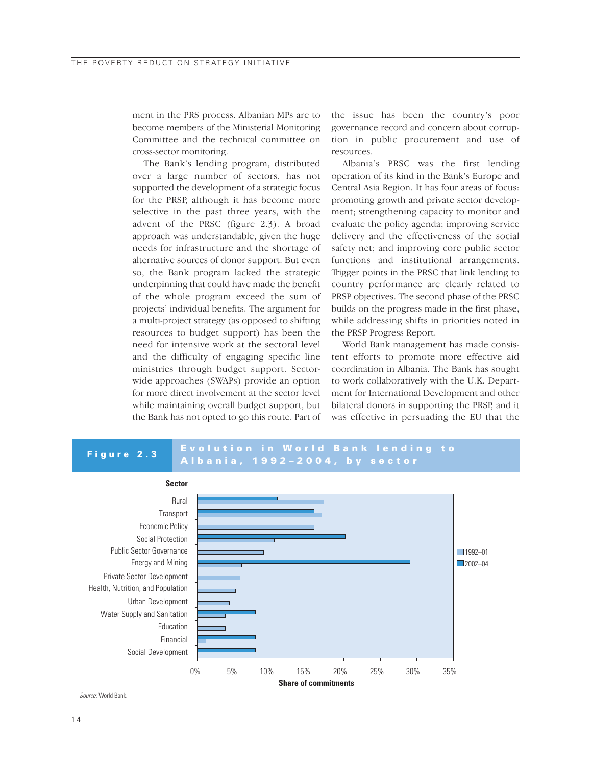ment in the PRS process. Albanian MPs are to become members of the Ministerial Monitoring Committee and the technical committee on cross-sector monitoring.

The Bank's lending program, distributed over a large number of sectors, has not supported the development of a strategic focus for the PRSP, although it has become more selective in the past three years, with the advent of the PRSC (figure 2.3). A broad approach was understandable, given the huge needs for infrastructure and the shortage of alternative sources of donor support. But even so, the Bank program lacked the strategic underpinning that could have made the benefit of the whole program exceed the sum of projects' individual benefits. The argument for a multi-project strategy (as opposed to shifting resources to budget support) has been the need for intensive work at the sectoral level and the difficulty of engaging specific line ministries through budget support. Sector-wide approaches (SWAPs) provide an option for more direct involvement at the sector level while maintaining overall budget support, but the Bank has not opted to go this route. Part of the issue has been the country's poor governance record and concern about corruption in public procurement and use of resources.

Albania's PRSC was the first lending operation of its kind in the Bank's Europe and Central Asia Region. It has four areas of focus: promoting growth and private sector development; strengthening capacity to monitor and evaluate the policy agenda; improving service delivery and the effectiveness of the social safety net; and improving core public sector functions and institutional arrangements. Trigger points in the PRSC that link lending to country performance are clearly related to PRSP objectives. The second phase of the PRSC builds on the progress made in the first phase, while addressing shifts in priorities noted in the PRSP Progress Report.

World Bank management has made consistent efforts to promote more effective aid coordination in Albania. The Bank has sought to work collaboratively with the U.K. Department for International Development and other bilateral donors in supporting the PRSP, and it was effective in persuading the EU that the

**Figure 2.3 Evolution in World Bank lending to Albania, 1992–2004, by sector**

| Sector | 1992–01 | 2002–04 |
|---|---|---|
| Rural | ~17% | ~11% |
| Transport | ~17% | ~16% |
| Economic Policy | ~16% | |
| Social Protection | ~10.5% | ~20% |
| Public Sector Governance | ~9% | |
| Energy and Mining | ~6% | ~29% |
| Private Sector Development | ~6% | |
| Health, Nutrition, and Population | ~5% | |
| Urban Development | ~4.5% | |
| Water Supply and Sanitation | ~4% | ~8% |
| Education | ~4% | |
| Financial | ~1% | ~8% |
| Social Development | | ~8% |

Share of commitments

*Source:* World Bank.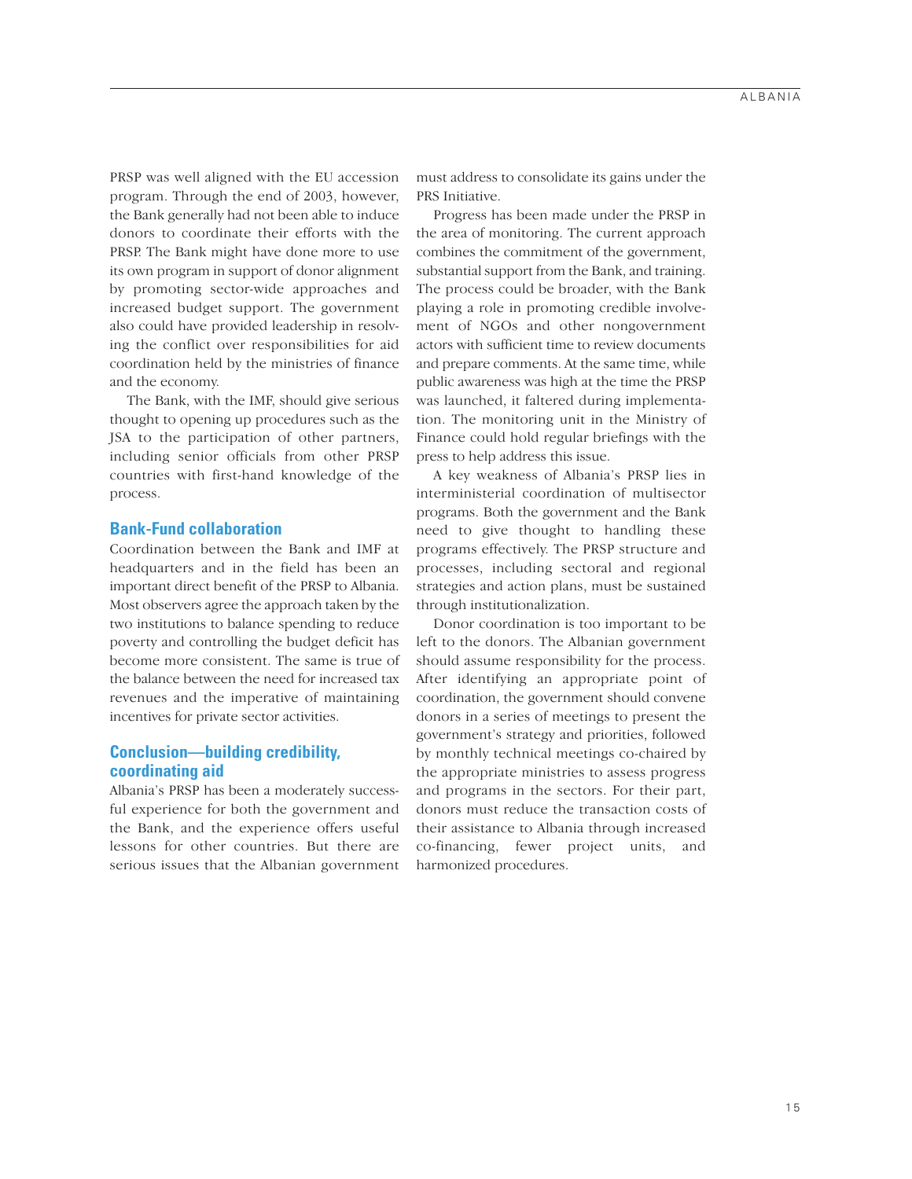PRSP was well aligned with the EU accession program. Through the end of 2003, however, the Bank generally had not been able to induce donors to coordinate their efforts with the PRSP. The Bank might have done more to use its own program in support of donor alignment by promoting sector-wide approaches and increased budget support. The government also could have provided leadership in resolving the conflict over responsibilities for aid coordination held by the ministries of finance and the economy.

The Bank, with the IMF, should give serious thought to opening up procedures such as the JSA to the participation of other partners, including senior officials from other PRSP countries with first-hand knowledge of the process.

### Bank-Fund collaboration

Coordination between the Bank and IMF at headquarters and in the field has been an important direct benefit of the PRSP to Albania. Most observers agree the approach taken by the two institutions to balance spending to reduce poverty and controlling the budget deficit has become more consistent. The same is true of the balance between the need for increased tax revenues and the imperative of maintaining incentives for private sector activities.

### Conclusion—building credibility, coordinating aid

Albania's PRSP has been a moderately successful experience for both the government and the Bank, and the experience offers useful lessons for other countries. But there are serious issues that the Albanian government must address to consolidate its gains under the PRS Initiative.

Progress has been made under the PRSP in the area of monitoring. The current approach combines the commitment of the government, substantial support from the Bank, and training. The process could be broader, with the Bank playing a role in promoting credible involvement of NGOs and other nongovernment actors with sufficient time to review documents and prepare comments. At the same time, while public awareness was high at the time the PRSP was launched, it faltered during implementation. The monitoring unit in the Ministry of Finance could hold regular briefings with the press to help address this issue.

A key weakness of Albania's PRSP lies in interministerial coordination of multisector programs. Both the government and the Bank need to give thought to handling these programs effectively. The PRSP structure and processes, including sectoral and regional strategies and action plans, must be sustained through institutionalization.

Donor coordination is too important to be left to the donors. The Albanian government should assume responsibility for the process. After identifying an appropriate point of coordination, the government should convene donors in a series of meetings to present the government's strategy and priorities, followed by monthly technical meetings co-chaired by the appropriate ministries to assess progress and programs in the sectors. For their part, donors must reduce the transaction costs of their assistance to Albania through increased co-financing, fewer project units, and harmonized procedures.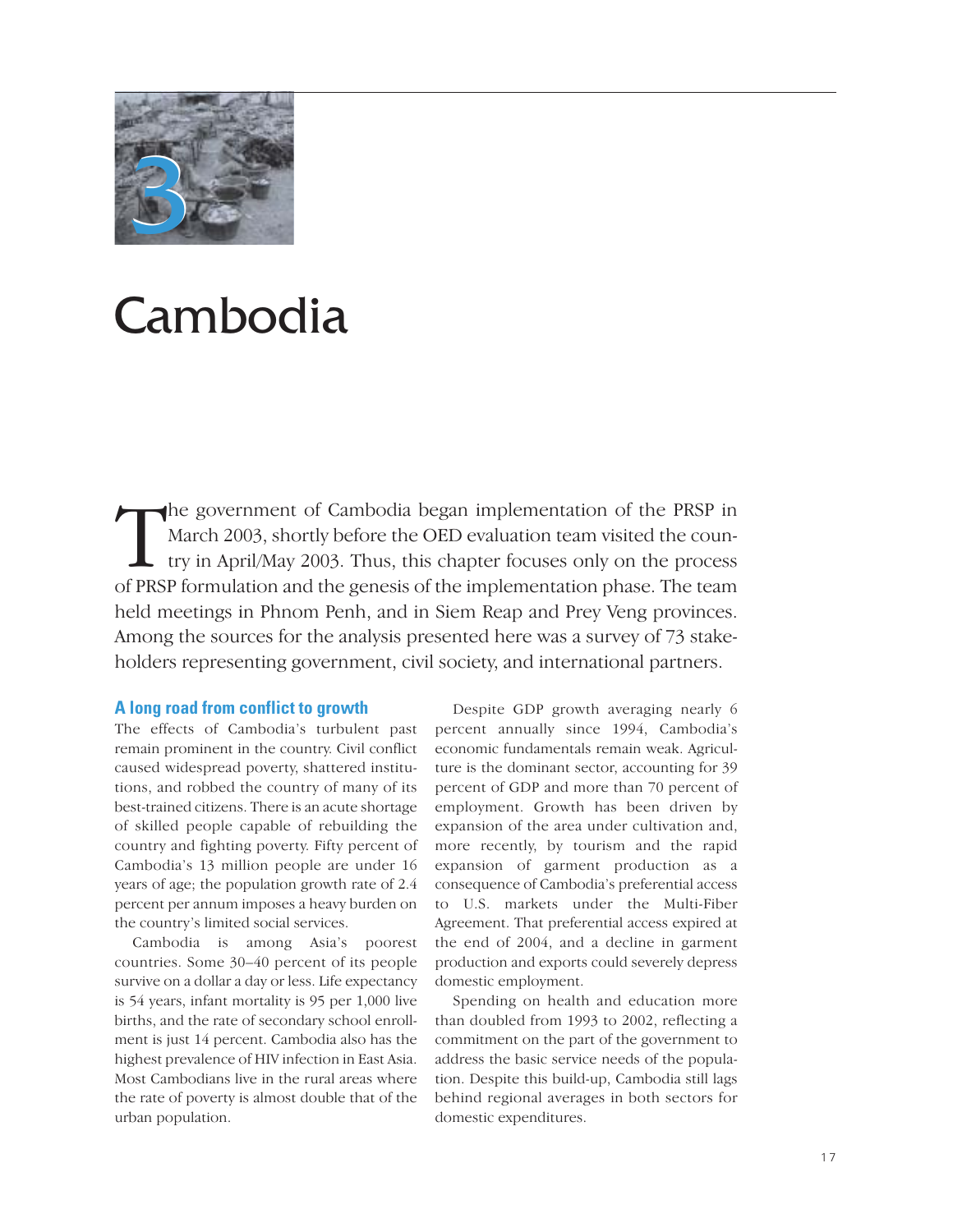# 3

# Cambodia

The government of Cambodia began implementation of the PRSP in March 2003, shortly before the OED evaluation team visited the country in April/May 2003. Thus, this chapter focuses only on the process of PRSP formulation and the genesis of the implementation phase. The team held meetings in Phnom Penh, and in Siem Reap and Prey Veng provinces. Among the sources for the analysis presented here was a survey of 73 stakeholders representing government, civil society, and international partners.

## A long road from conflict to growth

The effects of Cambodia's turbulent past remain prominent in the country. Civil conflict caused widespread poverty, shattered institutions, and robbed the country of many of its best-trained citizens. There is an acute shortage of skilled people capable of rebuilding the country and fighting poverty. Fifty percent of Cambodia's 13 million people are under 16 years of age; the population growth rate of 2.4 percent per annum imposes a heavy burden on the country's limited social services.

Cambodia is among Asia's poorest countries. Some 30–40 percent of its people survive on a dollar a day or less. Life expectancy is 54 years, infant mortality is 95 per 1,000 live births, and the rate of secondary school enrollment is just 14 percent. Cambodia also has the highest prevalence of HIV infection in East Asia. Most Cambodians live in the rural areas where the rate of poverty is almost double that of the urban population.

Despite GDP growth averaging nearly 6 percent annually since 1994, Cambodia's economic fundamentals remain weak. Agriculture is the dominant sector, accounting for 39 percent of GDP and more than 70 percent of employment. Growth has been driven by expansion of the area under cultivation and, more recently, by tourism and the rapid expansion of garment production as a consequence of Cambodia's preferential access to U.S. markets under the Multi-Fiber Agreement. That preferential access expired at the end of 2004, and a decline in garment production and exports could severely depress domestic employment.

Spending on health and education more than doubled from 1993 to 2002, reflecting a commitment on the part of the government to address the basic service needs of the population. Despite this build-up, Cambodia still lags behind regional averages in both sectors for domestic expenditures.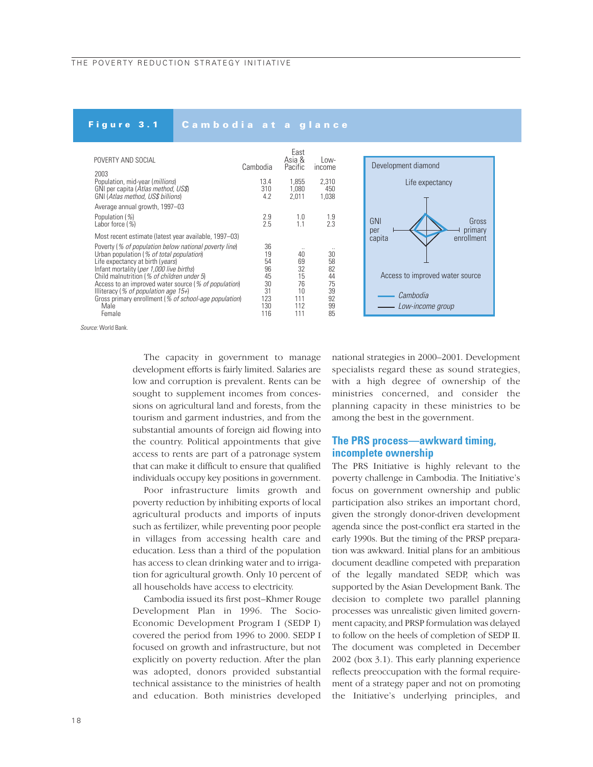**Figure 3.1 Cambodia at a glance**

| POVERTY AND SOCIAL | Cambodia | East Asia & Pacific | Low-income |
|---|---|---|---|
| 2003 | | | |
| Population, mid-year (*millions*) | 13.4 | 1,855 | 2,310 |
| GNI per capita (*Atlas method, US$*) | 310 | 1,080 | 450 |
| GNI (*Atlas method, US$ billions*) | 4.2 | 2,011 | 1,038 |
| Average annual growth, 1997–03 | | | |
| Population (%) | 2.9 | 1.0 | 1.9 |
| Labor force (%) | 2.5 | 1.1 | 2.3 |
| Most recent estimate (latest year available, 1997–03) | | | |
| Poverty (*% of population below national poverty line*) | 36 | .. | .. |
| Urban population (*% of total population*) | 19 | 40 | 30 |
| Life expectancy at birth (*years*) | 54 | 69 | 58 |
| Infant mortality (*per 1,000 live births*) | 96 | 32 | 82 |
| Child malnutrition (*% of children under 5*) | 45 | 15 | 44 |
| Access to an improved water source (*% of population*) | 30 | 76 | 75 |
| Illiteracy (*% of population age 15+*) | 31 | 10 | 39 |
| Gross primary enrollment (*% of school-age population*) | 123 | 111 | 92 |
| Male | 130 | 112 | 99 |
| Female | 116 | 111 | 85 |

Development diamond: Life expectancy; GNI per capita; Gross primary enrollment; Access to improved water source. — Cambodia; — Low-income group

*Source:* World Bank.

The capacity in government to manage development efforts is fairly limited. Salaries are low and corruption is prevalent. Rents can be sought to supplement incomes from concessions on agricultural land and forests, from the tourism and garment industries, and from the substantial amounts of foreign aid flowing into the country. Political appointments that give access to rents are part of a patronage system that can make it difficult to ensure that qualified individuals occupy key positions in government.

Poor infrastructure limits growth and poverty reduction by inhibiting exports of local agricultural products and imports of inputs such as fertilizer, while preventing poor people in villages from accessing health care and education. Less than a third of the population has access to clean drinking water and to irrigation for agricultural growth. Only 10 percent of all households have access to electricity.

Cambodia issued its first post–Khmer Rouge Development Plan in 1996. The Socio-Economic Development Program I (SEDP I) covered the period from 1996 to 2000. SEDP I focused on growth and infrastructure, but not explicitly on poverty reduction. After the plan was adopted, donors provided substantial technical assistance to the ministries of health and education. Both ministries developed national strategies in 2000–2001. Development specialists regard these as sound strategies, with a high degree of ownership of the ministries concerned, and consider the planning capacity in these ministries to be among the best in the government.

## The PRS process—awkward timing, incomplete ownership

The PRS Initiative is highly relevant to the poverty challenge in Cambodia. The Initiative's focus on government ownership and public participation also strikes an important chord, given the strongly donor-driven development agenda since the post-conflict era started in the early 1990s. But the timing of the PRSP preparation was awkward. Initial plans for an ambitious document deadline competed with preparation of the legally mandated SEDP, which was supported by the Asian Development Bank. The decision to complete two parallel planning processes was unrealistic given limited government capacity, and PRSP formulation was delayed to follow on the heels of completion of SEDP II. The document was completed in December 2002 (box 3.1). This early planning experience reflects preoccupation with the formal requirement of a strategy paper and not on promoting the Initiative's underlying principles, and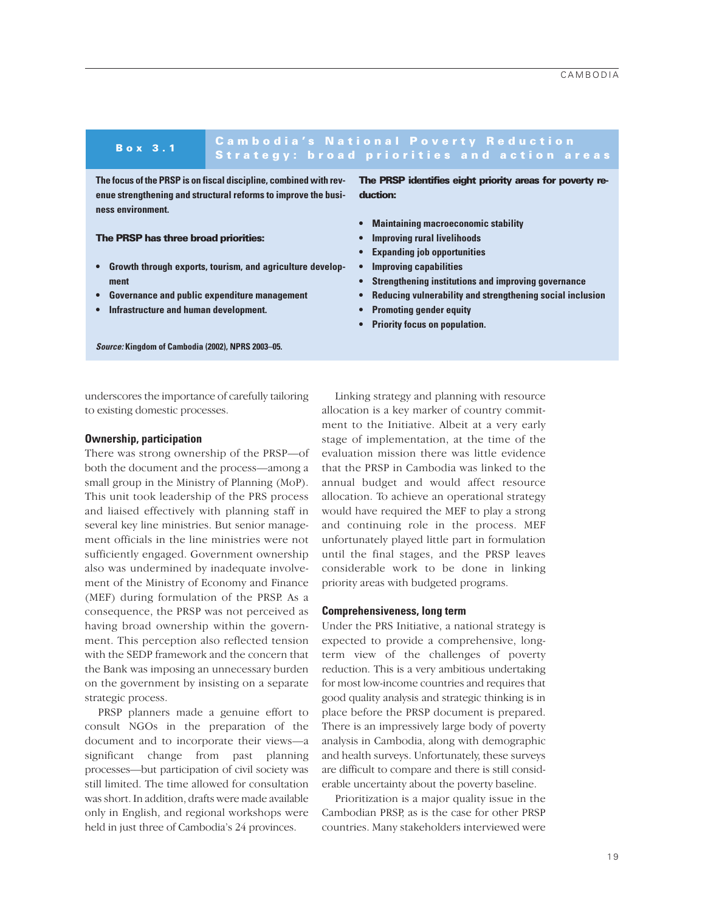**Box 3.1 Cambodia's National Poverty Reduction Strategy: broad priorities and action areas**

**The focus of the PRSP is on fiscal discipline, combined with revenue strengthening and structural reforms to improve the business environment.**

**The PRSP has three broad priorities:**

- **Growth through exports, tourism, and agriculture development**
- **Governance and public expenditure management**
- **Infrastructure and human development.**

**The PRSP identifies eight priority areas for poverty reduction:**

- **Maintaining macroeconomic stability**
- **Improving rural livelihoods**
- **Expanding job opportunities**
- **Improving capabilities**
- **Strengthening institutions and improving governance**
- **Reducing vulnerability and strengthening social inclusion**
- **Promoting gender equity**
- **Priority focus on population.**

***Source:*** **Kingdom of Cambodia (2002), NPRS 2003–05.**

underscores the importance of carefully tailoring to existing domestic processes.

### Ownership, participation

There was strong ownership of the PRSP—of both the document and the process—among a small group in the Ministry of Planning (MoP). This unit took leadership of the PRS process and liaised effectively with planning staff in several key line ministries. But senior management officials in the line ministries were not sufficiently engaged. Government ownership also was undermined by inadequate involvement of the Ministry of Economy and Finance (MEF) during formulation of the PRSP. As a consequence, the PRSP was not perceived as having broad ownership within the government. This perception also reflected tension with the SEDP framework and the concern that the Bank was imposing an unnecessary burden on the government by insisting on a separate strategic process.

PRSP planners made a genuine effort to consult NGOs in the preparation of the document and to incorporate their views—a significant change from past planning processes—but participation of civil society was still limited. The time allowed for consultation was short. In addition, drafts were made available only in English, and regional workshops were held in just three of Cambodia's 24 provinces.

Linking strategy and planning with resource allocation is a key marker of country commitment to the Initiative. Albeit at a very early stage of implementation, at the time of the evaluation mission there was little evidence that the PRSP in Cambodia was linked to the annual budget and would affect resource allocation. To achieve an operational strategy would have required the MEF to play a strong and continuing role in the process. MEF unfortunately played little part in formulation until the final stages, and the PRSP leaves considerable work to be done in linking priority areas with budgeted programs.

### Comprehensiveness, long term

Under the PRS Initiative, a national strategy is expected to provide a comprehensive, long-term view of the challenges of poverty reduction. This is a very ambitious undertaking for most low-income countries and requires that good quality analysis and strategic thinking is in place before the PRSP document is prepared. There is an impressively large body of poverty analysis in Cambodia, along with demographic and health surveys. Unfortunately, these surveys are difficult to compare and there is still considerable uncertainty about the poverty baseline.

Prioritization is a major quality issue in the Cambodian PRSP, as is the case for other PRSP countries. Many stakeholders interviewed were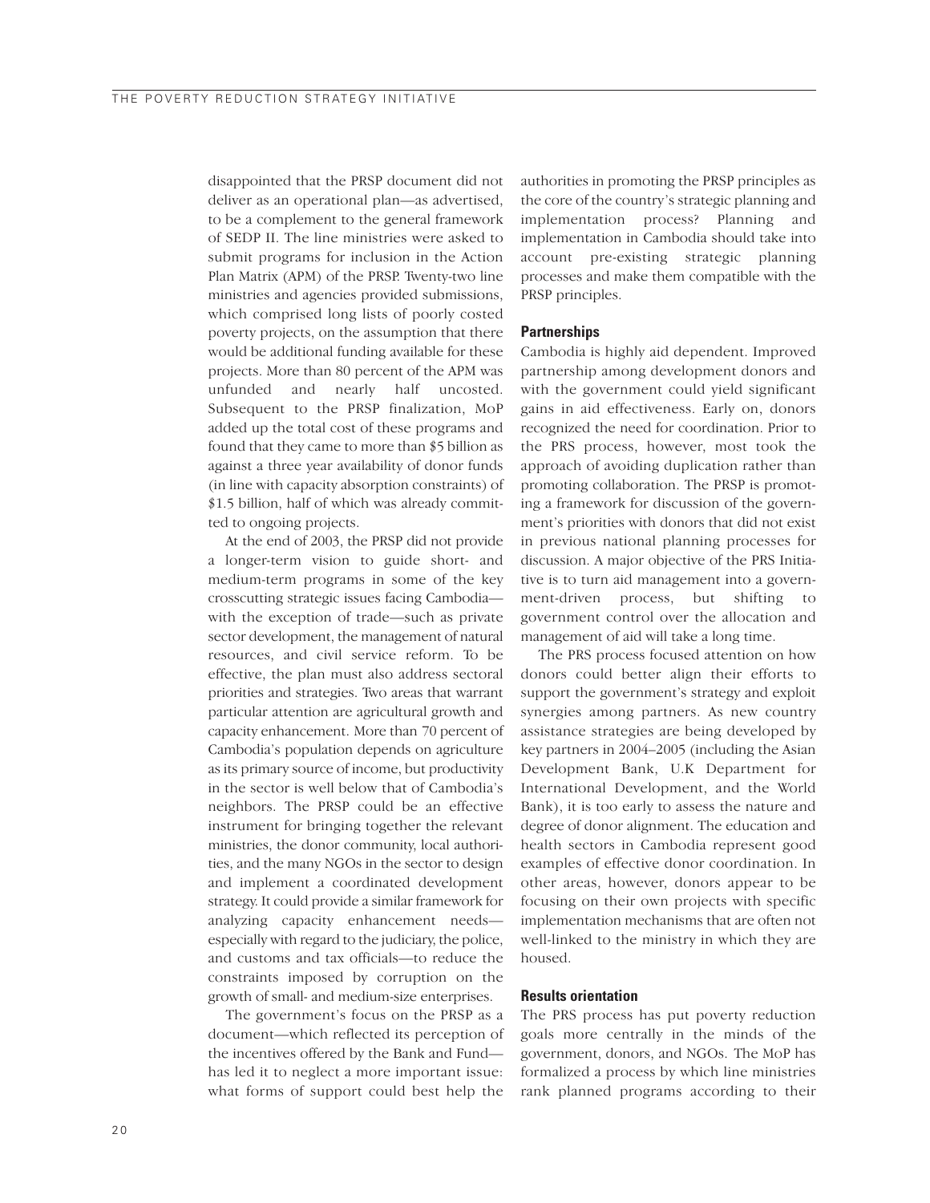disappointed that the PRSP document did not deliver as an operational plan—as advertised, to be a complement to the general framework of SEDP II. The line ministries were asked to submit programs for inclusion in the Action Plan Matrix (APM) of the PRSP. Twenty-two line ministries and agencies provided submissions, which comprised long lists of poorly costed poverty projects, on the assumption that there would be additional funding available for these projects. More than 80 percent of the APM was unfunded and nearly half uncosted. Subsequent to the PRSP finalization, MoP added up the total cost of these programs and found that they came to more than $5 billion as against a three year availability of donor funds (in line with capacity absorption constraints) of $1.5 billion, half of which was already committed to ongoing projects.

At the end of 2003, the PRSP did not provide a longer-term vision to guide short- and medium-term programs in some of the key crosscutting strategic issues facing Cambodia—with the exception of trade—such as private sector development, the management of natural resources, and civil service reform. To be effective, the plan must also address sectoral priorities and strategies. Two areas that warrant particular attention are agricultural growth and capacity enhancement. More than 70 percent of Cambodia's population depends on agriculture as its primary source of income, but productivity in the sector is well below that of Cambodia's neighbors. The PRSP could be an effective instrument for bringing together the relevant ministries, the donor community, local authorities, and the many NGOs in the sector to design and implement a coordinated development strategy. It could provide a similar framework for analyzing capacity enhancement needs—especially with regard to the judiciary, the police, and customs and tax officials—to reduce the constraints imposed by corruption on the growth of small- and medium-size enterprises.

The government's focus on the PRSP as a document—which reflected its perception of the incentives offered by the Bank and Fund—has led it to neglect a more important issue: what forms of support could best help the authorities in promoting the PRSP principles as the core of the country's strategic planning and implementation process? Planning and implementation in Cambodia should take into account pre-existing strategic planning processes and make them compatible with the PRSP principles.

#### Partnerships

Cambodia is highly aid dependent. Improved partnership among development donors and with the government could yield significant gains in aid effectiveness. Early on, donors recognized the need for coordination. Prior to the PRS process, however, most took the approach of avoiding duplication rather than promoting collaboration. The PRSP is promoting a framework for discussion of the government's priorities with donors that did not exist in previous national planning processes for discussion. A major objective of the PRS Initiative is to turn aid management into a government-driven process, but shifting to government control over the allocation and management of aid will take a long time.

The PRS process focused attention on how donors could better align their efforts to support the government's strategy and exploit synergies among partners. As new country assistance strategies are being developed by key partners in 2004–2005 (including the Asian Development Bank, U.K Department for International Development, and the World Bank), it is too early to assess the nature and degree of donor alignment. The education and health sectors in Cambodia represent good examples of effective donor coordination. In other areas, however, donors appear to be focusing on their own projects with specific implementation mechanisms that are often not well-linked to the ministry in which they are housed.

#### Results orientation

The PRS process has put poverty reduction goals more centrally in the minds of the government, donors, and NGOs. The MoP has formalized a process by which line ministries rank planned programs according to their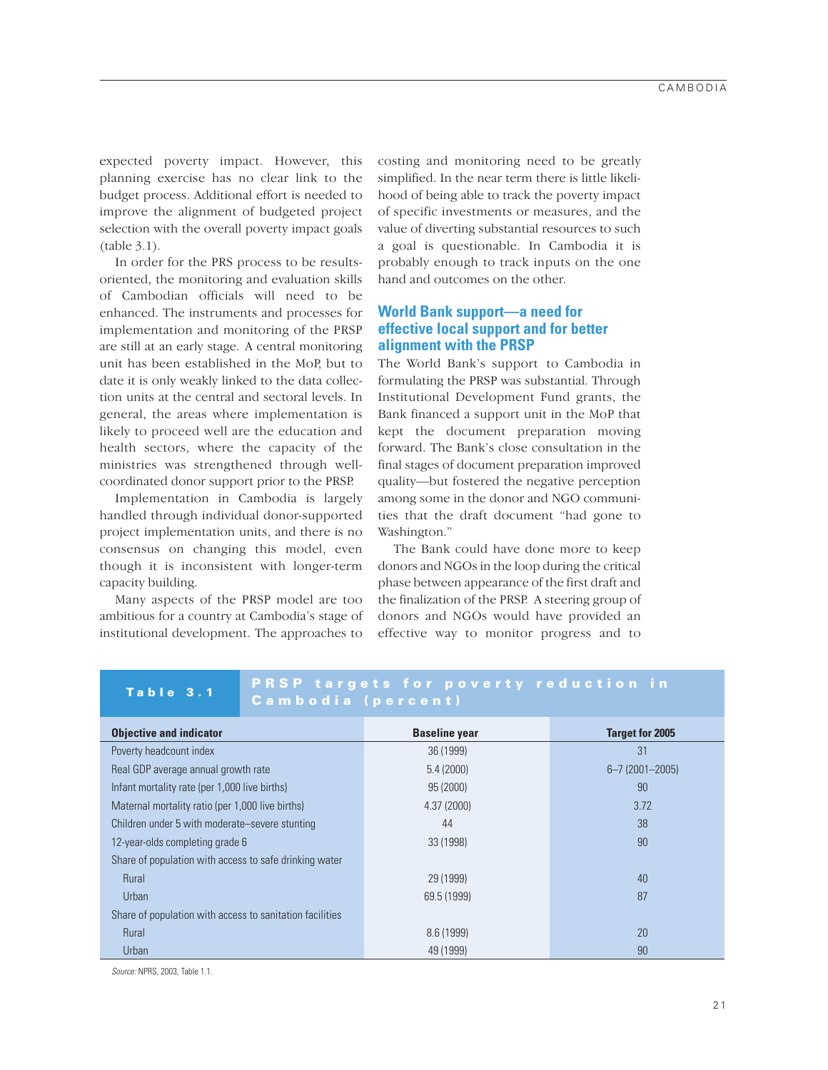expected poverty impact. However, this planning exercise has no clear link to the budget process. Additional effort is needed to improve the alignment of budgeted project selection with the overall poverty impact goals (table 3.1).

In order for the PRS process to be results-oriented, the monitoring and evaluation skills of Cambodian officials will need to be enhanced. The instruments and processes for implementation and monitoring of the PRSP are still at an early stage. A central monitoring unit has been established in the MoP, but to date it is only weakly linked to the data collection units at the central and sectoral levels. In general, the areas where implementation is likely to proceed well are the education and health sectors, where the capacity of the ministries was strengthened through well-coordinated donor support prior to the PRSP.

Implementation in Cambodia is largely handled through individual donor-supported project implementation units, and there is no consensus on changing this model, even though it is inconsistent with longer-term capacity building.

Many aspects of the PRSP model are too ambitious for a country at Cambodia's stage of institutional development. The approaches to costing and monitoring need to be greatly simplified. In the near term there is little likelihood of being able to track the poverty impact of specific investments or measures, and the value of diverting substantial resources to such a goal is questionable. In Cambodia it is probably enough to track inputs on the one hand and outcomes on the other.

## World Bank support—a need for effective local support and for better alignment with the PRSP

The World Bank's support to Cambodia in formulating the PRSP was substantial. Through Institutional Development Fund grants, the Bank financed a support unit in the MoP that kept the document preparation moving forward. The Bank's close consultation in the final stages of document preparation improved quality—but fostered the negative perception among some in the donor and NGO communities that the draft document "had gone to Washington."

The Bank could have done more to keep donors and NGOs in the loop during the critical phase between appearance of the first draft and the finalization of the PRSP. A steering group of donors and NGOs would have provided an effective way to monitor progress and to

**Table 3.1 PRSP targets for poverty reduction in Cambodia (percent)**

| Objective and indicator | Baseline year | Target for 2005 |
|---|---|---|
| Poverty headcount index | 36 (1999) | 31 |
| Real GDP average annual growth rate | 5.4 (2000) | 6–7 (2001–2005) |
| Infant mortality rate (per 1,000 live births) | 95 (2000) | 90 |
| Maternal mortality ratio (per 1,000 live births) | 4.37 (2000) | 3.72 |
| Children under 5 with moderate–severe stunting | 44 | 38 |
| 12-year-olds completing grade 6 | 33 (1998) | 90 |
| Share of population with access to safe drinking water | | |
| Rural | 29 (1999) | 40 |
| Urban | 69.5 (1999) | 87 |
| Share of population with access to sanitation facilities | | |
| Rural | 8.6 (1999) | 20 |
| Urban | 49 (1999) | 90 |

*Source:* NPRS, 2003, Table 1.1.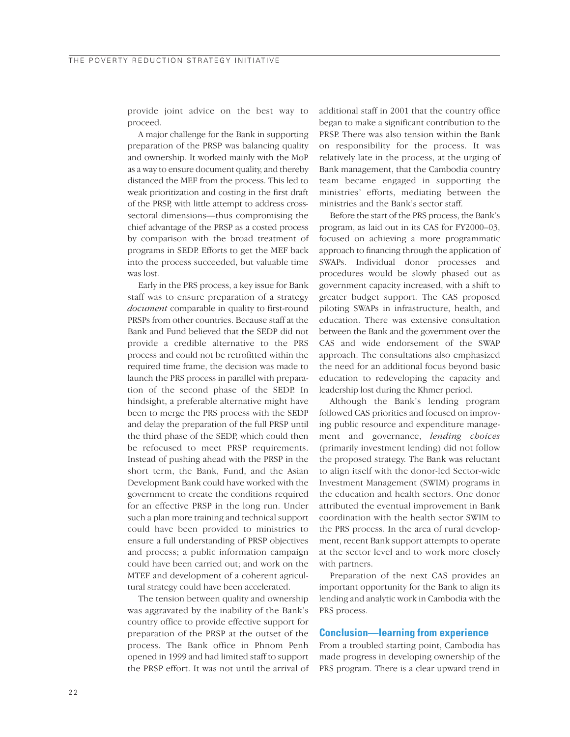provide joint advice on the best way to proceed.

A major challenge for the Bank in supporting preparation of the PRSP was balancing quality and ownership. It worked mainly with the MoP as a way to ensure document quality, and thereby distanced the MEF from the process. This led to weak prioritization and costing in the first draft of the PRSP, with little attempt to address cross-sectoral dimensions—thus compromising the chief advantage of the PRSP as a costed process by comparison with the broad treatment of programs in SEDP. Efforts to get the MEF back into the process succeeded, but valuable time was lost.

Early in the PRS process, a key issue for Bank staff was to ensure preparation of a strategy *document* comparable in quality to first-round PRSPs from other countries. Because staff at the Bank and Fund believed that the SEDP did not provide a credible alternative to the PRS process and could not be retrofitted within the required time frame, the decision was made to launch the PRS process in parallel with preparation of the second phase of the SEDP. In hindsight, a preferable alternative might have been to merge the PRS process with the SEDP and delay the preparation of the full PRSP until the third phase of the SEDP, which could then be refocused to meet PRSP requirements. Instead of pushing ahead with the PRSP in the short term, the Bank, Fund, and the Asian Development Bank could have worked with the government to create the conditions required for an effective PRSP in the long run. Under such a plan more training and technical support could have been provided to ministries to ensure a full understanding of PRSP objectives and process; a public information campaign could have been carried out; and work on the MTEF and development of a coherent agricultural strategy could have been accelerated.

The tension between quality and ownership was aggravated by the inability of the Bank's country office to provide effective support for preparation of the PRSP at the outset of the process. The Bank office in Phnom Penh opened in 1999 and had limited staff to support the PRSP effort. It was not until the arrival of additional staff in 2001 that the country office began to make a significant contribution to the PRSP. There was also tension within the Bank on responsibility for the process. It was relatively late in the process, at the urging of Bank management, that the Cambodia country team became engaged in supporting the ministries' efforts, mediating between the ministries and the Bank's sector staff.

Before the start of the PRS process, the Bank's program, as laid out in its CAS for FY2000–03, focused on achieving a more programmatic approach to financing through the application of SWAPs. Individual donor processes and procedures would be slowly phased out as government capacity increased, with a shift to greater budget support. The CAS proposed piloting SWAPs in infrastructure, health, and education. There was extensive consultation between the Bank and the government over the CAS and wide endorsement of the SWAP approach. The consultations also emphasized the need for an additional focus beyond basic education to redeveloping the capacity and leadership lost during the Khmer period.

Although the Bank's lending program followed CAS priorities and focused on improving public resource and expenditure management and governance, *lending choices* (primarily investment lending) did not follow the proposed strategy. The Bank was reluctant to align itself with the donor-led Sector-wide Investment Management (SWIM) programs in the education and health sectors. One donor attributed the eventual improvement in Bank coordination with the health sector SWIM to the PRS process. In the area of rural development, recent Bank support attempts to operate at the sector level and to work more closely with partners.

Preparation of the next CAS provides an important opportunity for the Bank to align its lending and analytic work in Cambodia with the PRS process.

## Conclusion—learning from experience

From a troubled starting point, Cambodia has made progress in developing ownership of the PRS program. There is a clear upward trend in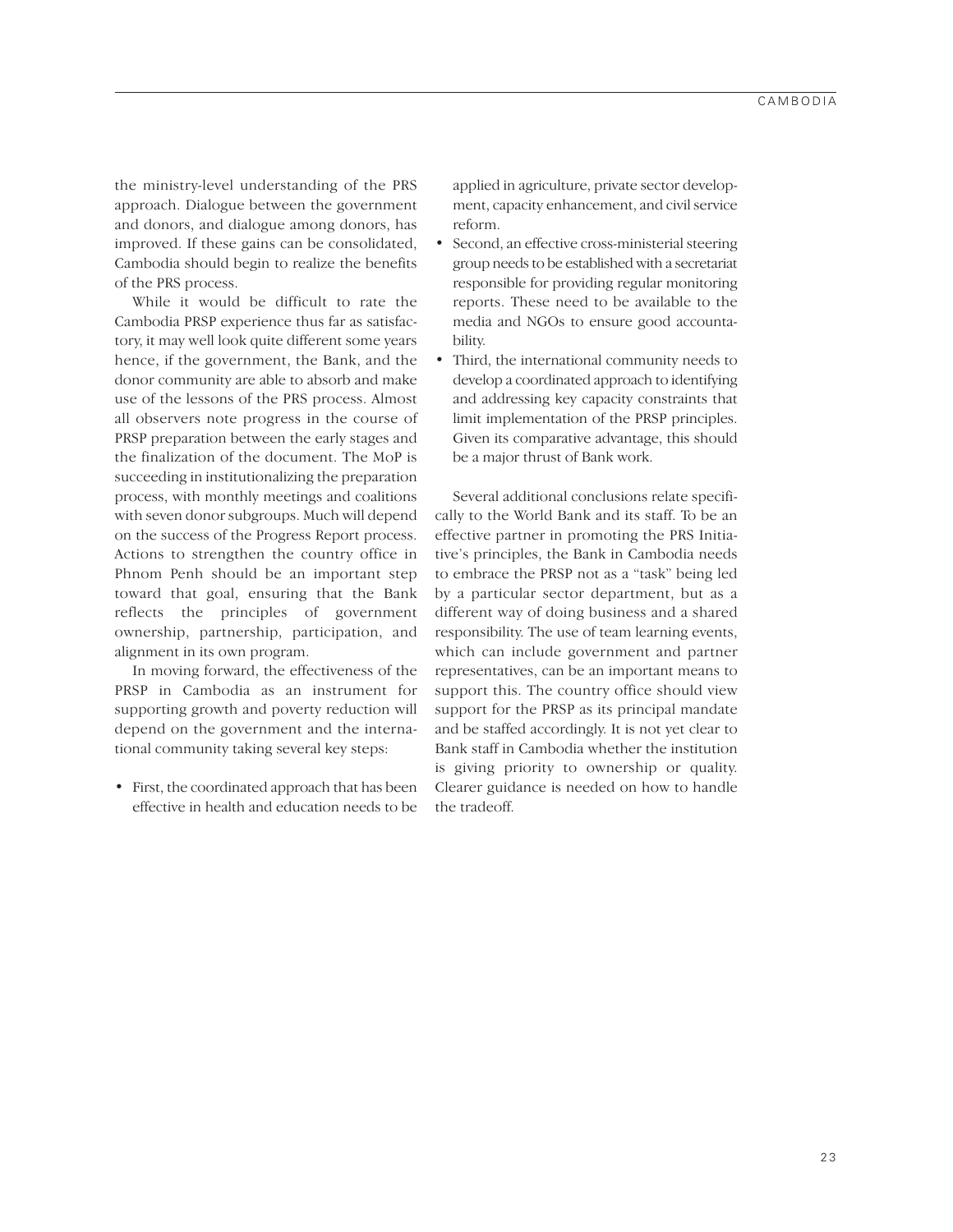the ministry-level understanding of the PRS approach. Dialogue between the government and donors, and dialogue among donors, has improved. If these gains can be consolidated, Cambodia should begin to realize the benefits of the PRS process.

While it would be difficult to rate the Cambodia PRSP experience thus far as satisfactory, it may well look quite different some years hence, if the government, the Bank, and the donor community are able to absorb and make use of the lessons of the PRS process. Almost all observers note progress in the course of PRSP preparation between the early stages and the finalization of the document. The MoP is succeeding in institutionalizing the preparation process, with monthly meetings and coalitions with seven donor subgroups. Much will depend on the success of the Progress Report process. Actions to strengthen the country office in Phnom Penh should be an important step toward that goal, ensuring that the Bank reflects the principles of government ownership, partnership, participation, and alignment in its own program.

In moving forward, the effectiveness of the PRSP in Cambodia as an instrument for supporting growth and poverty reduction will depend on the government and the international community taking several key steps:

- First, the coordinated approach that has been effective in health and education needs to be applied in agriculture, private sector development, capacity enhancement, and civil service reform.
- Second, an effective cross-ministerial steering group needs to be established with a secretariat responsible for providing regular monitoring reports. These need to be available to the media and NGOs to ensure good accountability.
- Third, the international community needs to develop a coordinated approach to identifying and addressing key capacity constraints that limit implementation of the PRSP principles. Given its comparative advantage, this should be a major thrust of Bank work.

Several additional conclusions relate specifically to the World Bank and its staff. To be an effective partner in promoting the PRS Initiative's principles, the Bank in Cambodia needs to embrace the PRSP not as a "task" being led by a particular sector department, but as a different way of doing business and a shared responsibility. The use of team learning events, which can include government and partner representatives, can be an important means to support this. The country office should view support for the PRSP as its principal mandate and be staffed accordingly. It is not yet clear to Bank staff in Cambodia whether the institution is giving priority to ownership or quality. Clearer guidance is needed on how to handle the tradeoff.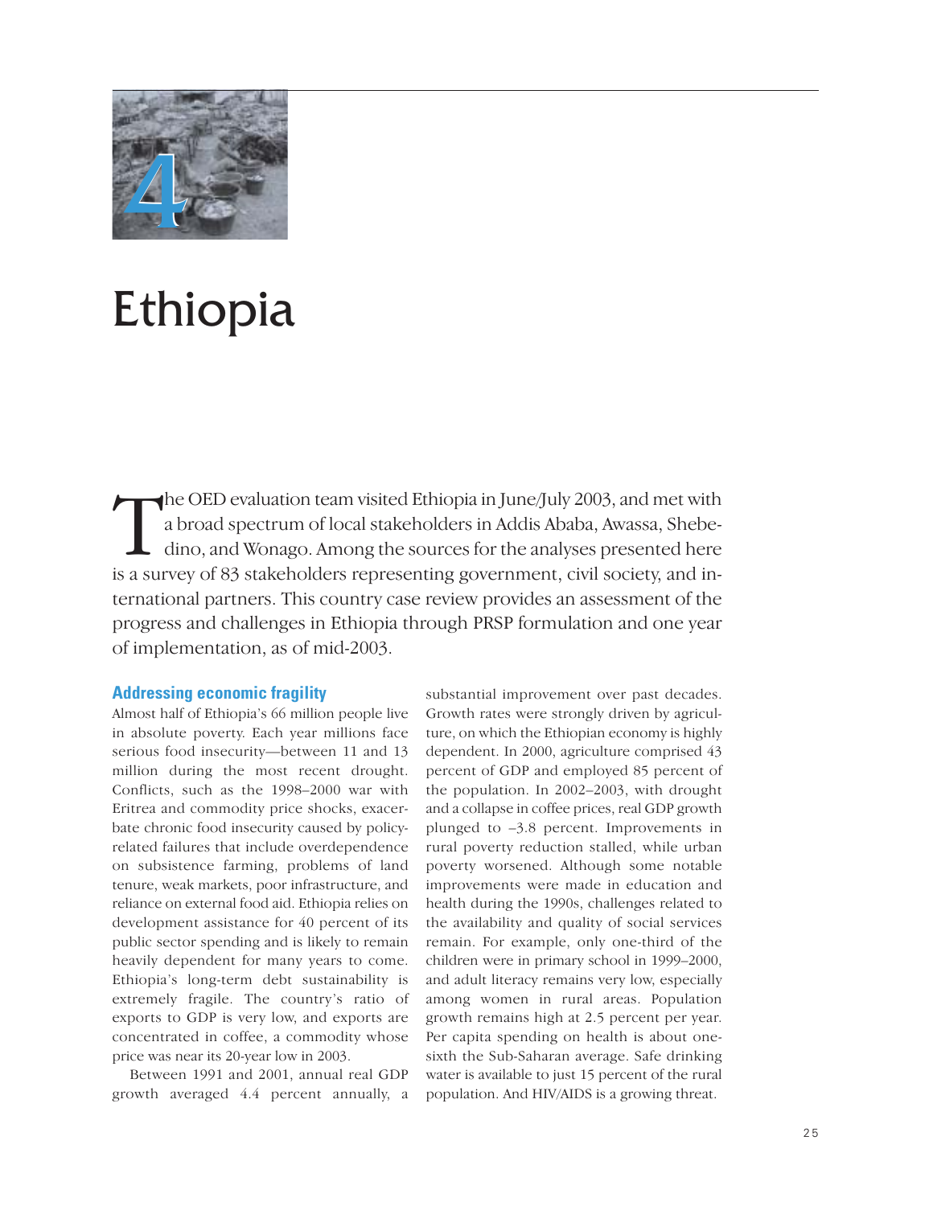# 4 Ethiopia

The OED evaluation team visited Ethiopia in June/July 2003, and met with a broad spectrum of local stakeholders in Addis Ababa, Awassa, Shebedino, and Wonago. Among the sources for the analyses presented here is a survey of 83 stakeholders representing government, civil society, and international partners. This country case review provides an assessment of the progress and challenges in Ethiopia through PRSP formulation and one year of implementation, as of mid-2003.

## Addressing economic fragility

Almost half of Ethiopia's 66 million people live in absolute poverty. Each year millions face serious food insecurity—between 11 and 13 million during the most recent drought. Conflicts, such as the 1998–2000 war with Eritrea and commodity price shocks, exacerbate chronic food insecurity caused by policy-related failures that include overdependence on subsistence farming, problems of land tenure, weak markets, poor infrastructure, and reliance on external food aid. Ethiopia relies on development assistance for 40 percent of its public sector spending and is likely to remain heavily dependent for many years to come. Ethiopia's long-term debt sustainability is extremely fragile. The country's ratio of exports to GDP is very low, and exports are concentrated in coffee, a commodity whose price was near its 20-year low in 2003.

Between 1991 and 2001, annual real GDP growth averaged 4.4 percent annually, a substantial improvement over past decades. Growth rates were strongly driven by agriculture, on which the Ethiopian economy is highly dependent. In 2000, agriculture comprised 43 percent of GDP and employed 85 percent of the population. In 2002–2003, with drought and a collapse in coffee prices, real GDP growth plunged to –3.8 percent. Improvements in rural poverty reduction stalled, while urban poverty worsened. Although some notable improvements were made in education and health during the 1990s, challenges related to the availability and quality of social services remain. For example, only one-third of the children were in primary school in 1999–2000, and adult literacy remains very low, especially among women in rural areas. Population growth remains high at 2.5 percent per year. Per capita spending on health is about one-sixth the Sub-Saharan average. Safe drinking water is available to just 15 percent of the rural population. And HIV/AIDS is a growing threat.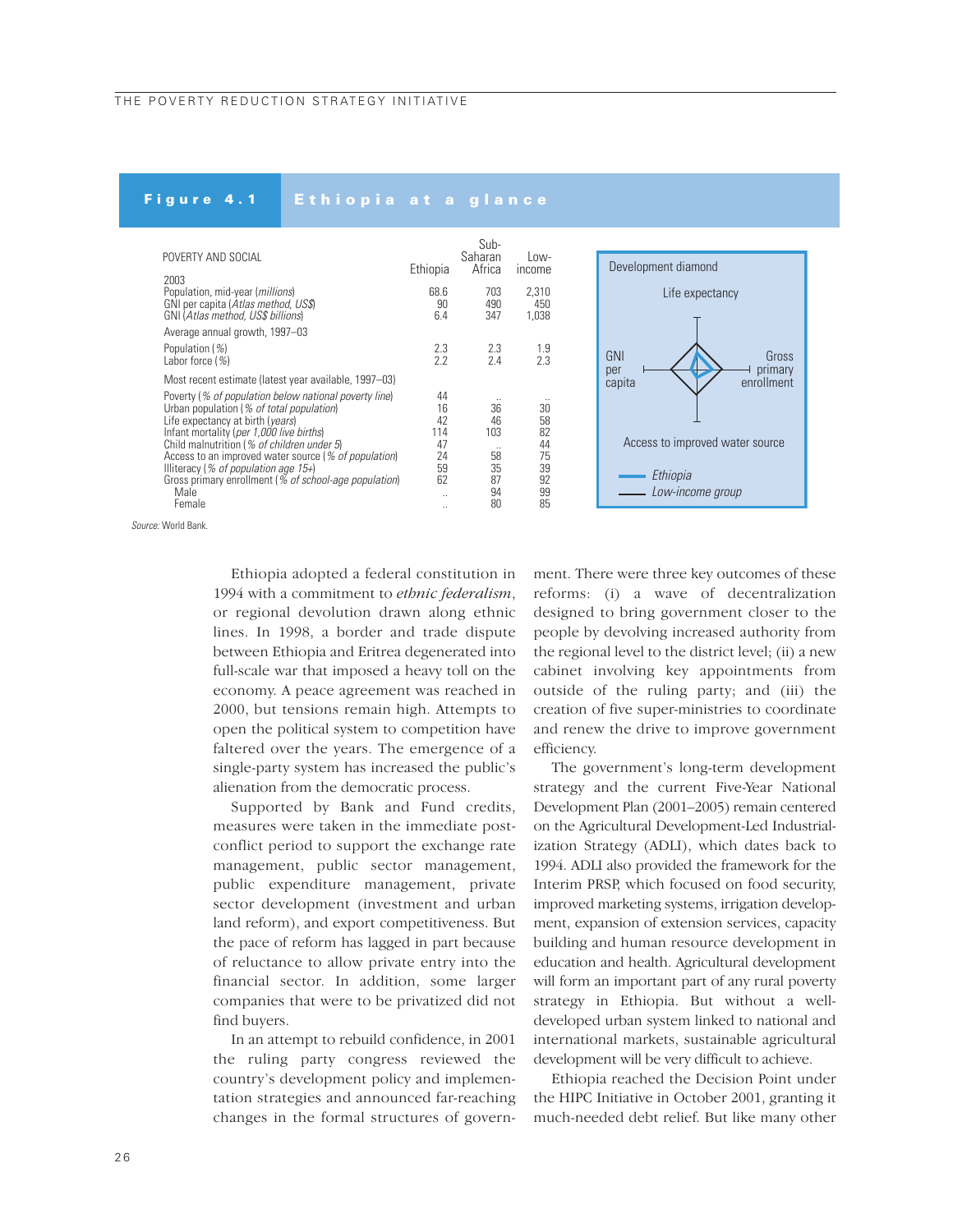**Figure 4.1 Ethiopia at a glance**

| POVERTY AND SOCIAL | Ethiopia | Sub-Saharan Africa | Low-income |
|---|---|---|---|
| **2003** | | | |
| Population, mid-year (*millions*) | 68.6 | 703 | 2,310 |
| GNI per capita (*Atlas method, US$*) | 90 | 490 | 450 |
| GNI (*Atlas method, US$ billions*) | 6.4 | 347 | 1,038 |
| **Average annual growth, 1997–03** | | | |
| Population (%) | 2.3 | 2.3 | 1.9 |
| Labor force (%) | 2.2 | 2.4 | 2.3 |
| **Most recent estimate (latest year available, 1997–03)** | | | |
| Poverty (*% of population below national poverty line*) | 44 | .. | .. |
| Urban population (*% of total population*) | 16 | 36 | 30 |
| Life expectancy at birth (*years*) | 42 | 46 | 58 |
| Infant mortality (*per 1,000 live births*) | 114 | 103 | 82 |
| Child malnutrition (*% of children under 5*) | 47 | .. | 44 |
| Access to an improved water source (*% of population*) | 24 | 58 | 75 |
| Illiteracy (*% of population age 15+*) | 59 | 35 | 39 |
| Gross primary enrollment (*% of school-age population*) | 62 | 87 | 92 |
| Male | .. | 94 | 99 |
| Female | .. | 80 | 85 |

Development diamond: Life expectancy; GNI per capita; Gross primary enrollment; Access to improved water source. Legend: Ethiopia; Low-income group.

*Source:* World Bank.

Ethiopia adopted a federal constitution in 1994 with a commitment to *ethnic federalism*, or regional devolution drawn along ethnic lines. In 1998, a border and trade dispute between Ethiopia and Eritrea degenerated into full-scale war that imposed a heavy toll on the economy. A peace agreement was reached in 2000, but tensions remain high. Attempts to open the political system to competition have faltered over the years. The emergence of a single-party system has increased the public's alienation from the democratic process.

Supported by Bank and Fund credits, measures were taken in the immediate post-conflict period to support the exchange rate management, public sector management, public expenditure management, private sector development (investment and urban land reform), and export competitiveness. But the pace of reform has lagged in part because of reluctance to allow private entry into the financial sector. In addition, some larger companies that were to be privatized did not find buyers.

In an attempt to rebuild confidence, in 2001 the ruling party congress reviewed the country's development policy and implementation strategies and announced far-reaching changes in the formal structures of government. There were three key outcomes of these reforms: (i) a wave of decentralization designed to bring government closer to the people by devolving increased authority from the regional level to the district level; (ii) a new cabinet involving key appointments from outside of the ruling party; and (iii) the creation of five super-ministries to coordinate and renew the drive to improve government efficiency.

The government's long-term development strategy and the current Five-Year National Development Plan (2001–2005) remain centered on the Agricultural Development-Led Industrialization Strategy (ADLI), which dates back to 1994. ADLI also provided the framework for the Interim PRSP, which focused on food security, improved marketing systems, irrigation development, expansion of extension services, capacity building and human resource development in education and health. Agricultural development will form an important part of any rural poverty strategy in Ethiopia. But without a well-developed urban system linked to national and international markets, sustainable agricultural development will be very difficult to achieve.

Ethiopia reached the Decision Point under the HIPC Initiative in October 2001, granting it much-needed debt relief. But like many other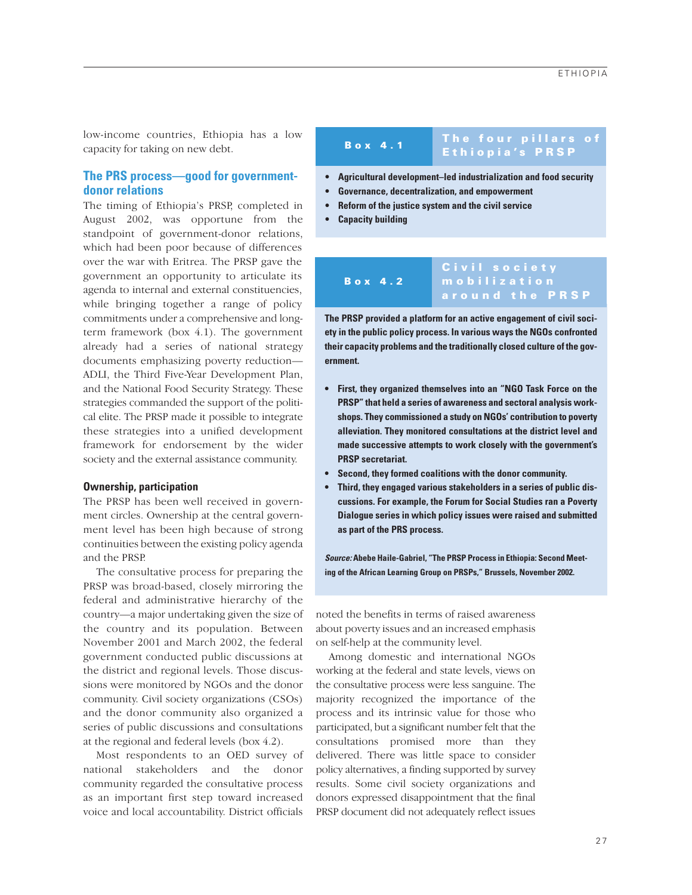low-income countries, Ethiopia has a low capacity for taking on new debt.

## The PRS process—good for government-donor relations

The timing of Ethiopia's PRSP, completed in August 2002, was opportune from the standpoint of government-donor relations, which had been poor because of differences over the war with Eritrea. The PRSP gave the government an opportunity to articulate its agenda to internal and external constituencies, while bringing together a range of policy commitments under a comprehensive and long-term framework (box 4.1). The government already had a series of national strategy documents emphasizing poverty reduction—ADLI, the Third Five-Year Development Plan, and the National Food Security Strategy. These strategies commanded the support of the political elite. The PRSP made it possible to integrate these strategies into a unified development framework for endorsement by the wider society and the external assistance community.

> **Box 4.1 — The four pillars of Ethiopia's PRSP**
>
> - **Agricultural development–led industrialization and food security**
> - **Governance, decentralization, and empowerment**
> - **Reform of the justice system and the civil service**
> - **Capacity building**

### Ownership, participation

The PRSP has been well received in government circles. Ownership at the central government level has been high because of strong continuities between the existing policy agenda and the PRSP.

The consultative process for preparing the PRSP was broad-based, closely mirroring the federal and administrative hierarchy of the country—a major undertaking given the size of the country and its population. Between November 2001 and March 2002, the federal government conducted public discussions at the district and regional levels. Those discussions were monitored by NGOs and the donor community. Civil society organizations (CSOs) and the donor community also organized a series of public discussions and consultations at the regional and federal levels (box 4.2).

> **Box 4.2 — Civil society mobilization around the PRSP**
>
> **The PRSP provided a platform for an active engagement of civil society in the public policy process. In various ways the NGOs confronted their capacity problems and the traditionally closed culture of the government.**
>
> - **First, they organized themselves into an "NGO Task Force on the PRSP" that held a series of awareness and sectoral analysis workshops. They commissioned a study on NGOs' contribution to poverty alleviation. They monitored consultations at the district level and made successive attempts to work closely with the government's PRSP secretariat.**
> - **Second, they formed coalitions with the donor community.**
> - **Third, they engaged various stakeholders in a series of public discussions. For example, the Forum for Social Studies ran a Poverty Dialogue series in which policy issues were raised and submitted as part of the PRS process.**
>
> ***Source:*** **Abebe Haile-Gabriel, "The PRSP Process in Ethiopia: Second Meeting of the African Learning Group on PRSPs," Brussels, November 2002.**

Most respondents to an OED survey of national stakeholders and the donor community regarded the consultative process as an important first step toward increased voice and local accountability. District officials noted the benefits in terms of raised awareness about poverty issues and an increased emphasis on self-help at the community level.

Among domestic and international NGOs working at the federal and state levels, views on the consultative process were less sanguine. The majority recognized the importance of the process and its intrinsic value for those who participated, but a significant number felt that the consultations promised more than they delivered. There was little space to consider policy alternatives, a finding supported by survey results. Some civil society organizations and donors expressed disappointment that the final PRSP document did not adequately reflect issues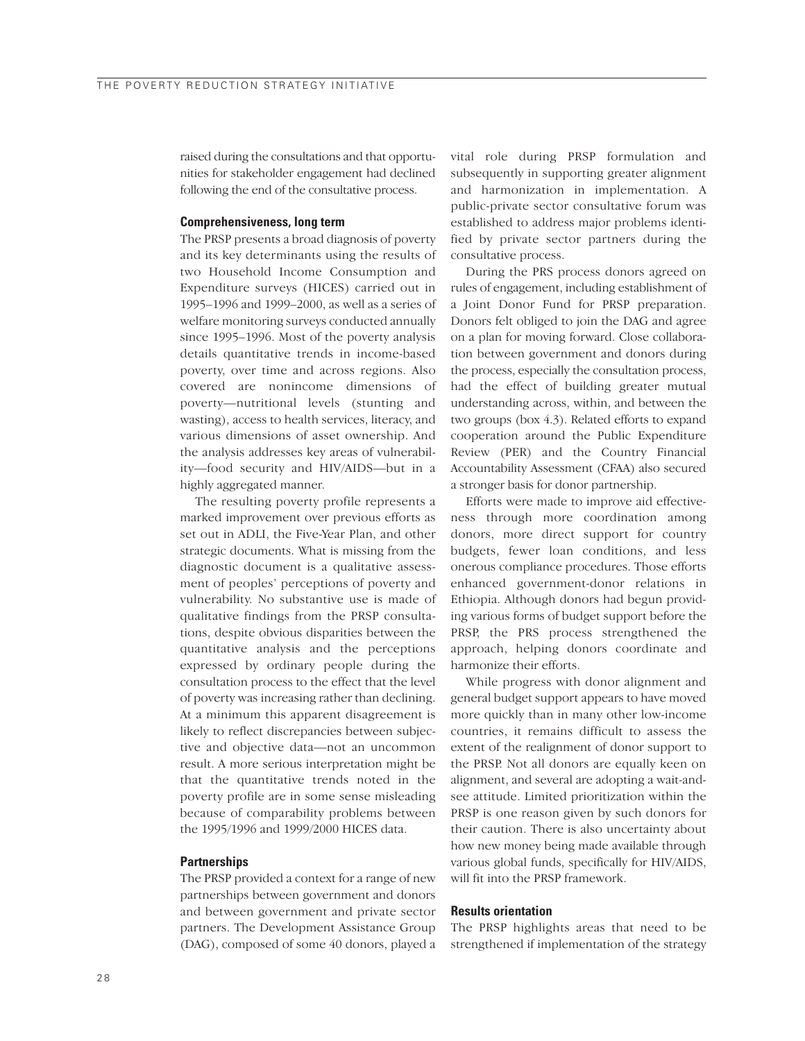raised during the consultations and that opportunities for stakeholder engagement had declined following the end of the consultative process.

#### Comprehensiveness, long term

The PRSP presents a broad diagnosis of poverty and its key determinants using the results of two Household Income Consumption and Expenditure surveys (HICES) carried out in 1995–1996 and 1999–2000, as well as a series of welfare monitoring surveys conducted annually since 1995–1996. Most of the poverty analysis details quantitative trends in income-based poverty, over time and across regions. Also covered are nonincome dimensions of poverty—nutritional levels (stunting and wasting), access to health services, literacy, and various dimensions of asset ownership. And the analysis addresses key areas of vulnerability—food security and HIV/AIDS—but in a highly aggregated manner.

The resulting poverty profile represents a marked improvement over previous efforts as set out in ADLI, the Five-Year Plan, and other strategic documents. What is missing from the diagnostic document is a qualitative assessment of peoples' perceptions of poverty and vulnerability. No substantive use is made of qualitative findings from the PRSP consultations, despite obvious disparities between the quantitative analysis and the perceptions expressed by ordinary people during the consultation process to the effect that the level of poverty was increasing rather than declining. At a minimum this apparent disagreement is likely to reflect discrepancies between subjective and objective data—not an uncommon result. A more serious interpretation might be that the quantitative trends noted in the poverty profile are in some sense misleading because of comparability problems between the 1995/1996 and 1999/2000 HICES data.

#### Partnerships

The PRSP provided a context for a range of new partnerships between government and donors and between government and private sector partners. The Development Assistance Group (DAG), composed of some 40 donors, played a vital role during PRSP formulation and subsequently in supporting greater alignment and harmonization in implementation. A public-private sector consultative forum was established to address major problems identified by private sector partners during the consultative process.

During the PRS process donors agreed on rules of engagement, including establishment of a Joint Donor Fund for PRSP preparation. Donors felt obliged to join the DAG and agree on a plan for moving forward. Close collaboration between government and donors during the process, especially the consultation process, had the effect of building greater mutual understanding across, within, and between the two groups (box 4.3). Related efforts to expand cooperation around the Public Expenditure Review (PER) and the Country Financial Accountability Assessment (CFAA) also secured a stronger basis for donor partnership.

Efforts were made to improve aid effectiveness through more coordination among donors, more direct support for country budgets, fewer loan conditions, and less onerous compliance procedures. Those efforts enhanced government-donor relations in Ethiopia. Although donors had begun providing various forms of budget support before the PRSP, the PRS process strengthened the approach, helping donors coordinate and harmonize their efforts.

While progress with donor alignment and general budget support appears to have moved more quickly than in many other low-income countries, it remains difficult to assess the extent of the realignment of donor support to the PRSP. Not all donors are equally keen on alignment, and several are adopting a wait-and-see attitude. Limited prioritization within the PRSP is one reason given by such donors for their caution. There is also uncertainty about how new money being made available through various global funds, specifically for HIV/AIDS, will fit into the PRSP framework.

#### Results orientation

The PRSP highlights areas that need to be strengthened if implementation of the strategy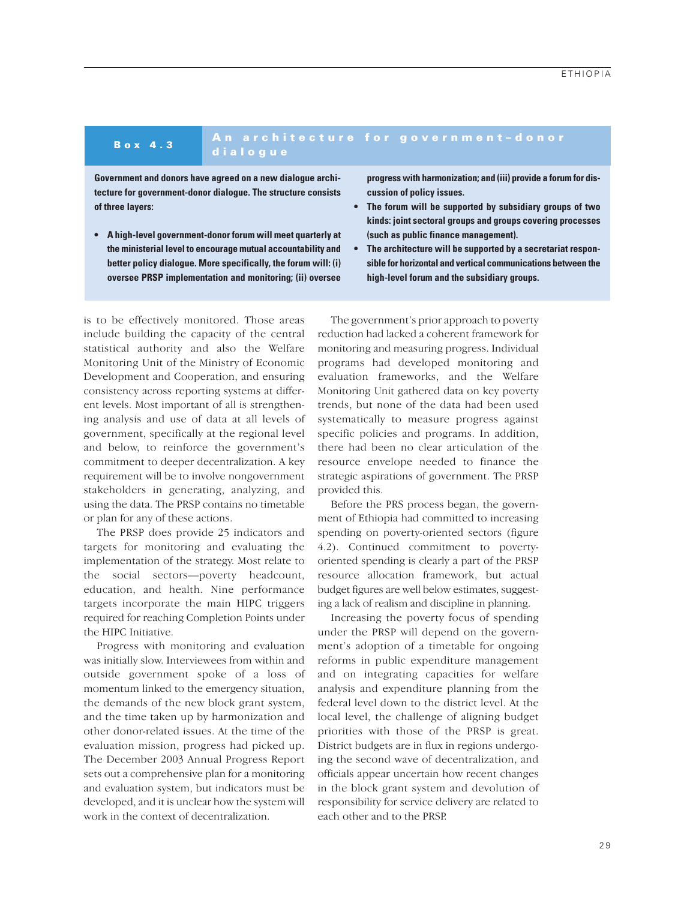**Box 4.3 An architecture for government–donor dialogue**

**Government and donors have agreed on a new dialogue architecture for government-donor dialogue. The structure consists of three layers:**

- **A high-level government-donor forum will meet quarterly at the ministerial level to encourage mutual accountability and better policy dialogue. More specifically, the forum will: (i) oversee PRSP implementation and monitoring; (ii) oversee progress with harmonization; and (iii) provide a forum for discussion of policy issues.**
- **The forum will be supported by subsidiary groups of two kinds: joint sectoral groups and groups covering processes (such as public finance management).**
- **The architecture will be supported by a secretariat responsible for horizontal and vertical communications between the high-level forum and the subsidiary groups.**

is to be effectively monitored. Those areas include building the capacity of the central statistical authority and also the Welfare Monitoring Unit of the Ministry of Economic Development and Cooperation, and ensuring consistency across reporting systems at different levels. Most important of all is strengthening analysis and use of data at all levels of government, specifically at the regional level and below, to reinforce the government's commitment to deeper decentralization. A key requirement will be to involve nongovernment stakeholders in generating, analyzing, and using the data. The PRSP contains no timetable or plan for any of these actions.

The PRSP does provide 25 indicators and targets for monitoring and evaluating the implementation of the strategy. Most relate to the social sectors—poverty headcount, education, and health. Nine performance targets incorporate the main HIPC triggers required for reaching Completion Points under the HIPC Initiative.

Progress with monitoring and evaluation was initially slow. Interviewees from within and outside government spoke of a loss of momentum linked to the emergency situation, the demands of the new block grant system, and the time taken up by harmonization and other donor-related issues. At the time of the evaluation mission, progress had picked up. The December 2003 Annual Progress Report sets out a comprehensive plan for a monitoring and evaluation system, but indicators must be developed, and it is unclear how the system will work in the context of decentralization.

The government's prior approach to poverty reduction had lacked a coherent framework for monitoring and measuring progress. Individual programs had developed monitoring and evaluation frameworks, and the Welfare Monitoring Unit gathered data on key poverty trends, but none of the data had been used systematically to measure progress against specific policies and programs. In addition, there had been no clear articulation of the resource envelope needed to finance the strategic aspirations of government. The PRSP provided this.

Before the PRS process began, the government of Ethiopia had committed to increasing spending on poverty-oriented sectors (figure 4.2). Continued commitment to poverty-oriented spending is clearly a part of the PRSP resource allocation framework, but actual budget figures are well below estimates, suggesting a lack of realism and discipline in planning.

Increasing the poverty focus of spending under the PRSP will depend on the government's adoption of a timetable for ongoing reforms in public expenditure management and on integrating capacities for welfare analysis and expenditure planning from the federal level down to the district level. At the local level, the challenge of aligning budget priorities with those of the PRSP is great. District budgets are in flux in regions undergoing the second wave of decentralization, and officials appear uncertain how recent changes in the block grant system and devolution of responsibility for service delivery are related to each other and to the PRSP.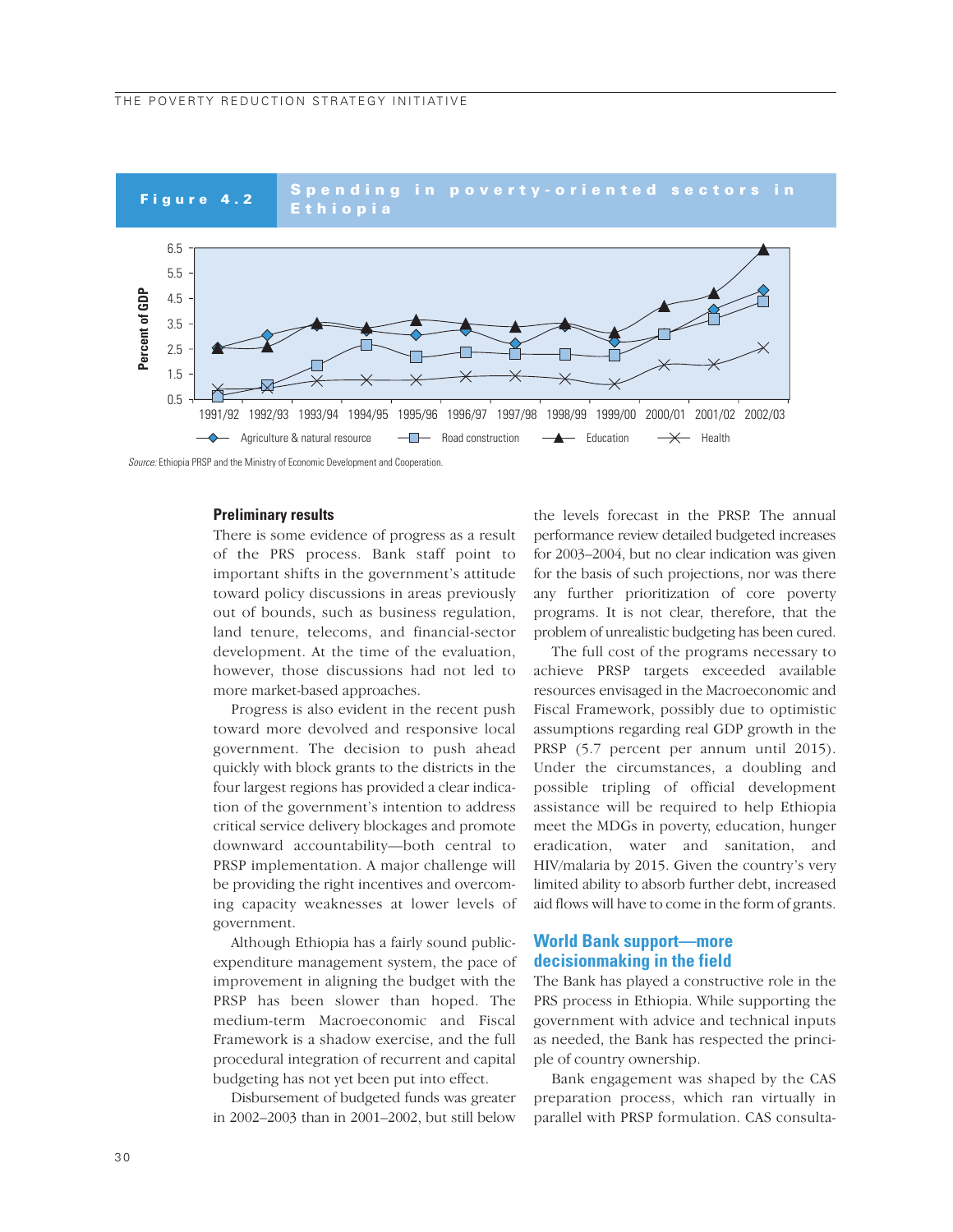**Figure 4.2** Spending in poverty-oriented sectors in Ethiopia

*Source:* Ethiopia PRSP and the Ministry of Economic Development and Cooperation.

### Preliminary results

There is some evidence of progress as a result of the PRS process. Bank staff point to important shifts in the government's attitude toward policy discussions in areas previously out of bounds, such as business regulation, land tenure, telecoms, and financial-sector development. At the time of the evaluation, however, those discussions had not led to more market-based approaches.

Progress is also evident in the recent push toward more devolved and responsive local government. The decision to push ahead quickly with block grants to the districts in the four largest regions has provided a clear indication of the government's intention to address critical service delivery blockages and promote downward accountability—both central to PRSP implementation. A major challenge will be providing the right incentives and overcoming capacity weaknesses at lower levels of government.

Although Ethiopia has a fairly sound public-expenditure management system, the pace of improvement in aligning the budget with the PRSP has been slower than hoped. The medium-term Macroeconomic and Fiscal Framework is a shadow exercise, and the full procedural integration of recurrent and capital budgeting has not yet been put into effect.

Disbursement of budgeted funds was greater in 2002–2003 than in 2001–2002, but still below the levels forecast in the PRSP. The annual performance review detailed budgeted increases for 2003–2004, but no clear indication was given for the basis of such projections, nor was there any further prioritization of core poverty programs. It is not clear, therefore, that the problem of unrealistic budgeting has been cured.

The full cost of the programs necessary to achieve PRSP targets exceeded available resources envisaged in the Macroeconomic and Fiscal Framework, possibly due to optimistic assumptions regarding real GDP growth in the PRSP (5.7 percent per annum until 2015). Under the circumstances, a doubling and possible tripling of official development assistance will be required to help Ethiopia meet the MDGs in poverty, education, hunger eradication, water and sanitation, and HIV/malaria by 2015. Given the country's very limited ability to absorb further debt, increased aid flows will have to come in the form of grants.

### World Bank support—more decisionmaking in the field

The Bank has played a constructive role in the PRS process in Ethiopia. While supporting the government with advice and technical inputs as needed, the Bank has respected the principle of country ownership.

Bank engagement was shaped by the CAS preparation process, which ran virtually in parallel with PRSP formulation. CAS consulta-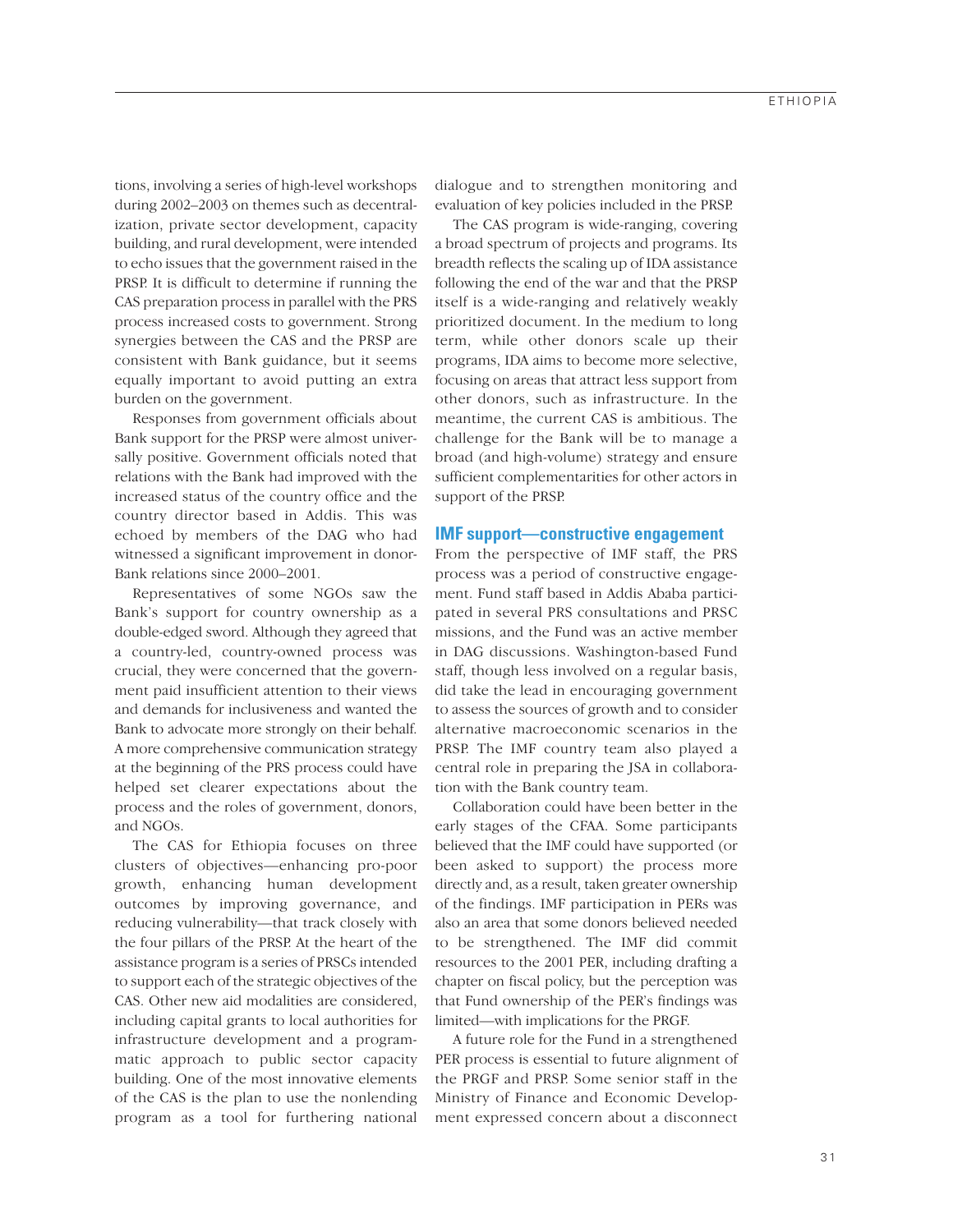tions, involving a series of high-level workshops during 2002–2003 on themes such as decentralization, private sector development, capacity building, and rural development, were intended to echo issues that the government raised in the PRSP. It is difficult to determine if running the CAS preparation process in parallel with the PRS process increased costs to government. Strong synergies between the CAS and the PRSP are consistent with Bank guidance, but it seems equally important to avoid putting an extra burden on the government.

Responses from government officials about Bank support for the PRSP were almost universally positive. Government officials noted that relations with the Bank had improved with the increased status of the country office and the country director based in Addis. This was echoed by members of the DAG who had witnessed a significant improvement in donor-Bank relations since 2000–2001.

Representatives of some NGOs saw the Bank's support for country ownership as a double-edged sword. Although they agreed that a country-led, country-owned process was crucial, they were concerned that the government paid insufficient attention to their views and demands for inclusiveness and wanted the Bank to advocate more strongly on their behalf. A more comprehensive communication strategy at the beginning of the PRS process could have helped set clearer expectations about the process and the roles of government, donors, and NGOs.

The CAS for Ethiopia focuses on three clusters of objectives—enhancing pro-poor growth, enhancing human development outcomes by improving governance, and reducing vulnerability—that track closely with the four pillars of the PRSP. At the heart of the assistance program is a series of PRSCs intended to support each of the strategic objectives of the CAS. Other new aid modalities are considered, including capital grants to local authorities for infrastructure development and a programmatic approach to public sector capacity building. One of the most innovative elements of the CAS is the plan to use the nonlending program as a tool for furthering national dialogue and to strengthen monitoring and evaluation of key policies included in the PRSP.

The CAS program is wide-ranging, covering a broad spectrum of projects and programs. Its breadth reflects the scaling up of IDA assistance following the end of the war and that the PRSP itself is a wide-ranging and relatively weakly prioritized document. In the medium to long term, while other donors scale up their programs, IDA aims to become more selective, focusing on areas that attract less support from other donors, such as infrastructure. In the meantime, the current CAS is ambitious. The challenge for the Bank will be to manage a broad (and high-volume) strategy and ensure sufficient complementarities for other actors in support of the PRSP.

### IMF support—constructive engagement

From the perspective of IMF staff, the PRS process was a period of constructive engagement. Fund staff based in Addis Ababa participated in several PRS consultations and PRSC missions, and the Fund was an active member in DAG discussions. Washington-based Fund staff, though less involved on a regular basis, did take the lead in encouraging government to assess the sources of growth and to consider alternative macroeconomic scenarios in the PRSP. The IMF country team also played a central role in preparing the JSA in collaboration with the Bank country team.

Collaboration could have been better in the early stages of the CFAA. Some participants believed that the IMF could have supported (or been asked to support) the process more directly and, as a result, taken greater ownership of the findings. IMF participation in PERs was also an area that some donors believed needed to be strengthened. The IMF did commit resources to the 2001 PER, including drafting a chapter on fiscal policy, but the perception was that Fund ownership of the PER's findings was limited—with implications for the PRGF.

A future role for the Fund in a strengthened PER process is essential to future alignment of the PRGF and PRSP. Some senior staff in the Ministry of Finance and Economic Development expressed concern about a disconnect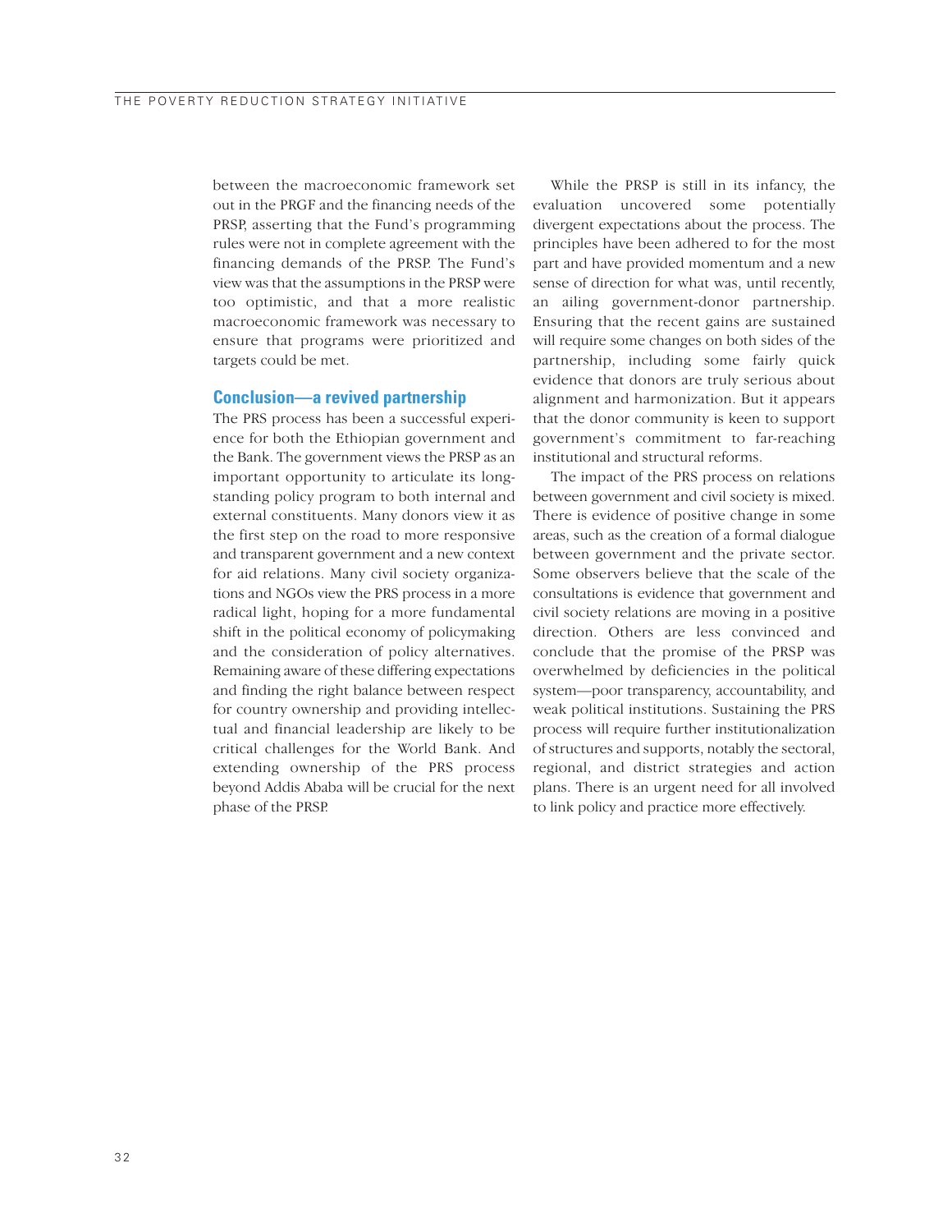between the macroeconomic framework set out in the PRGF and the financing needs of the PRSP, asserting that the Fund's programming rules were not in complete agreement with the financing demands of the PRSP. The Fund's view was that the assumptions in the PRSP were too optimistic, and that a more realistic macroeconomic framework was necessary to ensure that programs were prioritized and targets could be met.

## Conclusion—a revived partnership

The PRS process has been a successful experience for both the Ethiopian government and the Bank. The government views the PRSP as an important opportunity to articulate its longstanding policy program to both internal and external constituents. Many donors view it as the first step on the road to more responsive and transparent government and a new context for aid relations. Many civil society organizations and NGOs view the PRS process in a more radical light, hoping for a more fundamental shift in the political economy of policymaking and the consideration of policy alternatives. Remaining aware of these differing expectations and finding the right balance between respect for country ownership and providing intellectual and financial leadership are likely to be critical challenges for the World Bank. And extending ownership of the PRS process beyond Addis Ababa will be crucial for the next phase of the PRSP.

While the PRSP is still in its infancy, the evaluation uncovered some potentially divergent expectations about the process. The principles have been adhered to for the most part and have provided momentum and a new sense of direction for what was, until recently, an ailing government-donor partnership. Ensuring that the recent gains are sustained will require some changes on both sides of the partnership, including some fairly quick evidence that donors are truly serious about alignment and harmonization. But it appears that the donor community is keen to support government's commitment to far-reaching institutional and structural reforms.

The impact of the PRS process on relations between government and civil society is mixed. There is evidence of positive change in some areas, such as the creation of a formal dialogue between government and the private sector. Some observers believe that the scale of the consultations is evidence that government and civil society relations are moving in a positive direction. Others are less convinced and conclude that the promise of the PRSP was overwhelmed by deficiencies in the political system—poor transparency, accountability, and weak political institutions. Sustaining the PRS process will require further institutionalization of structures and supports, notably the sectoral, regional, and district strategies and action plans. There is an urgent need for all involved to link policy and practice more effectively.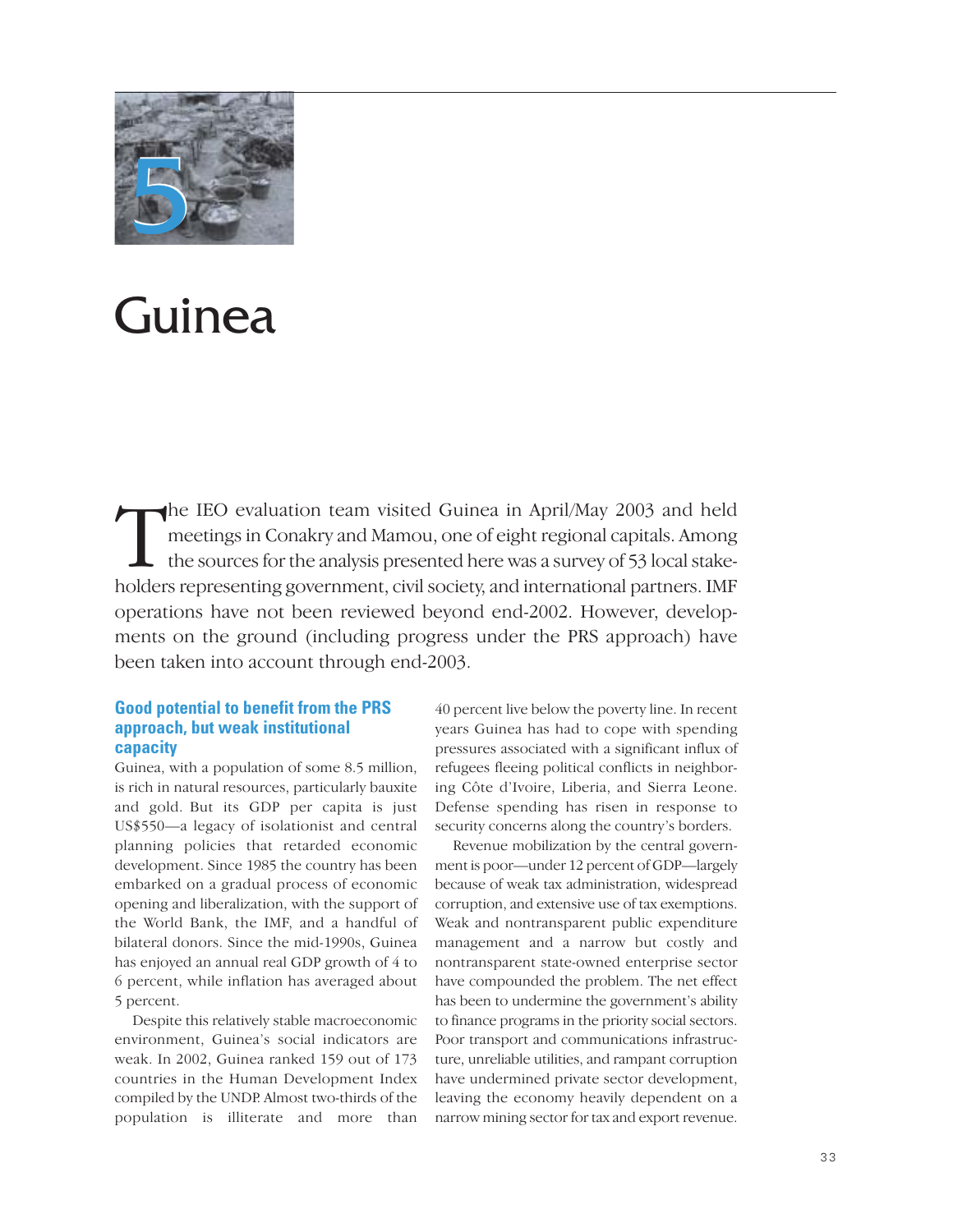# 5 Guinea

The IEO evaluation team visited Guinea in April/May 2003 and held meetings in Conakry and Mamou, one of eight regional capitals. Among the sources for the analysis presented here was a survey of 53 local stakeholders representing government, civil society, and international partners. IMF operations have not been reviewed beyond end-2002. However, developments on the ground (including progress under the PRS approach) have been taken into account through end-2003.

## Good potential to benefit from the PRS approach, but weak institutional capacity

Guinea, with a population of some 8.5 million, is rich in natural resources, particularly bauxite and gold. But its GDP per capita is just US$550—a legacy of isolationist and central planning policies that retarded economic development. Since 1985 the country has been embarked on a gradual process of economic opening and liberalization, with the support of the World Bank, the IMF, and a handful of bilateral donors. Since the mid-1990s, Guinea has enjoyed an annual real GDP growth of 4 to 6 percent, while inflation has averaged about 5 percent.

Despite this relatively stable macroeconomic environment, Guinea's social indicators are weak. In 2002, Guinea ranked 159 out of 173 countries in the Human Development Index compiled by the UNDP. Almost two-thirds of the population is illiterate and more than 40 percent live below the poverty line. In recent years Guinea has had to cope with spending pressures associated with a significant influx of refugees fleeing political conflicts in neighboring Côte d'Ivoire, Liberia, and Sierra Leone. Defense spending has risen in response to security concerns along the country's borders.

Revenue mobilization by the central government is poor—under 12 percent of GDP—largely because of weak tax administration, widespread corruption, and extensive use of tax exemptions. Weak and nontransparent public expenditure management and a narrow but costly and nontransparent state-owned enterprise sector have compounded the problem. The net effect has been to undermine the government's ability to finance programs in the priority social sectors. Poor transport and communications infrastructure, unreliable utilities, and rampant corruption have undermined private sector development, leaving the economy heavily dependent on a narrow mining sector for tax and export revenue.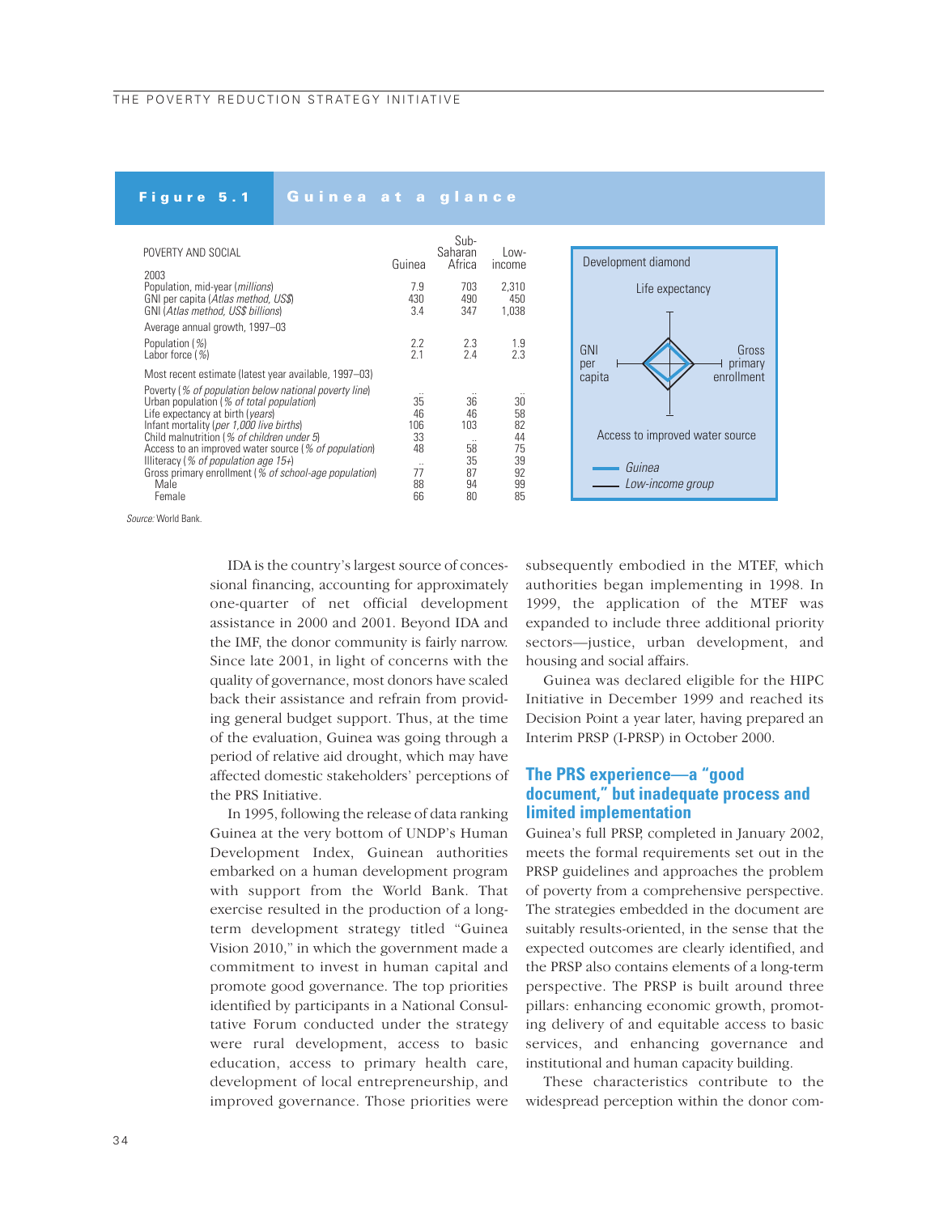**Figure 5.1 Guinea at a glance**

| POVERTY AND SOCIAL | Guinea | Sub-Saharan Africa | Low-income |
|---|---|---|---|
| **2003** | | | |
| Population, mid-year (*millions*) | 7.9 | 703 | 2,310 |
| GNI per capita (*Atlas method, US$*) | 430 | 490 | 450 |
| GNI (*Atlas method, US$ billions*) | 3.4 | 347 | 1,038 |
| **Average annual growth, 1997–03** | | | |
| Population (%) | 2.2 | 2.3 | 1.9 |
| Labor force (%) | 2.1 | 2.4 | 2.3 |
| **Most recent estimate (latest year available, 1997–03)** | | | |
| Poverty (*% of population below national poverty line*) | .. | .. | .. |
| Urban population (*% of total population*) | 35 | 36 | 30 |
| Life expectancy at birth (*years*) | 46 | 46 | 58 |
| Infant mortality (*per 1,000 live births*) | 106 | 103 | 82 |
| Child malnutrition (*% of children under 5*) | 33 | .. | 44 |
| Access to an improved water source (*% of population*) | 48 | 58 | 75 |
| Illiteracy (*% of population age 15+*) | .. | 35 | 39 |
| Gross primary enrollment (*% of school-age population*) | 77 | 87 | 92 |
| Male | 88 | 94 | 99 |
| Female | 66 | 80 | 85 |

Development diamond: Life expectancy; GNI per capita; Gross primary enrollment; Access to improved water source. Legend: Guinea; Low-income group.

*Source:* World Bank.

IDA is the country's largest source of concessional financing, accounting for approximately one-quarter of net official development assistance in 2000 and 2001. Beyond IDA and the IMF, the donor community is fairly narrow. Since late 2001, in light of concerns with the quality of governance, most donors have scaled back their assistance and refrain from providing general budget support. Thus, at the time of the evaluation, Guinea was going through a period of relative aid drought, which may have affected domestic stakeholders' perceptions of the PRS Initiative.

In 1995, following the release of data ranking Guinea at the very bottom of UNDP's Human Development Index, Guinean authorities embarked on a human development program with support from the World Bank. That exercise resulted in the production of a long-term development strategy titled "Guinea Vision 2010," in which the government made a commitment to invest in human capital and promote good governance. The top priorities identified by participants in a National Consultative Forum conducted under the strategy were rural development, access to basic education, access to primary health care, development of local entrepreneurship, and improved governance. Those priorities were subsequently embodied in the MTEF, which authorities began implementing in 1998. In 1999, the application of the MTEF was expanded to include three additional priority sectors—justice, urban development, and housing and social affairs.

Guinea was declared eligible for the HIPC Initiative in December 1999 and reached its Decision Point a year later, having prepared an Interim PRSP (I-PRSP) in October 2000.

## The PRS experience—a "good document," but inadequate process and limited implementation

Guinea's full PRSP, completed in January 2002, meets the formal requirements set out in the PRSP guidelines and approaches the problem of poverty from a comprehensive perspective. The strategies embedded in the document are suitably results-oriented, in the sense that the expected outcomes are clearly identified, and the PRSP also contains elements of a long-term perspective. The PRSP is built around three pillars: enhancing economic growth, promoting delivery of and equitable access to basic services, and enhancing governance and institutional and human capacity building.

These characteristics contribute to the widespread perception within the donor com-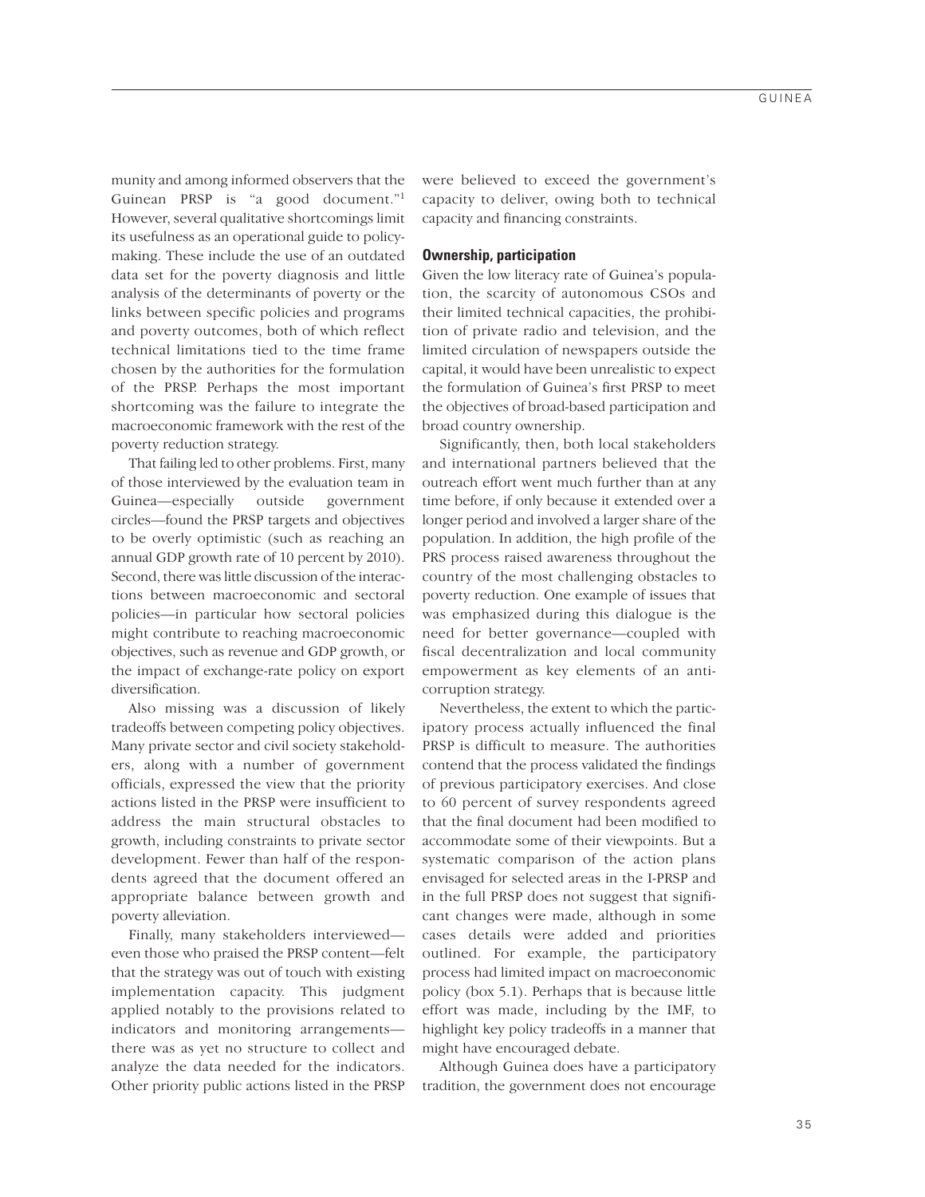munity and among informed observers that the Guinean PRSP is "a good document."[1] However, several qualitative shortcomings limit its usefulness as an operational guide to policy-making. These include the use of an outdated data set for the poverty diagnosis and little analysis of the determinants of poverty or the links between specific policies and programs and poverty outcomes, both of which reflect technical limitations tied to the time frame chosen by the authorities for the formulation of the PRSP. Perhaps the most important shortcoming was the failure to integrate the macroeconomic framework with the rest of the poverty reduction strategy.

That failing led to other problems. First, many of those interviewed by the evaluation team in Guinea—especially outside government circles—found the PRSP targets and objectives to be overly optimistic (such as reaching an annual GDP growth rate of 10 percent by 2010). Second, there was little discussion of the interactions between macroeconomic and sectoral policies—in particular how sectoral policies might contribute to reaching macroeconomic objectives, such as revenue and GDP growth, or the impact of exchange-rate policy on export diversification.

Also missing was a discussion of likely tradeoffs between competing policy objectives. Many private sector and civil society stakeholders, along with a number of government officials, expressed the view that the priority actions listed in the PRSP were insufficient to address the main structural obstacles to growth, including constraints to private sector development. Fewer than half of the respondents agreed that the document offered an appropriate balance between growth and poverty alleviation.

Finally, many stakeholders interviewed—even those who praised the PRSP content—felt that the strategy was out of touch with existing implementation capacity. This judgment applied notably to the provisions related to indicators and monitoring arrangements—there was as yet no structure to collect and analyze the data needed for the indicators. Other priority public actions listed in the PRSP were believed to exceed the government's capacity to deliver, owing both to technical capacity and financing constraints.

### Ownership, participation

Given the low literacy rate of Guinea's population, the scarcity of autonomous CSOs and their limited technical capacities, the prohibition of private radio and television, and the limited circulation of newspapers outside the capital, it would have been unrealistic to expect the formulation of Guinea's first PRSP to meet the objectives of broad-based participation and broad country ownership.

Significantly, then, both local stakeholders and international partners believed that the outreach effort went much further than at any time before, if only because it extended over a longer period and involved a larger share of the population. In addition, the high profile of the PRS process raised awareness throughout the country of the most challenging obstacles to poverty reduction. One example of issues that was emphasized during this dialogue is the need for better governance—coupled with fiscal decentralization and local community empowerment as key elements of an anti-corruption strategy.

Nevertheless, the extent to which the participatory process actually influenced the final PRSP is difficult to measure. The authorities contend that the process validated the findings of previous participatory exercises. And close to 60 percent of survey respondents agreed that the final document had been modified to accommodate some of their viewpoints. But a systematic comparison of the action plans envisaged for selected areas in the I-PRSP and in the full PRSP does not suggest that significant changes were made, although in some cases details were added and priorities outlined. For example, the participatory process had limited impact on macroeconomic policy (box 5.1). Perhaps that is because little effort was made, including by the IMF, to highlight key policy tradeoffs in a manner that might have encouraged debate.

Although Guinea does have a participatory tradition, the government does not encourage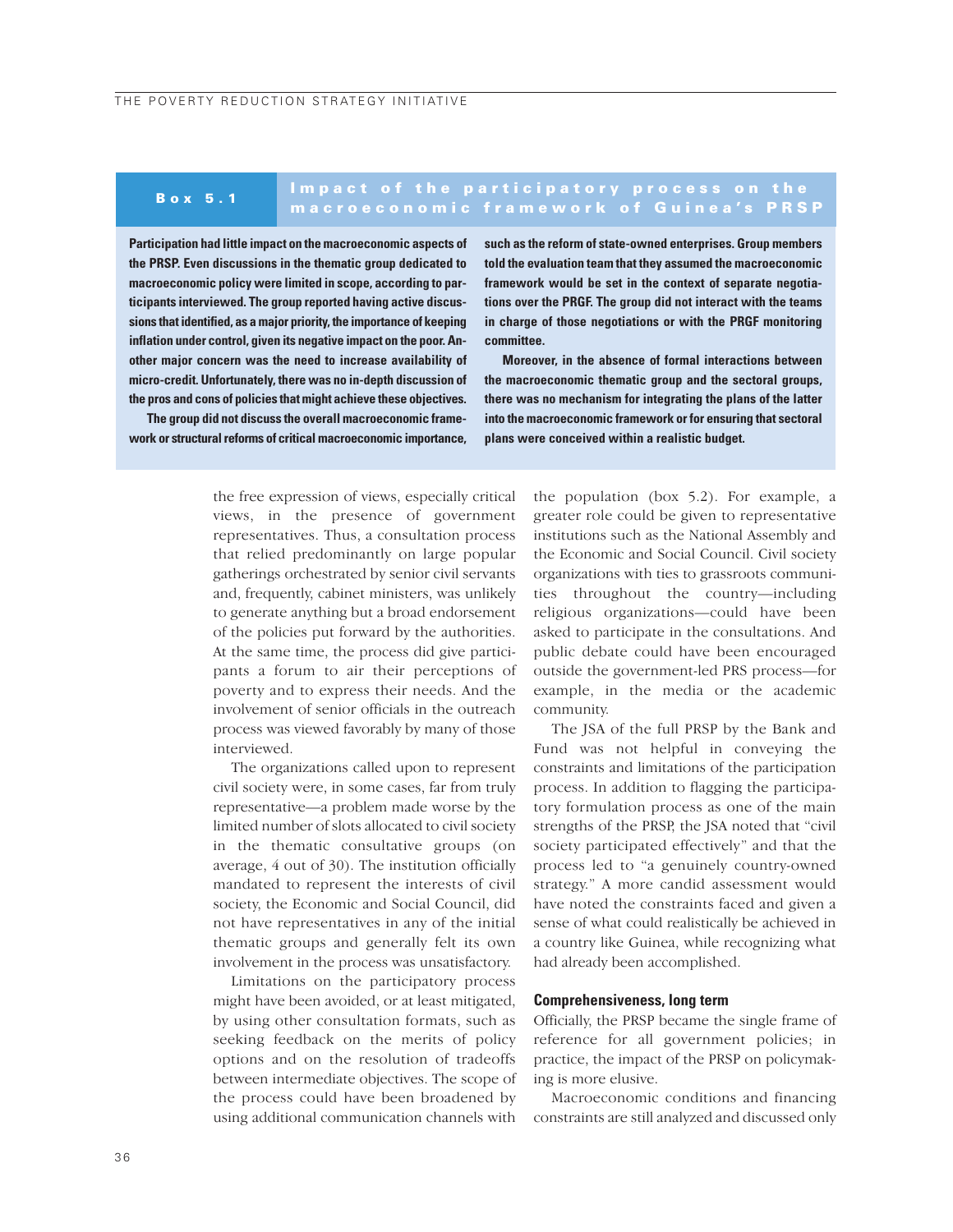**Box 5.1 Impact of the participatory process on the macroeconomic framework of Guinea's PRSP**

**Participation had little impact on the macroeconomic aspects of the PRSP. Even discussions in the thematic group dedicated to macroeconomic policy were limited in scope, according to participants interviewed. The group reported having active discussions that identified, as a major priority, the importance of keeping inflation under control, given its negative impact on the poor. Another major concern was the need to increase availability of micro-credit. Unfortunately, there was no in-depth discussion of the pros and cons of policies that might achieve these objectives.**

**The group did not discuss the overall macroeconomic framework or structural reforms of critical macroeconomic importance, such as the reform of state-owned enterprises. Group members told the evaluation team that they assumed the macroeconomic framework would be set in the context of separate negotiations over the PRGF. The group did not interact with the teams in charge of those negotiations or with the PRGF monitoring committee.**

**Moreover, in the absence of formal interactions between the macroeconomic thematic group and the sectoral groups, there was no mechanism for integrating the plans of the latter into the macroeconomic framework or for ensuring that sectoral plans were conceived within a realistic budget.**

the free expression of views, especially critical views, in the presence of government representatives. Thus, a consultation process that relied predominantly on large popular gatherings orchestrated by senior civil servants and, frequently, cabinet ministers, was unlikely to generate anything but a broad endorsement of the policies put forward by the authorities. At the same time, the process did give participants a forum to air their perceptions of poverty and to express their needs. And the involvement of senior officials in the outreach process was viewed favorably by many of those interviewed.

The organizations called upon to represent civil society were, in some cases, far from truly representative—a problem made worse by the limited number of slots allocated to civil society in the thematic consultative groups (on average, 4 out of 30). The institution officially mandated to represent the interests of civil society, the Economic and Social Council, did not have representatives in any of the initial thematic groups and generally felt its own involvement in the process was unsatisfactory.

Limitations on the participatory process might have been avoided, or at least mitigated, by using other consultation formats, such as seeking feedback on the merits of policy options and on the resolution of tradeoffs between intermediate objectives. The scope of the process could have been broadened by using additional communication channels with the population (box 5.2). For example, a greater role could be given to representative institutions such as the National Assembly and the Economic and Social Council. Civil society organizations with ties to grassroots communities throughout the country—including religious organizations—could have been asked to participate in the consultations. And public debate could have been encouraged outside the government-led PRS process—for example, in the media or the academic community.

The JSA of the full PRSP by the Bank and Fund was not helpful in conveying the constraints and limitations of the participation process. In addition to flagging the participatory formulation process as one of the main strengths of the PRSP, the JSA noted that "civil society participated effectively" and that the process led to "a genuinely country-owned strategy." A more candid assessment would have noted the constraints faced and given a sense of what could realistically be achieved in a country like Guinea, while recognizing what had already been accomplished.

### Comprehensiveness, long term

Officially, the PRSP became the single frame of reference for all government policies; in practice, the impact of the PRSP on policymaking is more elusive.

Macroeconomic conditions and financing constraints are still analyzed and discussed only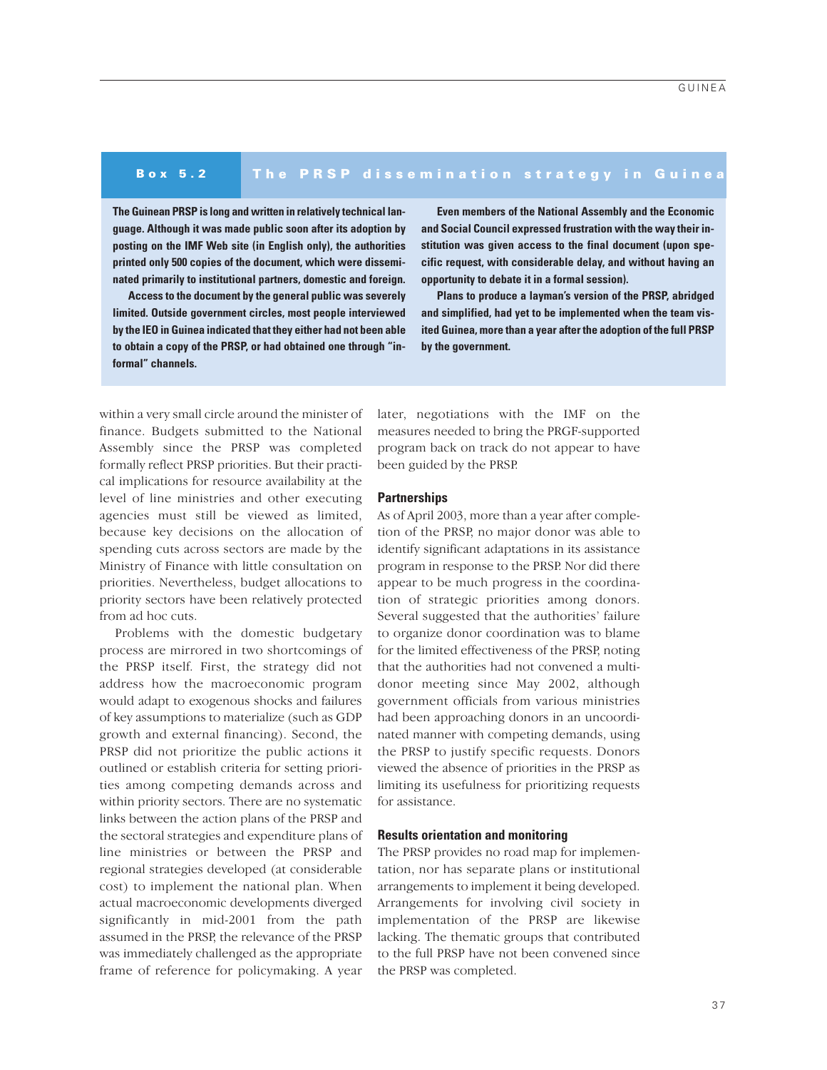### Box 5.2 The PRSP dissemination strategy in Guinea

**The Guinean PRSP is long and written in relatively technical language. Although it was made public soon after its adoption by posting on the IMF Web site (in English only), the authorities printed only 500 copies of the document, which were disseminated primarily to institutional partners, domestic and foreign.**

**Access to the document by the general public was severely limited. Outside government circles, most people interviewed by the IEO in Guinea indicated that they either had not been able to obtain a copy of the PRSP, or had obtained one through "informal" channels.**

**Even members of the National Assembly and the Economic and Social Council expressed frustration with the way their institution was given access to the final document (upon specific request, with considerable delay, and without having an opportunity to debate it in a formal session).**

**Plans to produce a layman's version of the PRSP, abridged and simplified, had yet to be implemented when the team visited Guinea, more than a year after the adoption of the full PRSP by the government.**

within a very small circle around the minister of finance. Budgets submitted to the National Assembly since the PRSP was completed formally reflect PRSP priorities. But their practical implications for resource availability at the level of line ministries and other executing agencies must still be viewed as limited, because key decisions on the allocation of spending cuts across sectors are made by the Ministry of Finance with little consultation on priorities. Nevertheless, budget allocations to priority sectors have been relatively protected from ad hoc cuts.

Problems with the domestic budgetary process are mirrored in two shortcomings of the PRSP itself. First, the strategy did not address how the macroeconomic program would adapt to exogenous shocks and failures of key assumptions to materialize (such as GDP growth and external financing). Second, the PRSP did not prioritize the public actions it outlined or establish criteria for setting priorities among competing demands across and within priority sectors. There are no systematic links between the action plans of the PRSP and the sectoral strategies and expenditure plans of line ministries or between the PRSP and regional strategies developed (at considerable cost) to implement the national plan. When actual macroeconomic developments diverged significantly in mid-2001 from the path assumed in the PRSP, the relevance of the PRSP was immediately challenged as the appropriate frame of reference for policymaking. A year later, negotiations with the IMF on the measures needed to bring the PRGF-supported program back on track do not appear to have been guided by the PRSP.

#### Partnerships

As of April 2003, more than a year after completion of the PRSP, no major donor was able to identify significant adaptations in its assistance program in response to the PRSP. Nor did there appear to be much progress in the coordination of strategic priorities among donors. Several suggested that the authorities' failure to organize donor coordination was to blame for the limited effectiveness of the PRSP, noting that the authorities had not convened a multidonor meeting since May 2002, although government officials from various ministries had been approaching donors in an uncoordinated manner with competing demands, using the PRSP to justify specific requests. Donors viewed the absence of priorities in the PRSP as limiting its usefulness for prioritizing requests for assistance.

#### Results orientation and monitoring

The PRSP provides no road map for implementation, nor has separate plans or institutional arrangements to implement it being developed. Arrangements for involving civil society in implementation of the PRSP are likewise lacking. The thematic groups that contributed to the full PRSP have not been convened since the PRSP was completed.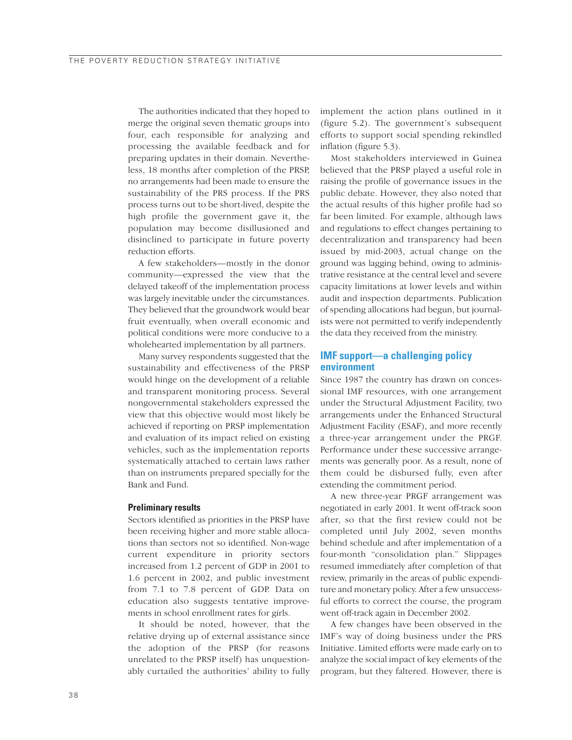The authorities indicated that they hoped to merge the original seven thematic groups into four, each responsible for analyzing and processing the available feedback and for preparing updates in their domain. Nevertheless, 18 months after completion of the PRSP, no arrangements had been made to ensure the sustainability of the PRS process. If the PRS process turns out to be short-lived, despite the high profile the government gave it, the population may become disillusioned and disinclined to participate in future poverty reduction efforts.

A few stakeholders—mostly in the donor community—expressed the view that the delayed takeoff of the implementation process was largely inevitable under the circumstances. They believed that the groundwork would bear fruit eventually, when overall economic and political conditions were more conducive to a wholehearted implementation by all partners.

Many survey respondents suggested that the sustainability and effectiveness of the PRSP would hinge on the development of a reliable and transparent monitoring process. Several nongovernmental stakeholders expressed the view that this objective would most likely be achieved if reporting on PRSP implementation and evaluation of its impact relied on existing vehicles, such as the implementation reports systematically attached to certain laws rather than on instruments prepared specially for the Bank and Fund.

#### Preliminary results

Sectors identified as priorities in the PRSP have been receiving higher and more stable allocations than sectors not so identified. Non-wage current expenditure in priority sectors increased from 1.2 percent of GDP in 2001 to 1.6 percent in 2002, and public investment from 7.1 to 7.8 percent of GDP. Data on education also suggests tentative improvements in school enrollment rates for girls.

It should be noted, however, that the relative drying up of external assistance since the adoption of the PRSP (for reasons unrelated to the PRSP itself) has unquestionably curtailed the authorities' ability to fully implement the action plans outlined in it (figure 5.2). The government's subsequent efforts to support social spending rekindled inflation (figure 5.3).

Most stakeholders interviewed in Guinea believed that the PRSP played a useful role in raising the profile of governance issues in the public debate. However, they also noted that the actual results of this higher profile had so far been limited. For example, although laws and regulations to effect changes pertaining to decentralization and transparency had been issued by mid-2003, actual change on the ground was lagging behind, owing to administrative resistance at the central level and severe capacity limitations at lower levels and within audit and inspection departments. Publication of spending allocations had begun, but journalists were not permitted to verify independently the data they received from the ministry.

### IMF support—a challenging policy environment

Since 1987 the country has drawn on concessional IMF resources, with one arrangement under the Structural Adjustment Facility, two arrangements under the Enhanced Structural Adjustment Facility (ESAF), and more recently a three-year arrangement under the PRGF. Performance under these successive arrangements was generally poor. As a result, none of them could be disbursed fully, even after extending the commitment period.

A new three-year PRGF arrangement was negotiated in early 2001. It went off-track soon after, so that the first review could not be completed until July 2002, seven months behind schedule and after implementation of a four-month "consolidation plan." Slippages resumed immediately after completion of that review, primarily in the areas of public expenditure and monetary policy. After a few unsuccessful efforts to correct the course, the program went off-track again in December 2002.

A few changes have been observed in the IMF's way of doing business under the PRS Initiative. Limited efforts were made early on to analyze the social impact of key elements of the program, but they faltered. However, there is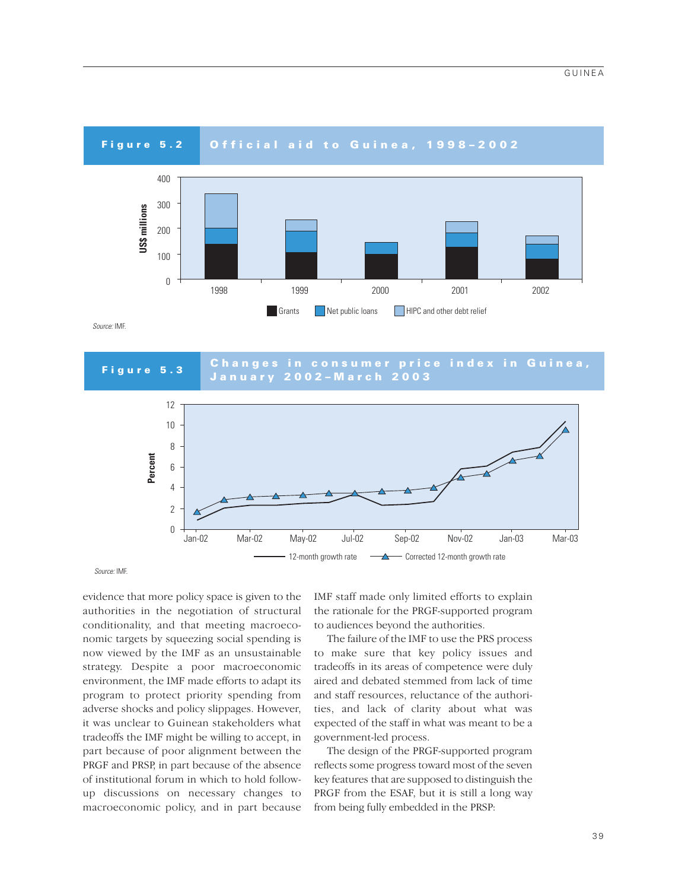**Figure 5.2 Official aid to Guinea, 1998–2002**

*Source:* IMF.

**Figure 5.3 Changes in consumer price index in Guinea, January 2002–March 2003**

*Source:* IMF.

evidence that more policy space is given to the authorities in the negotiation of structural conditionality, and that meeting macroeconomic targets by squeezing social spending is now viewed by the IMF as an unsustainable strategy. Despite a poor macroeconomic environment, the IMF made efforts to adapt its program to protect priority spending from adverse shocks and policy slippages. However, it was unclear to Guinean stakeholders what tradeoffs the IMF might be willing to accept, in part because of poor alignment between the PRGF and PRSP, in part because of the absence of institutional forum in which to hold follow-up discussions on necessary changes to macroeconomic policy, and in part because IMF staff made only limited efforts to explain the rationale for the PRGF-supported program to audiences beyond the authorities.

The failure of the IMF to use the PRS process to make sure that key policy issues and tradeoffs in its areas of competence were duly aired and debated stemmed from lack of time and staff resources, reluctance of the authorities, and lack of clarity about what was expected of the staff in what was meant to be a government-led process.

The design of the PRGF-supported program reflects some progress toward most of the seven key features that are supposed to distinguish the PRGF from the ESAF, but it is still a long way from being fully embedded in the PRSP: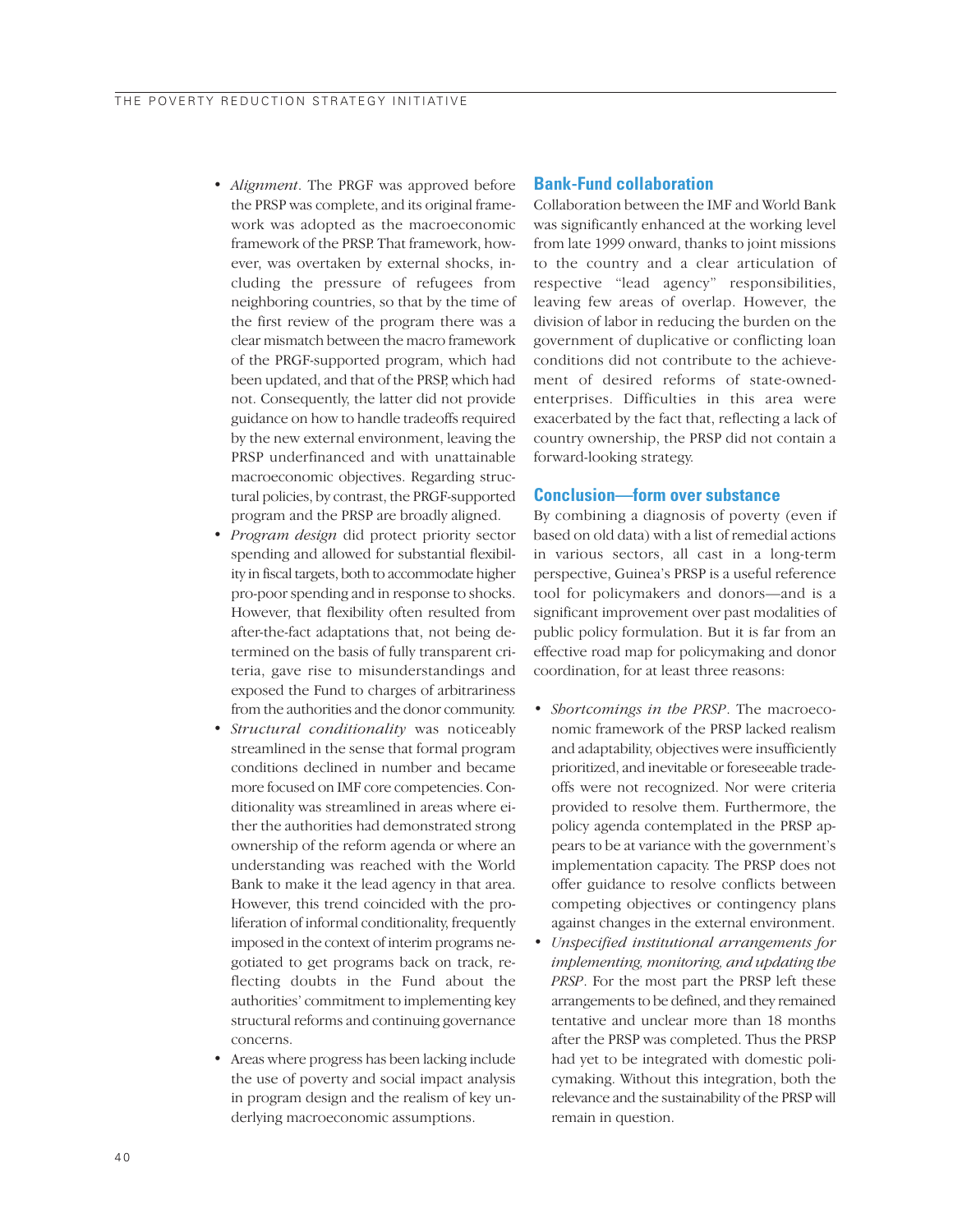- *Alignment*. The PRGF was approved before the PRSP was complete, and its original framework was adopted as the macroeconomic framework of the PRSP. That framework, however, was overtaken by external shocks, including the pressure of refugees from neighboring countries, so that by the time of the first review of the program there was a clear mismatch between the macro framework of the PRGF-supported program, which had been updated, and that of the PRSP, which had not. Consequently, the latter did not provide guidance on how to handle tradeoffs required by the new external environment, leaving the PRSP underfinanced and with unattainable macroeconomic objectives. Regarding structural policies, by contrast, the PRGF-supported program and the PRSP are broadly aligned.
- *Program design* did protect priority sector spending and allowed for substantial flexibility in fiscal targets, both to accommodate higher pro-poor spending and in response to shocks. However, that flexibility often resulted from after-the-fact adaptations that, not being determined on the basis of fully transparent criteria, gave rise to misunderstandings and exposed the Fund to charges of arbitrariness from the authorities and the donor community.
- *Structural conditionality* was noticeably streamlined in the sense that formal program conditions declined in number and became more focused on IMF core competencies. Conditionality was streamlined in areas where either the authorities had demonstrated strong ownership of the reform agenda or where an understanding was reached with the World Bank to make it the lead agency in that area. However, this trend coincided with the proliferation of informal conditionality, frequently imposed in the context of interim programs negotiated to get programs back on track, reflecting doubts in the Fund about the authorities' commitment to implementing key structural reforms and continuing governance concerns.
- Areas where progress has been lacking include the use of poverty and social impact analysis in program design and the realism of key underlying macroeconomic assumptions.

## Bank-Fund collaboration

Collaboration between the IMF and World Bank was significantly enhanced at the working level from late 1999 onward, thanks to joint missions to the country and a clear articulation of respective "lead agency" responsibilities, leaving few areas of overlap. However, the division of labor in reducing the burden on the government of duplicative or conflicting loan conditions did not contribute to the achievement of desired reforms of state-owned-enterprises. Difficulties in this area were exacerbated by the fact that, reflecting a lack of country ownership, the PRSP did not contain a forward-looking strategy.

## Conclusion—form over substance

By combining a diagnosis of poverty (even if based on old data) with a list of remedial actions in various sectors, all cast in a long-term perspective, Guinea's PRSP is a useful reference tool for policymakers and donors—and is a significant improvement over past modalities of public policy formulation. But it is far from an effective road map for policymaking and donor coordination, for at least three reasons:

- *Shortcomings in the PRSP*. The macroeconomic framework of the PRSP lacked realism and adaptability, objectives were insufficiently prioritized, and inevitable or foreseeable tradeoffs were not recognized. Nor were criteria provided to resolve them. Furthermore, the policy agenda contemplated in the PRSP appears to be at variance with the government's implementation capacity. The PRSP does not offer guidance to resolve conflicts between competing objectives or contingency plans against changes in the external environment.
- *Unspecified institutional arrangements for implementing, monitoring, and updating the PRSP*. For the most part the PRSP left these arrangements to be defined, and they remained tentative and unclear more than 18 months after the PRSP was completed. Thus the PRSP had yet to be integrated with domestic policymaking. Without this integration, both the relevance and the sustainability of the PRSP will remain in question.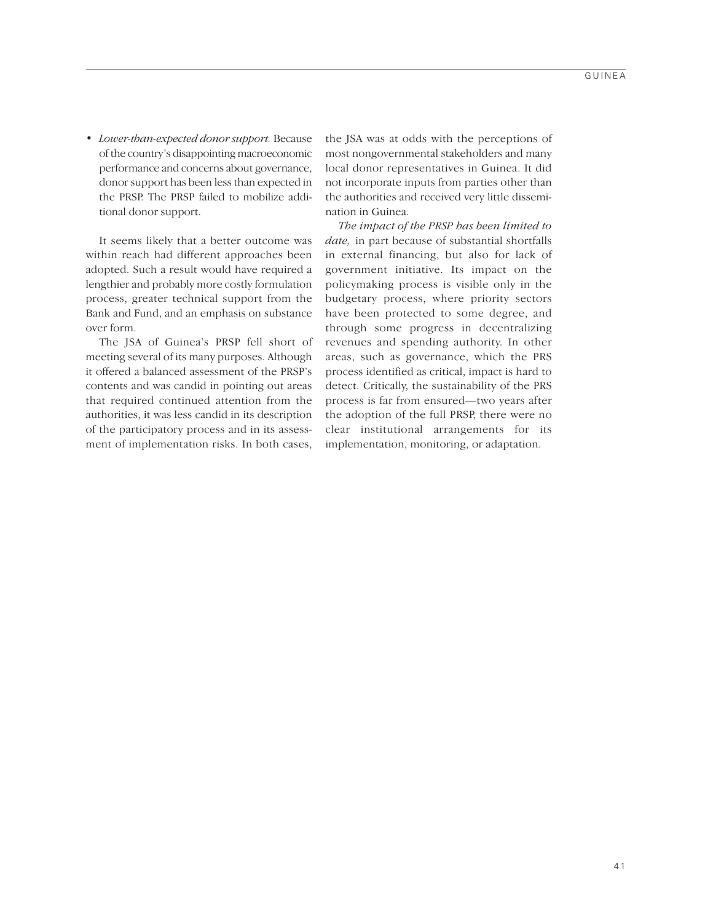- *Lower-than-expected donor support.* Because of the country's disappointing macroeconomic performance and concerns about governance, donor support has been less than expected in the PRSP. The PRSP failed to mobilize additional donor support.

It seems likely that a better outcome was within reach had different approaches been adopted. Such a result would have required a lengthier and probably more costly formulation process, greater technical support from the Bank and Fund, and an emphasis on substance over form.

The JSA of Guinea's PRSP fell short of meeting several of its many purposes. Although it offered a balanced assessment of the PRSP's contents and was candid in pointing out areas that required continued attention from the authorities, it was less candid in its description of the participatory process and in its assessment of implementation risks. In both cases, the JSA was at odds with the perceptions of most nongovernmental stakeholders and many local donor representatives in Guinea. It did not incorporate inputs from parties other than the authorities and received very little dissemination in Guinea.

*The impact of the PRSP has been limited to date,* in part because of substantial shortfalls in external financing, but also for lack of government initiative. Its impact on the policymaking process is visible only in the budgetary process, where priority sectors have been protected to some degree, and through some progress in decentralizing revenues and spending authority. In other areas, such as governance, which the PRS process identified as critical, impact is hard to detect. Critically, the sustainability of the PRS process is far from ensured—two years after the adoption of the full PRSP, there were no clear institutional arrangements for its implementation, monitoring, or adaptation.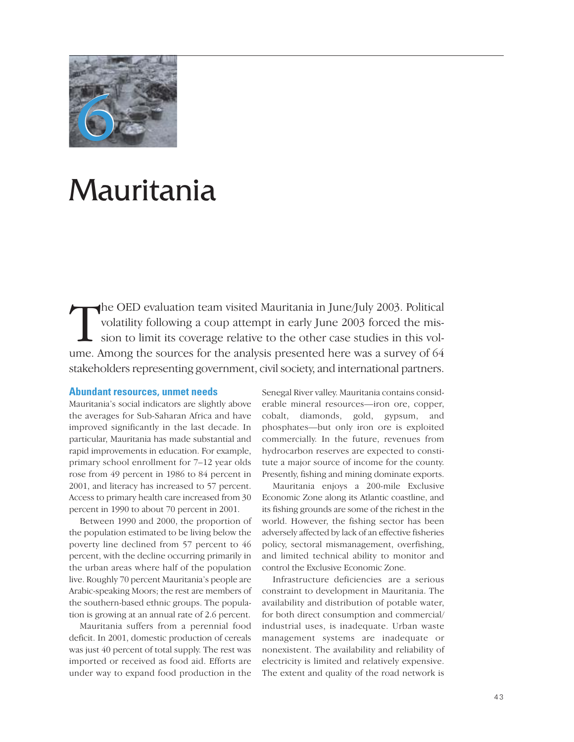# 6 Mauritania

The OED evaluation team visited Mauritania in June/July 2003. Political volatility following a coup attempt in early June 2003 forced the mission to limit its coverage relative to the other case studies in this volume. Among the sources for the analysis presented here was a survey of 64 stakeholders representing government, civil society, and international partners.

## Abundant resources, unmet needs

Mauritania's social indicators are slightly above the averages for Sub-Saharan Africa and have improved significantly in the last decade. In particular, Mauritania has made substantial and rapid improvements in education. For example, primary school enrollment for 7–12 year olds rose from 49 percent in 1986 to 84 percent in 2001, and literacy has increased to 57 percent. Access to primary health care increased from 30 percent in 1990 to about 70 percent in 2001.

Between 1990 and 2000, the proportion of the population estimated to be living below the poverty line declined from 57 percent to 46 percent, with the decline occurring primarily in the urban areas where half of the population live. Roughly 70 percent Mauritania's people are Arabic-speaking Moors; the rest are members of the southern-based ethnic groups. The population is growing at an annual rate of 2.6 percent.

Mauritania suffers from a perennial food deficit. In 2001, domestic production of cereals was just 40 percent of total supply. The rest was imported or received as food aid. Efforts are under way to expand food production in the Senegal River valley. Mauritania contains considerable mineral resources—iron ore, copper, cobalt, diamonds, gold, gypsum, and phosphates—but only iron ore is exploited commercially. In the future, revenues from hydrocarbon reserves are expected to constitute a major source of income for the county. Presently, fishing and mining dominate exports.

Mauritania enjoys a 200-mile Exclusive Economic Zone along its Atlantic coastline, and its fishing grounds are some of the richest in the world. However, the fishing sector has been adversely affected by lack of an effective fisheries policy, sectoral mismanagement, overfishing, and limited technical ability to monitor and control the Exclusive Economic Zone.

Infrastructure deficiencies are a serious constraint to development in Mauritania. The availability and distribution of potable water, for both direct consumption and commercial/industrial uses, is inadequate. Urban waste management systems are inadequate or nonexistent. The availability and reliability of electricity is limited and relatively expensive. The extent and quality of the road network is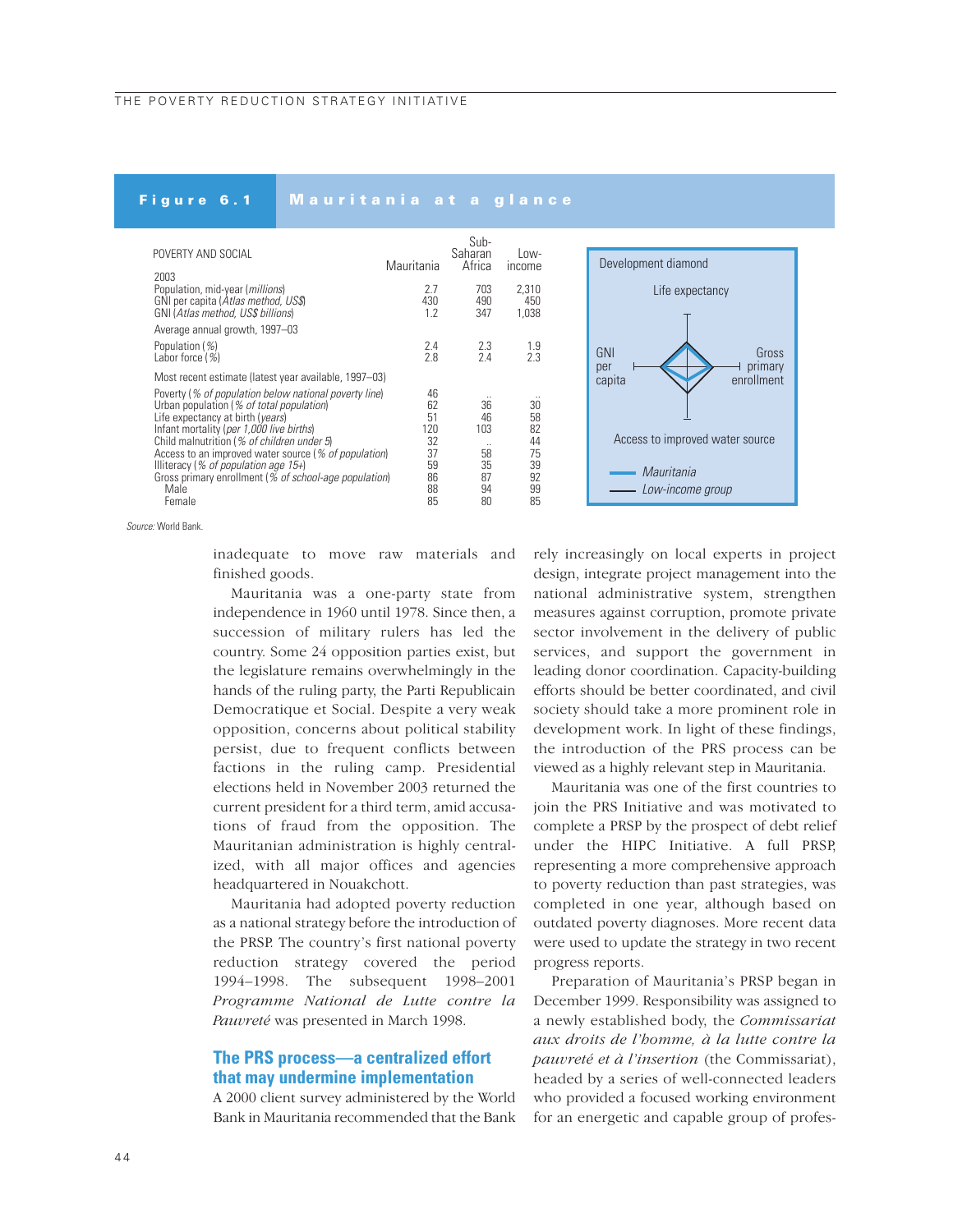**Figure 6.1 Mauritania at a glance**

| POVERTY AND SOCIAL | Mauritania | Sub-Saharan Africa | Low-income |
|---|---|---|---|
| 2003 | | | |
| Population, mid-year (*millions*) | 2.7 | 703 | 2,310 |
| GNI per capita (*Atlas method, US$*) | 430 | 490 | 450 |
| GNI (*Atlas method, US$ billions*) | 1.2 | 347 | 1,038 |
| Average annual growth, 1997–03 | | | |
| Population (%) | 2.4 | 2.3 | 1.9 |
| Labor force (%) | 2.8 | 2.4 | 2.3 |
| Most recent estimate (latest year available, 1997–03) | | | |
| Poverty (*% of population below national poverty line*) | 46 | .. | .. |
| Urban population (*% of total population*) | 62 | 36 | 30 |
| Life expectancy at birth (*years*) | 51 | 46 | 58 |
| Infant mortality (*per 1,000 live births*) | 120 | 103 | 82 |
| Child malnutrition (*% of children under 5*) | 32 | .. | 44 |
| Access to an improved water source (*% of population*) | 37 | 58 | 75 |
| Illiteracy (*% of population age 15+*) | 59 | 35 | 39 |
| Gross primary enrollment (*% of school-age population*) | 86 | 87 | 92 |
| Male | 88 | 94 | 99 |
| Female | 85 | 80 | 85 |

Development diamond: Life expectancy; GNI per capita; Gross primary enrollment; Access to improved water source. — Mauritania; — Low-income group

*Source:* World Bank.

inadequate to move raw materials and finished goods.

Mauritania was a one-party state from independence in 1960 until 1978. Since then, a succession of military rulers has led the country. Some 24 opposition parties exist, but the legislature remains overwhelmingly in the hands of the ruling party, the Parti Republicain Democratique et Social. Despite a very weak opposition, concerns about political stability persist, due to frequent conflicts between factions in the ruling camp. Presidential elections held in November 2003 returned the current president for a third term, amid accusations of fraud from the opposition. The Mauritanian administration is highly centralized, with all major offices and agencies headquartered in Nouakchott.

Mauritania had adopted poverty reduction as a national strategy before the introduction of the PRSP. The country's first national poverty reduction strategy covered the period 1994–1998. The subsequent 1998–2001 *Programme National de Lutte contre la Pauvreté* was presented in March 1998.

## The PRS process—a centralized effort that may undermine implementation

A 2000 client survey administered by the World Bank in Mauritania recommended that the Bank rely increasingly on local experts in project design, integrate project management into the national administrative system, strengthen measures against corruption, promote private sector involvement in the delivery of public services, and support the government in leading donor coordination. Capacity-building efforts should be better coordinated, and civil society should take a more prominent role in development work. In light of these findings, the introduction of the PRS process can be viewed as a highly relevant step in Mauritania.

Mauritania was one of the first countries to join the PRS Initiative and was motivated to complete a PRSP by the prospect of debt relief under the HIPC Initiative. A full PRSP, representing a more comprehensive approach to poverty reduction than past strategies, was completed in one year, although based on outdated poverty diagnoses. More recent data were used to update the strategy in two recent progress reports.

Preparation of Mauritania's PRSP began in December 1999. Responsibility was assigned to a newly established body, the *Commissariat aux droits de l'homme, à la lutte contre la pauvreté et à l'insertion* (the Commissariat), headed by a series of well-connected leaders who provided a focused working environment for an energetic and capable group of profes-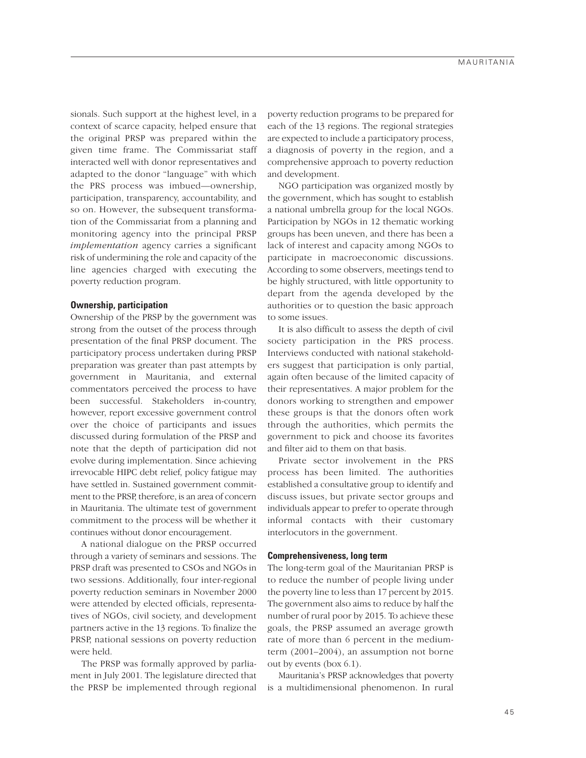sionals. Such support at the highest level, in a context of scarce capacity, helped ensure that the original PRSP was prepared within the given time frame. The Commissariat staff interacted well with donor representatives and adapted to the donor "language" with which the PRS process was imbued—ownership, participation, transparency, accountability, and so on. However, the subsequent transformation of the Commissariat from a planning and monitoring agency into the principal PRSP *implementation* agency carries a significant risk of undermining the role and capacity of the line agencies charged with executing the poverty reduction program.

### Ownership, participation

Ownership of the PRSP by the government was strong from the outset of the process through presentation of the final PRSP document. The participatory process undertaken during PRSP preparation was greater than past attempts by government in Mauritania, and external commentators perceived the process to have been successful. Stakeholders in-country, however, report excessive government control over the choice of participants and issues discussed during formulation of the PRSP and note that the depth of participation did not evolve during implementation. Since achieving irrevocable HIPC debt relief, policy fatigue may have settled in. Sustained government commitment to the PRSP, therefore, is an area of concern in Mauritania. The ultimate test of government commitment to the process will be whether it continues without donor encouragement.

A national dialogue on the PRSP occurred through a variety of seminars and sessions. The PRSP draft was presented to CSOs and NGOs in two sessions. Additionally, four inter-regional poverty reduction seminars in November 2000 were attended by elected officials, representatives of NGOs, civil society, and development partners active in the 13 regions. To finalize the PRSP, national sessions on poverty reduction were held.

The PRSP was formally approved by parliament in July 2001. The legislature directed that the PRSP be implemented through regional poverty reduction programs to be prepared for each of the 13 regions. The regional strategies are expected to include a participatory process, a diagnosis of poverty in the region, and a comprehensive approach to poverty reduction and development.

NGO participation was organized mostly by the government, which has sought to establish a national umbrella group for the local NGOs. Participation by NGOs in 12 thematic working groups has been uneven, and there has been a lack of interest and capacity among NGOs to participate in macroeconomic discussions. According to some observers, meetings tend to be highly structured, with little opportunity to depart from the agenda developed by the authorities or to question the basic approach to some issues.

It is also difficult to assess the depth of civil society participation in the PRS process. Interviews conducted with national stakeholders suggest that participation is only partial, again often because of the limited capacity of their representatives. A major problem for the donors working to strengthen and empower these groups is that the donors often work through the authorities, which permits the government to pick and choose its favorites and filter aid to them on that basis.

Private sector involvement in the PRS process has been limited. The authorities established a consultative group to identify and discuss issues, but private sector groups and individuals appear to prefer to operate through informal contacts with their customary interlocutors in the government.

### Comprehensiveness, long term

The long-term goal of the Mauritanian PRSP is to reduce the number of people living under the poverty line to less than 17 percent by 2015. The government also aims to reduce by half the number of rural poor by 2015. To achieve these goals, the PRSP assumed an average growth rate of more than 6 percent in the medium-term (2001–2004), an assumption not borne out by events (box 6.1).

Mauritania's PRSP acknowledges that poverty is a multidimensional phenomenon. In rural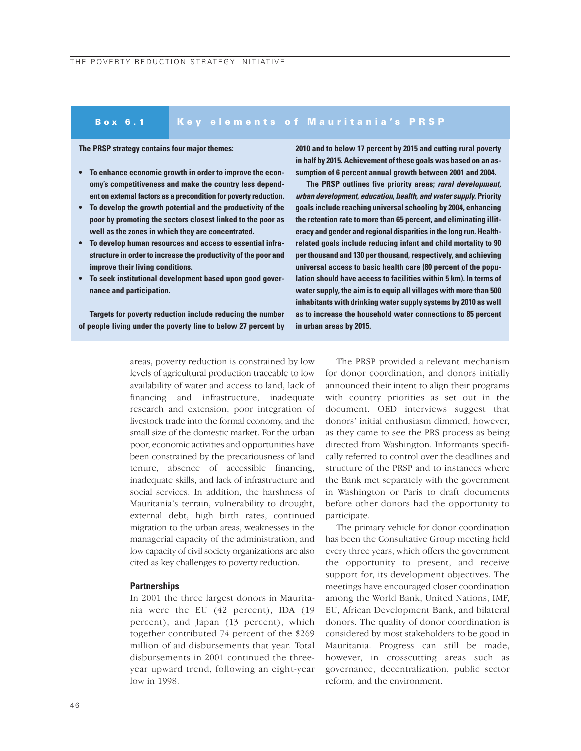**Box 6.1 Key elements of Mauritania's PRSP**

**The PRSP strategy contains four major themes:**

- **To enhance economic growth in order to improve the economy's competitiveness and make the country less dependent on external factors as a precondition for poverty reduction.**
- **To develop the growth potential and the productivity of the poor by promoting the sectors closest linked to the poor as well as the zones in which they are concentrated.**
- **To develop human resources and access to essential infrastructure in order to increase the productivity of the poor and improve their living conditions.**
- **To seek institutional development based upon good governance and participation.**

**Targets for poverty reduction include reducing the number of people living under the poverty line to below 27 percent by 2010 and to below 17 percent by 2015 and cutting rural poverty in half by 2015. Achievement of these goals was based on an assumption of 6 percent annual growth between 2001 and 2004.**

**The PRSP outlines five priority areas; *rural development, urban development, education, health, and water supply.* Priority goals include reaching universal schooling by 2004, enhancing the retention rate to more than 65 percent, and eliminating illiteracy and gender and regional disparities in the long run. Health-related goals include reducing infant and child mortality to 90 per thousand and 130 per thousand, respectively, and achieving universal access to basic health care (80 percent of the population should have access to facilities within 5 km). In terms of water supply, the aim is to equip all villages with more than 500 inhabitants with drinking water supply systems by 2010 as well as to increase the household water connections to 85 percent in urban areas by 2015.**

areas, poverty reduction is constrained by low levels of agricultural production traceable to low availability of water and access to land, lack of financing and infrastructure, inadequate research and extension, poor integration of livestock trade into the formal economy, and the small size of the domestic market. For the urban poor, economic activities and opportunities have been constrained by the precariousness of land tenure, absence of accessible financing, inadequate skills, and lack of infrastructure and social services. In addition, the harshness of Mauritania's terrain, vulnerability to drought, external debt, high birth rates, continued migration to the urban areas, weaknesses in the managerial capacity of the administration, and low capacity of civil society organizations are also cited as key challenges to poverty reduction.

### Partnerships

In 2001 the three largest donors in Mauritania were the EU (42 percent), IDA (19 percent), and Japan (13 percent), which together contributed 74 percent of the $269 million of aid disbursements that year. Total disbursements in 2001 continued the three-year upward trend, following an eight-year low in 1998.

The PRSP provided a relevant mechanism for donor coordination, and donors initially announced their intent to align their programs with country priorities as set out in the document. OED interviews suggest that donors' initial enthusiasm dimmed, however, as they came to see the PRS process as being directed from Washington. Informants specifically referred to control over the deadlines and structure of the PRSP and to instances where the Bank met separately with the government in Washington or Paris to draft documents before other donors had the opportunity to participate.

The primary vehicle for donor coordination has been the Consultative Group meeting held every three years, which offers the government the opportunity to present, and receive support for, its development objectives. The meetings have encouraged closer coordination among the World Bank, United Nations, IMF, EU, African Development Bank, and bilateral donors. The quality of donor coordination is considered by most stakeholders to be good in Mauritania. Progress can still be made, however, in crosscutting areas such as governance, decentralization, public sector reform, and the environment.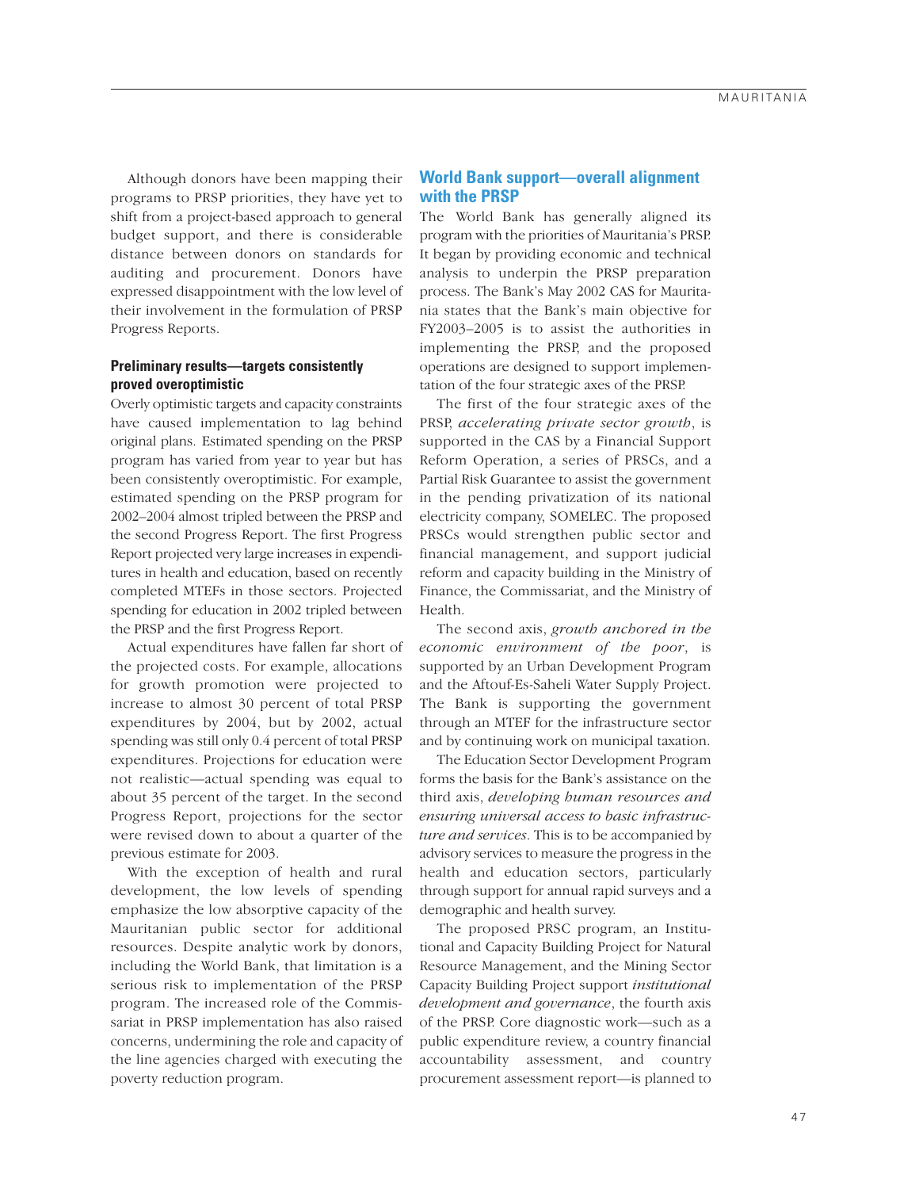Although donors have been mapping their programs to PRSP priorities, they have yet to shift from a project-based approach to general budget support, and there is considerable distance between donors on standards for auditing and procurement. Donors have expressed disappointment with the low level of their involvement in the formulation of PRSP Progress Reports.

### Preliminary results—targets consistently proved overoptimistic

Overly optimistic targets and capacity constraints have caused implementation to lag behind original plans. Estimated spending on the PRSP program has varied from year to year but has been consistently overoptimistic. For example, estimated spending on the PRSP program for 2002–2004 almost tripled between the PRSP and the second Progress Report. The first Progress Report projected very large increases in expenditures in health and education, based on recently completed MTEFs in those sectors. Projected spending for education in 2002 tripled between the PRSP and the first Progress Report.

Actual expenditures have fallen far short of the projected costs. For example, allocations for growth promotion were projected to increase to almost 30 percent of total PRSP expenditures by 2004, but by 2002, actual spending was still only 0.4 percent of total PRSP expenditures. Projections for education were not realistic—actual spending was equal to about 35 percent of the target. In the second Progress Report, projections for the sector were revised down to about a quarter of the previous estimate for 2003.

With the exception of health and rural development, the low levels of spending emphasize the low absorptive capacity of the Mauritanian public sector for additional resources. Despite analytic work by donors, including the World Bank, that limitation is a serious risk to implementation of the PRSP program. The increased role of the Commissariat in PRSP implementation has also raised concerns, undermining the role and capacity of the line agencies charged with executing the poverty reduction program.

## World Bank support—overall alignment with the PRSP

The World Bank has generally aligned its program with the priorities of Mauritania's PRSP. It began by providing economic and technical analysis to underpin the PRSP preparation process. The Bank's May 2002 CAS for Mauritania states that the Bank's main objective for FY2003–2005 is to assist the authorities in implementing the PRSP, and the proposed operations are designed to support implementation of the four strategic axes of the PRSP.

The first of the four strategic axes of the PRSP, *accelerating private sector growth*, is supported in the CAS by a Financial Support Reform Operation, a series of PRSCs, and a Partial Risk Guarantee to assist the government in the pending privatization of its national electricity company, SOMELEC. The proposed PRSCs would strengthen public sector and financial management, and support judicial reform and capacity building in the Ministry of Finance, the Commissariat, and the Ministry of Health.

The second axis, *growth anchored in the economic environment of the poor*, is supported by an Urban Development Program and the Aftouf-Es-Saheli Water Supply Project. The Bank is supporting the government through an MTEF for the infrastructure sector and by continuing work on municipal taxation.

The Education Sector Development Program forms the basis for the Bank's assistance on the third axis, *developing human resources and ensuring universal access to basic infrastructure and services*. This is to be accompanied by advisory services to measure the progress in the health and education sectors, particularly through support for annual rapid surveys and a demographic and health survey.

The proposed PRSC program, an Institutional and Capacity Building Project for Natural Resource Management, and the Mining Sector Capacity Building Project support *institutional development and governance*, the fourth axis of the PRSP. Core diagnostic work—such as a public expenditure review, a country financial accountability assessment, and country procurement assessment report—is planned to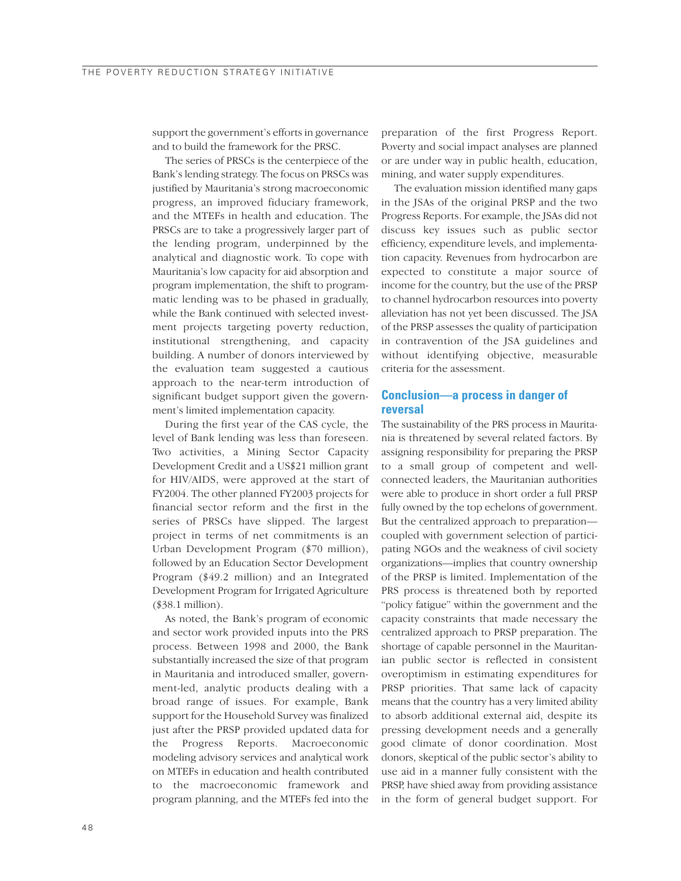support the government's efforts in governance and to build the framework for the PRSC.

The series of PRSCs is the centerpiece of the Bank's lending strategy. The focus on PRSCs was justified by Mauritania's strong macroeconomic progress, an improved fiduciary framework, and the MTEFs in health and education. The PRSCs are to take a progressively larger part of the lending program, underpinned by the analytical and diagnostic work. To cope with Mauritania's low capacity for aid absorption and program implementation, the shift to programmatic lending was to be phased in gradually, while the Bank continued with selected investment projects targeting poverty reduction, institutional strengthening, and capacity building. A number of donors interviewed by the evaluation team suggested a cautious approach to the near-term introduction of significant budget support given the government's limited implementation capacity.

During the first year of the CAS cycle, the level of Bank lending was less than foreseen. Two activities, a Mining Sector Capacity Development Credit and a US$21 million grant for HIV/AIDS, were approved at the start of FY2004. The other planned FY2003 projects for financial sector reform and the first in the series of PRSCs have slipped. The largest project in terms of net commitments is an Urban Development Program ($70 million), followed by an Education Sector Development Program ($49.2 million) and an Integrated Development Program for Irrigated Agriculture ($38.1 million).

As noted, the Bank's program of economic and sector work provided inputs into the PRS process. Between 1998 and 2000, the Bank substantially increased the size of that program in Mauritania and introduced smaller, government-led, analytic products dealing with a broad range of issues. For example, Bank support for the Household Survey was finalized just after the PRSP provided updated data for the Progress Reports. Macroeconomic modeling advisory services and analytical work on MTEFs in education and health contributed to the macroeconomic framework and program planning, and the MTEFs fed into the preparation of the first Progress Report. Poverty and social impact analyses are planned or are under way in public health, education, mining, and water supply expenditures.

The evaluation mission identified many gaps in the JSAs of the original PRSP and the two Progress Reports. For example, the JSAs did not discuss key issues such as public sector efficiency, expenditure levels, and implementation capacity. Revenues from hydrocarbon are expected to constitute a major source of income for the country, but the use of the PRSP to channel hydrocarbon resources into poverty alleviation has not yet been discussed. The JSA of the PRSP assesses the quality of participation in contravention of the JSA guidelines and without identifying objective, measurable criteria for the assessment.

## Conclusion—a process in danger of reversal

The sustainability of the PRS process in Mauritania is threatened by several related factors. By assigning responsibility for preparing the PRSP to a small group of competent and well-connected leaders, the Mauritanian authorities were able to produce in short order a full PRSP fully owned by the top echelons of government. But the centralized approach to preparation—coupled with government selection of participating NGOs and the weakness of civil society organizations—implies that country ownership of the PRSP is limited. Implementation of the PRS process is threatened both by reported "policy fatigue" within the government and the capacity constraints that made necessary the centralized approach to PRSP preparation. The shortage of capable personnel in the Mauritanian public sector is reflected in consistent overoptimism in estimating expenditures for PRSP priorities. That same lack of capacity means that the country has a very limited ability to absorb additional external aid, despite its pressing development needs and a generally good climate of donor coordination. Most donors, skeptical of the public sector's ability to use aid in a manner fully consistent with the PRSP, have shied away from providing assistance in the form of general budget support. For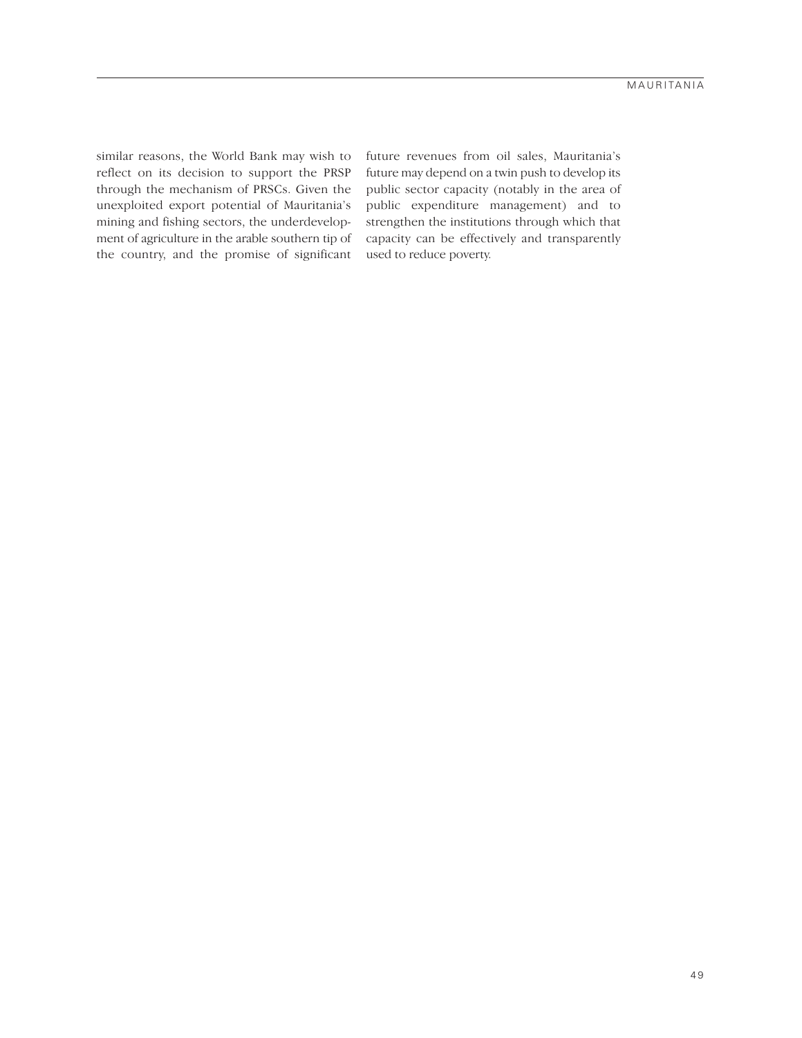similar reasons, the World Bank may wish to reflect on its decision to support the PRSP through the mechanism of PRSCs. Given the unexploited export potential of Mauritania's mining and fishing sectors, the underdevelopment of agriculture in the arable southern tip of the country, and the promise of significant future revenues from oil sales, Mauritania's future may depend on a twin push to develop its public sector capacity (notably in the area of public expenditure management) and to strengthen the institutions through which that capacity can be effectively and transparently used to reduce poverty.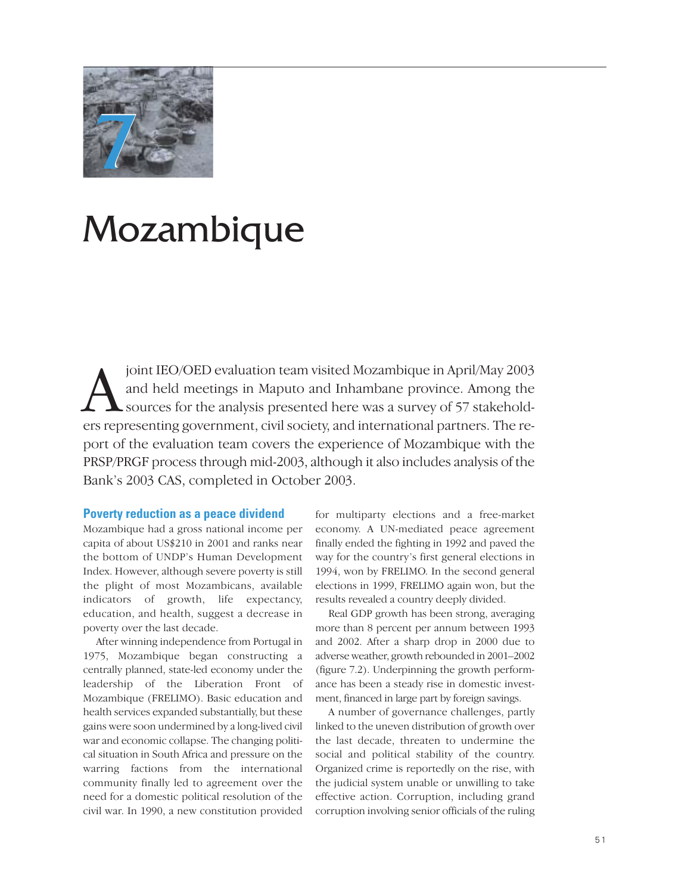# 7

# Mozambique

A joint IEO/OED evaluation team visited Mozambique in April/May 2003 and held meetings in Maputo and Inhambane province. Among the sources for the analysis presented here was a survey of 57 stakeholders representing government, civil society, and international partners. The report of the evaluation team covers the experience of Mozambique with the PRSP/PRGF process through mid-2003, although it also includes analysis of the Bank's 2003 CAS, completed in October 2003.

## Poverty reduction as a peace dividend

Mozambique had a gross national income per capita of about US$210 in 2001 and ranks near the bottom of UNDP's Human Development Index. However, although severe poverty is still the plight of most Mozambicans, available indicators of growth, life expectancy, education, and health, suggest a decrease in poverty over the last decade.

After winning independence from Portugal in 1975, Mozambique began constructing a centrally planned, state-led economy under the leadership of the Liberation Front of Mozambique (FRELIMO). Basic education and health services expanded substantially, but these gains were soon undermined by a long-lived civil war and economic collapse. The changing political situation in South Africa and pressure on the warring factions from the international community finally led to agreement over the need for a domestic political resolution of the civil war. In 1990, a new constitution provided for multiparty elections and a free-market economy. A UN-mediated peace agreement finally ended the fighting in 1992 and paved the way for the country's first general elections in 1994, won by FRELIMO. In the second general elections in 1999, FRELIMO again won, but the results revealed a country deeply divided.

Real GDP growth has been strong, averaging more than 8 percent per annum between 1993 and 2002. After a sharp drop in 2000 due to adverse weather, growth rebounded in 2001–2002 (figure 7.2). Underpinning the growth performance has been a steady rise in domestic investment, financed in large part by foreign savings.

A number of governance challenges, partly linked to the uneven distribution of growth over the last decade, threaten to undermine the social and political stability of the country. Organized crime is reportedly on the rise, with the judicial system unable or unwilling to take effective action. Corruption, including grand corruption involving senior officials of the ruling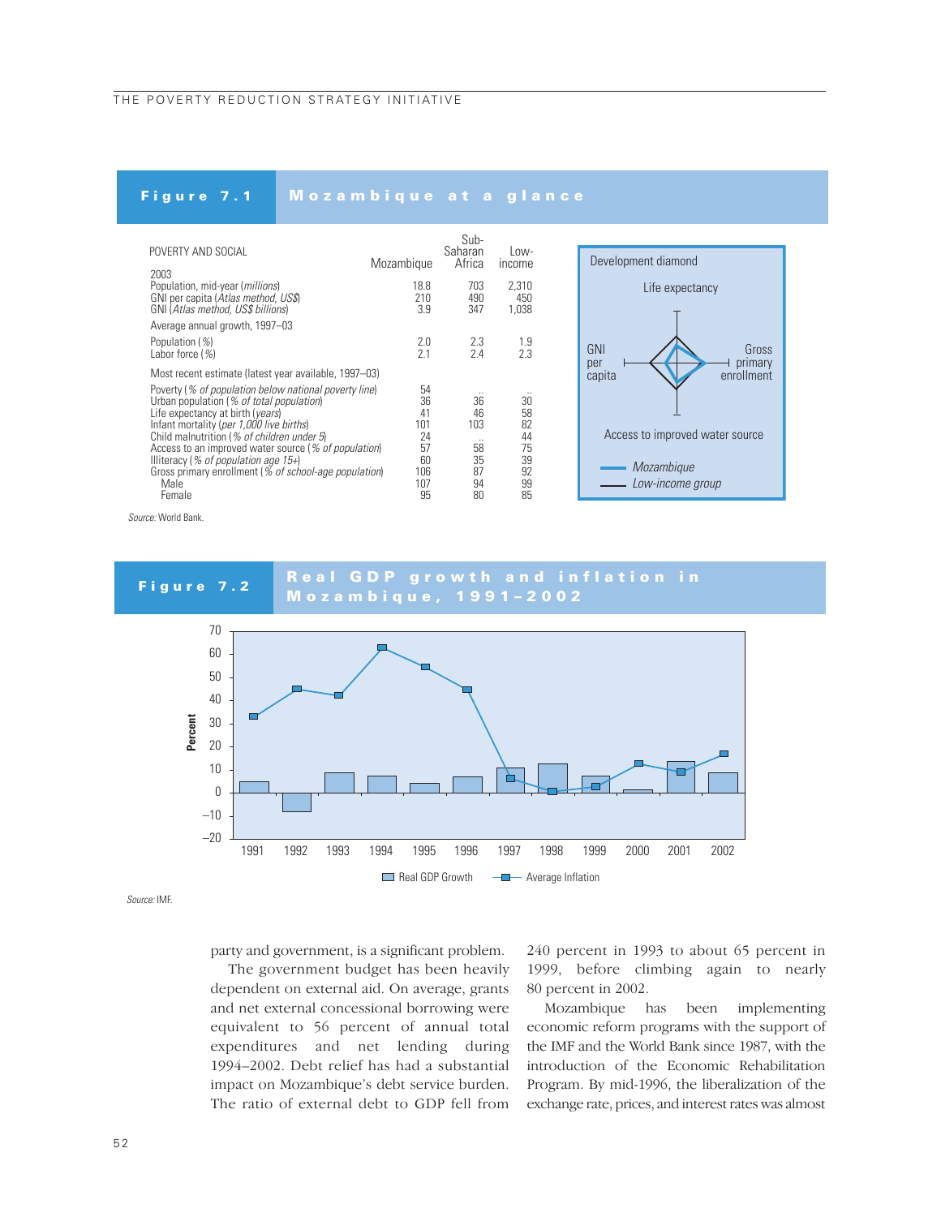## Figure 7.1 Mozambique at a glance

| POVERTY AND SOCIAL | Mozambique | Sub-Saharan Africa | Low-income |
|---|---|---|---|
| **2003** | | | |
| Population, mid-year (*millions*) | 18.8 | 703 | 2,310 |
| GNI per capita (*Atlas method, US$*) | 210 | 490 | 450 |
| GNI (*Atlas method, US$ billions*) | 3.9 | 347 | 1,038 |
| **Average annual growth, 1997–03** | | | |
| Population (%) | 2.0 | 2.3 | 1.9 |
| Labor force (%) | 2.1 | 2.4 | 2.3 |
| **Most recent estimate (latest year available, 1997–03)** | | | |
| Poverty (*% of population below national poverty line*) | 54 | .. | .. |
| Urban population (*% of total population*) | 36 | 36 | 30 |
| Life expectancy at birth (*years*) | 41 | 46 | 58 |
| Infant mortality (*per 1,000 live births*) | 101 | 103 | 82 |
| Child malnutrition (*% of children under 5*) | 24 | .. | 44 |
| Access to an improved water source (*% of population*) | 57 | 58 | 75 |
| Illiteracy (*% of population age 15+*) | 60 | 35 | 39 |
| Gross primary enrollment (*% of school-age population*) | 106 | 87 | 92 |
| Male | 107 | 94 | 99 |
| Female | 95 | 80 | 85 |

Development diamond: Life expectancy; GNI per capita; Gross primary enrollment; Access to improved water source. Mozambique; Low-income group.

*Source:* World Bank.

## Figure 7.2 Real GDP growth and inflation in Mozambique, 1991–2002

*Source:* IMF.

party and government, is a significant problem.

The government budget has been heavily dependent on external aid. On average, grants and net external concessional borrowing were equivalent to 56 percent of annual total expenditures and net lending during 1994–2002. Debt relief has had a substantial impact on Mozambique's debt service burden. The ratio of external debt to GDP fell from 240 percent in 1993 to about 65 percent in 1999, before climbing again to nearly 80 percent in 2002.

Mozambique has been implementing economic reform programs with the support of the IMF and the World Bank since 1987, with the introduction of the Economic Rehabilitation Program. By mid-1996, the liberalization of the exchange rate, prices, and interest rates was almost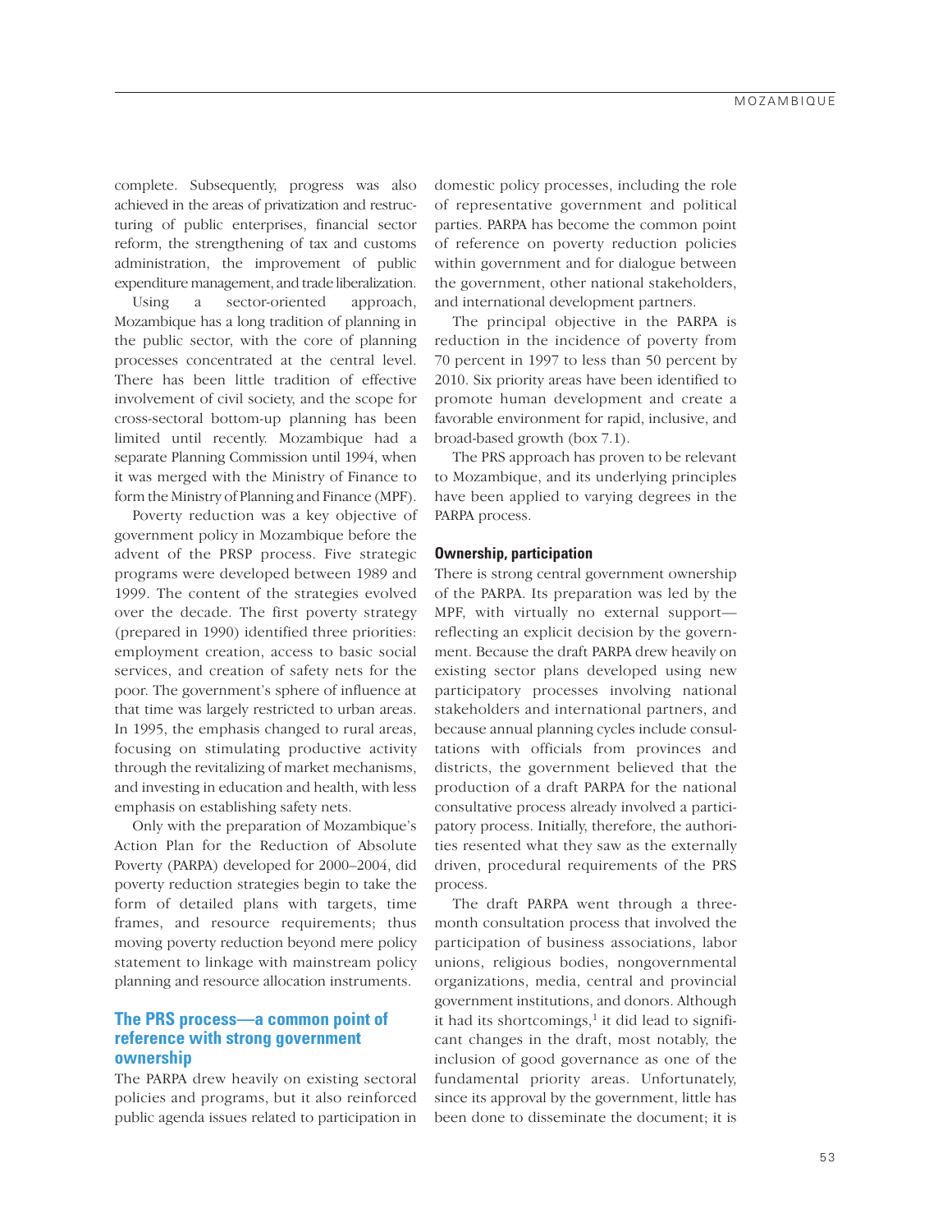complete. Subsequently, progress was also achieved in the areas of privatization and restructuring of public enterprises, financial sector reform, the strengthening of tax and customs administration, the improvement of public expenditure management, and trade liberalization.

Using a sector-oriented approach, Mozambique has a long tradition of planning in the public sector, with the core of planning processes concentrated at the central level. There has been little tradition of effective involvement of civil society, and the scope for cross-sectoral bottom-up planning has been limited until recently. Mozambique had a separate Planning Commission until 1994, when it was merged with the Ministry of Finance to form the Ministry of Planning and Finance (MPF).

Poverty reduction was a key objective of government policy in Mozambique before the advent of the PRSP process. Five strategic programs were developed between 1989 and 1999. The content of the strategies evolved over the decade. The first poverty strategy (prepared in 1990) identified three priorities: employment creation, access to basic social services, and creation of safety nets for the poor. The government's sphere of influence at that time was largely restricted to urban areas. In 1995, the emphasis changed to rural areas, focusing on stimulating productive activity through the revitalizing of market mechanisms, and investing in education and health, with less emphasis on establishing safety nets.

Only with the preparation of Mozambique's Action Plan for the Reduction of Absolute Poverty (PARPA) developed for 2000–2004, did poverty reduction strategies begin to take the form of detailed plans with targets, time frames, and resource requirements; thus moving poverty reduction beyond mere policy statement to linkage with mainstream policy planning and resource allocation instruments.

## The PRS process—a common point of reference with strong government ownership

The PARPA drew heavily on existing sectoral policies and programs, but it also reinforced public agenda issues related to participation in domestic policy processes, including the role of representative government and political parties. PARPA has become the common point of reference on poverty reduction policies within government and for dialogue between the government, other national stakeholders, and international development partners.

The principal objective in the PARPA is reduction in the incidence of poverty from 70 percent in 1997 to less than 50 percent by 2010. Six priority areas have been identified to promote human development and create a favorable environment for rapid, inclusive, and broad-based growth (box 7.1).

The PRS approach has proven to be relevant to Mozambique, and its underlying principles have been applied to varying degrees in the PARPA process.

### Ownership, participation

There is strong central government ownership of the PARPA. Its preparation was led by the MPF, with virtually no external support—reflecting an explicit decision by the government. Because the draft PARPA drew heavily on existing sector plans developed using new participatory processes involving national stakeholders and international partners, and because annual planning cycles include consultations with officials from provinces and districts, the government believed that the production of a draft PARPA for the national consultative process already involved a participatory process. Initially, therefore, the authorities resented what they saw as the externally driven, procedural requirements of the PRS process.

The draft PARPA went through a three-month consultation process that involved the participation of business associations, labor unions, religious bodies, nongovernmental organizations, media, central and provincial government institutions, and donors. Although it had its shortcomings,[1] it did lead to significant changes in the draft, most notably, the inclusion of good governance as one of the fundamental priority areas. Unfortunately, since its approval by the government, little has been done to disseminate the document; it is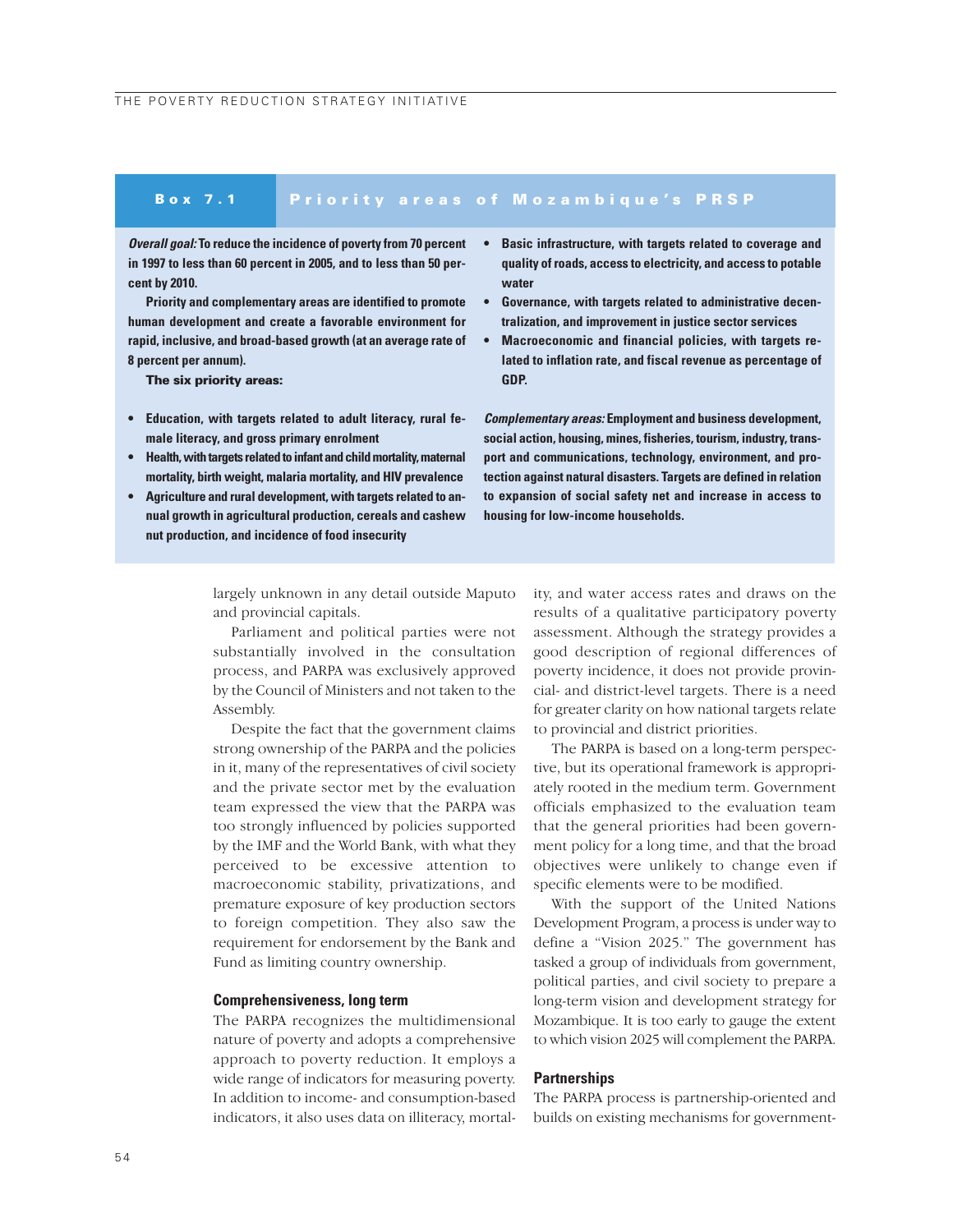**Box 7.1 Priority areas of Mozambique's PRSP**

***Overall goal:*** **To reduce the incidence of poverty from 70 percent in 1997 to less than 60 percent in 2005, and to less than 50 percent by 2010.**

**Priority and complementary areas are identified to promote human development and create a favorable environment for rapid, inclusive, and broad-based growth (at an average rate of 8 percent per annum).**

**The six priority areas:**

- **Education, with targets related to adult literacy, rural female literacy, and gross primary enrolment**
- **Health, with targets related to infant and child mortality, maternal mortality, birth weight, malaria mortality, and HIV prevalence**
- **Agriculture and rural development, with targets related to annual growth in agricultural production, cereals and cashew nut production, and incidence of food insecurity**
- **Basic infrastructure, with targets related to coverage and quality of roads, access to electricity, and access to potable water**
- **Governance, with targets related to administrative decentralization, and improvement in justice sector services**
- **Macroeconomic and financial policies, with targets related to inflation rate, and fiscal revenue as percentage of GDP.**

***Complementary areas:*** **Employment and business development, social action, housing, mines, fisheries, tourism, industry, transport and communications, technology, environment, and protection against natural disasters. Targets are defined in relation to expansion of social safety net and increase in access to housing for low-income households.**

largely unknown in any detail outside Maputo and provincial capitals.

Parliament and political parties were not substantially involved in the consultation process, and PARPA was exclusively approved by the Council of Ministers and not taken to the Assembly.

Despite the fact that the government claims strong ownership of the PARPA and the policies in it, many of the representatives of civil society and the private sector met by the evaluation team expressed the view that the PARPA was too strongly influenced by policies supported by the IMF and the World Bank, with what they perceived to be excessive attention to macroeconomic stability, privatizations, and premature exposure of key production sectors to foreign competition. They also saw the requirement for endorsement by the Bank and Fund as limiting country ownership.

### Comprehensiveness, long term

The PARPA recognizes the multidimensional nature of poverty and adopts a comprehensive approach to poverty reduction. It employs a wide range of indicators for measuring poverty. In addition to income- and consumption-based indicators, it also uses data on illiteracy, mortality, and water access rates and draws on the results of a qualitative participatory poverty assessment. Although the strategy provides a good description of regional differences of poverty incidence, it does not provide provincial- and district-level targets. There is a need for greater clarity on how national targets relate to provincial and district priorities.

The PARPA is based on a long-term perspective, but its operational framework is appropriately rooted in the medium term. Government officials emphasized to the evaluation team that the general priorities had been government policy for a long time, and that the broad objectives were unlikely to change even if specific elements were to be modified.

With the support of the United Nations Development Program, a process is under way to define a "Vision 2025." The government has tasked a group of individuals from government, political parties, and civil society to prepare a long-term vision and development strategy for Mozambique. It is too early to gauge the extent to which vision 2025 will complement the PARPA.

### Partnerships

The PARPA process is partnership-oriented and builds on existing mechanisms for government-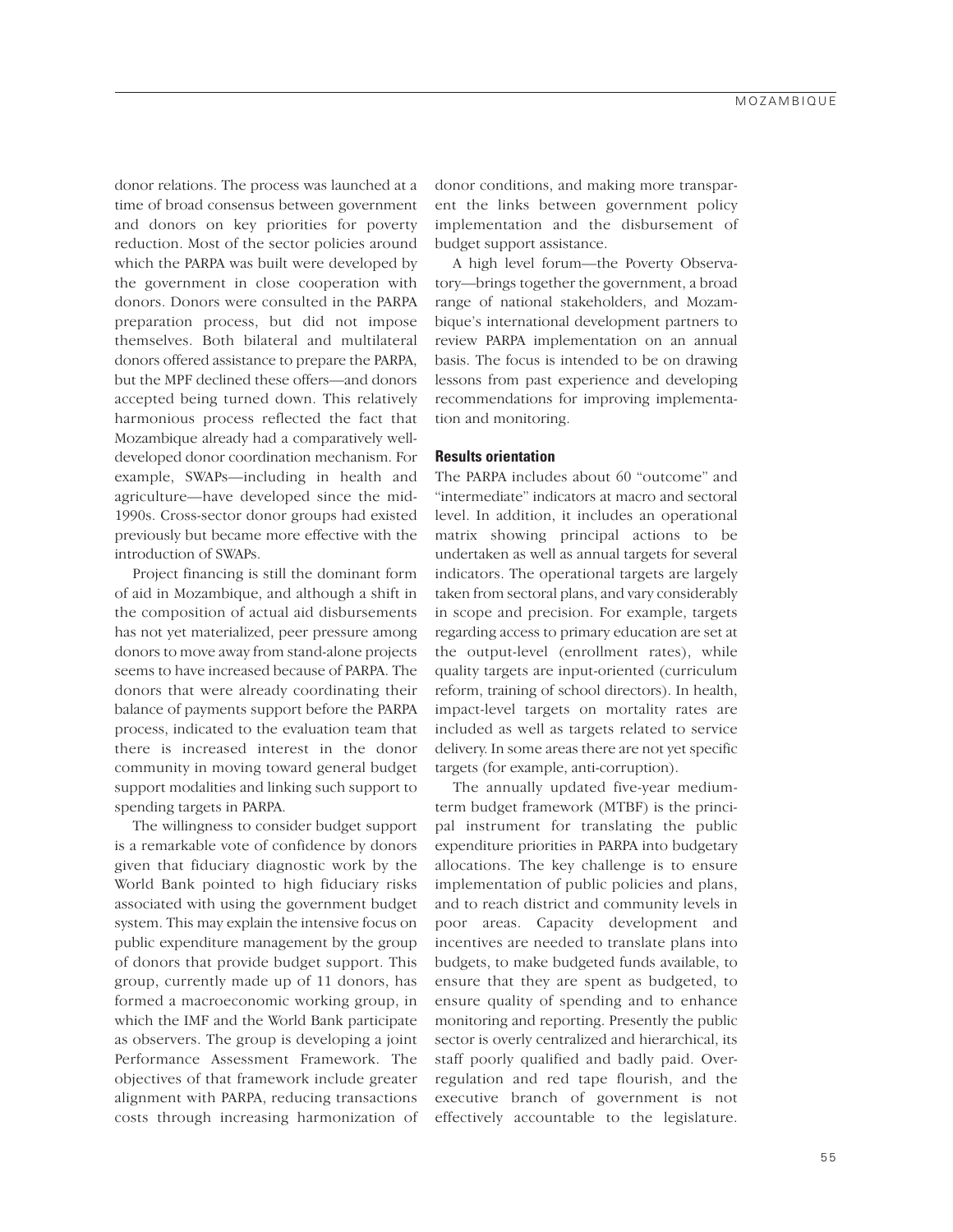donor relations. The process was launched at a time of broad consensus between government and donors on key priorities for poverty reduction. Most of the sector policies around which the PARPA was built were developed by the government in close cooperation with donors. Donors were consulted in the PARPA preparation process, but did not impose themselves. Both bilateral and multilateral donors offered assistance to prepare the PARPA, but the MPF declined these offers—and donors accepted being turned down. This relatively harmonious process reflected the fact that Mozambique already had a comparatively well-developed donor coordination mechanism. For example, SWAPs—including in health and agriculture—have developed since the mid-1990s. Cross-sector donor groups had existed previously but became more effective with the introduction of SWAPs.

Project financing is still the dominant form of aid in Mozambique, and although a shift in the composition of actual aid disbursements has not yet materialized, peer pressure among donors to move away from stand-alone projects seems to have increased because of PARPA. The donors that were already coordinating their balance of payments support before the PARPA process, indicated to the evaluation team that there is increased interest in the donor community in moving toward general budget support modalities and linking such support to spending targets in PARPA.

The willingness to consider budget support is a remarkable vote of confidence by donors given that fiduciary diagnostic work by the World Bank pointed to high fiduciary risks associated with using the government budget system. This may explain the intensive focus on public expenditure management by the group of donors that provide budget support. This group, currently made up of 11 donors, has formed a macroeconomic working group, in which the IMF and the World Bank participate as observers. The group is developing a joint Performance Assessment Framework. The objectives of that framework include greater alignment with PARPA, reducing transactions costs through increasing harmonization of donor conditions, and making more transparent the links between government policy implementation and the disbursement of budget support assistance.

A high level forum—the Poverty Observatory—brings together the government, a broad range of national stakeholders, and Mozambique's international development partners to review PARPA implementation on an annual basis. The focus is intended to be on drawing lessons from past experience and developing recommendations for improving implementation and monitoring.

### Results orientation

The PARPA includes about 60 "outcome" and "intermediate" indicators at macro and sectoral level. In addition, it includes an operational matrix showing principal actions to be undertaken as well as annual targets for several indicators. The operational targets are largely taken from sectoral plans, and vary considerably in scope and precision. For example, targets regarding access to primary education are set at the output-level (enrollment rates), while quality targets are input-oriented (curriculum reform, training of school directors). In health, impact-level targets on mortality rates are included as well as targets related to service delivery. In some areas there are not yet specific targets (for example, anti-corruption).

The annually updated five-year medium-term budget framework (MTBF) is the principal instrument for translating the public expenditure priorities in PARPA into budgetary allocations. The key challenge is to ensure implementation of public policies and plans, and to reach district and community levels in poor areas. Capacity development and incentives are needed to translate plans into budgets, to make budgeted funds available, to ensure that they are spent as budgeted, to ensure quality of spending and to enhance monitoring and reporting. Presently the public sector is overly centralized and hierarchical, its staff poorly qualified and badly paid. Over-regulation and red tape flourish, and the executive branch of government is not effectively accountable to the legislature.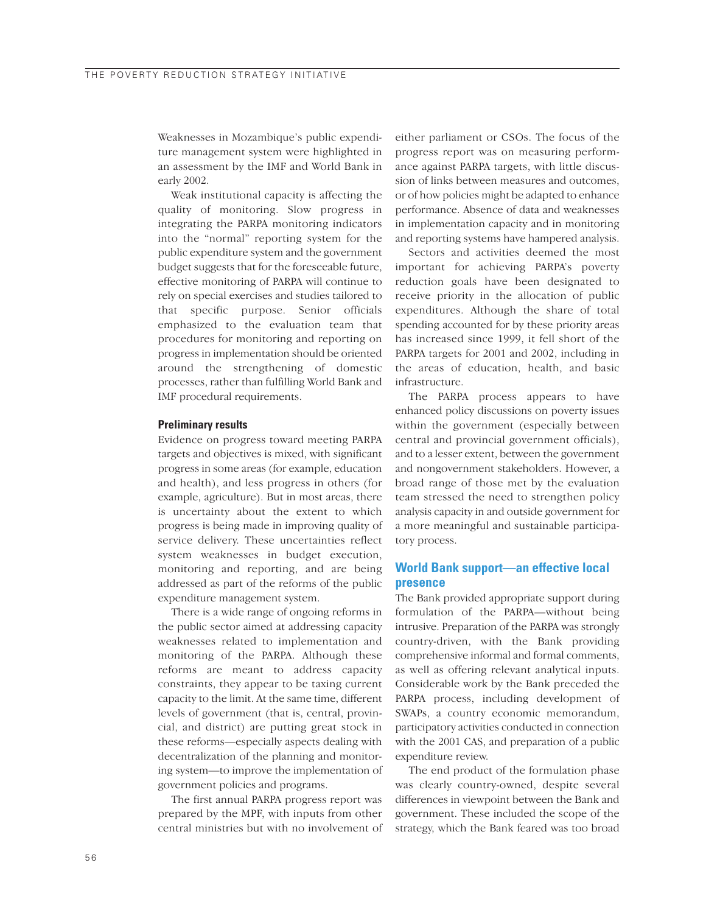Weaknesses in Mozambique's public expenditure management system were highlighted in an assessment by the IMF and World Bank in early 2002.

Weak institutional capacity is affecting the quality of monitoring. Slow progress in integrating the PARPA monitoring indicators into the "normal" reporting system for the public expenditure system and the government budget suggests that for the foreseeable future, effective monitoring of PARPA will continue to rely on special exercises and studies tailored to that specific purpose. Senior officials emphasized to the evaluation team that procedures for monitoring and reporting on progress in implementation should be oriented around the strengthening of domestic processes, rather than fulfilling World Bank and IMF procedural requirements.

#### Preliminary results

Evidence on progress toward meeting PARPA targets and objectives is mixed, with significant progress in some areas (for example, education and health), and less progress in others (for example, agriculture). But in most areas, there is uncertainty about the extent to which progress is being made in improving quality of service delivery. These uncertainties reflect system weaknesses in budget execution, monitoring and reporting, and are being addressed as part of the reforms of the public expenditure management system.

There is a wide range of ongoing reforms in the public sector aimed at addressing capacity weaknesses related to implementation and monitoring of the PARPA. Although these reforms are meant to address capacity constraints, they appear to be taxing current capacity to the limit. At the same time, different levels of government (that is, central, provincial, and district) are putting great stock in these reforms—especially aspects dealing with decentralization of the planning and monitoring system—to improve the implementation of government policies and programs.

The first annual PARPA progress report was prepared by the MPF, with inputs from other central ministries but with no involvement of either parliament or CSOs. The focus of the progress report was on measuring performance against PARPA targets, with little discussion of links between measures and outcomes, or of how policies might be adapted to enhance performance. Absence of data and weaknesses in implementation capacity and in monitoring and reporting systems have hampered analysis.

Sectors and activities deemed the most important for achieving PARPA's poverty reduction goals have been designated to receive priority in the allocation of public expenditures. Although the share of total spending accounted for by these priority areas has increased since 1999, it fell short of the PARPA targets for 2001 and 2002, including in the areas of education, health, and basic infrastructure.

The PARPA process appears to have enhanced policy discussions on poverty issues within the government (especially between central and provincial government officials), and to a lesser extent, between the government and nongovernment stakeholders. However, a broad range of those met by the evaluation team stressed the need to strengthen policy analysis capacity in and outside government for a more meaningful and sustainable participatory process.

### World Bank support—an effective local presence

The Bank provided appropriate support during formulation of the PARPA—without being intrusive. Preparation of the PARPA was strongly country-driven, with the Bank providing comprehensive informal and formal comments, as well as offering relevant analytical inputs. Considerable work by the Bank preceded the PARPA process, including development of SWAPs, a country economic memorandum, participatory activities conducted in connection with the 2001 CAS, and preparation of a public expenditure review.

The end product of the formulation phase was clearly country-owned, despite several differences in viewpoint between the Bank and government. These included the scope of the strategy, which the Bank feared was too broad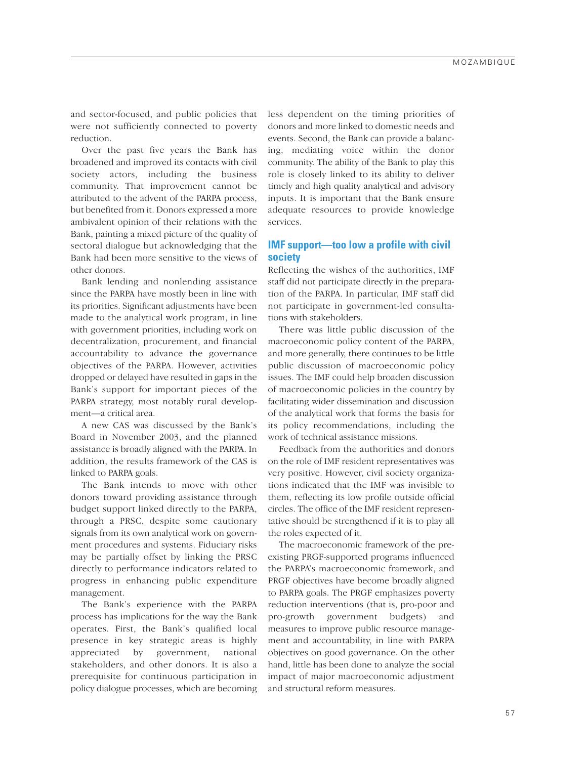and sector-focused, and public policies that were not sufficiently connected to poverty reduction.

Over the past five years the Bank has broadened and improved its contacts with civil society actors, including the business community. That improvement cannot be attributed to the advent of the PARPA process, but benefited from it. Donors expressed a more ambivalent opinion of their relations with the Bank, painting a mixed picture of the quality of sectoral dialogue but acknowledging that the Bank had been more sensitive to the views of other donors.

Bank lending and nonlending assistance since the PARPA have mostly been in line with its priorities. Significant adjustments have been made to the analytical work program, in line with government priorities, including work on decentralization, procurement, and financial accountability to advance the governance objectives of the PARPA. However, activities dropped or delayed have resulted in gaps in the Bank's support for important pieces of the PARPA strategy, most notably rural development—a critical area.

A new CAS was discussed by the Bank's Board in November 2003, and the planned assistance is broadly aligned with the PARPA. In addition, the results framework of the CAS is linked to PARPA goals.

The Bank intends to move with other donors toward providing assistance through budget support linked directly to the PARPA, through a PRSC, despite some cautionary signals from its own analytical work on government procedures and systems. Fiduciary risks may be partially offset by linking the PRSC directly to performance indicators related to progress in enhancing public expenditure management.

The Bank's experience with the PARPA process has implications for the way the Bank operates. First, the Bank's qualified local presence in key strategic areas is highly appreciated by government, national stakeholders, and other donors. It is also a prerequisite for continuous participation in policy dialogue processes, which are becoming less dependent on the timing priorities of donors and more linked to domestic needs and events. Second, the Bank can provide a balancing, mediating voice within the donor community. The ability of the Bank to play this role is closely linked to its ability to deliver timely and high quality analytical and advisory inputs. It is important that the Bank ensure adequate resources to provide knowledge services.

## IMF support—too low a profile with civil society

Reflecting the wishes of the authorities, IMF staff did not participate directly in the preparation of the PARPA. In particular, IMF staff did not participate in government-led consultations with stakeholders.

There was little public discussion of the macroeconomic policy content of the PARPA, and more generally, there continues to be little public discussion of macroeconomic policy issues. The IMF could help broaden discussion of macroeconomic policies in the country by facilitating wider dissemination and discussion of the analytical work that forms the basis for its policy recommendations, including the work of technical assistance missions.

Feedback from the authorities and donors on the role of IMF resident representatives was very positive. However, civil society organizations indicated that the IMF was invisible to them, reflecting its low profile outside official circles. The office of the IMF resident representative should be strengthened if it is to play all the roles expected of it.

The macroeconomic framework of the preexisting PRGF-supported programs influenced the PARPA's macroeconomic framework, and PRGF objectives have become broadly aligned to PARPA goals. The PRGF emphasizes poverty reduction interventions (that is, pro-poor and pro-growth government budgets) and measures to improve public resource management and accountability, in line with PARPA objectives on good governance. On the other hand, little has been done to analyze the social impact of major macroeconomic adjustment and structural reform measures.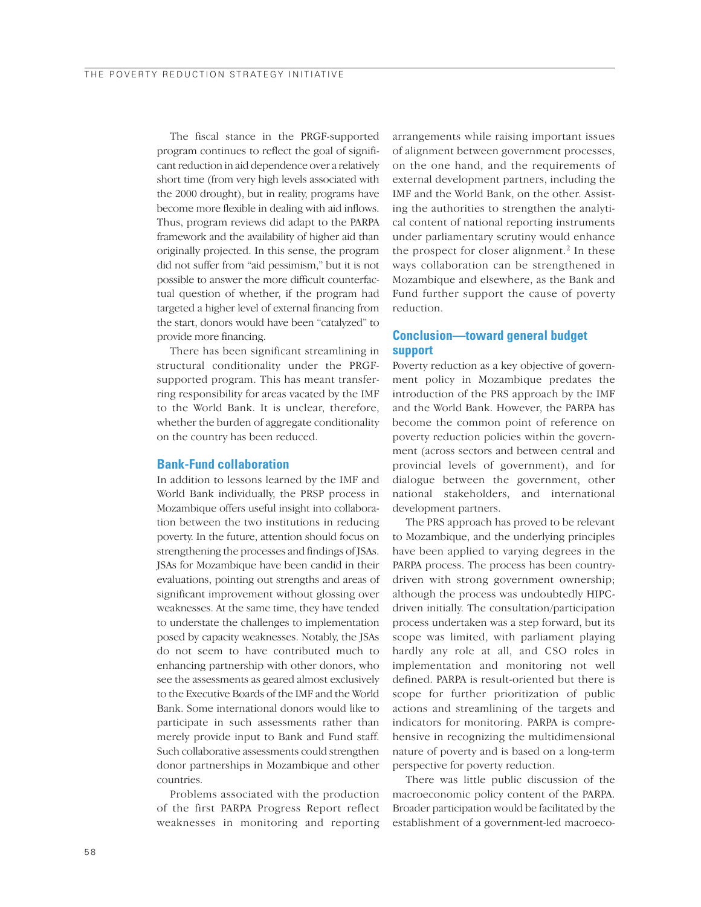The fiscal stance in the PRGF-supported program continues to reflect the goal of significant reduction in aid dependence over a relatively short time (from very high levels associated with the 2000 drought), but in reality, programs have become more flexible in dealing with aid inflows. Thus, program reviews did adapt to the PARPA framework and the availability of higher aid than originally projected. In this sense, the program did not suffer from "aid pessimism," but it is not possible to answer the more difficult counterfactual question of whether, if the program had targeted a higher level of external financing from the start, donors would have been "catalyzed" to provide more financing.

There has been significant streamlining in structural conditionality under the PRGF-supported program. This has meant transferring responsibility for areas vacated by the IMF to the World Bank. It is unclear, therefore, whether the burden of aggregate conditionality on the country has been reduced.

## Bank-Fund collaboration

In addition to lessons learned by the IMF and World Bank individually, the PRSP process in Mozambique offers useful insight into collaboration between the two institutions in reducing poverty. In the future, attention should focus on strengthening the processes and findings of JSAs. JSAs for Mozambique have been candid in their evaluations, pointing out strengths and areas of significant improvement without glossing over weaknesses. At the same time, they have tended to understate the challenges to implementation posed by capacity weaknesses. Notably, the JSAs do not seem to have contributed much to enhancing partnership with other donors, who see the assessments as geared almost exclusively to the Executive Boards of the IMF and the World Bank. Some international donors would like to participate in such assessments rather than merely provide input to Bank and Fund staff. Such collaborative assessments could strengthen donor partnerships in Mozambique and other countries.

Problems associated with the production of the first PARPA Progress Report reflect weaknesses in monitoring and reporting arrangements while raising important issues of alignment between government processes, on the one hand, and the requirements of external development partners, including the IMF and the World Bank, on the other. Assisting the authorities to strengthen the analytical content of national reporting instruments under parliamentary scrutiny would enhance the prospect for closer alignment.[2] In these ways collaboration can be strengthened in Mozambique and elsewhere, as the Bank and Fund further support the cause of poverty reduction.

## Conclusion—toward general budget support

Poverty reduction as a key objective of government policy in Mozambique predates the introduction of the PRS approach by the IMF and the World Bank. However, the PARPA has become the common point of reference on poverty reduction policies within the government (across sectors and between central and provincial levels of government), and for dialogue between the government, other national stakeholders, and international development partners.

The PRS approach has proved to be relevant to Mozambique, and the underlying principles have been applied to varying degrees in the PARPA process. The process has been country-driven with strong government ownership; although the process was undoubtedly HIPC-driven initially. The consultation/participation process undertaken was a step forward, but its scope was limited, with parliament playing hardly any role at all, and CSO roles in implementation and monitoring not well defined. PARPA is result-oriented but there is scope for further prioritization of public actions and streamlining of the targets and indicators for monitoring. PARPA is comprehensive in recognizing the multidimensional nature of poverty and is based on a long-term perspective for poverty reduction.

There was little public discussion of the macroeconomic policy content of the PARPA. Broader participation would be facilitated by the establishment of a government-led macroeco-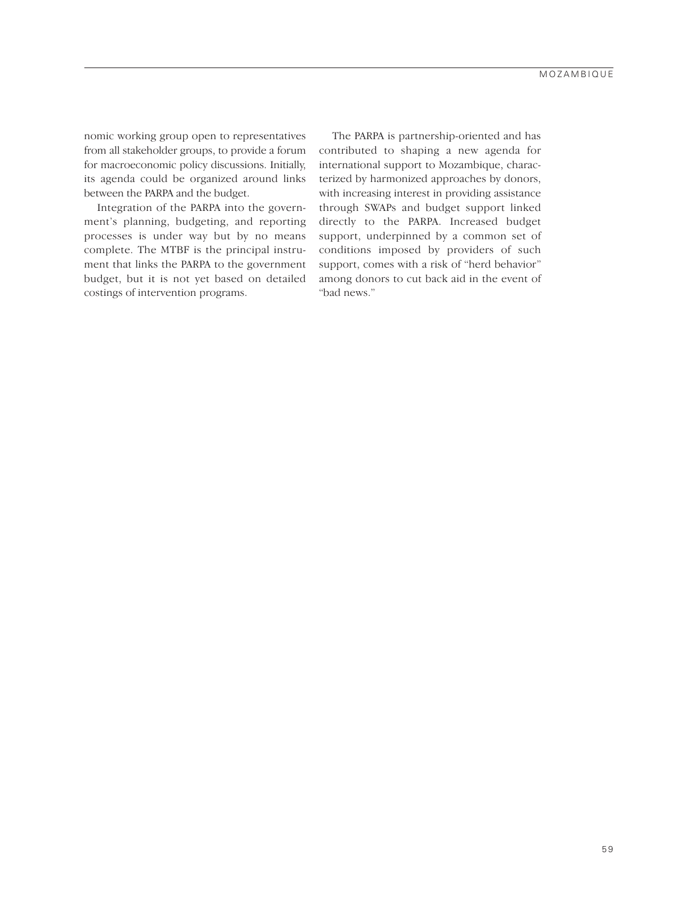nomic working group open to representatives from all stakeholder groups, to provide a forum for macroeconomic policy discussions. Initially, its agenda could be organized around links between the PARPA and the budget.

Integration of the PARPA into the government's planning, budgeting, and reporting processes is under way but by no means complete. The MTBF is the principal instrument that links the PARPA to the government budget, but it is not yet based on detailed costings of intervention programs.

The PARPA is partnership-oriented and has contributed to shaping a new agenda for international support to Mozambique, characterized by harmonized approaches by donors, with increasing interest in providing assistance through SWAPs and budget support linked directly to the PARPA. Increased budget support, underpinned by a common set of conditions imposed by providers of such support, comes with a risk of "herd behavior" among donors to cut back aid in the event of "bad news."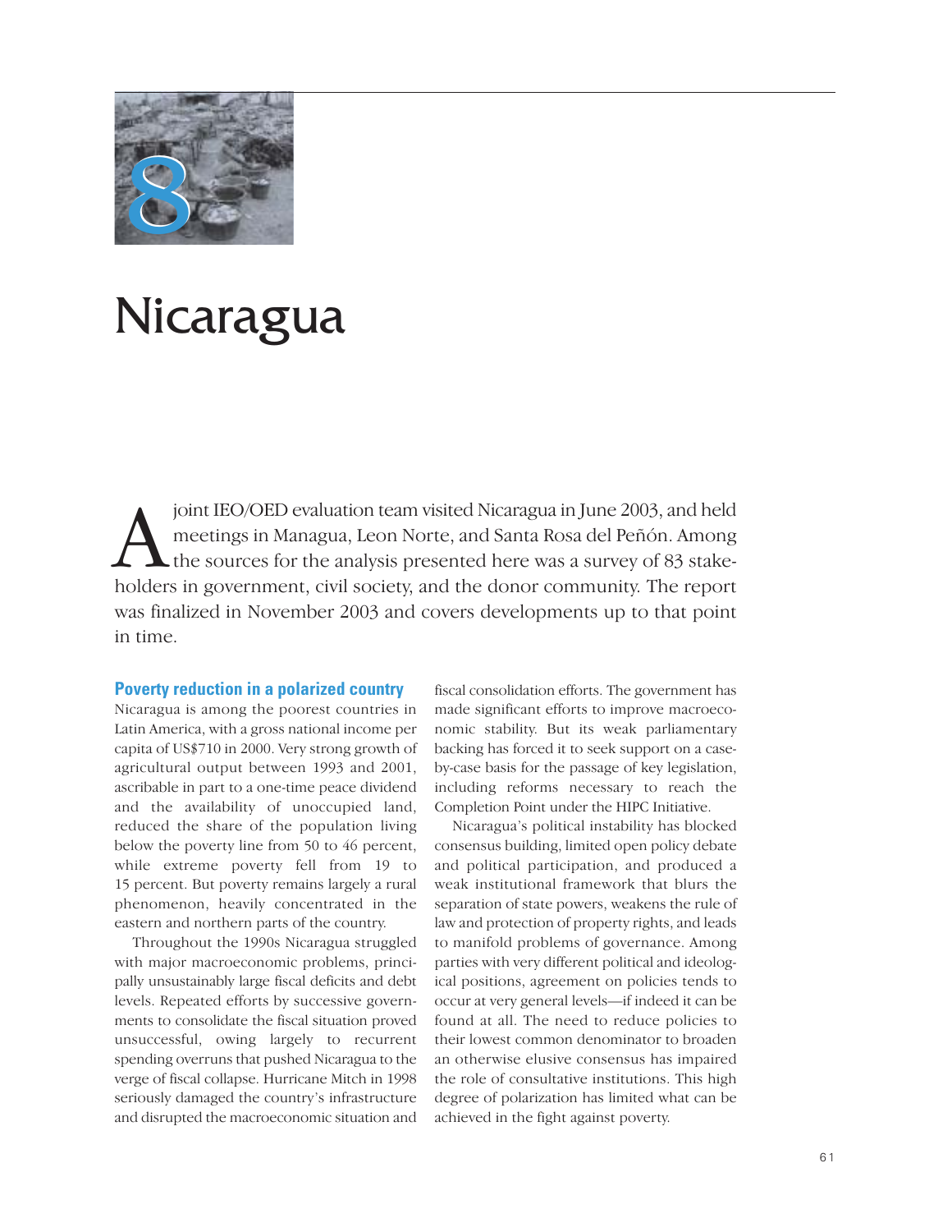# 8 Nicaragua

A joint IEO/OED evaluation team visited Nicaragua in June 2003, and held meetings in Managua, Leon Norte, and Santa Rosa del Peñón. Among the sources for the analysis presented here was a survey of 83 stakeholders in government, civil society, and the donor community. The report was finalized in November 2003 and covers developments up to that point in time.

## Poverty reduction in a polarized country

Nicaragua is among the poorest countries in Latin America, with a gross national income per capita of US$710 in 2000. Very strong growth of agricultural output between 1993 and 2001, ascribable in part to a one-time peace dividend and the availability of unoccupied land, reduced the share of the population living below the poverty line from 50 to 46 percent, while extreme poverty fell from 19 to 15 percent. But poverty remains largely a rural phenomenon, heavily concentrated in the eastern and northern parts of the country.

Throughout the 1990s Nicaragua struggled with major macroeconomic problems, principally unsustainably large fiscal deficits and debt levels. Repeated efforts by successive governments to consolidate the fiscal situation proved unsuccessful, owing largely to recurrent spending overruns that pushed Nicaragua to the verge of fiscal collapse. Hurricane Mitch in 1998 seriously damaged the country's infrastructure and disrupted the macroeconomic situation and fiscal consolidation efforts. The government has made significant efforts to improve macroeconomic stability. But its weak parliamentary backing has forced it to seek support on a case-by-case basis for the passage of key legislation, including reforms necessary to reach the Completion Point under the HIPC Initiative.

Nicaragua's political instability has blocked consensus building, limited open policy debate and political participation, and produced a weak institutional framework that blurs the separation of state powers, weakens the rule of law and protection of property rights, and leads to manifold problems of governance. Among parties with very different political and ideological positions, agreement on policies tends to occur at very general levels—if indeed it can be found at all. The need to reduce policies to their lowest common denominator to broaden an otherwise elusive consensus has impaired the role of consultative institutions. This high degree of polarization has limited what can be achieved in the fight against poverty.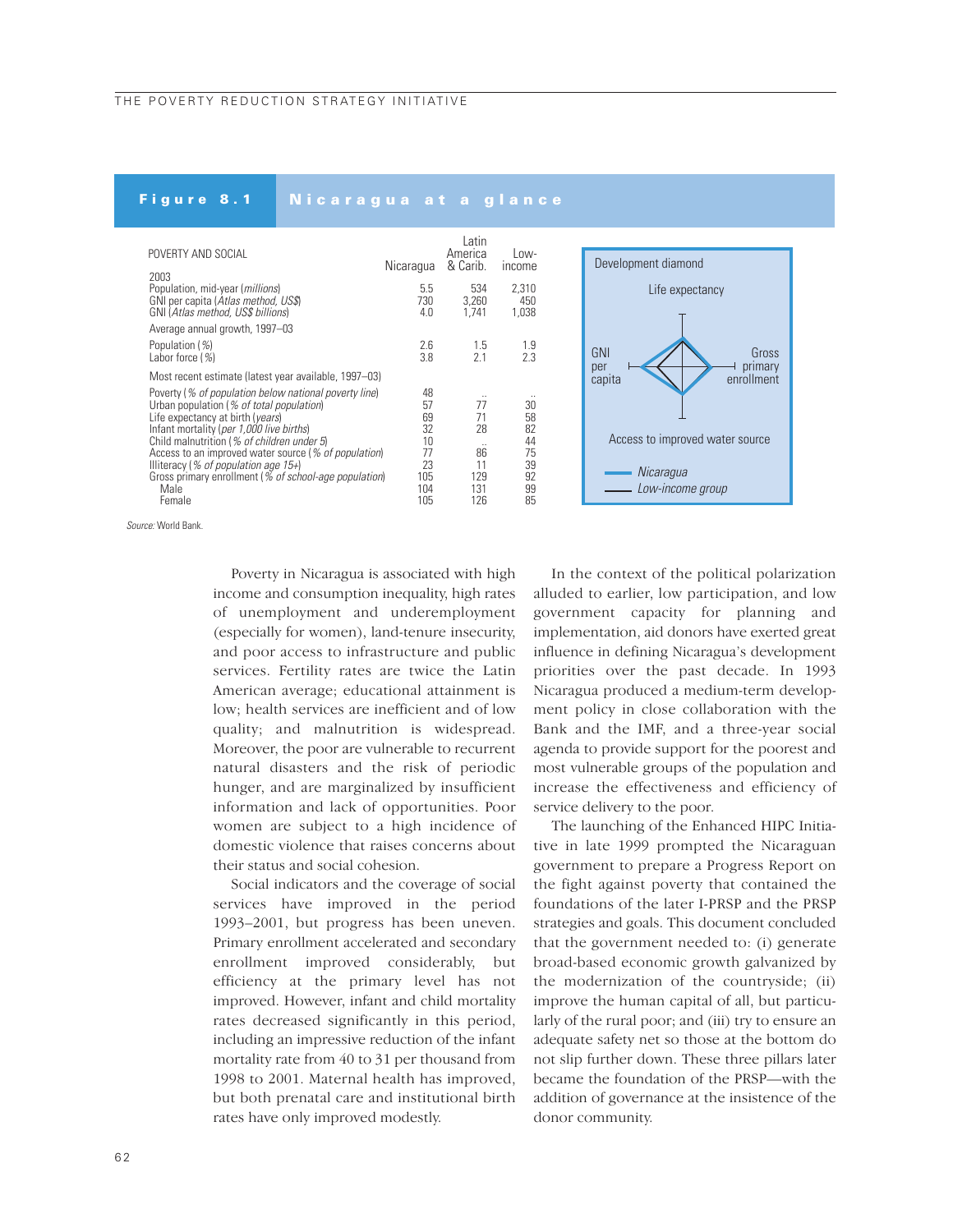**Figure 8.1 Nicaragua at a glance**

| POVERTY AND SOCIAL | Nicaragua | Latin America & Carib. | Low-income |
|---|---|---|---|
| 2003 | | | |
| Population, mid-year (*millions*) | 5.5 | 534 | 2,310 |
| GNI per capita (*Atlas method, US$*) | 730 | 3,260 | 450 |
| GNI (*Atlas method, US$ billions*) | 4.0 | 1,741 | 1,038 |
| Average annual growth, 1997–03 | | | |
| Population (%) | 2.6 | 1.5 | 1.9 |
| Labor force (%) | 3.8 | 2.1 | 2.3 |
| Most recent estimate (latest year available, 1997–03) | | | |
| Poverty (*% of population below national poverty line*) | 48 | .. | .. |
| Urban population (*% of total population*) | 57 | 77 | 30 |
| Life expectancy at birth (*years*) | 69 | 71 | 58 |
| Infant mortality (*per 1,000 live births*) | 32 | 28 | 82 |
| Child malnutrition (*% of children under 5*) | 10 | .. | 44 |
| Access to an improved water source (*% of population*) | 77 | 86 | 75 |
| Illiteracy (*% of population age 15+*) | 23 | 11 | 39 |
| Gross primary enrollment (*% of school-age population*) | 105 | 129 | 92 |
| Male | 104 | 131 | 99 |
| Female | 105 | 126 | 85 |

Development diamond: Life expectancy; GNI per capita; Gross primary enrollment; Access to improved water source. Legend: Nicaragua; Low-income group.

*Source:* World Bank.

Poverty in Nicaragua is associated with high income and consumption inequality, high rates of unemployment and underemployment (especially for women), land-tenure insecurity, and poor access to infrastructure and public services. Fertility rates are twice the Latin American average; educational attainment is low; health services are inefficient and of low quality; and malnutrition is widespread. Moreover, the poor are vulnerable to recurrent natural disasters and the risk of periodic hunger, and are marginalized by insufficient information and lack of opportunities. Poor women are subject to a high incidence of domestic violence that raises concerns about their status and social cohesion.

Social indicators and the coverage of social services have improved in the period 1993–2001, but progress has been uneven. Primary enrollment accelerated and secondary enrollment improved considerably, but efficiency at the primary level has not improved. However, infant and child mortality rates decreased significantly in this period, including an impressive reduction of the infant mortality rate from 40 to 31 per thousand from 1998 to 2001. Maternal health has improved, but both prenatal care and institutional birth rates have only improved modestly.

In the context of the political polarization alluded to earlier, low participation, and low government capacity for planning and implementation, aid donors have exerted great influence in defining Nicaragua's development priorities over the past decade. In 1993 Nicaragua produced a medium-term development policy in close collaboration with the Bank and the IMF, and a three-year social agenda to provide support for the poorest and most vulnerable groups of the population and increase the effectiveness and efficiency of service delivery to the poor.

The launching of the Enhanced HIPC Initiative in late 1999 prompted the Nicaraguan government to prepare a Progress Report on the fight against poverty that contained the foundations of the later I-PRSP and the PRSP strategies and goals. This document concluded that the government needed to: (i) generate broad-based economic growth galvanized by the modernization of the countryside; (ii) improve the human capital of all, but particularly of the rural poor; and (iii) try to ensure an adequate safety net so those at the bottom do not slip further down. These three pillars later became the foundation of the PRSP—with the addition of governance at the insistence of the donor community.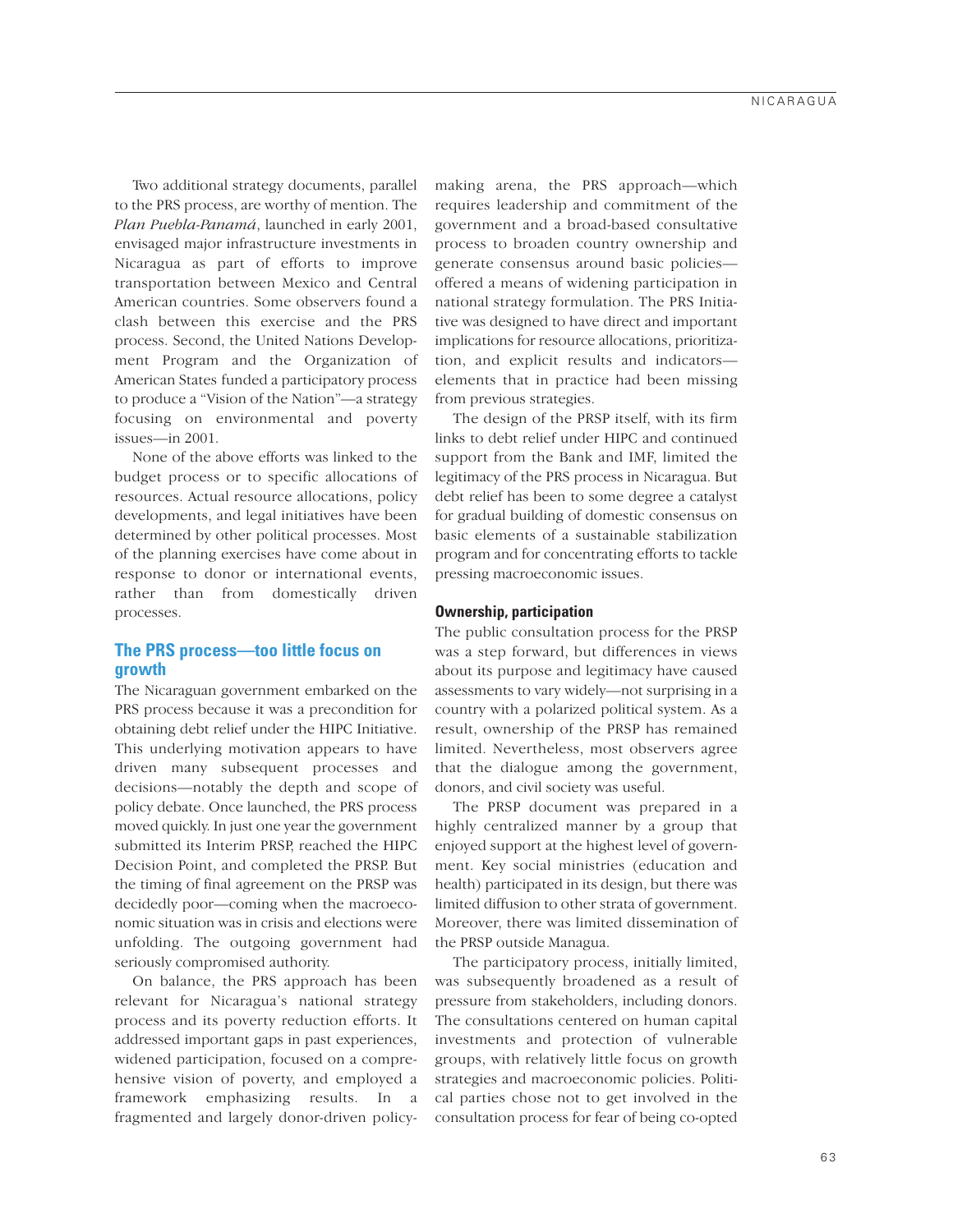Two additional strategy documents, parallel to the PRS process, are worthy of mention. The *Plan Puebla-Panamá*, launched in early 2001, envisaged major infrastructure investments in Nicaragua as part of efforts to improve transportation between Mexico and Central American countries. Some observers found a clash between this exercise and the PRS process. Second, the United Nations Development Program and the Organization of American States funded a participatory process to produce a "Vision of the Nation"—a strategy focusing on environmental and poverty issues—in 2001.

None of the above efforts was linked to the budget process or to specific allocations of resources. Actual resource allocations, policy developments, and legal initiatives have been determined by other political processes. Most of the planning exercises have come about in response to donor or international events, rather than from domestically driven processes.

## The PRS process—too little focus on growth

The Nicaraguan government embarked on the PRS process because it was a precondition for obtaining debt relief under the HIPC Initiative. This underlying motivation appears to have driven many subsequent processes and decisions—notably the depth and scope of policy debate. Once launched, the PRS process moved quickly. In just one year the government submitted its Interim PRSP, reached the HIPC Decision Point, and completed the PRSP. But the timing of final agreement on the PRSP was decidedly poor—coming when the macroeconomic situation was in crisis and elections were unfolding. The outgoing government had seriously compromised authority.

On balance, the PRS approach has been relevant for Nicaragua's national strategy process and its poverty reduction efforts. It addressed important gaps in past experiences, widened participation, focused on a comprehensive vision of poverty, and employed a framework emphasizing results. In a fragmented and largely donor-driven policy-making arena, the PRS approach—which requires leadership and commitment of the government and a broad-based consultative process to broaden country ownership and generate consensus around basic policies—offered a means of widening participation in national strategy formulation. The PRS Initiative was designed to have direct and important implications for resource allocations, prioritization, and explicit results and indicators—elements that in practice had been missing from previous strategies.

The design of the PRSP itself, with its firm links to debt relief under HIPC and continued support from the Bank and IMF, limited the legitimacy of the PRS process in Nicaragua. But debt relief has been to some degree a catalyst for gradual building of domestic consensus on basic elements of a sustainable stabilization program and for concentrating efforts to tackle pressing macroeconomic issues.

### Ownership, participation

The public consultation process for the PRSP was a step forward, but differences in views about its purpose and legitimacy have caused assessments to vary widely—not surprising in a country with a polarized political system. As a result, ownership of the PRSP has remained limited. Nevertheless, most observers agree that the dialogue among the government, donors, and civil society was useful.

The PRSP document was prepared in a highly centralized manner by a group that enjoyed support at the highest level of government. Key social ministries (education and health) participated in its design, but there was limited diffusion to other strata of government. Moreover, there was limited dissemination of the PRSP outside Managua.

The participatory process, initially limited, was subsequently broadened as a result of pressure from stakeholders, including donors. The consultations centered on human capital investments and protection of vulnerable groups, with relatively little focus on growth strategies and macroeconomic policies. Political parties chose not to get involved in the consultation process for fear of being co-opted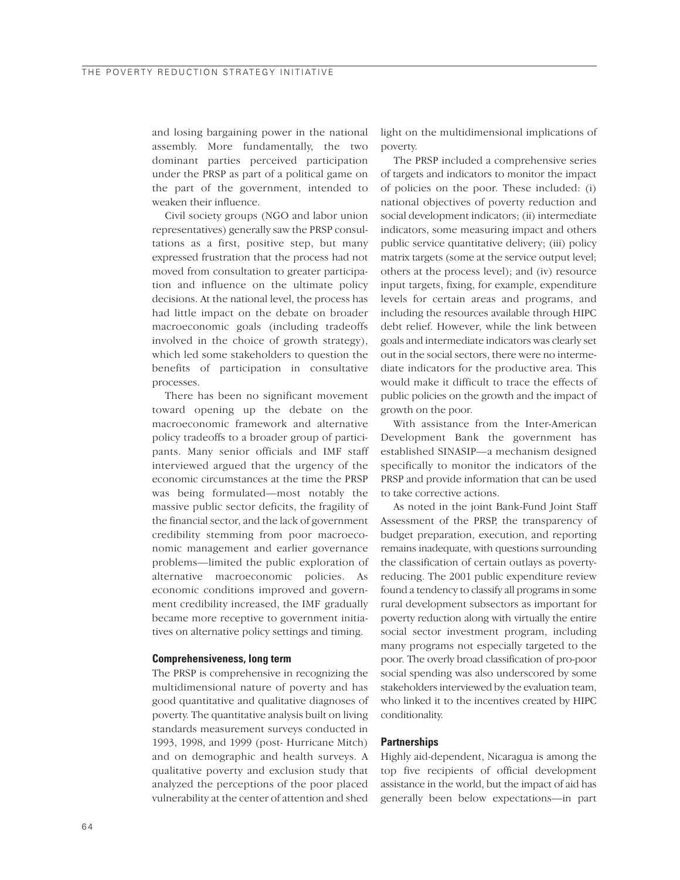and losing bargaining power in the national assembly. More fundamentally, the two dominant parties perceived participation under the PRSP as part of a political game on the part of the government, intended to weaken their influence.

Civil society groups (NGO and labor union representatives) generally saw the PRSP consultations as a first, positive step, but many expressed frustration that the process had not moved from consultation to greater participation and influence on the ultimate policy decisions. At the national level, the process has had little impact on the debate on broader macroeconomic goals (including tradeoffs involved in the choice of growth strategy), which led some stakeholders to question the benefits of participation in consultative processes.

There has been no significant movement toward opening up the debate on the macroeconomic framework and alternative policy tradeoffs to a broader group of participants. Many senior officials and IMF staff interviewed argued that the urgency of the economic circumstances at the time the PRSP was being formulated—most notably the massive public sector deficits, the fragility of the financial sector, and the lack of government credibility stemming from poor macroeconomic management and earlier governance problems—limited the public exploration of alternative macroeconomic policies. As economic conditions improved and government credibility increased, the IMF gradually became more receptive to government initiatives on alternative policy settings and timing.

### Comprehensiveness, long term

The PRSP is comprehensive in recognizing the multidimensional nature of poverty and has good quantitative and qualitative diagnoses of poverty. The quantitative analysis built on living standards measurement surveys conducted in 1993, 1998, and 1999 (post- Hurricane Mitch) and on demographic and health surveys. A qualitative poverty and exclusion study that analyzed the perceptions of the poor placed vulnerability at the center of attention and shed light on the multidimensional implications of poverty.

The PRSP included a comprehensive series of targets and indicators to monitor the impact of policies on the poor. These included: (i) national objectives of poverty reduction and social development indicators; (ii) intermediate indicators, some measuring impact and others public service quantitative delivery; (iii) policy matrix targets (some at the service output level; others at the process level); and (iv) resource input targets, fixing, for example, expenditure levels for certain areas and programs, and including the resources available through HIPC debt relief. However, while the link between goals and intermediate indicators was clearly set out in the social sectors, there were no intermediate indicators for the productive area. This would make it difficult to trace the effects of public policies on the growth and the impact of growth on the poor.

With assistance from the Inter-American Development Bank the government has established SINASIP—a mechanism designed specifically to monitor the indicators of the PRSP and provide information that can be used to take corrective actions.

As noted in the joint Bank-Fund Joint Staff Assessment of the PRSP, the transparency of budget preparation, execution, and reporting remains inadequate, with questions surrounding the classification of certain outlays as poverty-reducing. The 2001 public expenditure review found a tendency to classify all programs in some rural development subsectors as important for poverty reduction along with virtually the entire social sector investment program, including many programs not especially targeted to the poor. The overly broad classification of pro-poor social spending was also underscored by some stakeholders interviewed by the evaluation team, who linked it to the incentives created by HIPC conditionality.

### Partnerships

Highly aid-dependent, Nicaragua is among the top five recipients of official development assistance in the world, but the impact of aid has generally been below expectations—in part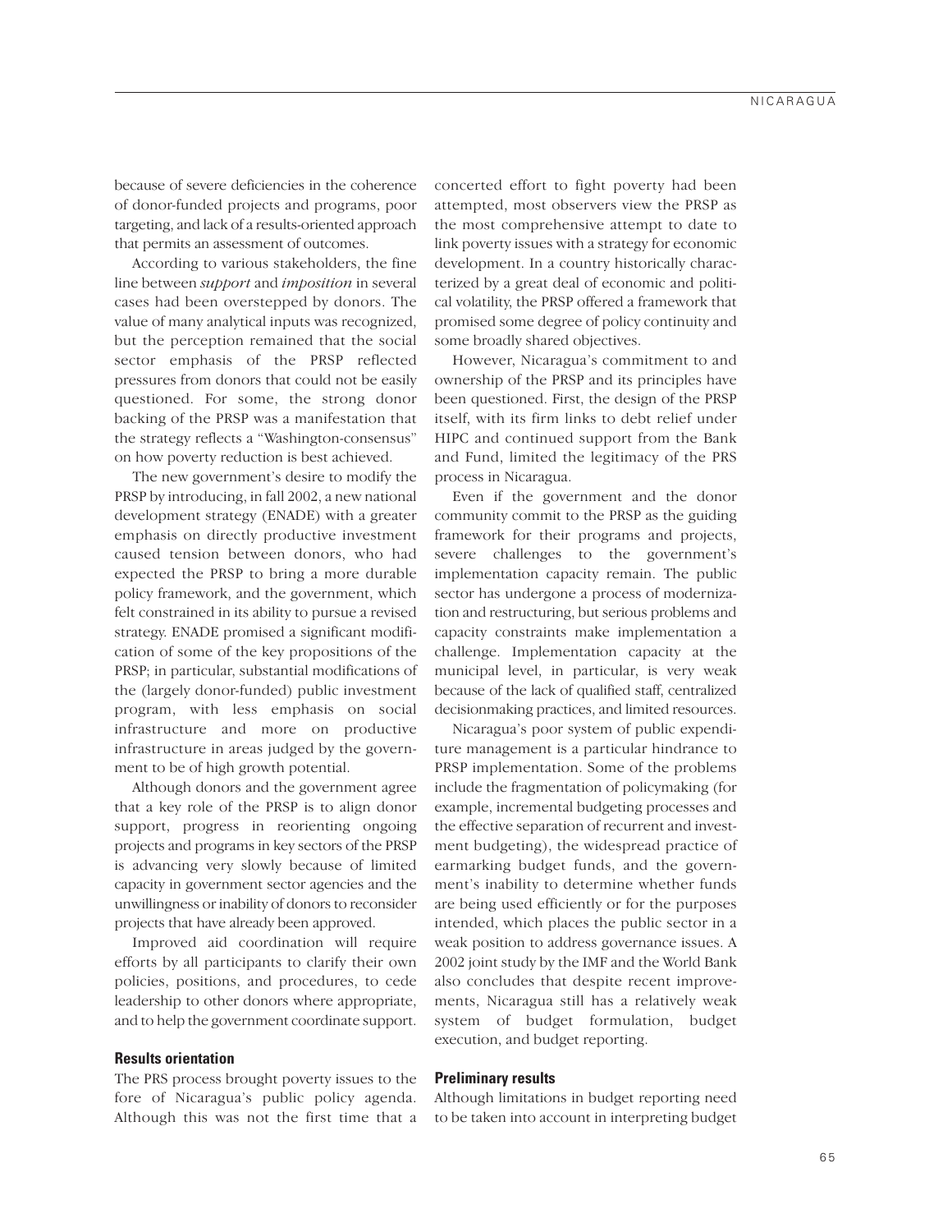because of severe deficiencies in the coherence of donor-funded projects and programs, poor targeting, and lack of a results-oriented approach that permits an assessment of outcomes.

According to various stakeholders, the fine line between *support* and *imposition* in several cases had been overstepped by donors. The value of many analytical inputs was recognized, but the perception remained that the social sector emphasis of the PRSP reflected pressures from donors that could not be easily questioned. For some, the strong donor backing of the PRSP was a manifestation that the strategy reflects a "Washington-consensus" on how poverty reduction is best achieved.

The new government's desire to modify the PRSP by introducing, in fall 2002, a new national development strategy (ENADE) with a greater emphasis on directly productive investment caused tension between donors, who had expected the PRSP to bring a more durable policy framework, and the government, which felt constrained in its ability to pursue a revised strategy. ENADE promised a significant modification of some of the key propositions of the PRSP; in particular, substantial modifications of the (largely donor-funded) public investment program, with less emphasis on social infrastructure and more on productive infrastructure in areas judged by the government to be of high growth potential.

Although donors and the government agree that a key role of the PRSP is to align donor support, progress in reorienting ongoing projects and programs in key sectors of the PRSP is advancing very slowly because of limited capacity in government sector agencies and the unwillingness or inability of donors to reconsider projects that have already been approved.

Improved aid coordination will require efforts by all participants to clarify their own policies, positions, and procedures, to cede leadership to other donors where appropriate, and to help the government coordinate support.

### Results orientation

The PRS process brought poverty issues to the fore of Nicaragua's public policy agenda. Although this was not the first time that a concerted effort to fight poverty had been attempted, most observers view the PRSP as the most comprehensive attempt to date to link poverty issues with a strategy for economic development. In a country historically characterized by a great deal of economic and political volatility, the PRSP offered a framework that promised some degree of policy continuity and some broadly shared objectives.

However, Nicaragua's commitment to and ownership of the PRSP and its principles have been questioned. First, the design of the PRSP itself, with its firm links to debt relief under HIPC and continued support from the Bank and Fund, limited the legitimacy of the PRS process in Nicaragua.

Even if the government and the donor community commit to the PRSP as the guiding framework for their programs and projects, severe challenges to the government's implementation capacity remain. The public sector has undergone a process of modernization and restructuring, but serious problems and capacity constraints make implementation a challenge. Implementation capacity at the municipal level, in particular, is very weak because of the lack of qualified staff, centralized decisionmaking practices, and limited resources.

Nicaragua's poor system of public expenditure management is a particular hindrance to PRSP implementation. Some of the problems include the fragmentation of policymaking (for example, incremental budgeting processes and the effective separation of recurrent and investment budgeting), the widespread practice of earmarking budget funds, and the government's inability to determine whether funds are being used efficiently or for the purposes intended, which places the public sector in a weak position to address governance issues. A 2002 joint study by the IMF and the World Bank also concludes that despite recent improvements, Nicaragua still has a relatively weak system of budget formulation, budget execution, and budget reporting.

### Preliminary results

Although limitations in budget reporting need to be taken into account in interpreting budget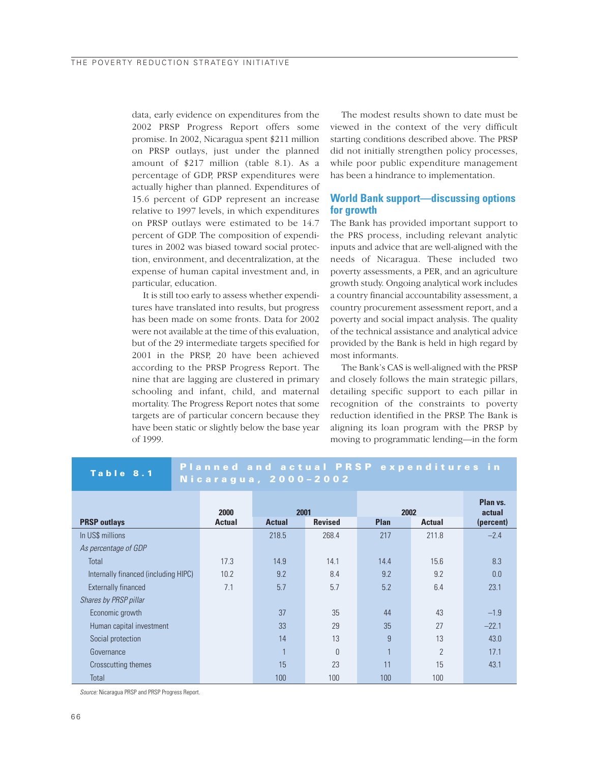data, early evidence on expenditures from the 2002 PRSP Progress Report offers some promise. In 2002, Nicaragua spent $211 million on PRSP outlays, just under the planned amount of $217 million (table 8.1). As a percentage of GDP, PRSP expenditures were actually higher than planned. Expenditures of 15.6 percent of GDP represent an increase relative to 1997 levels, in which expenditures on PRSP outlays were estimated to be 14.7 percent of GDP. The composition of expenditures in 2002 was biased toward social protection, environment, and decentralization, at the expense of human capital investment and, in particular, education.

It is still too early to assess whether expenditures have translated into results, but progress has been made on some fronts. Data for 2002 were not available at the time of this evaluation, but of the 29 intermediate targets specified for 2001 in the PRSP, 20 have been achieved according to the PRSP Progress Report. The nine that are lagging are clustered in primary schooling and infant, child, and maternal mortality. The Progress Report notes that some targets are of particular concern because they have been static or slightly below the base year of 1999.

The modest results shown to date must be viewed in the context of the very difficult starting conditions described above. The PRSP did not initially strengthen policy processes, while poor public expenditure management has been a hindrance to implementation.

## World Bank support—discussing options for growth

The Bank has provided important support to the PRS process, including relevant analytic inputs and advice that are well-aligned with the needs of Nicaragua. These included two poverty assessments, a PER, and an agriculture growth study. Ongoing analytical work includes a country financial accountability assessment, a country procurement assessment report, and a poverty and social impact analysis. The quality of the technical assistance and analytical advice provided by the Bank is held in high regard by most informants.

The Bank's CAS is well-aligned with the PRSP and closely follows the main strategic pillars, detailing specific support to each pillar in recognition of the constraints to poverty reduction identified in the PRSP. The Bank is aligning its loan program with the PRSP by moving to programmatic lending—in the form

**Table 8.1 Planned and actual PRSP expenditures in Nicaragua, 2000–2002**

| PRSP outlays | 2000 Actual | 2001 Actual | 2001 Revised | 2002 Plan | 2002 Actual | Plan vs. actual (percent) |
|---|---|---|---|---|---|---|
| In US$ millions | | 218.5 | 268.4 | 217 | 211.8 | –2.4 |
| *As percentage of GDP* | | | | | | |
| Total | 17.3 | 14.9 | 14.1 | 14.4 | 15.6 | 8.3 |
| Internally financed (including HIPC) | 10.2 | 9.2 | 8.4 | 9.2 | 9.2 | 0.0 |
| Externally financed | 7.1 | 5.7 | 5.7 | 5.2 | 6.4 | 23.1 |
| *Shares by PRSP pillar* | | | | | | |
| Economic growth | | 37 | 35 | 44 | 43 | –1.9 |
| Human capital investment | | 33 | 29 | 35 | 27 | –22.1 |
| Social protection | | 14 | 13 | 9 | 13 | 43.0 |
| Governance | | 1 | 0 | 1 | 2 | 17.1 |
| Crosscutting themes | | 15 | 23 | 11 | 15 | 43.1 |
| Total | | 100 | 100 | 100 | 100 | |

*Source:* Nicaragua PRSP and PRSP Progress Report.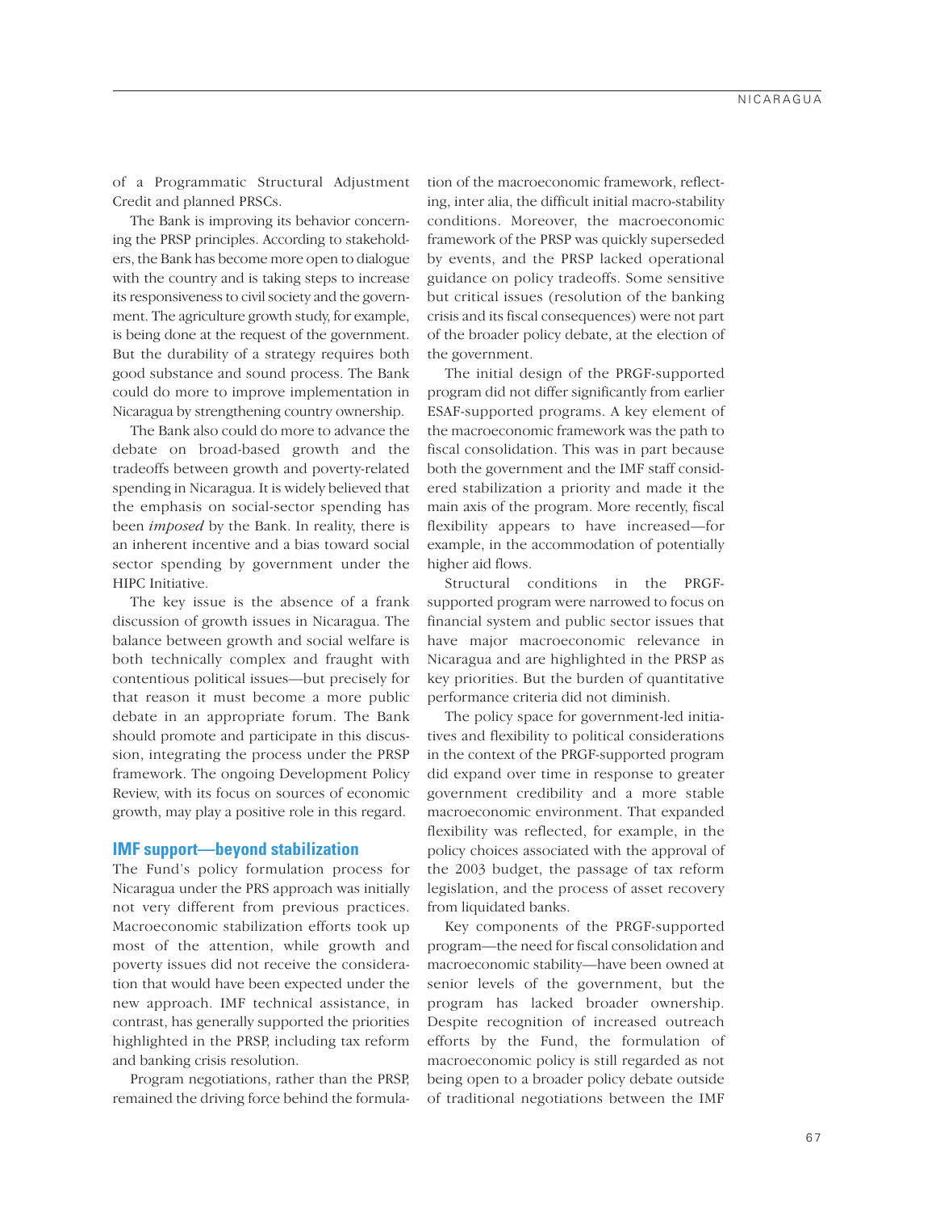of a Programmatic Structural Adjustment Credit and planned PRSCs.

The Bank is improving its behavior concerning the PRSP principles. According to stakeholders, the Bank has become more open to dialogue with the country and is taking steps to increase its responsiveness to civil society and the government. The agriculture growth study, for example, is being done at the request of the government. But the durability of a strategy requires both good substance and sound process. The Bank could do more to improve implementation in Nicaragua by strengthening country ownership.

The Bank also could do more to advance the debate on broad-based growth and the tradeoffs between growth and poverty-related spending in Nicaragua. It is widely believed that the emphasis on social-sector spending has been *imposed* by the Bank. In reality, there is an inherent incentive and a bias toward social sector spending by government under the HIPC Initiative.

The key issue is the absence of a frank discussion of growth issues in Nicaragua. The balance between growth and social welfare is both technically complex and fraught with contentious political issues—but precisely for that reason it must become a more public debate in an appropriate forum. The Bank should promote and participate in this discussion, integrating the process under the PRSP framework. The ongoing Development Policy Review, with its focus on sources of economic growth, may play a positive role in this regard.

### IMF support—beyond stabilization

The Fund's policy formulation process for Nicaragua under the PRS approach was initially not very different from previous practices. Macroeconomic stabilization efforts took up most of the attention, while growth and poverty issues did not receive the consideration that would have been expected under the new approach. IMF technical assistance, in contrast, has generally supported the priorities highlighted in the PRSP, including tax reform and banking crisis resolution.

Program negotiations, rather than the PRSP, remained the driving force behind the formulation of the macroeconomic framework, reflecting, inter alia, the difficult initial macro-stability conditions. Moreover, the macroeconomic framework of the PRSP was quickly superseded by events, and the PRSP lacked operational guidance on policy tradeoffs. Some sensitive but critical issues (resolution of the banking crisis and its fiscal consequences) were not part of the broader policy debate, at the election of the government.

The initial design of the PRGF-supported program did not differ significantly from earlier ESAF-supported programs. A key element of the macroeconomic framework was the path to fiscal consolidation. This was in part because both the government and the IMF staff considered stabilization a priority and made it the main axis of the program. More recently, fiscal flexibility appears to have increased—for example, in the accommodation of potentially higher aid flows.

Structural conditions in the PRGF-supported program were narrowed to focus on financial system and public sector issues that have major macroeconomic relevance in Nicaragua and are highlighted in the PRSP as key priorities. But the burden of quantitative performance criteria did not diminish.

The policy space for government-led initiatives and flexibility to political considerations in the context of the PRGF-supported program did expand over time in response to greater government credibility and a more stable macroeconomic environment. That expanded flexibility was reflected, for example, in the policy choices associated with the approval of the 2003 budget, the passage of tax reform legislation, and the process of asset recovery from liquidated banks.

Key components of the PRGF-supported program—the need for fiscal consolidation and macroeconomic stability—have been owned at senior levels of the government, but the program has lacked broader ownership. Despite recognition of increased outreach efforts by the Fund, the formulation of macroeconomic policy is still regarded as not being open to a broader policy debate outside of traditional negotiations between the IMF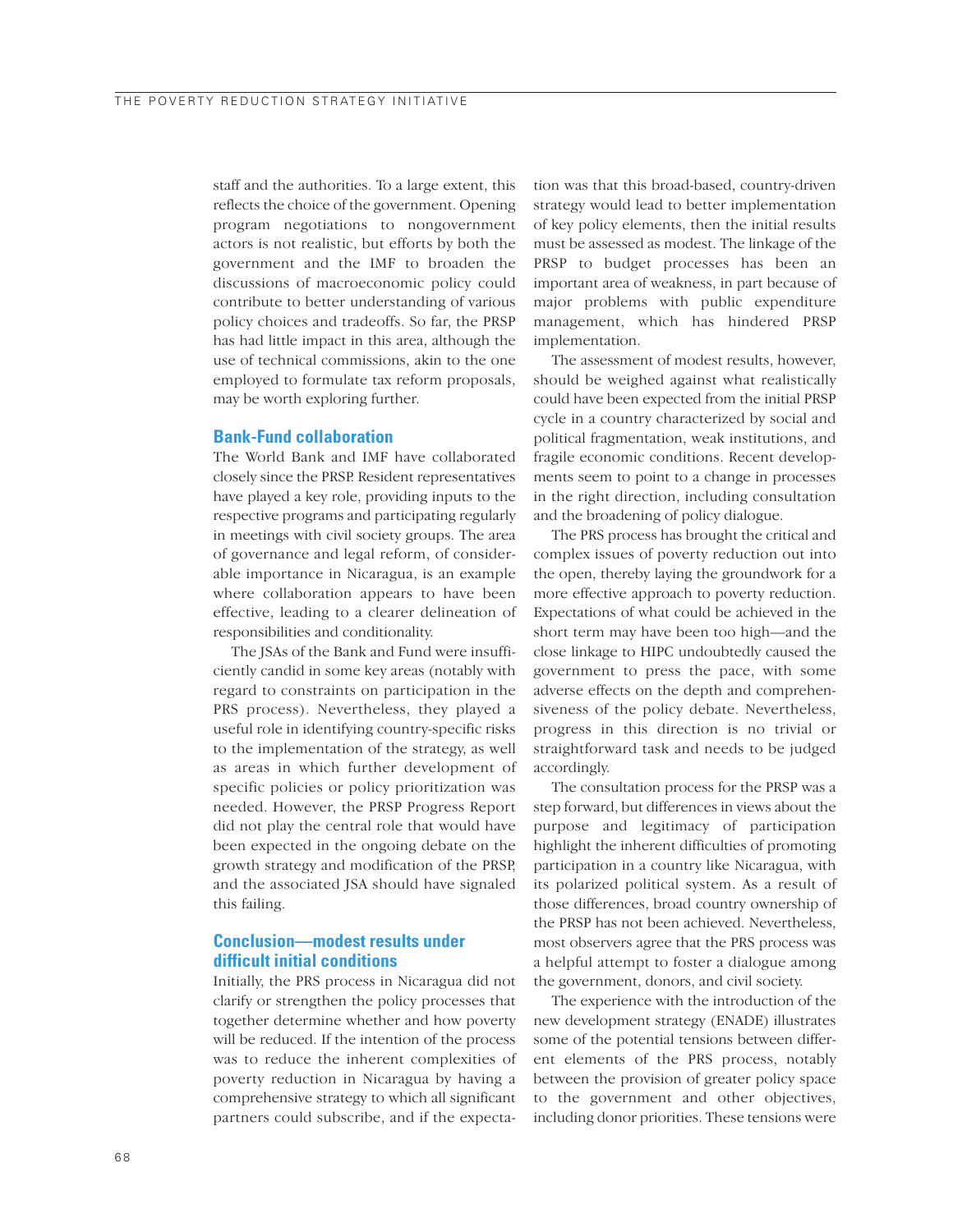staff and the authorities. To a large extent, this reflects the choice of the government. Opening program negotiations to nongovernment actors is not realistic, but efforts by both the government and the IMF to broaden the discussions of macroeconomic policy could contribute to better understanding of various policy choices and tradeoffs. So far, the PRSP has had little impact in this area, although the use of technical commissions, akin to the one employed to formulate tax reform proposals, may be worth exploring further.

### Bank-Fund collaboration

The World Bank and IMF have collaborated closely since the PRSP. Resident representatives have played a key role, providing inputs to the respective programs and participating regularly in meetings with civil society groups. The area of governance and legal reform, of considerable importance in Nicaragua, is an example where collaboration appears to have been effective, leading to a clearer delineation of responsibilities and conditionality.

The JSAs of the Bank and Fund were insufficiently candid in some key areas (notably with regard to constraints on participation in the PRS process). Nevertheless, they played a useful role in identifying country-specific risks to the implementation of the strategy, as well as areas in which further development of specific policies or policy prioritization was needed. However, the PRSP Progress Report did not play the central role that would have been expected in the ongoing debate on the growth strategy and modification of the PRSP, and the associated JSA should have signaled this failing.

### Conclusion—modest results under difficult initial conditions

Initially, the PRS process in Nicaragua did not clarify or strengthen the policy processes that together determine whether and how poverty will be reduced. If the intention of the process was to reduce the inherent complexities of poverty reduction in Nicaragua by having a comprehensive strategy to which all significant partners could subscribe, and if the expectation was that this broad-based, country-driven strategy would lead to better implementation of key policy elements, then the initial results must be assessed as modest. The linkage of the PRSP to budget processes has been an important area of weakness, in part because of major problems with public expenditure management, which has hindered PRSP implementation.

The assessment of modest results, however, should be weighed against what realistically could have been expected from the initial PRSP cycle in a country characterized by social and political fragmentation, weak institutions, and fragile economic conditions. Recent developments seem to point to a change in processes in the right direction, including consultation and the broadening of policy dialogue.

The PRS process has brought the critical and complex issues of poverty reduction out into the open, thereby laying the groundwork for a more effective approach to poverty reduction. Expectations of what could be achieved in the short term may have been too high—and the close linkage to HIPC undoubtedly caused the government to press the pace, with some adverse effects on the depth and comprehensiveness of the policy debate. Nevertheless, progress in this direction is no trivial or straightforward task and needs to be judged accordingly.

The consultation process for the PRSP was a step forward, but differences in views about the purpose and legitimacy of participation highlight the inherent difficulties of promoting participation in a country like Nicaragua, with its polarized political system. As a result of those differences, broad country ownership of the PRSP has not been achieved. Nevertheless, most observers agree that the PRS process was a helpful attempt to foster a dialogue among the government, donors, and civil society.

The experience with the introduction of the new development strategy (ENADE) illustrates some of the potential tensions between different elements of the PRS process, notably between the provision of greater policy space to the government and other objectives, including donor priorities. These tensions were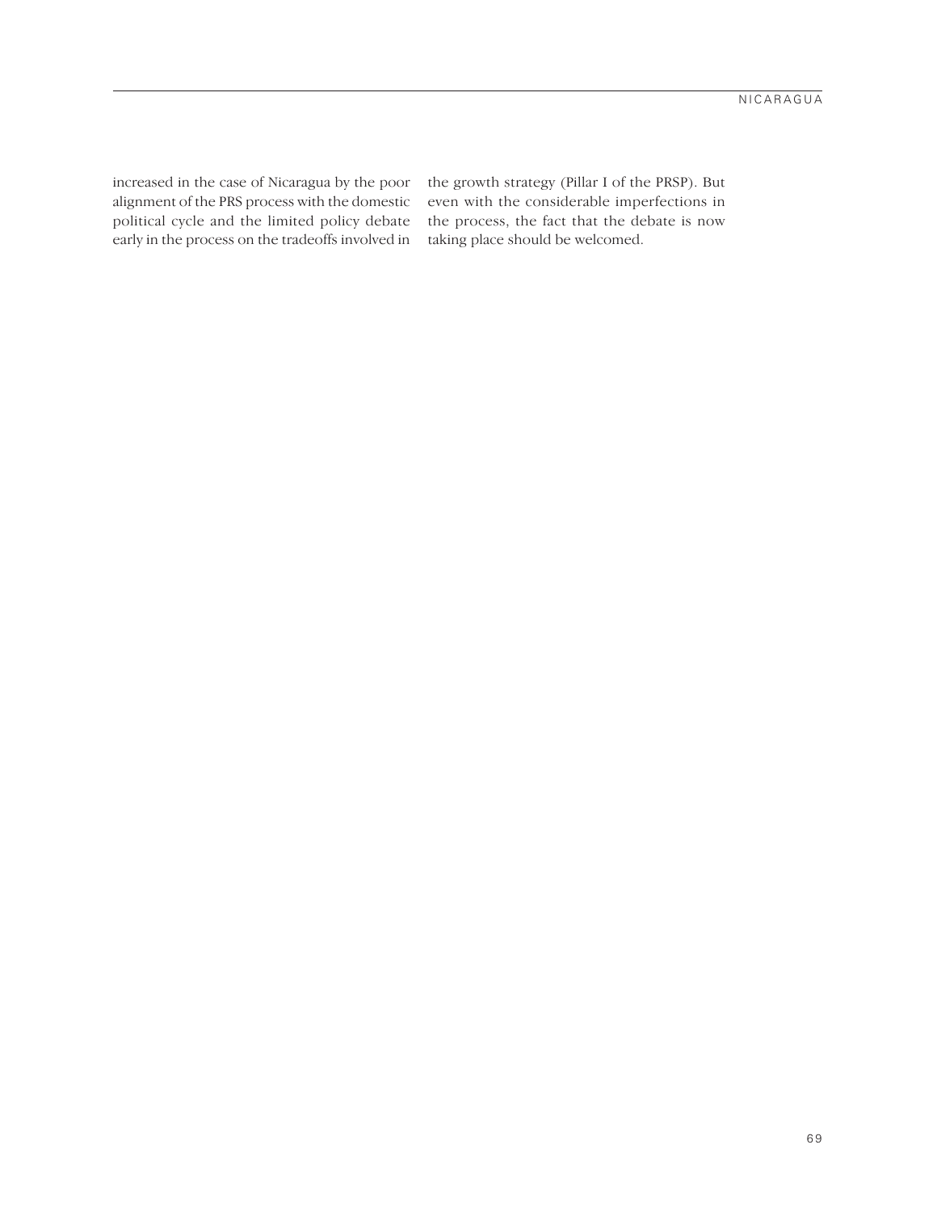increased in the case of Nicaragua by the poor alignment of the PRS process with the domestic political cycle and the limited policy debate early in the process on the tradeoffs involved in the growth strategy (Pillar I of the PRSP). But even with the considerable imperfections in the process, the fact that the debate is now taking place should be welcomed.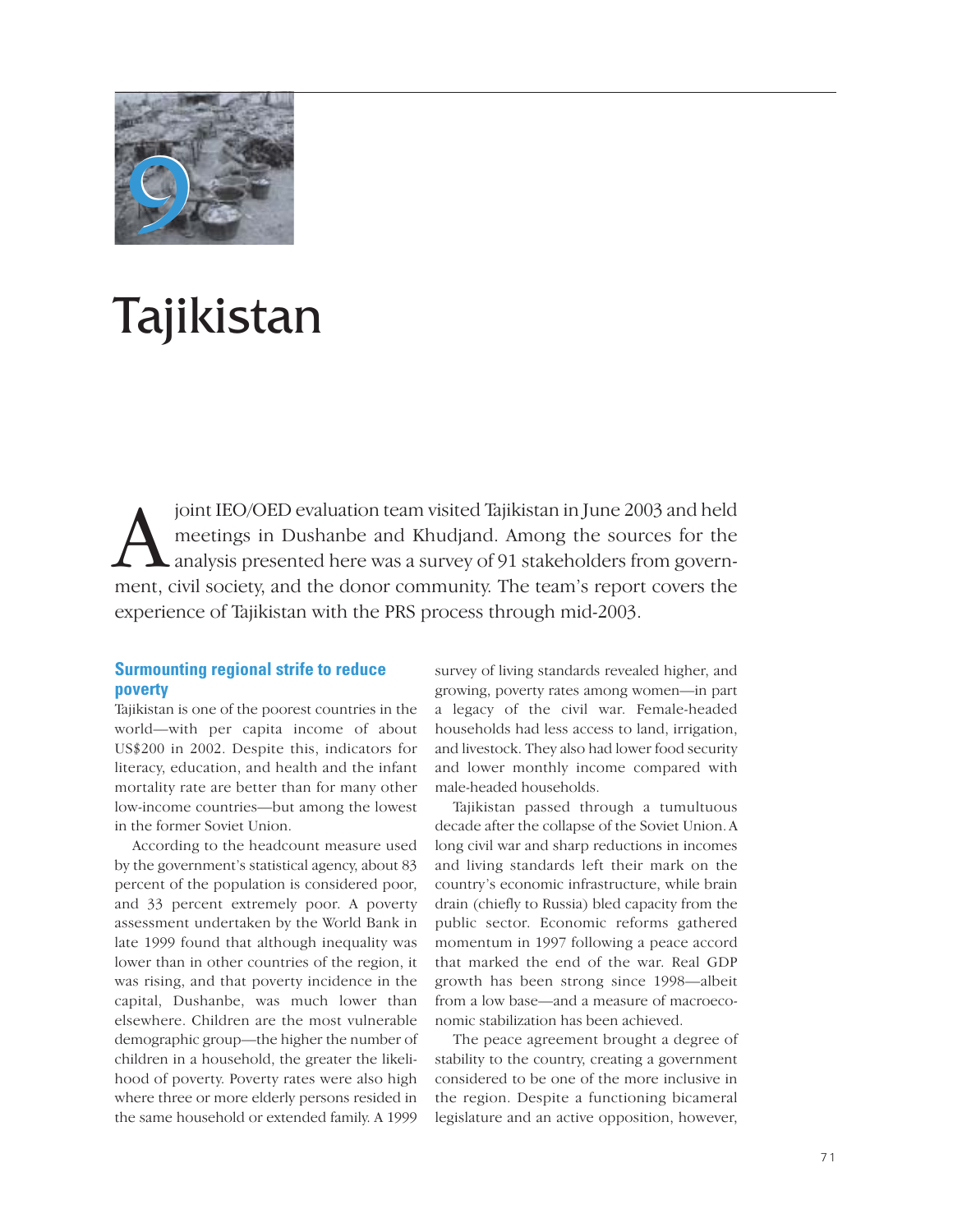# 9 Tajikistan

A joint IEO/OED evaluation team visited Tajikistan in June 2003 and held meetings in Dushanbe and Khudjand. Among the sources for the analysis presented here was a survey of 91 stakeholders from government, civil society, and the donor community. The team's report covers the experience of Tajikistan with the PRS process through mid-2003.

### Surmounting regional strife to reduce poverty

Tajikistan is one of the poorest countries in the world—with per capita income of about US$200 in 2002. Despite this, indicators for literacy, education, and health and the infant mortality rate are better than for many other low-income countries—but among the lowest in the former Soviet Union.

According to the headcount measure used by the government's statistical agency, about 83 percent of the population is considered poor, and 33 percent extremely poor. A poverty assessment undertaken by the World Bank in late 1999 found that although inequality was lower than in other countries of the region, it was rising, and that poverty incidence in the capital, Dushanbe, was much lower than elsewhere. Children are the most vulnerable demographic group—the higher the number of children in a household, the greater the likelihood of poverty. Poverty rates were also high where three or more elderly persons resided in the same household or extended family. A 1999 survey of living standards revealed higher, and growing, poverty rates among women—in part a legacy of the civil war. Female-headed households had less access to land, irrigation, and livestock. They also had lower food security and lower monthly income compared with male-headed households.

Tajikistan passed through a tumultuous decade after the collapse of the Soviet Union. A long civil war and sharp reductions in incomes and living standards left their mark on the country's economic infrastructure, while brain drain (chiefly to Russia) bled capacity from the public sector. Economic reforms gathered momentum in 1997 following a peace accord that marked the end of the war. Real GDP growth has been strong since 1998—albeit from a low base—and a measure of macroeconomic stabilization has been achieved.

The peace agreement brought a degree of stability to the country, creating a government considered to be one of the more inclusive in the region. Despite a functioning bicameral legislature and an active opposition, however,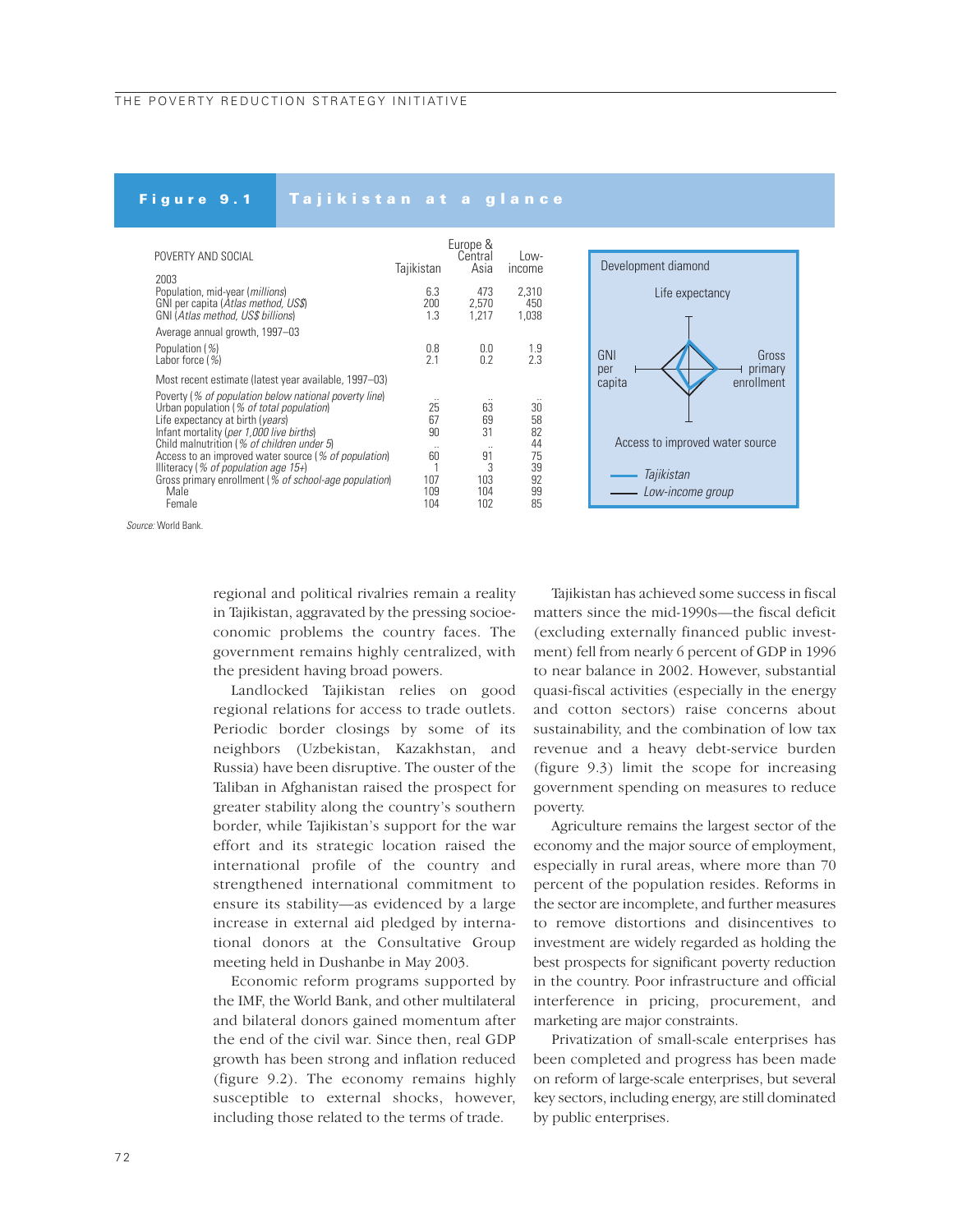**Figure 9.1 Tajikistan at a glance**

| POVERTY AND SOCIAL | Tajikistan | Europe & Central Asia | Low-income |
|---|---|---|---|
| **2003** | | | |
| Population, mid-year (*millions*) | 6.3 | 473 | 2,310 |
| GNI per capita (*Atlas method, US$*) | 200 | 2,570 | 450 |
| GNI (*Atlas method, US$ billions*) | 1.3 | 1,217 | 1,038 |
| **Average annual growth, 1997–03** | | | |
| Population (%) | 0.8 | 0.0 | 1.9 |
| Labor force (%) | 2.1 | 0.2 | 2.3 |
| **Most recent estimate (latest year available, 1997–03)** | | | |
| Poverty (*% of population below national poverty line*) | .. | .. | .. |
| Urban population (*% of total population*) | 25 | 63 | 30 |
| Life expectancy at birth (*years*) | 67 | 69 | 58 |
| Infant mortality (*per 1,000 live births*) | 90 | 31 | 82 |
| Child malnutrition (*% of children under 5*) | .. | .. | 44 |
| Access to an improved water source (*% of population*) | 60 | 91 | 75 |
| Illiteracy (*% of population age 15+*) | 1 | 3 | 39 |
| Gross primary enrollment (*% of school-age population*) | 107 | 103 | 92 |
| Male | 109 | 104 | 99 |
| Female | 104 | 102 | 85 |

Development diamond: Life expectancy; GNI per capita; Gross primary enrollment; Access to improved water source. Legend: Tajikistan; Low-income group

*Source:* World Bank.

regional and political rivalries remain a reality in Tajikistan, aggravated by the pressing socioeconomic problems the country faces. The government remains highly centralized, with the president having broad powers.

Landlocked Tajikistan relies on good regional relations for access to trade outlets. Periodic border closings by some of its neighbors (Uzbekistan, Kazakhstan, and Russia) have been disruptive. The ouster of the Taliban in Afghanistan raised the prospect for greater stability along the country's southern border, while Tajikistan's support for the war effort and its strategic location raised the international profile of the country and strengthened international commitment to ensure its stability—as evidenced by a large increase in external aid pledged by international donors at the Consultative Group meeting held in Dushanbe in May 2003.

Economic reform programs supported by the IMF, the World Bank, and other multilateral and bilateral donors gained momentum after the end of the civil war. Since then, real GDP growth has been strong and inflation reduced (figure 9.2). The economy remains highly susceptible to external shocks, however, including those related to the terms of trade.

Tajikistan has achieved some success in fiscal matters since the mid-1990s—the fiscal deficit (excluding externally financed public investment) fell from nearly 6 percent of GDP in 1996 to near balance in 2002. However, substantial quasi-fiscal activities (especially in the energy and cotton sectors) raise concerns about sustainability, and the combination of low tax revenue and a heavy debt-service burden (figure 9.3) limit the scope for increasing government spending on measures to reduce poverty.

Agriculture remains the largest sector of the economy and the major source of employment, especially in rural areas, where more than 70 percent of the population resides. Reforms in the sector are incomplete, and further measures to remove distortions and disincentives to investment are widely regarded as holding the best prospects for significant poverty reduction in the country. Poor infrastructure and official interference in pricing, procurement, and marketing are major constraints.

Privatization of small-scale enterprises has been completed and progress has been made on reform of large-scale enterprises, but several key sectors, including energy, are still dominated by public enterprises.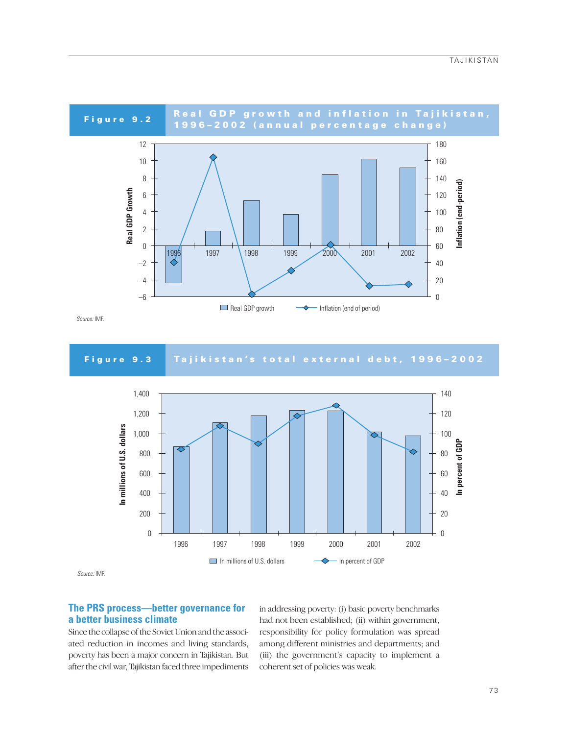**Figure 9.2 Real GDP growth and inflation in Tajikistan, 1996–2002 (annual percentage change)**

*Source:* IMF.

**Figure 9.3 Tajikistan's total external debt, 1996–2002**

*Source:* IMF.

## The PRS process—better governance for a better business climate

Since the collapse of the Soviet Union and the associated reduction in incomes and living standards, poverty has been a major concern in Tajikistan. But after the civil war, Tajikistan faced three impediments in addressing poverty: (i) basic poverty benchmarks had not been established; (ii) within government, responsibility for policy formulation was spread among different ministries and departments; and (iii) the government's capacity to implement a coherent set of policies was weak.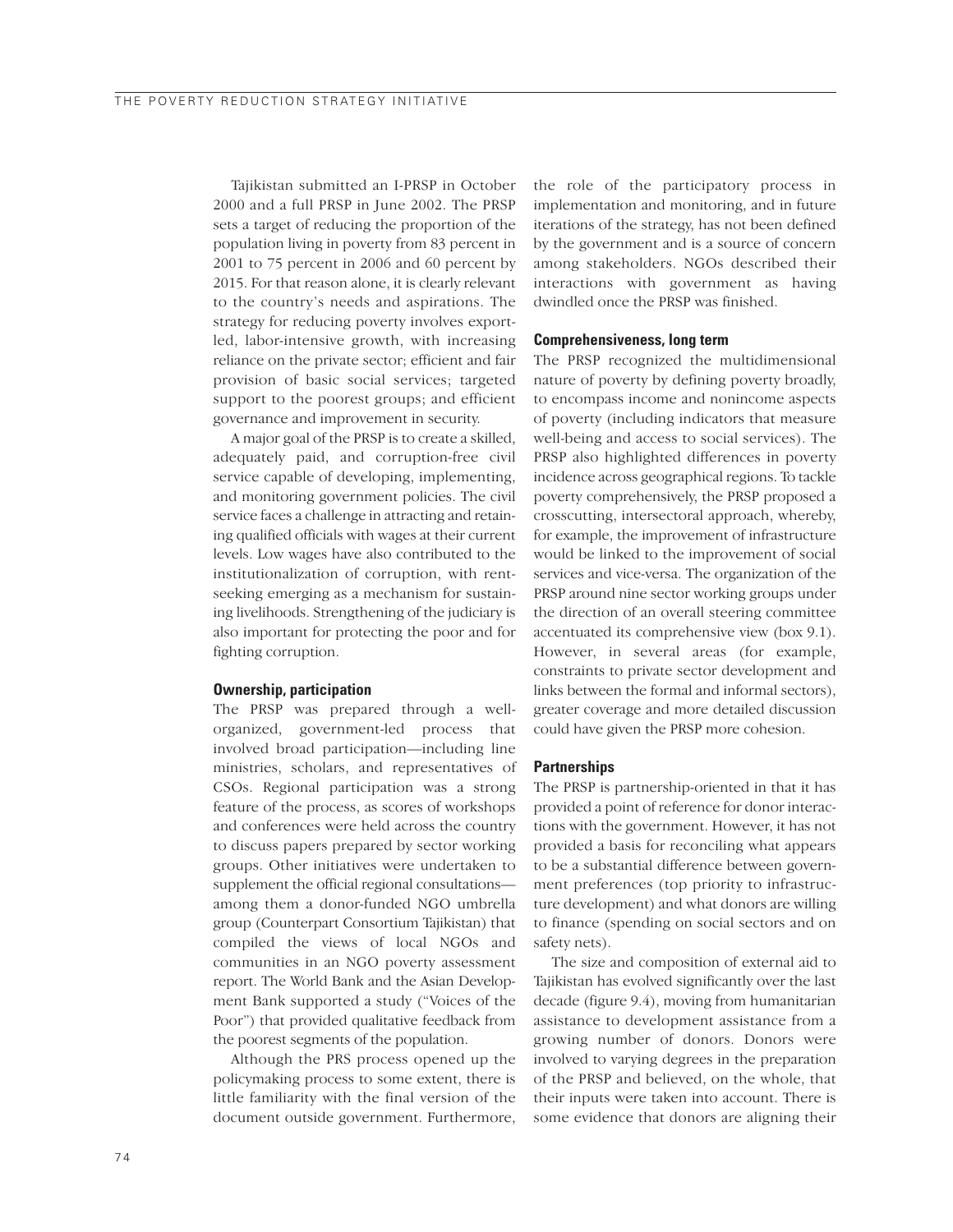Tajikistan submitted an I-PRSP in October 2000 and a full PRSP in June 2002. The PRSP sets a target of reducing the proportion of the population living in poverty from 83 percent in 2001 to 75 percent in 2006 and 60 percent by 2015. For that reason alone, it is clearly relevant to the country's needs and aspirations. The strategy for reducing poverty involves export-led, labor-intensive growth, with increasing reliance on the private sector; efficient and fair provision of basic social services; targeted support to the poorest groups; and efficient governance and improvement in security.

A major goal of the PRSP is to create a skilled, adequately paid, and corruption-free civil service capable of developing, implementing, and monitoring government policies. The civil service faces a challenge in attracting and retaining qualified officials with wages at their current levels. Low wages have also contributed to the institutionalization of corruption, with rent-seeking emerging as a mechanism for sustaining livelihoods. Strengthening of the judiciary is also important for protecting the poor and for fighting corruption.

### Ownership, participation

The PRSP was prepared through a well-organized, government-led process that involved broad participation—including line ministries, scholars, and representatives of CSOs. Regional participation was a strong feature of the process, as scores of workshops and conferences were held across the country to discuss papers prepared by sector working groups. Other initiatives were undertaken to supplement the official regional consultations—among them a donor-funded NGO umbrella group (Counterpart Consortium Tajikistan) that compiled the views of local NGOs and communities in an NGO poverty assessment report. The World Bank and the Asian Development Bank supported a study ("Voices of the Poor") that provided qualitative feedback from the poorest segments of the population.

Although the PRS process opened up the policymaking process to some extent, there is little familiarity with the final version of the document outside government. Furthermore, the role of the participatory process in implementation and monitoring, and in future iterations of the strategy, has not been defined by the government and is a source of concern among stakeholders. NGOs described their interactions with government as having dwindled once the PRSP was finished.

### Comprehensiveness, long term

The PRSP recognized the multidimensional nature of poverty by defining poverty broadly, to encompass income and nonincome aspects of poverty (including indicators that measure well-being and access to social services). The PRSP also highlighted differences in poverty incidence across geographical regions. To tackle poverty comprehensively, the PRSP proposed a crosscutting, intersectoral approach, whereby, for example, the improvement of infrastructure would be linked to the improvement of social services and vice-versa. The organization of the PRSP around nine sector working groups under the direction of an overall steering committee accentuated its comprehensive view (box 9.1). However, in several areas (for example, constraints to private sector development and links between the formal and informal sectors), greater coverage and more detailed discussion could have given the PRSP more cohesion.

### Partnerships

The PRSP is partnership-oriented in that it has provided a point of reference for donor interactions with the government. However, it has not provided a basis for reconciling what appears to be a substantial difference between government preferences (top priority to infrastructure development) and what donors are willing to finance (spending on social sectors and on safety nets).

The size and composition of external aid to Tajikistan has evolved significantly over the last decade (figure 9.4), moving from humanitarian assistance to development assistance from a growing number of donors. Donors were involved to varying degrees in the preparation of the PRSP and believed, on the whole, that their inputs were taken into account. There is some evidence that donors are aligning their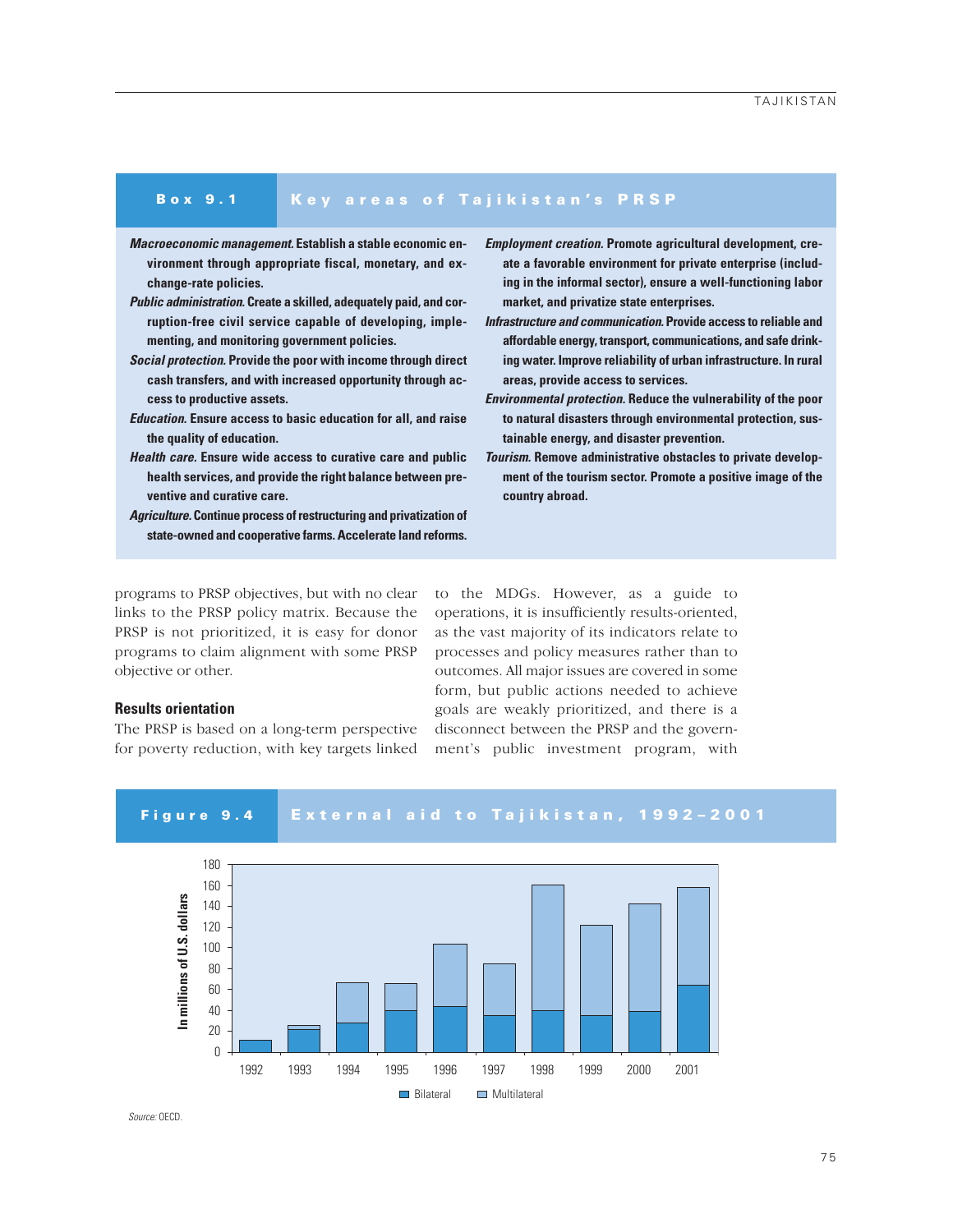## Box 9.1 Key areas of Tajikistan's PRSP

***Macroeconomic management.*** **Establish a stable economic environment through appropriate fiscal, monetary, and exchange-rate policies.**

***Public administration.*** **Create a skilled, adequately paid, and corruption-free civil service capable of developing, implementing, and monitoring government policies.**

***Social protection.*** **Provide the poor with income through direct cash transfers, and with increased opportunity through access to productive assets.**

***Education.*** **Ensure access to basic education for all, and raise the quality of education.**

***Health care.*** **Ensure wide access to curative care and public health services, and provide the right balance between preventive and curative care.**

***Agriculture.*** **Continue process of restructuring and privatization of state-owned and cooperative farms. Accelerate land reforms.**

***Employment creation.*** **Promote agricultural development, create a favorable environment for private enterprise (including in the informal sector), ensure a well-functioning labor market, and privatize state enterprises.**

***Infrastructure and communication.*** **Provide access to reliable and affordable energy, transport, communications, and safe drinking water. Improve reliability of urban infrastructure. In rural areas, provide access to services.**

***Environmental protection.*** **Reduce the vulnerability of the poor to natural disasters through environmental protection, sustainable energy, and disaster prevention.**

***Tourism.*** **Remove administrative obstacles to private development of the tourism sector. Promote a positive image of the country abroad.**

programs to PRSP objectives, but with no clear links to the PRSP policy matrix. Because the PRSP is not prioritized, it is easy for donor programs to claim alignment with some PRSP objective or other.

### Results orientation

The PRSP is based on a long-term perspective for poverty reduction, with key targets linked to the MDGs. However, as a guide to operations, it is insufficiently results-oriented, as the vast majority of its indicators relate to processes and policy measures rather than to outcomes. All major issues are covered in some form, but public actions needed to achieve goals are weakly prioritized, and there is a disconnect between the PRSP and the government's public investment program, with

## Figure 9.4 External aid to Tajikistan, 1992–2001

*Source:* OECD.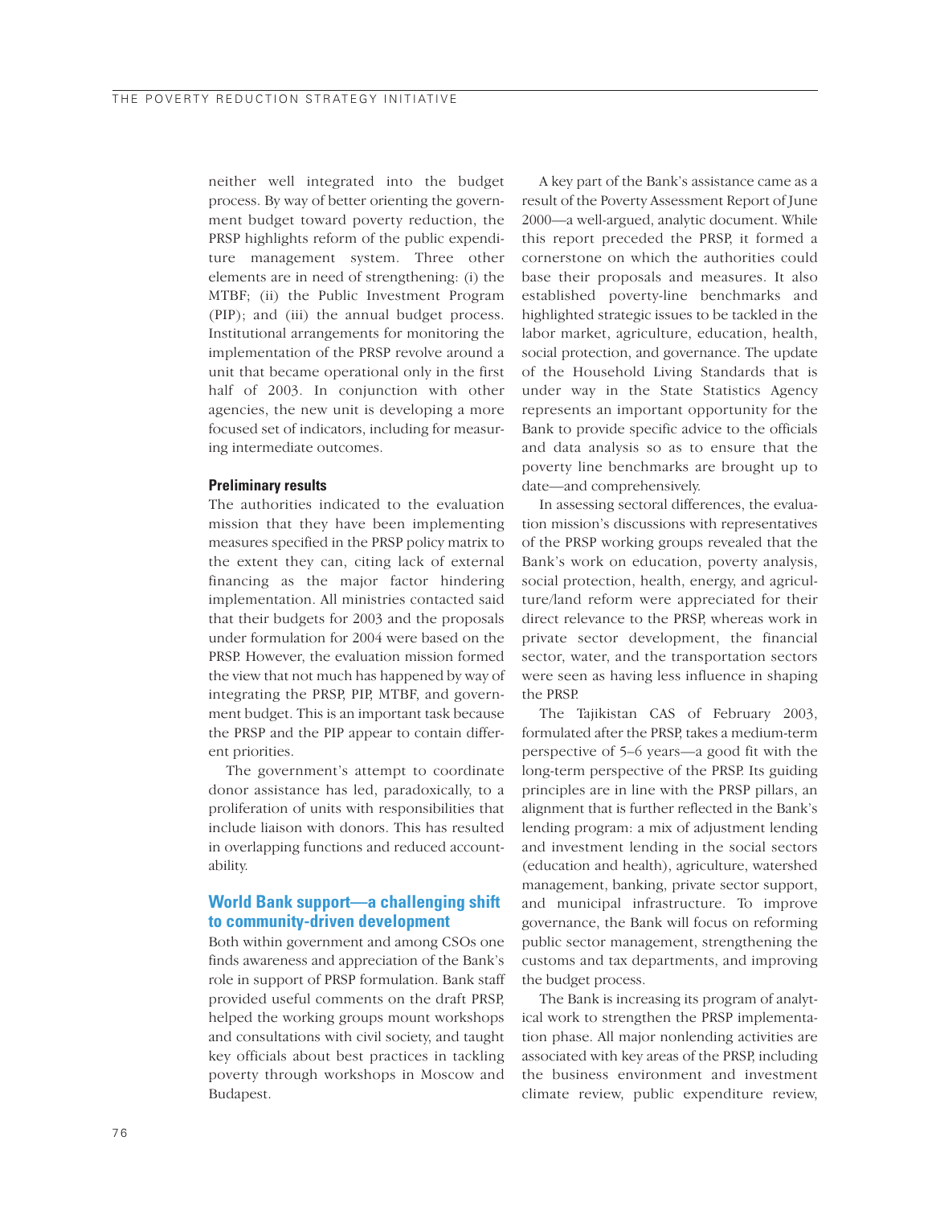neither well integrated into the budget process. By way of better orienting the government budget toward poverty reduction, the PRSP highlights reform of the public expenditure management system. Three other elements are in need of strengthening: (i) the MTBF; (ii) the Public Investment Program (PIP); and (iii) the annual budget process. Institutional arrangements for monitoring the implementation of the PRSP revolve around a unit that became operational only in the first half of 2003. In conjunction with other agencies, the new unit is developing a more focused set of indicators, including for measuring intermediate outcomes.

#### Preliminary results

The authorities indicated to the evaluation mission that they have been implementing measures specified in the PRSP policy matrix to the extent they can, citing lack of external financing as the major factor hindering implementation. All ministries contacted said that their budgets for 2003 and the proposals under formulation for 2004 were based on the PRSP. However, the evaluation mission formed the view that not much has happened by way of integrating the PRSP, PIP, MTBF, and government budget. This is an important task because the PRSP and the PIP appear to contain different priorities.

The government's attempt to coordinate donor assistance has led, paradoxically, to a proliferation of units with responsibilities that include liaison with donors. This has resulted in overlapping functions and reduced accountability.

### World Bank support—a challenging shift to community-driven development

Both within government and among CSOs one finds awareness and appreciation of the Bank's role in support of PRSP formulation. Bank staff provided useful comments on the draft PRSP, helped the working groups mount workshops and consultations with civil society, and taught key officials about best practices in tackling poverty through workshops in Moscow and Budapest.

A key part of the Bank's assistance came as a result of the Poverty Assessment Report of June 2000—a well-argued, analytic document. While this report preceded the PRSP, it formed a cornerstone on which the authorities could base their proposals and measures. It also established poverty-line benchmarks and highlighted strategic issues to be tackled in the labor market, agriculture, education, health, social protection, and governance. The update of the Household Living Standards that is under way in the State Statistics Agency represents an important opportunity for the Bank to provide specific advice to the officials and data analysis so as to ensure that the poverty line benchmarks are brought up to date—and comprehensively.

In assessing sectoral differences, the evaluation mission's discussions with representatives of the PRSP working groups revealed that the Bank's work on education, poverty analysis, social protection, health, energy, and agriculture/land reform were appreciated for their direct relevance to the PRSP, whereas work in private sector development, the financial sector, water, and the transportation sectors were seen as having less influence in shaping the PRSP.

The Tajikistan CAS of February 2003, formulated after the PRSP, takes a medium-term perspective of 5–6 years—a good fit with the long-term perspective of the PRSP. Its guiding principles are in line with the PRSP pillars, an alignment that is further reflected in the Bank's lending program: a mix of adjustment lending and investment lending in the social sectors (education and health), agriculture, watershed management, banking, private sector support, and municipal infrastructure. To improve governance, the Bank will focus on reforming public sector management, strengthening the customs and tax departments, and improving the budget process.

The Bank is increasing its program of analytical work to strengthen the PRSP implementation phase. All major nonlending activities are associated with key areas of the PRSP, including the business environment and investment climate review, public expenditure review,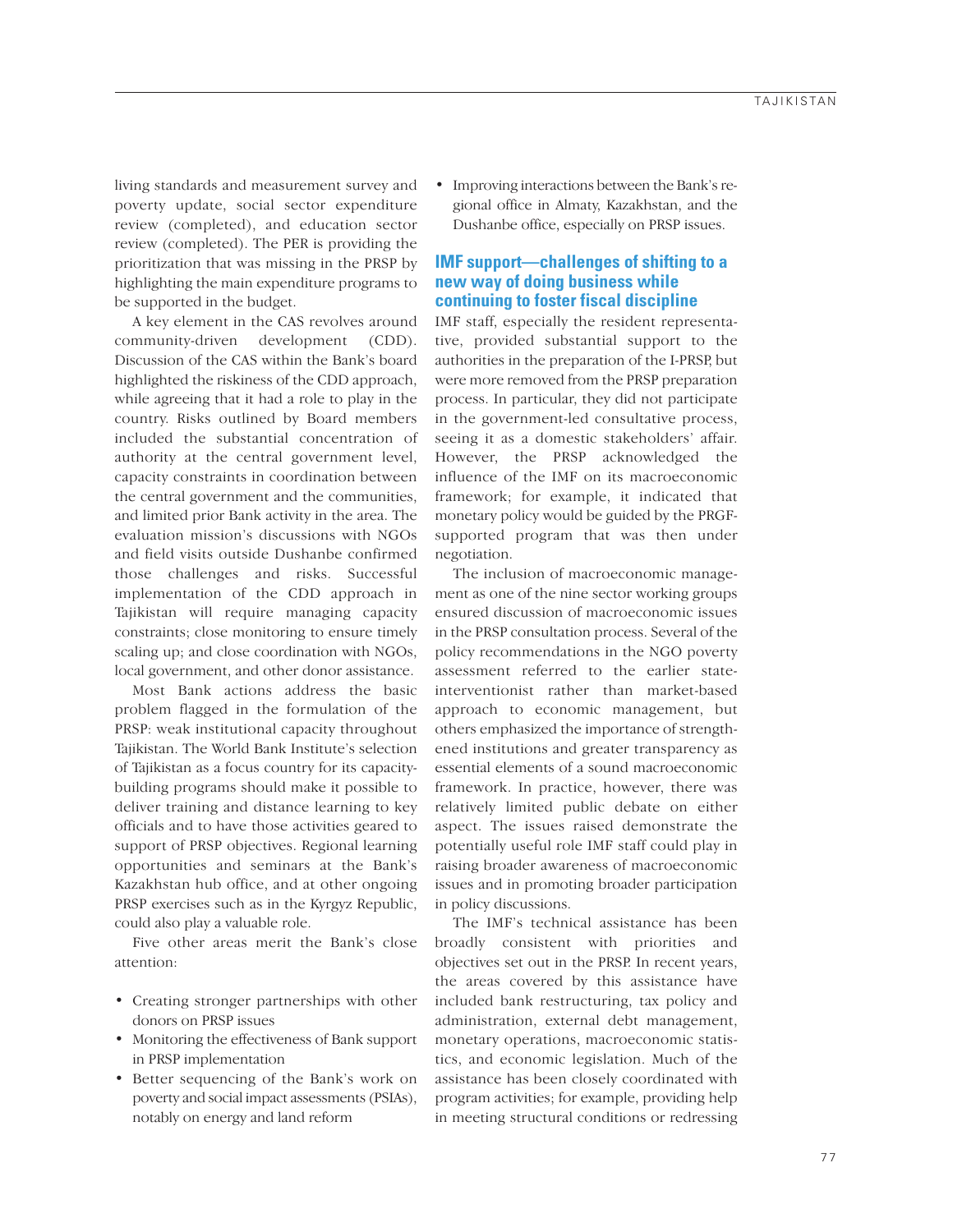living standards and measurement survey and poverty update, social sector expenditure review (completed), and education sector review (completed). The PER is providing the prioritization that was missing in the PRSP by highlighting the main expenditure programs to be supported in the budget.

A key element in the CAS revolves around community-driven development (CDD). Discussion of the CAS within the Bank's board highlighted the riskiness of the CDD approach, while agreeing that it had a role to play in the country. Risks outlined by Board members included the substantial concentration of authority at the central government level, capacity constraints in coordination between the central government and the communities, and limited prior Bank activity in the area. The evaluation mission's discussions with NGOs and field visits outside Dushanbe confirmed those challenges and risks. Successful implementation of the CDD approach in Tajikistan will require managing capacity constraints; close monitoring to ensure timely scaling up; and close coordination with NGOs, local government, and other donor assistance.

Most Bank actions address the basic problem flagged in the formulation of the PRSP: weak institutional capacity throughout Tajikistan. The World Bank Institute's selection of Tajikistan as a focus country for its capacity-building programs should make it possible to deliver training and distance learning to key officials and to have those activities geared to support of PRSP objectives. Regional learning opportunities and seminars at the Bank's Kazakhstan hub office, and at other ongoing PRSP exercises such as in the Kyrgyz Republic, could also play a valuable role.

Five other areas merit the Bank's close attention:

- Creating stronger partnerships with other donors on PRSP issues
- Monitoring the effectiveness of Bank support in PRSP implementation
- Better sequencing of the Bank's work on poverty and social impact assessments (PSIAs), notably on energy and land reform
- Improving interactions between the Bank's regional office in Almaty, Kazakhstan, and the Dushanbe office, especially on PRSP issues.

## IMF support—challenges of shifting to a new way of doing business while continuing to foster fiscal discipline

IMF staff, especially the resident representative, provided substantial support to the authorities in the preparation of the I-PRSP, but were more removed from the PRSP preparation process. In particular, they did not participate in the government-led consultative process, seeing it as a domestic stakeholders' affair. However, the PRSP acknowledged the influence of the IMF on its macroeconomic framework; for example, it indicated that monetary policy would be guided by the PRGF-supported program that was then under negotiation.

The inclusion of macroeconomic management as one of the nine sector working groups ensured discussion of macroeconomic issues in the PRSP consultation process. Several of the policy recommendations in the NGO poverty assessment referred to the earlier state-interventionist rather than market-based approach to economic management, but others emphasized the importance of strengthened institutions and greater transparency as essential elements of a sound macroeconomic framework. In practice, however, there was relatively limited public debate on either aspect. The issues raised demonstrate the potentially useful role IMF staff could play in raising broader awareness of macroeconomic issues and in promoting broader participation in policy discussions.

The IMF's technical assistance has been broadly consistent with priorities and objectives set out in the PRSP. In recent years, the areas covered by this assistance have included bank restructuring, tax policy and administration, external debt management, monetary operations, macroeconomic statistics, and economic legislation. Much of the assistance has been closely coordinated with program activities; for example, providing help in meeting structural conditions or redressing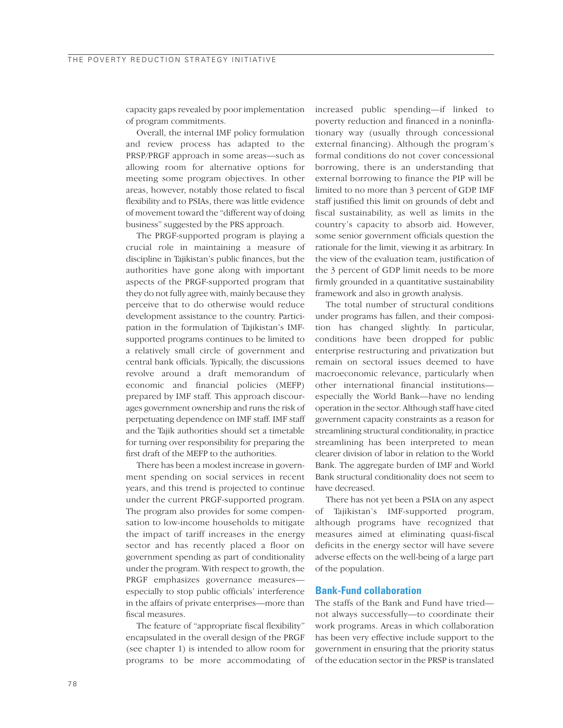capacity gaps revealed by poor implementation of program commitments.

Overall, the internal IMF policy formulation and review process has adapted to the PRSP/PRGF approach in some areas—such as allowing room for alternative options for meeting some program objectives. In other areas, however, notably those related to fiscal flexibility and to PSIAs, there was little evidence of movement toward the "different way of doing business" suggested by the PRS approach.

The PRGF-supported program is playing a crucial role in maintaining a measure of discipline in Tajikistan's public finances, but the authorities have gone along with important aspects of the PRGF-supported program that they do not fully agree with, mainly because they perceive that to do otherwise would reduce development assistance to the country. Participation in the formulation of Tajikistan's IMF-supported programs continues to be limited to a relatively small circle of government and central bank officials. Typically, the discussions revolve around a draft memorandum of economic and financial policies (MEFP) prepared by IMF staff. This approach discourages government ownership and runs the risk of perpetuating dependence on IMF staff. IMF staff and the Tajik authorities should set a timetable for turning over responsibility for preparing the first draft of the MEFP to the authorities.

There has been a modest increase in government spending on social services in recent years, and this trend is projected to continue under the current PRGF-supported program. The program also provides for some compensation to low-income households to mitigate the impact of tariff increases in the energy sector and has recently placed a floor on government spending as part of conditionality under the program. With respect to growth, the PRGF emphasizes governance measures—especially to stop public officials' interference in the affairs of private enterprises—more than fiscal measures.

The feature of "appropriate fiscal flexibility" encapsulated in the overall design of the PRGF (see chapter 1) is intended to allow room for programs to be more accommodating of increased public spending—if linked to poverty reduction and financed in a noninflationary way (usually through concessional external financing). Although the program's formal conditions do not cover concessional borrowing, there is an understanding that external borrowing to finance the PIP will be limited to no more than 3 percent of GDP. IMF staff justified this limit on grounds of debt and fiscal sustainability, as well as limits in the country's capacity to absorb aid. However, some senior government officials question the rationale for the limit, viewing it as arbitrary. In the view of the evaluation team, justification of the 3 percent of GDP limit needs to be more firmly grounded in a quantitative sustainability framework and also in growth analysis.

The total number of structural conditions under programs has fallen, and their composition has changed slightly. In particular, conditions have been dropped for public enterprise restructuring and privatization but remain on sectoral issues deemed to have macroeconomic relevance, particularly when other international financial institutions—especially the World Bank—have no lending operation in the sector. Although staff have cited government capacity constraints as a reason for streamlining structural conditionality, in practice streamlining has been interpreted to mean clearer division of labor in relation to the World Bank. The aggregate burden of IMF and World Bank structural conditionality does not seem to have decreased.

There has not yet been a PSIA on any aspect of Tajikistan's IMF-supported program, although programs have recognized that measures aimed at eliminating quasi-fiscal deficits in the energy sector will have severe adverse effects on the well-being of a large part of the population.

## Bank-Fund collaboration

The staffs of the Bank and Fund have tried—not always successfully—to coordinate their work programs. Areas in which collaboration has been very effective include support to the government in ensuring that the priority status of the education sector in the PRSP is translated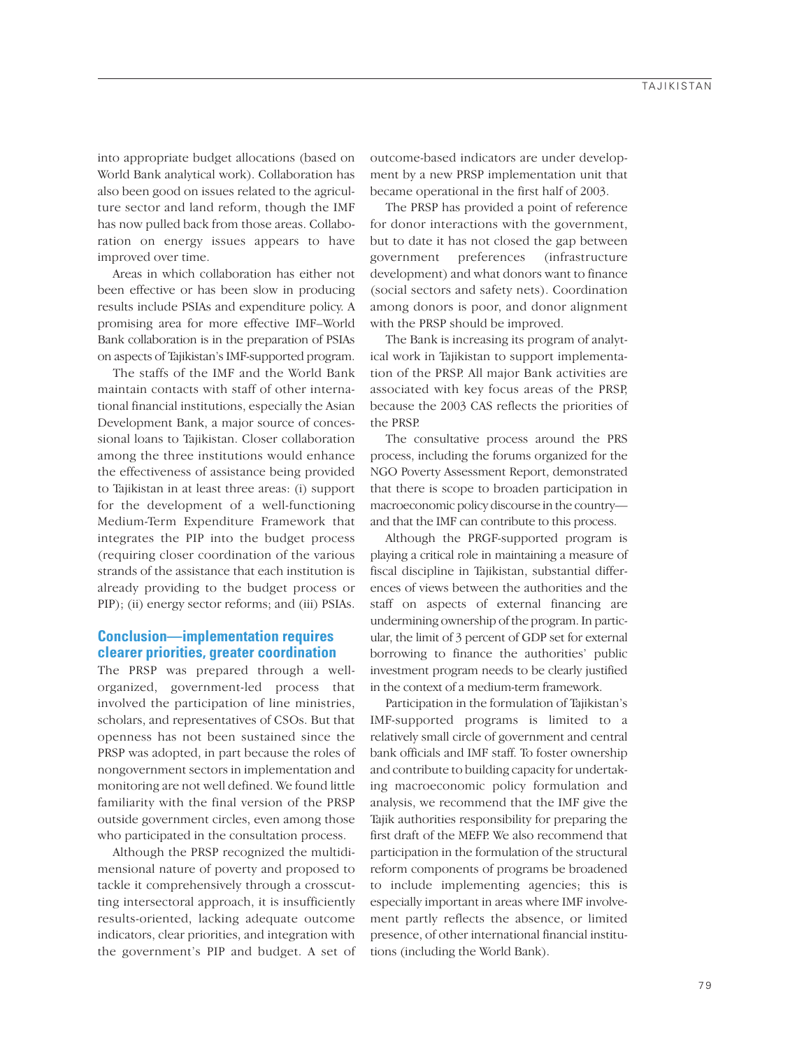into appropriate budget allocations (based on World Bank analytical work). Collaboration has also been good on issues related to the agriculture sector and land reform, though the IMF has now pulled back from those areas. Collaboration on energy issues appears to have improved over time.

Areas in which collaboration has either not been effective or has been slow in producing results include PSIAs and expenditure policy. A promising area for more effective IMF–World Bank collaboration is in the preparation of PSIAs on aspects of Tajikistan's IMF-supported program.

The staffs of the IMF and the World Bank maintain contacts with staff of other international financial institutions, especially the Asian Development Bank, a major source of concessional loans to Tajikistan. Closer collaboration among the three institutions would enhance the effectiveness of assistance being provided to Tajikistan in at least three areas: (i) support for the development of a well-functioning Medium-Term Expenditure Framework that integrates the PIP into the budget process (requiring closer coordination of the various strands of the assistance that each institution is already providing to the budget process or PIP); (ii) energy sector reforms; and (iii) PSIAs.

## Conclusion—implementation requires clearer priorities, greater coordination

The PRSP was prepared through a well-organized, government-led process that involved the participation of line ministries, scholars, and representatives of CSOs. But that openness has not been sustained since the PRSP was adopted, in part because the roles of nongovernment sectors in implementation and monitoring are not well defined. We found little familiarity with the final version of the PRSP outside government circles, even among those who participated in the consultation process.

Although the PRSP recognized the multidimensional nature of poverty and proposed to tackle it comprehensively through a crosscutting intersectoral approach, it is insufficiently results-oriented, lacking adequate outcome indicators, clear priorities, and integration with the government's PIP and budget. A set of outcome-based indicators are under development by a new PRSP implementation unit that became operational in the first half of 2003.

The PRSP has provided a point of reference for donor interactions with the government, but to date it has not closed the gap between government preferences (infrastructure development) and what donors want to finance (social sectors and safety nets). Coordination among donors is poor, and donor alignment with the PRSP should be improved.

The Bank is increasing its program of analytical work in Tajikistan to support implementation of the PRSP. All major Bank activities are associated with key focus areas of the PRSP, because the 2003 CAS reflects the priorities of the PRSP.

The consultative process around the PRS process, including the forums organized for the NGO Poverty Assessment Report, demonstrated that there is scope to broaden participation in macroeconomic policy discourse in the country—and that the IMF can contribute to this process.

Although the PRGF-supported program is playing a critical role in maintaining a measure of fiscal discipline in Tajikistan, substantial differences of views between the authorities and the staff on aspects of external financing are undermining ownership of the program. In particular, the limit of 3 percent of GDP set for external borrowing to finance the authorities' public investment program needs to be clearly justified in the context of a medium-term framework.

Participation in the formulation of Tajikistan's IMF-supported programs is limited to a relatively small circle of government and central bank officials and IMF staff. To foster ownership and contribute to building capacity for undertaking macroeconomic policy formulation and analysis, we recommend that the IMF give the Tajik authorities responsibility for preparing the first draft of the MEFP. We also recommend that participation in the formulation of the structural reform components of programs be broadened to include implementing agencies; this is especially important in areas where IMF involvement partly reflects the absence, or limited presence, of other international financial institutions (including the World Bank).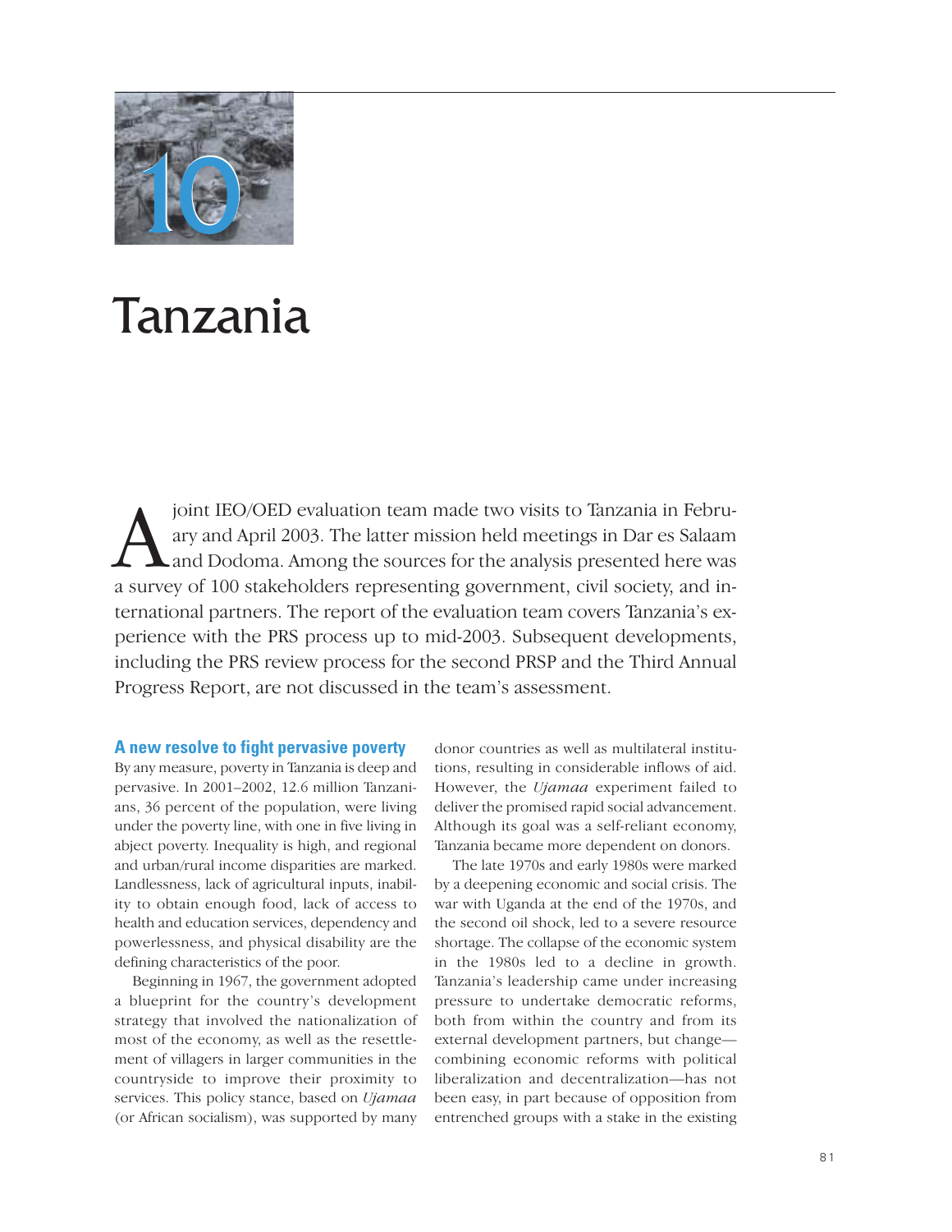# 10

# Tanzania

A joint IEO/OED evaluation team made two visits to Tanzania in February and April 2003. The latter mission held meetings in Dar es Salaam and Dodoma. Among the sources for the analysis presented here was a survey of 100 stakeholders representing government, civil society, and international partners. The report of the evaluation team covers Tanzania's experience with the PRS process up to mid-2003. Subsequent developments, including the PRS review process for the second PRSP and the Third Annual Progress Report, are not discussed in the team's assessment.

## A new resolve to fight pervasive poverty

By any measure, poverty in Tanzania is deep and pervasive. In 2001–2002, 12.6 million Tanzanians, 36 percent of the population, were living under the poverty line, with one in five living in abject poverty. Inequality is high, and regional and urban/rural income disparities are marked. Landlessness, lack of agricultural inputs, inability to obtain enough food, lack of access to health and education services, dependency and powerlessness, and physical disability are the defining characteristics of the poor.

Beginning in 1967, the government adopted a blueprint for the country's development strategy that involved the nationalization of most of the economy, as well as the resettlement of villagers in larger communities in the countryside to improve their proximity to services. This policy stance, based on *Ujamaa* (or African socialism), was supported by many donor countries as well as multilateral institutions, resulting in considerable inflows of aid. However, the *Ujamaa* experiment failed to deliver the promised rapid social advancement. Although its goal was a self-reliant economy, Tanzania became more dependent on donors.

The late 1970s and early 1980s were marked by a deepening economic and social crisis. The war with Uganda at the end of the 1970s, and the second oil shock, led to a severe resource shortage. The collapse of the economic system in the 1980s led to a decline in growth. Tanzania's leadership came under increasing pressure to undertake democratic reforms, both from within the country and from its external development partners, but change—combining economic reforms with political liberalization and decentralization—has not been easy, in part because of opposition from entrenched groups with a stake in the existing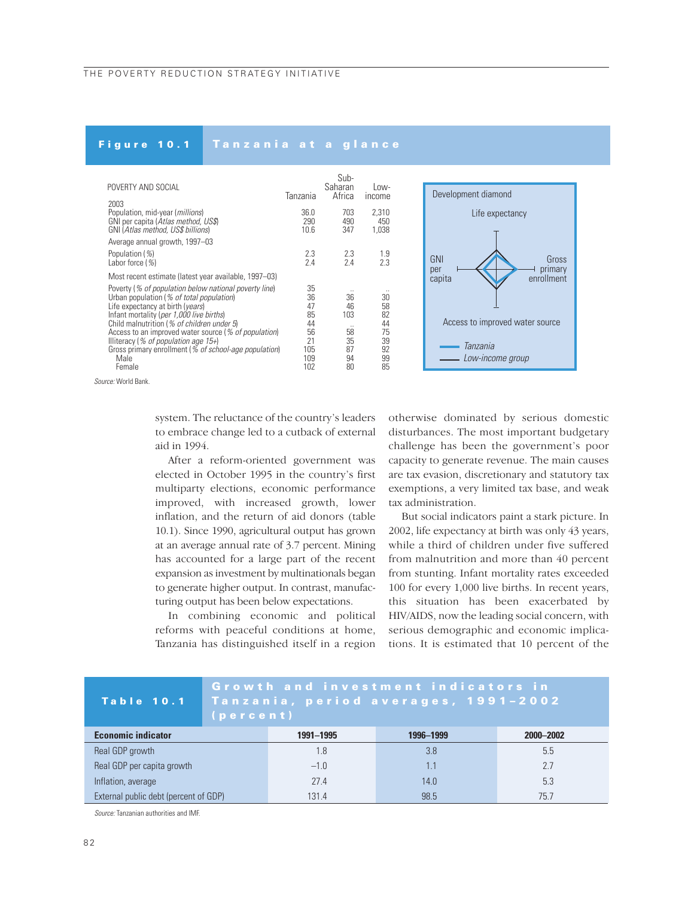**Figure 10.1 Tanzania at a glance**

| POVERTY AND SOCIAL | Tanzania | Sub-Saharan Africa | Low-income |
|---|---|---|---|
| 2003 | | | |
| Population, mid-year (*millions*) | 36.0 | 703 | 2,310 |
| GNI per capita (*Atlas method, US$*) | 290 | 490 | 450 |
| GNI (*Atlas method, US$ billions*) | 10.6 | 347 | 1,038 |
| Average annual growth, 1997–03 | | | |
| Population (%) | 2.3 | 2.3 | 1.9 |
| Labor force (%) | 2.4 | 2.4 | 2.3 |
| Most recent estimate (latest year available, 1997–03) | | | |
| Poverty (*% of population below national poverty line*) | 35 | .. | .. |
| Urban population (*% of total population*) | 36 | 36 | 30 |
| Life expectancy at birth (*years*) | 47 | 46 | 58 |
| Infant mortality (*per 1,000 live births*) | 85 | 103 | 82 |
| Child malnutrition (*% of children under 5*) | 44 | .. | 44 |
| Access to an improved water source (*% of population*) | 56 | 58 | 75 |
| Illiteracy (*% of population age 15+*) | 21 | 35 | 39 |
| Gross primary enrollment (*% of school-age population*) | 105 | 87 | 92 |
| Male | 109 | 94 | 99 |
| Female | 102 | 80 | 85 |

Development diamond: Life expectancy; GNI per capita; Gross primary enrollment; Access to improved water source. — Tanzania; — Low-income group

*Source:* World Bank.

system. The reluctance of the country's leaders to embrace change led to a cutback of external aid in 1994.

After a reform-oriented government was elected in October 1995 in the country's first multiparty elections, economic performance improved, with increased growth, lower inflation, and the return of aid donors (table 10.1). Since 1990, agricultural output has grown at an average annual rate of 3.7 percent. Mining has accounted for a large part of the recent expansion as investment by multinationals began to generate higher output. In contrast, manufacturing output has been below expectations.

In combining economic and political reforms with peaceful conditions at home, Tanzania has distinguished itself in a region otherwise dominated by serious domestic disturbances. The most important budgetary challenge has been the government's poor capacity to generate revenue. The main causes are tax evasion, discretionary and statutory tax exemptions, a very limited tax base, and weak tax administration.

But social indicators paint a stark picture. In 2002, life expectancy at birth was only 43 years, while a third of children under five suffered from malnutrition and more than 40 percent from stunting. Infant mortality rates exceeded 100 for every 1,000 live births. In recent years, this situation has been exacerbated by HIV/AIDS, now the leading social concern, with serious demographic and economic implications. It is estimated that 10 percent of the

**Table 10.1 Growth and investment indicators in Tanzania, period averages, 1991–2002 (percent)**

| Economic indicator | 1991–1995 | 1996–1999 | 2000–2002 |
|---|---|---|---|
| Real GDP growth | 1.8 | 3.8 | 5.5 |
| Real GDP per capita growth | –1.0 | 1.1 | 2.7 |
| Inflation, average | 27.4 | 14.0 | 5.3 |
| External public debt (percent of GDP) | 131.4 | 98.5 | 75.7 |

*Source:* Tanzanian authorities and IMF.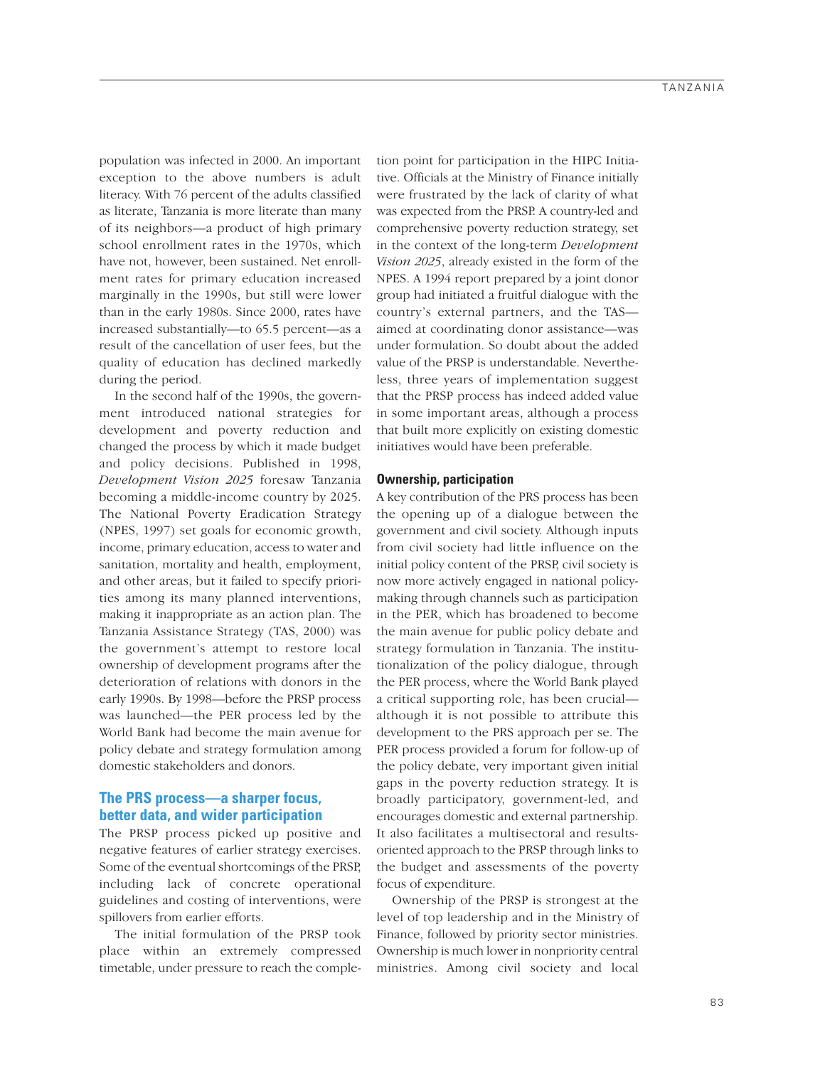population was infected in 2000. An important exception to the above numbers is adult literacy. With 76 percent of the adults classified as literate, Tanzania is more literate than many of its neighbors—a product of high primary school enrollment rates in the 1970s, which have not, however, been sustained. Net enrollment rates for primary education increased marginally in the 1990s, but still were lower than in the early 1980s. Since 2000, rates have increased substantially—to 65.5 percent—as a result of the cancellation of user fees, but the quality of education has declined markedly during the period.

In the second half of the 1990s, the government introduced national strategies for development and poverty reduction and changed the process by which it made budget and policy decisions. Published in 1998, *Development Vision 2025* foresaw Tanzania becoming a middle-income country by 2025. The National Poverty Eradication Strategy (NPES, 1997) set goals for economic growth, income, primary education, access to water and sanitation, mortality and health, employment, and other areas, but it failed to specify priorities among its many planned interventions, making it inappropriate as an action plan. The Tanzania Assistance Strategy (TAS, 2000) was the government's attempt to restore local ownership of development programs after the deterioration of relations with donors in the early 1990s. By 1998—before the PRSP process was launched—the PER process led by the World Bank had become the main avenue for policy debate and strategy formulation among domestic stakeholders and donors.

## The PRS process—a sharper focus, better data, and wider participation

The PRSP process picked up positive and negative features of earlier strategy exercises. Some of the eventual shortcomings of the PRSP, including lack of concrete operational guidelines and costing of interventions, were spillovers from earlier efforts.

The initial formulation of the PRSP took place within an extremely compressed timetable, under pressure to reach the completion point for participation in the HIPC Initiative. Officials at the Ministry of Finance initially were frustrated by the lack of clarity of what was expected from the PRSP. A country-led and comprehensive poverty reduction strategy, set in the context of the long-term *Development Vision 2025*, already existed in the form of the NPES. A 1994 report prepared by a joint donor group had initiated a fruitful dialogue with the country's external partners, and the TAS—aimed at coordinating donor assistance—was under formulation. So doubt about the added value of the PRSP is understandable. Nevertheless, three years of implementation suggest that the PRSP process has indeed added value in some important areas, although a process that built more explicitly on existing domestic initiatives would have been preferable.

### Ownership, participation

A key contribution of the PRS process has been the opening up of a dialogue between the government and civil society. Although inputs from civil society had little influence on the initial policy content of the PRSP, civil society is now more actively engaged in national policymaking through channels such as participation in the PER, which has broadened to become the main avenue for public policy debate and strategy formulation in Tanzania. The institutionalization of the policy dialogue, through the PER process, where the World Bank played a critical supporting role, has been crucial—although it is not possible to attribute this development to the PRS approach per se. The PER process provided a forum for follow-up of the policy debate, very important given initial gaps in the poverty reduction strategy. It is broadly participatory, government-led, and encourages domestic and external partnership. It also facilitates a multisectoral and results-oriented approach to the PRSP through links to the budget and assessments of the poverty focus of expenditure.

Ownership of the PRSP is strongest at the level of top leadership and in the Ministry of Finance, followed by priority sector ministries. Ownership is much lower in nonpriority central ministries. Among civil society and local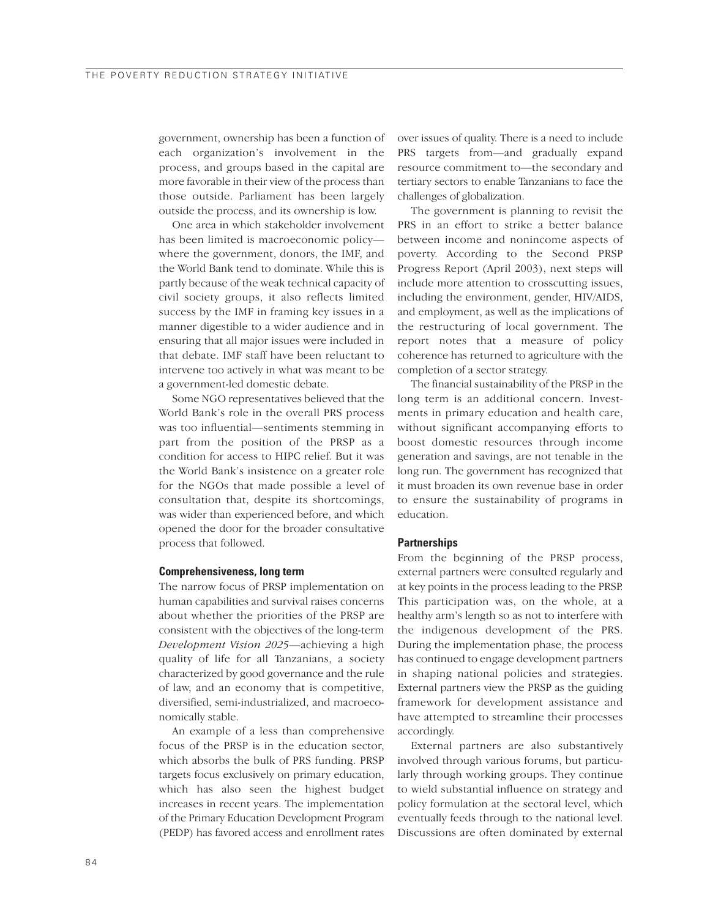government, ownership has been a function of each organization's involvement in the process, and groups based in the capital are more favorable in their view of the process than those outside. Parliament has been largely outside the process, and its ownership is low.

One area in which stakeholder involvement has been limited is macroeconomic policy—where the government, donors, the IMF, and the World Bank tend to dominate. While this is partly because of the weak technical capacity of civil society groups, it also reflects limited success by the IMF in framing key issues in a manner digestible to a wider audience and in ensuring that all major issues were included in that debate. IMF staff have been reluctant to intervene too actively in what was meant to be a government-led domestic debate.

Some NGO representatives believed that the World Bank's role in the overall PRS process was too influential—sentiments stemming in part from the position of the PRSP as a condition for access to HIPC relief. But it was the World Bank's insistence on a greater role for the NGOs that made possible a level of consultation that, despite its shortcomings, was wider than experienced before, and which opened the door for the broader consultative process that followed.

#### Comprehensiveness, long term

The narrow focus of PRSP implementation on human capabilities and survival raises concerns about whether the priorities of the PRSP are consistent with the objectives of the long-term *Development Vision 2025*—achieving a high quality of life for all Tanzanians, a society characterized by good governance and the rule of law, and an economy that is competitive, diversified, semi-industrialized, and macroeconomically stable.

An example of a less than comprehensive focus of the PRSP is in the education sector, which absorbs the bulk of PRS funding. PRSP targets focus exclusively on primary education, which has also seen the highest budget increases in recent years. The implementation of the Primary Education Development Program (PEDP) has favored access and enrollment rates over issues of quality. There is a need to include PRS targets from—and gradually expand resource commitment to—the secondary and tertiary sectors to enable Tanzanians to face the challenges of globalization.

The government is planning to revisit the PRS in an effort to strike a better balance between income and nonincome aspects of poverty. According to the Second PRSP Progress Report (April 2003), next steps will include more attention to crosscutting issues, including the environment, gender, HIV/AIDS, and employment, as well as the implications of the restructuring of local government. The report notes that a measure of policy coherence has returned to agriculture with the completion of a sector strategy.

The financial sustainability of the PRSP in the long term is an additional concern. Investments in primary education and health care, without significant accompanying efforts to boost domestic resources through income generation and savings, are not tenable in the long run. The government has recognized that it must broaden its own revenue base in order to ensure the sustainability of programs in education.

#### Partnerships

From the beginning of the PRSP process, external partners were consulted regularly and at key points in the process leading to the PRSP. This participation was, on the whole, at a healthy arm's length so as not to interfere with the indigenous development of the PRS. During the implementation phase, the process has continued to engage development partners in shaping national policies and strategies. External partners view the PRSP as the guiding framework for development assistance and have attempted to streamline their processes accordingly.

External partners are also substantively involved through various forums, but particularly through working groups. They continue to wield substantial influence on strategy and policy formulation at the sectoral level, which eventually feeds through to the national level. Discussions are often dominated by external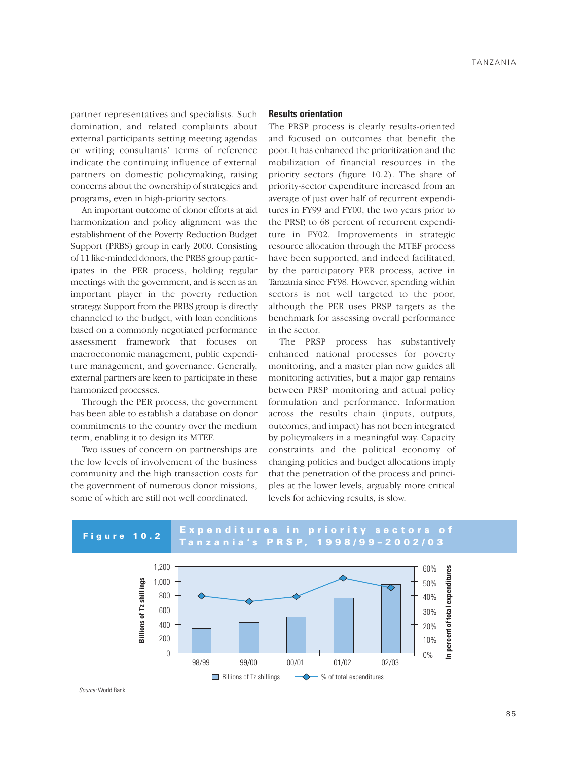partner representatives and specialists. Such domination, and related complaints about external participants setting meeting agendas or writing consultants' terms of reference indicate the continuing influence of external partners on domestic policymaking, raising concerns about the ownership of strategies and programs, even in high-priority sectors.

An important outcome of donor efforts at aid harmonization and policy alignment was the establishment of the Poverty Reduction Budget Support (PRBS) group in early 2000. Consisting of 11 like-minded donors, the PRBS group participates in the PER process, holding regular meetings with the government, and is seen as an important player in the poverty reduction strategy. Support from the PRBS group is directly channeled to the budget, with loan conditions based on a commonly negotiated performance assessment framework that focuses on macroeconomic management, public expenditure management, and governance. Generally, external partners are keen to participate in these harmonized processes.

Through the PER process, the government has been able to establish a database on donor commitments to the country over the medium term, enabling it to design its MTEF.

Two issues of concern on partnerships are the low levels of involvement of the business community and the high transaction costs for the government of numerous donor missions, some of which are still not well coordinated.

### Results orientation

The PRSP process is clearly results-oriented and focused on outcomes that benefit the poor. It has enhanced the prioritization and the mobilization of financial resources in the priority sectors (figure 10.2). The share of priority-sector expenditure increased from an average of just over half of recurrent expenditures in FY99 and FY00, the two years prior to the PRSP, to 68 percent of recurrent expenditure in FY02. Improvements in strategic resource allocation through the MTEF process have been supported, and indeed facilitated, by the participatory PER process, active in Tanzania since FY98. However, spending within sectors is not well targeted to the poor, although the PER uses PRSP targets as the benchmark for assessing overall performance in the sector.

The PRSP process has substantively enhanced national processes for poverty monitoring, and a master plan now guides all monitoring activities, but a major gap remains between PRSP monitoring and actual policy formulation and performance. Information across the results chain (inputs, outputs, outcomes, and impact) has not been integrated by policymakers in a meaningful way. Capacity constraints and the political economy of changing policies and budget allocations imply that the penetration of the process and principles at the lower levels, arguably more critical levels for achieving results, is slow.

**Figure 10.2 Expenditures in priority sectors of Tanzania's PRSP, 1998/99–2002/03**

*Source:* World Bank.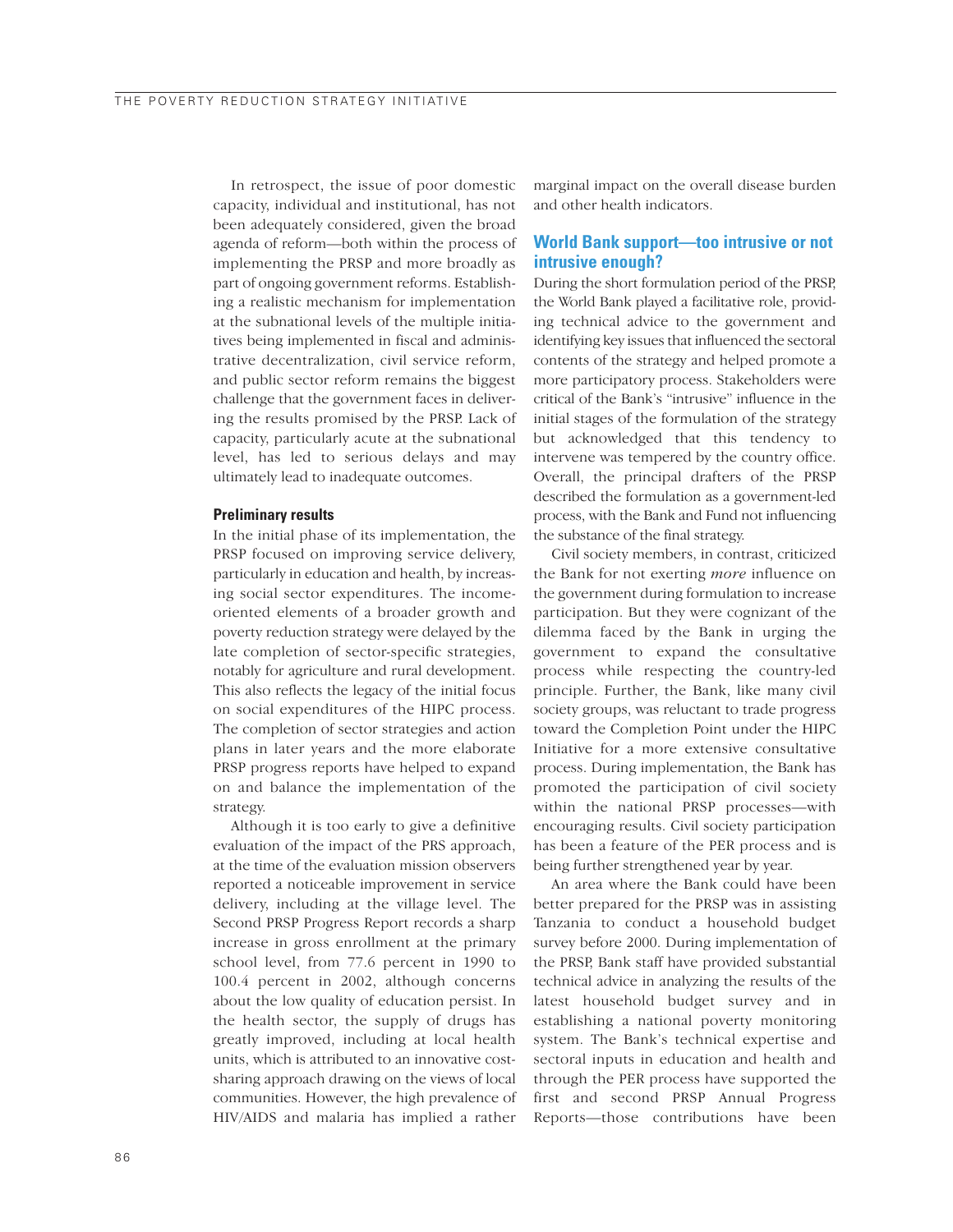In retrospect, the issue of poor domestic capacity, individual and institutional, has not been adequately considered, given the broad agenda of reform—both within the process of implementing the PRSP and more broadly as part of ongoing government reforms. Establishing a realistic mechanism for implementation at the subnational levels of the multiple initiatives being implemented in fiscal and administrative decentralization, civil service reform, and public sector reform remains the biggest challenge that the government faces in delivering the results promised by the PRSP. Lack of capacity, particularly acute at the subnational level, has led to serious delays and may ultimately lead to inadequate outcomes.

#### Preliminary results

In the initial phase of its implementation, the PRSP focused on improving service delivery, particularly in education and health, by increasing social sector expenditures. The income-oriented elements of a broader growth and poverty reduction strategy were delayed by the late completion of sector-specific strategies, notably for agriculture and rural development. This also reflects the legacy of the initial focus on social expenditures of the HIPC process. The completion of sector strategies and action plans in later years and the more elaborate PRSP progress reports have helped to expand on and balance the implementation of the strategy.

Although it is too early to give a definitive evaluation of the impact of the PRS approach, at the time of the evaluation mission observers reported a noticeable improvement in service delivery, including at the village level. The Second PRSP Progress Report records a sharp increase in gross enrollment at the primary school level, from 77.6 percent in 1990 to 100.4 percent in 2002, although concerns about the low quality of education persist. In the health sector, the supply of drugs has greatly improved, including at local health units, which is attributed to an innovative cost-sharing approach drawing on the views of local communities. However, the high prevalence of HIV/AIDS and malaria has implied a rather marginal impact on the overall disease burden and other health indicators.

### World Bank support—too intrusive or not intrusive enough?

During the short formulation period of the PRSP, the World Bank played a facilitative role, providing technical advice to the government and identifying key issues that influenced the sectoral contents of the strategy and helped promote a more participatory process. Stakeholders were critical of the Bank's "intrusive" influence in the initial stages of the formulation of the strategy but acknowledged that this tendency to intervene was tempered by the country office. Overall, the principal drafters of the PRSP described the formulation as a government-led process, with the Bank and Fund not influencing the substance of the final strategy.

Civil society members, in contrast, criticized the Bank for not exerting *more* influence on the government during formulation to increase participation. But they were cognizant of the dilemma faced by the Bank in urging the government to expand the consultative process while respecting the country-led principle. Further, the Bank, like many civil society groups, was reluctant to trade progress toward the Completion Point under the HIPC Initiative for a more extensive consultative process. During implementation, the Bank has promoted the participation of civil society within the national PRSP processes—with encouraging results. Civil society participation has been a feature of the PER process and is being further strengthened year by year.

An area where the Bank could have been better prepared for the PRSP was in assisting Tanzania to conduct a household budget survey before 2000. During implementation of the PRSP, Bank staff have provided substantial technical advice in analyzing the results of the latest household budget survey and in establishing a national poverty monitoring system. The Bank's technical expertise and sectoral inputs in education and health and through the PER process have supported the first and second PRSP Annual Progress Reports—those contributions have been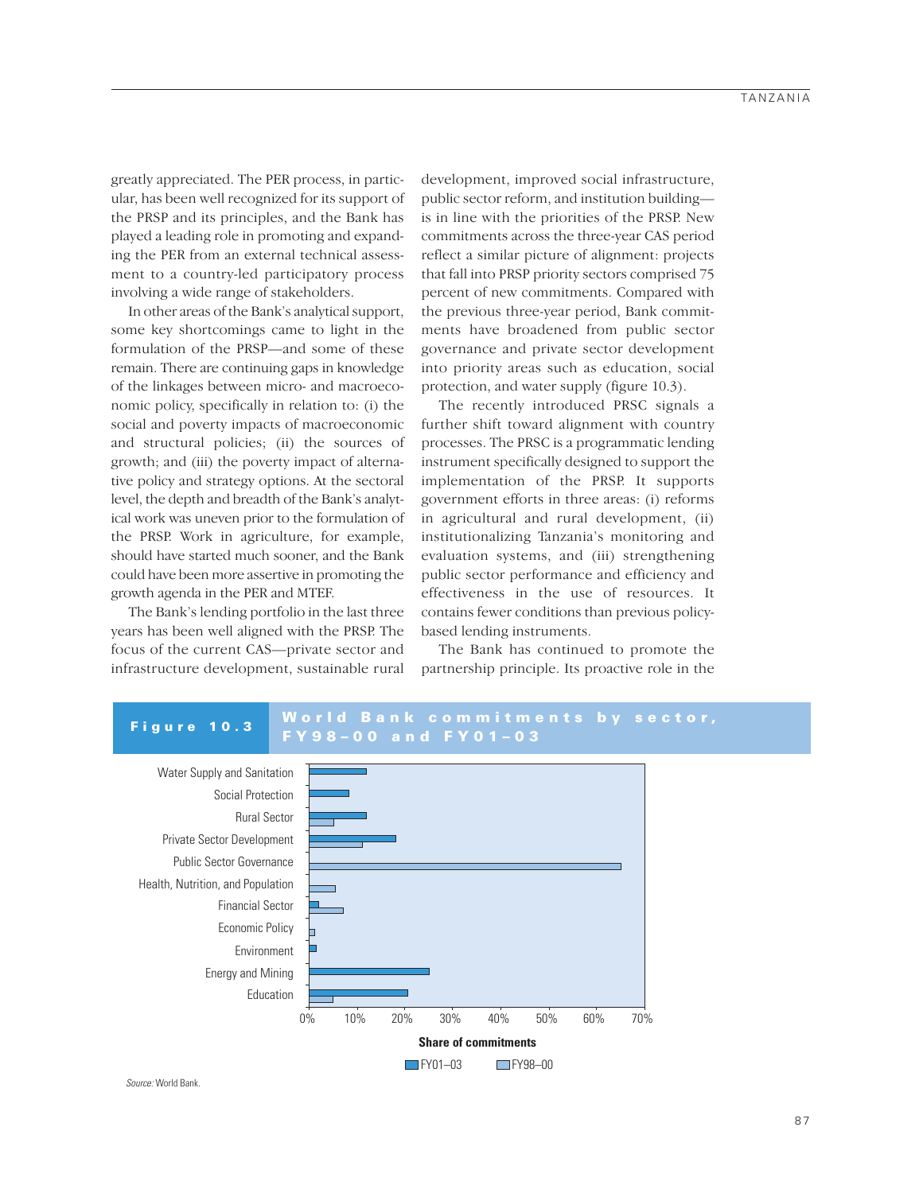greatly appreciated. The PER process, in particular, has been well recognized for its support of the PRSP and its principles, and the Bank has played a leading role in promoting and expanding the PER from an external technical assessment to a country-led participatory process involving a wide range of stakeholders.

In other areas of the Bank's analytical support, some key shortcomings came to light in the formulation of the PRSP—and some of these remain. There are continuing gaps in knowledge of the linkages between micro- and macroeconomic policy, specifically in relation to: (i) the social and poverty impacts of macroeconomic and structural policies; (ii) the sources of growth; and (iii) the poverty impact of alternative policy and strategy options. At the sectoral level, the depth and breadth of the Bank's analytical work was uneven prior to the formulation of the PRSP. Work in agriculture, for example, should have started much sooner, and the Bank could have been more assertive in promoting the growth agenda in the PER and MTEF.

The Bank's lending portfolio in the last three years has been well aligned with the PRSP. The focus of the current CAS—private sector and infrastructure development, sustainable rural development, improved social infrastructure, public sector reform, and institution building—is in line with the priorities of the PRSP. New commitments across the three-year CAS period reflect a similar picture of alignment: projects that fall into PRSP priority sectors comprised 75 percent of new commitments. Compared with the previous three-year period, Bank commitments have broadened from public sector governance and private sector development into priority areas such as education, social protection, and water supply (figure 10.3).

The recently introduced PRSC signals a further shift toward alignment with country processes. The PRSC is a programmatic lending instrument specifically designed to support the implementation of the PRSP. It supports government efforts in three areas: (i) reforms in agricultural and rural development, (ii) institutionalizing Tanzania's monitoring and evaluation systems, and (iii) strengthening public sector performance and efficiency and effectiveness in the use of resources. It contains fewer conditions than previous policy-based lending instruments.

The Bank has continued to promote the partnership principle. Its proactive role in the

**Figure 10.3 World Bank commitments by sector, FY98–00 and FY01–03**

| Sector | FY01–03 | FY98–00 |
|---|---|---|
| Water Supply and Sanitation | ~12% | |
| Social Protection | ~8% | |
| Rural Sector | ~12% | ~5% |
| Private Sector Development | ~18% | ~11% |
| Public Sector Governance | | ~65% |
| Health, Nutrition, and Population | | ~5% |
| Financial Sector | ~2% | ~7% |
| Economic Policy | | ~1% |
| Environment | ~1% | |
| Energy and Mining | ~25% | |
| Education | ~21% | ~5% |

Share of commitments (0%–70%)

*Source:* World Bank.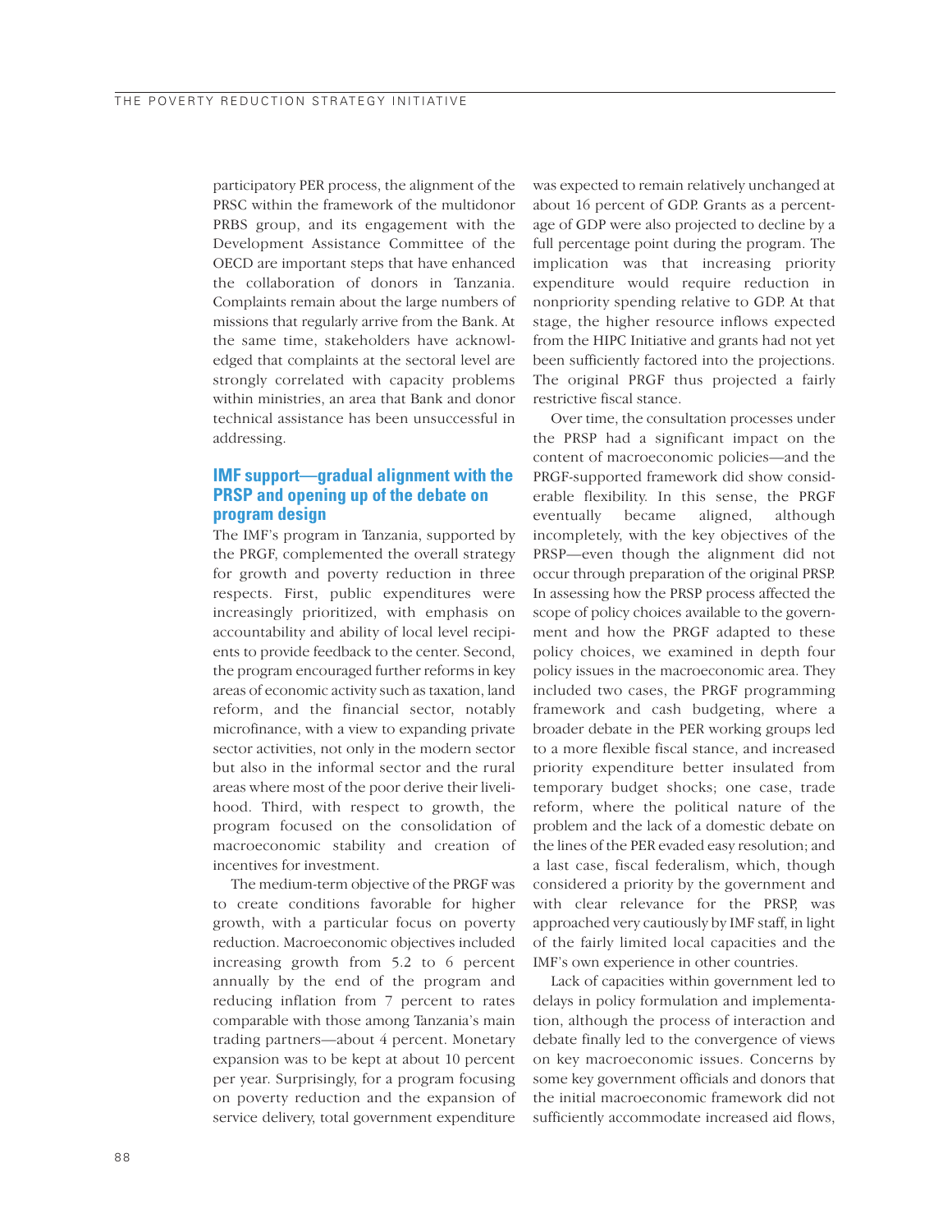participatory PER process, the alignment of the PRSC within the framework of the multidonor PRBS group, and its engagement with the Development Assistance Committee of the OECD are important steps that have enhanced the collaboration of donors in Tanzania. Complaints remain about the large numbers of missions that regularly arrive from the Bank. At the same time, stakeholders have acknowledged that complaints at the sectoral level are strongly correlated with capacity problems within ministries, an area that Bank and donor technical assistance has been unsuccessful in addressing.

### IMF support—gradual alignment with the PRSP and opening up of the debate on program design

The IMF's program in Tanzania, supported by the PRGF, complemented the overall strategy for growth and poverty reduction in three respects. First, public expenditures were increasingly prioritized, with emphasis on accountability and ability of local level recipients to provide feedback to the center. Second, the program encouraged further reforms in key areas of economic activity such as taxation, land reform, and the financial sector, notably microfinance, with a view to expanding private sector activities, not only in the modern sector but also in the informal sector and the rural areas where most of the poor derive their livelihood. Third, with respect to growth, the program focused on the consolidation of macroeconomic stability and creation of incentives for investment.

The medium-term objective of the PRGF was to create conditions favorable for higher growth, with a particular focus on poverty reduction. Macroeconomic objectives included increasing growth from 5.2 to 6 percent annually by the end of the program and reducing inflation from 7 percent to rates comparable with those among Tanzania's main trading partners—about 4 percent. Monetary expansion was to be kept at about 10 percent per year. Surprisingly, for a program focusing on poverty reduction and the expansion of service delivery, total government expenditure was expected to remain relatively unchanged at about 16 percent of GDP. Grants as a percentage of GDP were also projected to decline by a full percentage point during the program. The implication was that increasing priority expenditure would require reduction in nonpriority spending relative to GDP. At that stage, the higher resource inflows expected from the HIPC Initiative and grants had not yet been sufficiently factored into the projections. The original PRGF thus projected a fairly restrictive fiscal stance.

Over time, the consultation processes under the PRSP had a significant impact on the content of macroeconomic policies—and the PRGF-supported framework did show considerable flexibility. In this sense, the PRGF eventually became aligned, although incompletely, with the key objectives of the PRSP—even though the alignment did not occur through preparation of the original PRSP. In assessing how the PRSP process affected the scope of policy choices available to the government and how the PRGF adapted to these policy choices, we examined in depth four policy issues in the macroeconomic area. They included two cases, the PRGF programming framework and cash budgeting, where a broader debate in the PER working groups led to a more flexible fiscal stance, and increased priority expenditure better insulated from temporary budget shocks; one case, trade reform, where the political nature of the problem and the lack of a domestic debate on the lines of the PER evaded easy resolution; and a last case, fiscal federalism, which, though considered a priority by the government and with clear relevance for the PRSP, was approached very cautiously by IMF staff, in light of the fairly limited local capacities and the IMF's own experience in other countries.

Lack of capacities within government led to delays in policy formulation and implementation, although the process of interaction and debate finally led to the convergence of views on key macroeconomic issues. Concerns by some key government officials and donors that the initial macroeconomic framework did not sufficiently accommodate increased aid flows,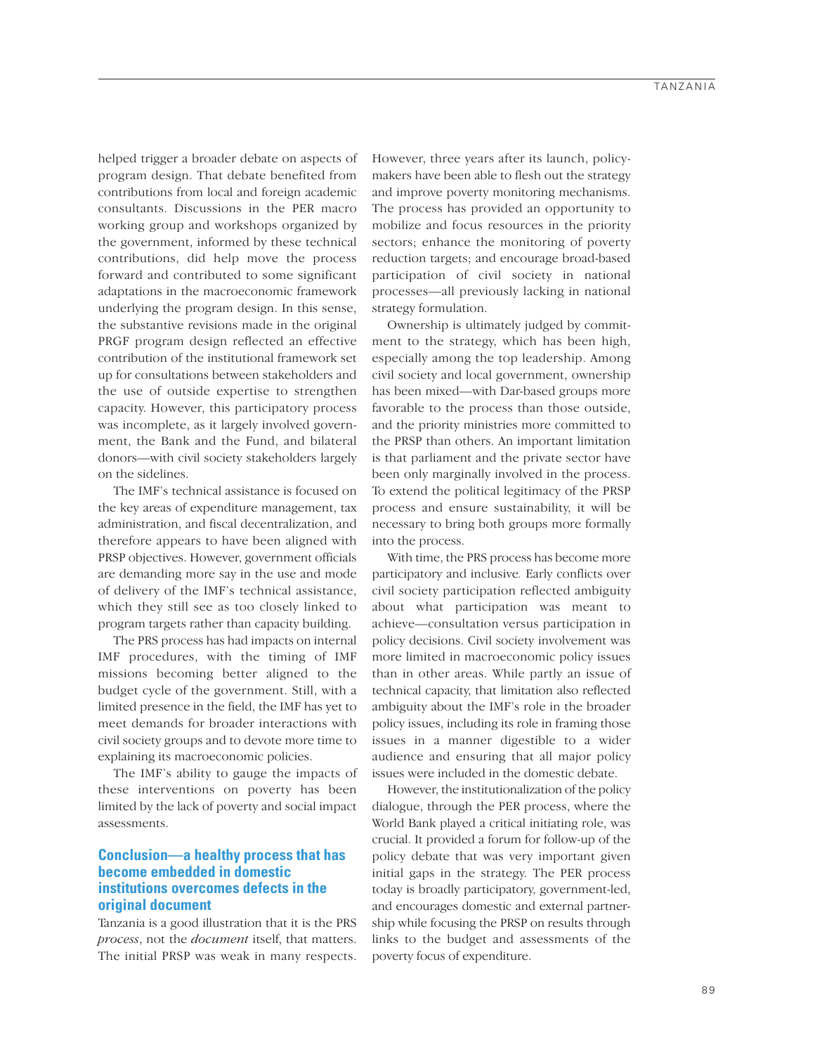helped trigger a broader debate on aspects of program design. That debate benefited from contributions from local and foreign academic consultants. Discussions in the PER macro working group and workshops organized by the government, informed by these technical contributions, did help move the process forward and contributed to some significant adaptations in the macroeconomic framework underlying the program design. In this sense, the substantive revisions made in the original PRGF program design reflected an effective contribution of the institutional framework set up for consultations between stakeholders and the use of outside expertise to strengthen capacity. However, this participatory process was incomplete, as it largely involved government, the Bank and the Fund, and bilateral donors—with civil society stakeholders largely on the sidelines.

The IMF's technical assistance is focused on the key areas of expenditure management, tax administration, and fiscal decentralization, and therefore appears to have been aligned with PRSP objectives. However, government officials are demanding more say in the use and mode of delivery of the IMF's technical assistance, which they still see as too closely linked to program targets rather than capacity building.

The PRS process has had impacts on internal IMF procedures, with the timing of IMF missions becoming better aligned to the budget cycle of the government. Still, with a limited presence in the field, the IMF has yet to meet demands for broader interactions with civil society groups and to devote more time to explaining its macroeconomic policies.

The IMF's ability to gauge the impacts of these interventions on poverty has been limited by the lack of poverty and social impact assessments.

### Conclusion—a healthy process that has become embedded in domestic institutions overcomes defects in the original document

Tanzania is a good illustration that it is the PRS *process*, not the *document* itself, that matters. The initial PRSP was weak in many respects. However, three years after its launch, policymakers have been able to flesh out the strategy and improve poverty monitoring mechanisms. The process has provided an opportunity to mobilize and focus resources in the priority sectors; enhance the monitoring of poverty reduction targets; and encourage broad-based participation of civil society in national processes—all previously lacking in national strategy formulation.

Ownership is ultimately judged by commitment to the strategy, which has been high, especially among the top leadership. Among civil society and local government, ownership has been mixed—with Dar-based groups more favorable to the process than those outside, and the priority ministries more committed to the PRSP than others. An important limitation is that parliament and the private sector have been only marginally involved in the process. To extend the political legitimacy of the PRSP process and ensure sustainability, it will be necessary to bring both groups more formally into the process.

With time, the PRS process has become more participatory and inclusive. Early conflicts over civil society participation reflected ambiguity about what participation was meant to achieve—consultation versus participation in policy decisions. Civil society involvement was more limited in macroeconomic policy issues than in other areas. While partly an issue of technical capacity, that limitation also reflected ambiguity about the IMF's role in the broader policy issues, including its role in framing those issues in a manner digestible to a wider audience and ensuring that all major policy issues were included in the domestic debate.

However, the institutionalization of the policy dialogue, through the PER process, where the World Bank played a critical initiating role, was crucial. It provided a forum for follow-up of the policy debate that was very important given initial gaps in the strategy. The PER process today is broadly participatory, government-led, and encourages domestic and external partnership while focusing the PRSP on results through links to the budget and assessments of the poverty focus of expenditure.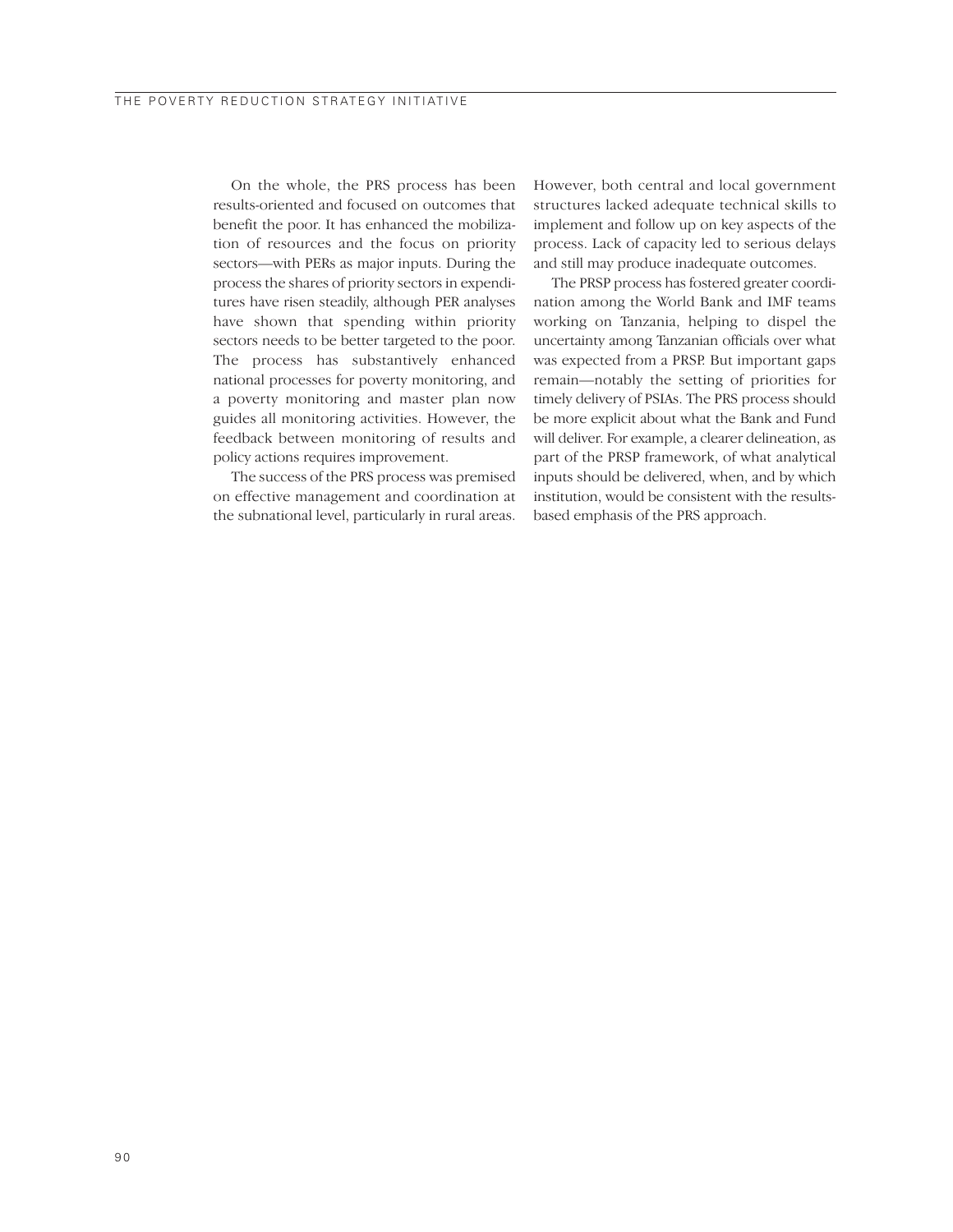On the whole, the PRS process has been results-oriented and focused on outcomes that benefit the poor. It has enhanced the mobilization of resources and the focus on priority sectors—with PERs as major inputs. During the process the shares of priority sectors in expenditures have risen steadily, although PER analyses have shown that spending within priority sectors needs to be better targeted to the poor. The process has substantively enhanced national processes for poverty monitoring, and a poverty monitoring and master plan now guides all monitoring activities. However, the feedback between monitoring of results and policy actions requires improvement.

The success of the PRS process was premised on effective management and coordination at the subnational level, particularly in rural areas. However, both central and local government structures lacked adequate technical skills to implement and follow up on key aspects of the process. Lack of capacity led to serious delays and still may produce inadequate outcomes.

The PRSP process has fostered greater coordination among the World Bank and IMF teams working on Tanzania, helping to dispel the uncertainty among Tanzanian officials over what was expected from a PRSP. But important gaps remain—notably the setting of priorities for timely delivery of PSIAs. The PRS process should be more explicit about what the Bank and Fund will deliver. For example, a clearer delineation, as part of the PRSP framework, of what analytical inputs should be delivered, when, and by which institution, would be consistent with the results-based emphasis of the PRS approach.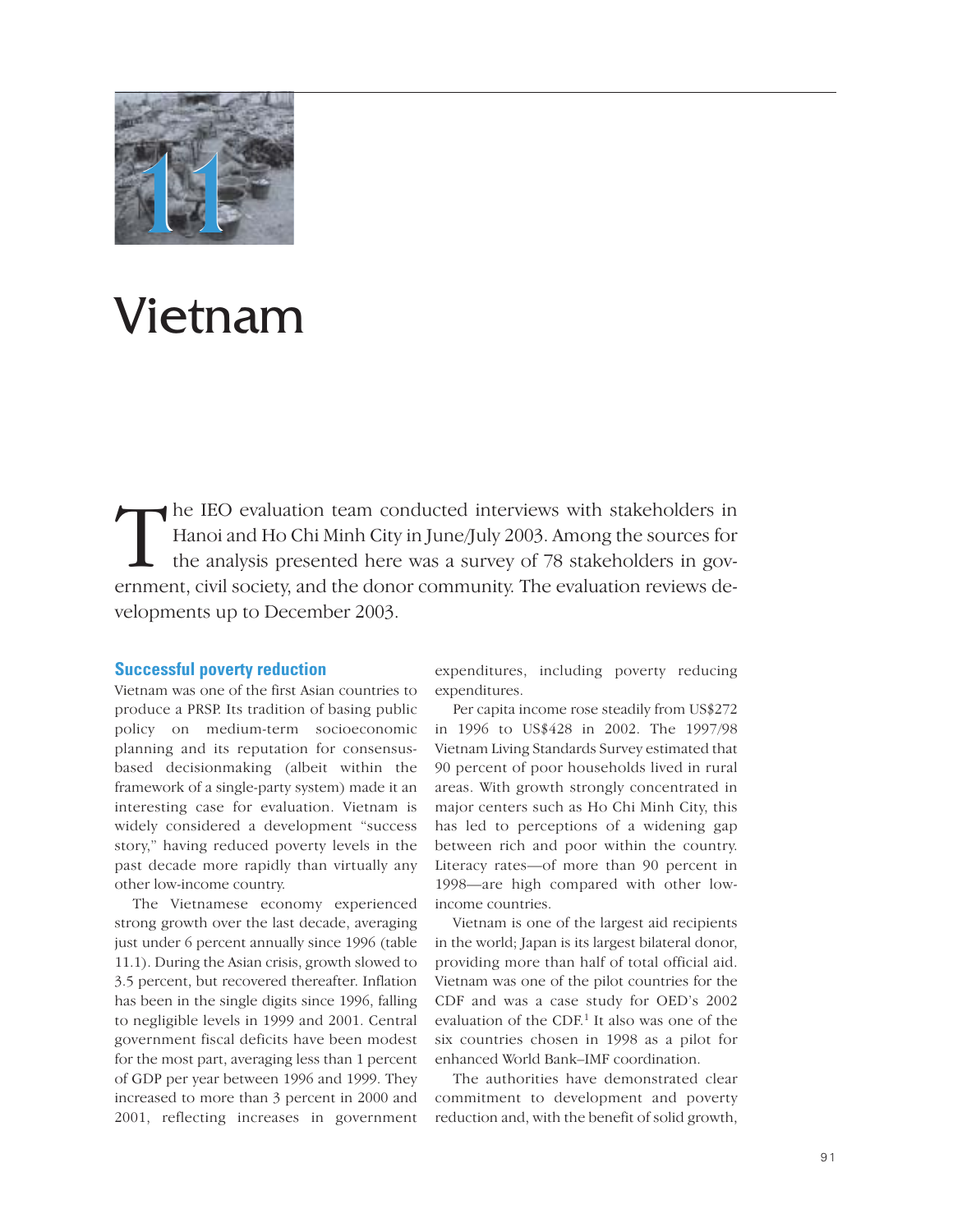# 11

# Vietnam

The IEO evaluation team conducted interviews with stakeholders in Hanoi and Ho Chi Minh City in June/July 2003. Among the sources for the analysis presented here was a survey of 78 stakeholders in government, civil society, and the donor community. The evaluation reviews developments up to December 2003.

## Successful poverty reduction

Vietnam was one of the first Asian countries to produce a PRSP. Its tradition of basing public policy on medium-term socioeconomic planning and its reputation for consensus-based decisionmaking (albeit within the framework of a single-party system) made it an interesting case for evaluation. Vietnam is widely considered a development "success story," having reduced poverty levels in the past decade more rapidly than virtually any other low-income country.

The Vietnamese economy experienced strong growth over the last decade, averaging just under 6 percent annually since 1996 (table 11.1). During the Asian crisis, growth slowed to 3.5 percent, but recovered thereafter. Inflation has been in the single digits since 1996, falling to negligible levels in 1999 and 2001. Central government fiscal deficits have been modest for the most part, averaging less than 1 percent of GDP per year between 1996 and 1999. They increased to more than 3 percent in 2000 and 2001, reflecting increases in government expenditures, including poverty reducing expenditures.

Per capita income rose steadily from US$272 in 1996 to US$428 in 2002. The 1997/98 Vietnam Living Standards Survey estimated that 90 percent of poor households lived in rural areas. With growth strongly concentrated in major centers such as Ho Chi Minh City, this has led to perceptions of a widening gap between rich and poor within the country. Literacy rates—of more than 90 percent in 1998—are high compared with other low-income countries.

Vietnam is one of the largest aid recipients in the world; Japan is its largest bilateral donor, providing more than half of total official aid. Vietnam was one of the pilot countries for the CDF and was a case study for OED's 2002 evaluation of the CDF.[1] It also was one of the six countries chosen in 1998 as a pilot for enhanced World Bank–IMF coordination.

The authorities have demonstrated clear commitment to development and poverty reduction and, with the benefit of solid growth,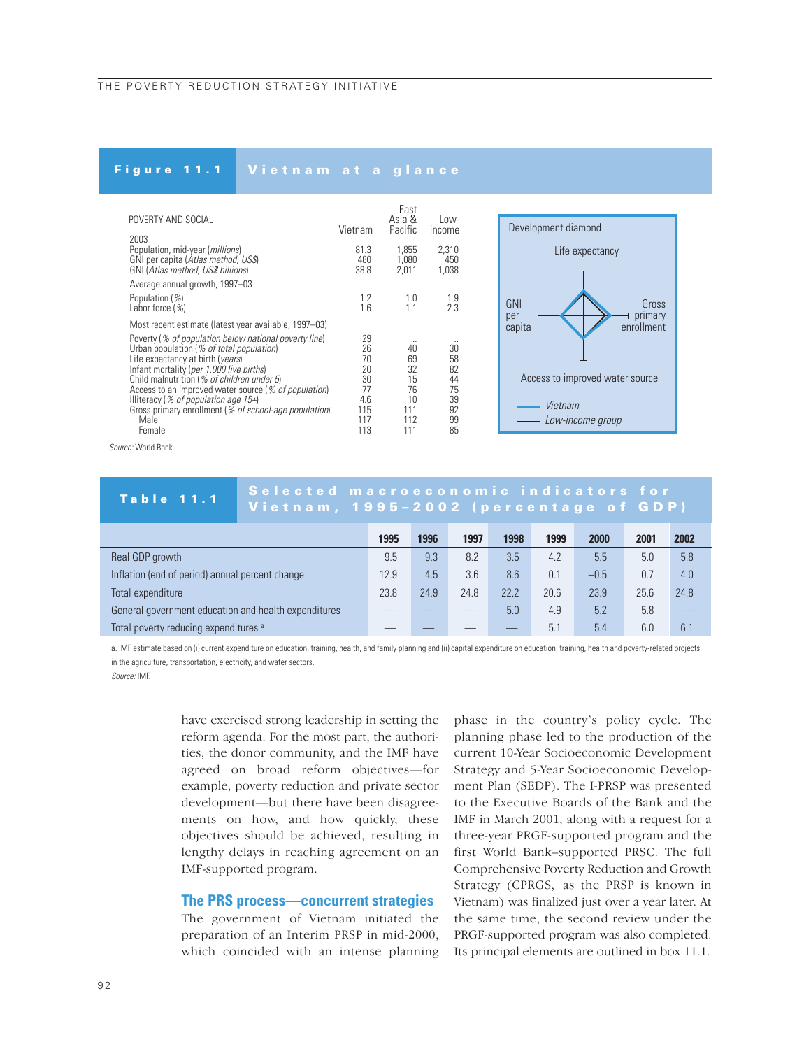### Figure 11.1 Vietnam at a glance

| POVERTY AND SOCIAL | Vietnam | East Asia & Pacific | Low-income |
|---|---|---|---|
| **2003** | | | |
| Population, mid-year (*millions*) | 81.3 | 1,855 | 2,310 |
| GNI per capita (*Atlas method, US$*) | 480 | 1,080 | 450 |
| GNI (*Atlas method, US$ billions*) | 38.8 | 2,011 | 1,038 |
| **Average annual growth, 1997–03** | | | |
| Population (%) | 1.2 | 1.0 | 1.9 |
| Labor force (%) | 1.6 | 1.1 | 2.3 |
| **Most recent estimate (latest year available, 1997–03)** | | | |
| Poverty (*% of population below national poverty line*) | 29 | .. | .. |
| Urban population (*% of total population*) | 26 | 40 | 30 |
| Life expectancy at birth (*years*) | 70 | 69 | 58 |
| Infant mortality (*per 1,000 live births*) | 20 | 32 | 82 |
| Child malnutrition (*% of children under 5*) | 30 | 15 | 44 |
| Access to an improved water source (*% of population*) | 77 | 76 | 75 |
| Illiteracy (*% of population age 15+*) | 4.6 | 10 | 39 |
| Gross primary enrollment (*% of school-age population*) | 115 | 111 | 92 |
| Male | 117 | 112 | 99 |
| Female | 113 | 111 | 85 |

Development diamond: Life expectancy; GNI per capita; Gross primary enrollment; Access to improved water source. Legend: Vietnam; Low-income group.

*Source:* World Bank.

### Table 11.1 Selected macroeconomic indicators for Vietnam, 1995–2002 (percentage of GDP)

| | 1995 | 1996 | 1997 | 1998 | 1999 | 2000 | 2001 | 2002 |
|---|---|---|---|---|---|---|---|---|
| Real GDP growth | 9.5 | 9.3 | 8.2 | 3.5 | 4.2 | 5.5 | 5.0 | 5.8 |
| Inflation (end of period) annual percent change | 12.9 | 4.5 | 3.6 | 8.6 | 0.1 | –0.5 | 0.7 | 4.0 |
| Total expenditure | 23.8 | 24.9 | 24.8 | 22.2 | 20.6 | 23.9 | 25.6 | 24.8 |
| General government education and health expenditures | — | — | — | 5.0 | 4.9 | 5.2 | 5.8 | — |
| Total poverty reducing expenditures [a] | — | — | — | — | 5.1 | 5.4 | 6.0 | 6.1 |

a. IMF estimate based on (i) current expenditure on education, training, health, and family planning and (ii) capital expenditure on education, training, health and poverty-related projects in the agriculture, transportation, electricity, and water sectors.

*Source:* IMF.

have exercised strong leadership in setting the reform agenda. For the most part, the authorities, the donor community, and the IMF have agreed on broad reform objectives—for example, poverty reduction and private sector development—but there have been disagreements on how, and how quickly, these objectives should be achieved, resulting in lengthy delays in reaching agreement on an IMF-supported program.

## The PRS process—concurrent strategies

The government of Vietnam initiated the preparation of an Interim PRSP in mid-2000, which coincided with an intense planning phase in the country's policy cycle. The planning phase led to the production of the current 10-Year Socioeconomic Development Strategy and 5-Year Socioeconomic Development Plan (SEDP). The I-PRSP was presented to the Executive Boards of the Bank and the IMF in March 2001, along with a request for a three-year PRGF-supported program and the first World Bank–supported PRSC. The full Comprehensive Poverty Reduction and Growth Strategy (CPRGS, as the PRSP is known in Vietnam) was finalized just over a year later. At the same time, the second review under the PRGF-supported program was also completed. Its principal elements are outlined in box 11.1.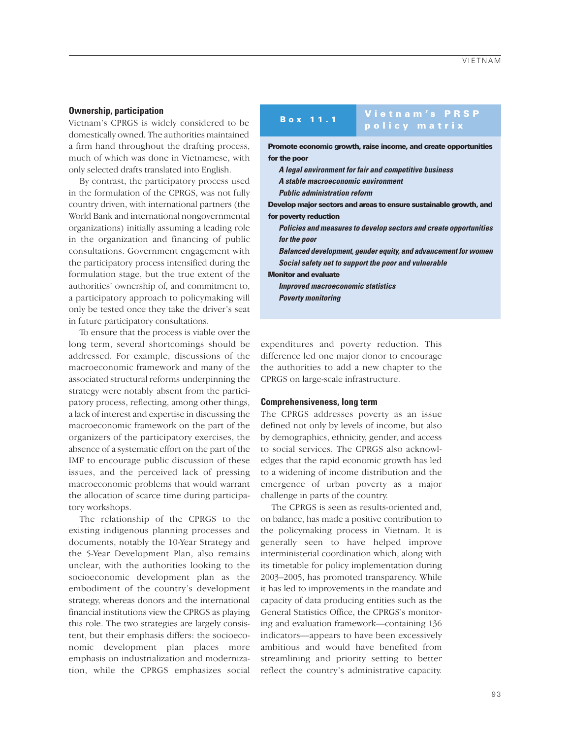### Ownership, participation

Vietnam's CPRGS is widely considered to be domestically owned. The authorities maintained a firm hand throughout the drafting process, much of which was done in Vietnamese, with only selected drafts translated into English.

By contrast, the participatory process used in the formulation of the CPRGS, was not fully country driven, with international partners (the World Bank and international nongovernmental organizations) initially assuming a leading role in the organization and financing of public consultations. Government engagement with the participatory process intensified during the formulation stage, but the true extent of the authorities' ownership of, and commitment to, a participatory approach to policymaking will only be tested once they take the driver's seat in future participatory consultations.

To ensure that the process is viable over the long term, several shortcomings should be addressed. For example, discussions of the macroeconomic framework and many of the associated structural reforms underpinning the strategy were notably absent from the participatory process, reflecting, among other things, a lack of interest and expertise in discussing the macroeconomic framework on the part of the organizers of the participatory exercises, the absence of a systematic effort on the part of the IMF to encourage public discussion of these issues, and the perceived lack of pressing macroeconomic problems that would warrant the allocation of scarce time during participatory workshops.

The relationship of the CPRGS to the existing indigenous planning processes and documents, notably the 10-Year Strategy and the 5-Year Development Plan, also remains unclear, with the authorities looking to the socioeconomic development plan as the embodiment of the country's development strategy, whereas donors and the international financial institutions view the CPRGS as playing this role. The two strategies are largely consistent, but their emphasis differs: the socioeconomic development plan places more emphasis on industrialization and modernization, while the CPRGS emphasizes social expenditures and poverty reduction. This difference led one major donor to encourage the authorities to add a new chapter to the CPRGS on large-scale infrastructure.

> **Box 11.1 Vietnam's PRSP policy matrix**
>
> **Promote economic growth, raise income, and create opportunities for the poor**
>
> ***A legal environment for fair and competitive business***
>
> ***A stable macroeconomic environment***
>
> ***Public administration reform***
>
> **Develop major sectors and areas to ensure sustainable growth, and for poverty reduction**
>
> ***Policies and measures to develop sectors and create opportunities for the poor***
>
> ***Balanced development, gender equity, and advancement for women***
>
> ***Social safety net to support the poor and vulnerable***
>
> **Monitor and evaluate**
>
> ***Improved macroeconomic statistics***
>
> ***Poverty monitoring***

### Comprehensiveness, long term

The CPRGS addresses poverty as an issue defined not only by levels of income, but also by demographics, ethnicity, gender, and access to social services. The CPRGS also acknowledges that the rapid economic growth has led to a widening of income distribution and the emergence of urban poverty as a major challenge in parts of the country.

The CPRGS is seen as results-oriented and, on balance, has made a positive contribution to the policymaking process in Vietnam. It is generally seen to have helped improve interministerial coordination which, along with its timetable for policy implementation during 2003–2005, has promoted transparency. While it has led to improvements in the mandate and capacity of data producing entities such as the General Statistics Office, the CPRGS's monitoring and evaluation framework—containing 136 indicators—appears to have been excessively ambitious and would have benefited from streamlining and priority setting to better reflect the country's administrative capacity.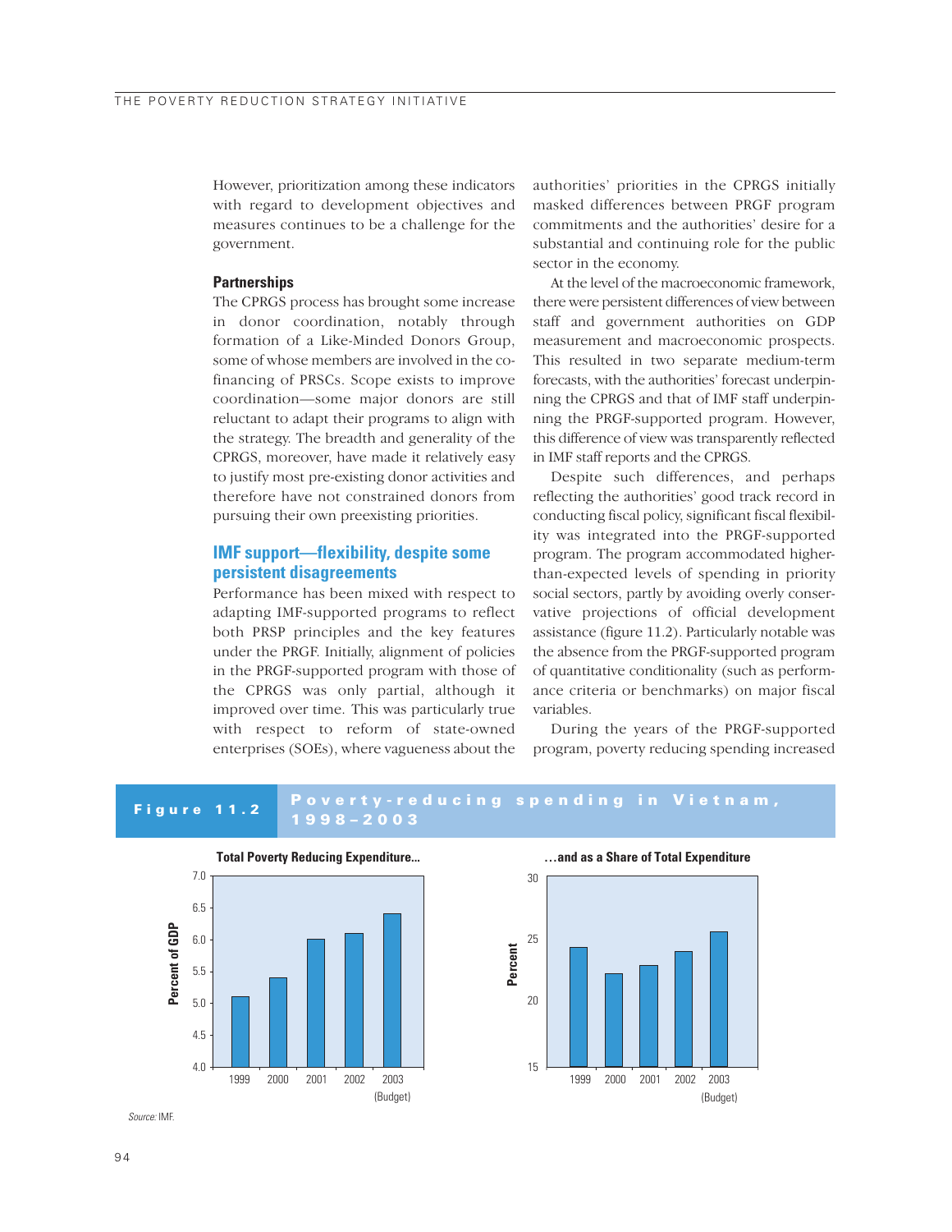However, prioritization among these indicators with regard to development objectives and measures continues to be a challenge for the government.

#### Partnerships

The CPRGS process has brought some increase in donor coordination, notably through formation of a Like-Minded Donors Group, some of whose members are involved in the co-financing of PRSCs. Scope exists to improve coordination—some major donors are still reluctant to adapt their programs to align with the strategy. The breadth and generality of the CPRGS, moreover, have made it relatively easy to justify most pre-existing donor activities and therefore have not constrained donors from pursuing their own preexisting priorities.

### IMF support—flexibility, despite some persistent disagreements

Performance has been mixed with respect to adapting IMF-supported programs to reflect both PRSP principles and the key features under the PRGF. Initially, alignment of policies in the PRGF-supported program with those of the CPRGS was only partial, although it improved over time. This was particularly true with respect to reform of state-owned enterprises (SOEs), where vagueness about the authorities' priorities in the CPRGS initially masked differences between PRGF program commitments and the authorities' desire for a substantial and continuing role for the public sector in the economy.

At the level of the macroeconomic framework, there were persistent differences of view between staff and government authorities on GDP measurement and macroeconomic prospects. This resulted in two separate medium-term forecasts, with the authorities' forecast underpinning the CPRGS and that of IMF staff underpinning the PRGF-supported program. However, this difference of view was transparently reflected in IMF staff reports and the CPRGS.

Despite such differences, and perhaps reflecting the authorities' good track record in conducting fiscal policy, significant fiscal flexibility was integrated into the PRGF-supported program. The program accommodated higher-than-expected levels of spending in priority social sectors, partly by avoiding overly conservative projections of official development assistance (figure 11.2). Particularly notable was the absence from the PRGF-supported program of quantitative conditionality (such as performance criteria or benchmarks) on major fiscal variables.

During the years of the PRGF-supported program, poverty reducing spending increased

**Figure 11.2 Poverty-reducing spending in Vietnam, 1998–2003**

**Total Poverty Reducing Expenditure...** (Percent of GDP)

| Year | Percent of GDP |
|---|---|
| 1999 | 5.1 |
| 2000 | 5.4 |
| 2001 | 6.0 |
| 2002 | 6.1 |
| 2003 (Budget) | 6.4 |

**...and as a Share of Total Expenditure** (Percent)

| Year | Percent |
|---|---|
| 1999 | 24.3 |
| 2000 | 22.2 |
| 2001 | 22.8 |
| 2002 | 24.0 |
| 2003 (Budget) | 25.6 |

*Source:* IMF.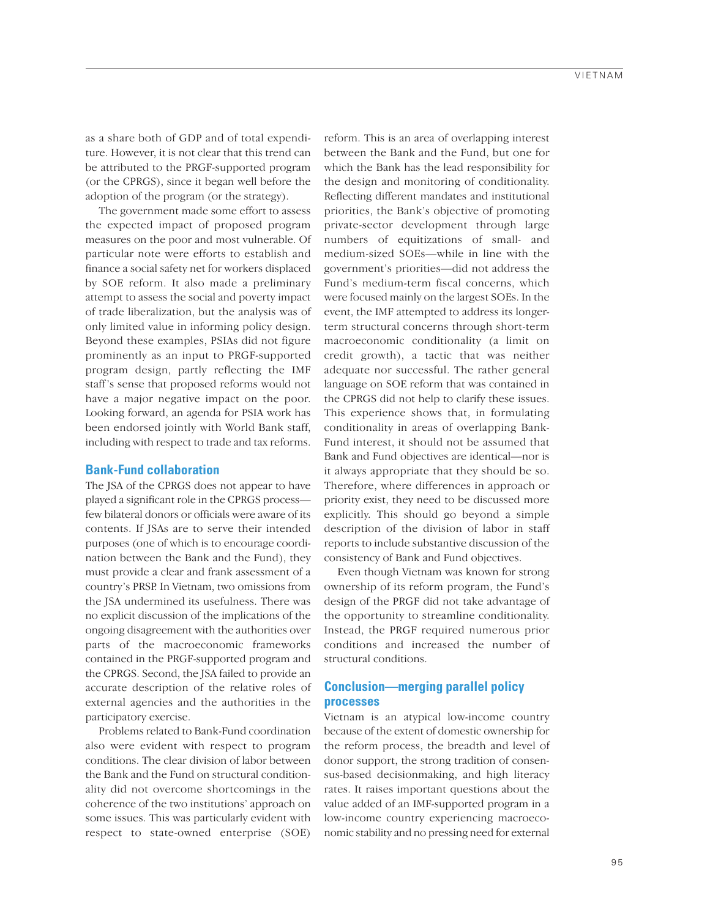as a share both of GDP and of total expenditure. However, it is not clear that this trend can be attributed to the PRGF-supported program (or the CPRGS), since it began well before the adoption of the program (or the strategy).

The government made some effort to assess the expected impact of proposed program measures on the poor and most vulnerable. Of particular note were efforts to establish and finance a social safety net for workers displaced by SOE reform. It also made a preliminary attempt to assess the social and poverty impact of trade liberalization, but the analysis was of only limited value in informing policy design. Beyond these examples, PSIAs did not figure prominently as an input to PRGF-supported program design, partly reflecting the IMF staff's sense that proposed reforms would not have a major negative impact on the poor. Looking forward, an agenda for PSIA work has been endorsed jointly with World Bank staff, including with respect to trade and tax reforms.

## Bank-Fund collaboration

The JSA of the CPRGS does not appear to have played a significant role in the CPRGS process—few bilateral donors or officials were aware of its contents. If JSAs are to serve their intended purposes (one of which is to encourage coordination between the Bank and the Fund), they must provide a clear and frank assessment of a country's PRSP. In Vietnam, two omissions from the JSA undermined its usefulness. There was no explicit discussion of the implications of the ongoing disagreement with the authorities over parts of the macroeconomic frameworks contained in the PRGF-supported program and the CPRGS. Second, the JSA failed to provide an accurate description of the relative roles of external agencies and the authorities in the participatory exercise.

Problems related to Bank-Fund coordination also were evident with respect to program conditions. The clear division of labor between the Bank and the Fund on structural conditionality did not overcome shortcomings in the coherence of the two institutions' approach on some issues. This was particularly evident with respect to state-owned enterprise (SOE) reform. This is an area of overlapping interest between the Bank and the Fund, but one for which the Bank has the lead responsibility for the design and monitoring of conditionality. Reflecting different mandates and institutional priorities, the Bank's objective of promoting private-sector development through large numbers of equitizations of small- and medium-sized SOEs—while in line with the government's priorities—did not address the Fund's medium-term fiscal concerns, which were focused mainly on the largest SOEs. In the event, the IMF attempted to address its longer-term structural concerns through short-term macroeconomic conditionality (a limit on credit growth), a tactic that was neither adequate nor successful. The rather general language on SOE reform that was contained in the CPRGS did not help to clarify these issues. This experience shows that, in formulating conditionality in areas of overlapping Bank-Fund interest, it should not be assumed that Bank and Fund objectives are identical—nor is it always appropriate that they should be so. Therefore, where differences in approach or priority exist, they need to be discussed more explicitly. This should go beyond a simple description of the division of labor in staff reports to include substantive discussion of the consistency of Bank and Fund objectives.

Even though Vietnam was known for strong ownership of its reform program, the Fund's design of the PRGF did not take advantage of the opportunity to streamline conditionality. Instead, the PRGF required numerous prior conditions and increased the number of structural conditions.

## Conclusion—merging parallel policy processes

Vietnam is an atypical low-income country because of the extent of domestic ownership for the reform process, the breadth and level of donor support, the strong tradition of consensus-based decisionmaking, and high literacy rates. It raises important questions about the value added of an IMF-supported program in a low-income country experiencing macroeconomic stability and no pressing need for external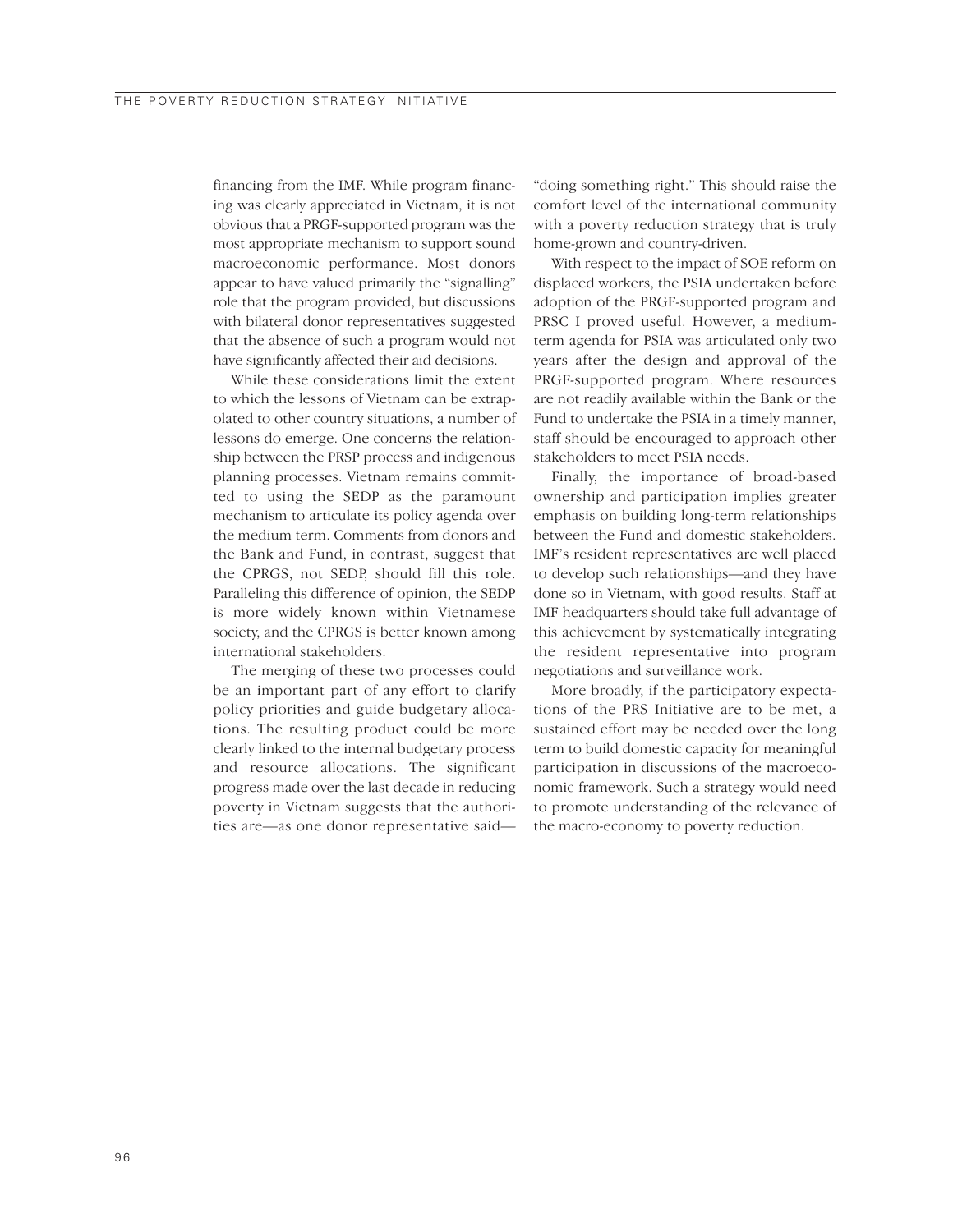financing from the IMF. While program financing was clearly appreciated in Vietnam, it is not obvious that a PRGF-supported program was the most appropriate mechanism to support sound macroeconomic performance. Most donors appear to have valued primarily the "signalling" role that the program provided, but discussions with bilateral donor representatives suggested that the absence of such a program would not have significantly affected their aid decisions.

While these considerations limit the extent to which the lessons of Vietnam can be extrapolated to other country situations, a number of lessons do emerge. One concerns the relationship between the PRSP process and indigenous planning processes. Vietnam remains committed to using the SEDP as the paramount mechanism to articulate its policy agenda over the medium term. Comments from donors and the Bank and Fund, in contrast, suggest that the CPRGS, not SEDP, should fill this role. Paralleling this difference of opinion, the SEDP is more widely known within Vietnamese society, and the CPRGS is better known among international stakeholders.

The merging of these two processes could be an important part of any effort to clarify policy priorities and guide budgetary allocations. The resulting product could be more clearly linked to the internal budgetary process and resource allocations. The significant progress made over the last decade in reducing poverty in Vietnam suggests that the authorities are—as one donor representative said—"doing something right." This should raise the comfort level of the international community with a poverty reduction strategy that is truly home-grown and country-driven.

With respect to the impact of SOE reform on displaced workers, the PSIA undertaken before adoption of the PRGF-supported program and PRSC I proved useful. However, a medium-term agenda for PSIA was articulated only two years after the design and approval of the PRGF-supported program. Where resources are not readily available within the Bank or the Fund to undertake the PSIA in a timely manner, staff should be encouraged to approach other stakeholders to meet PSIA needs.

Finally, the importance of broad-based ownership and participation implies greater emphasis on building long-term relationships between the Fund and domestic stakeholders. IMF's resident representatives are well placed to develop such relationships—and they have done so in Vietnam, with good results. Staff at IMF headquarters should take full advantage of this achievement by systematically integrating the resident representative into program negotiations and surveillance work.

More broadly, if the participatory expectations of the PRS Initiative are to be met, a sustained effort may be needed over the long term to build domestic capacity for meaningful participation in discussions of the macroeconomic framework. Such a strategy would need to promote understanding of the relevance of the macro-economy to poverty reduction.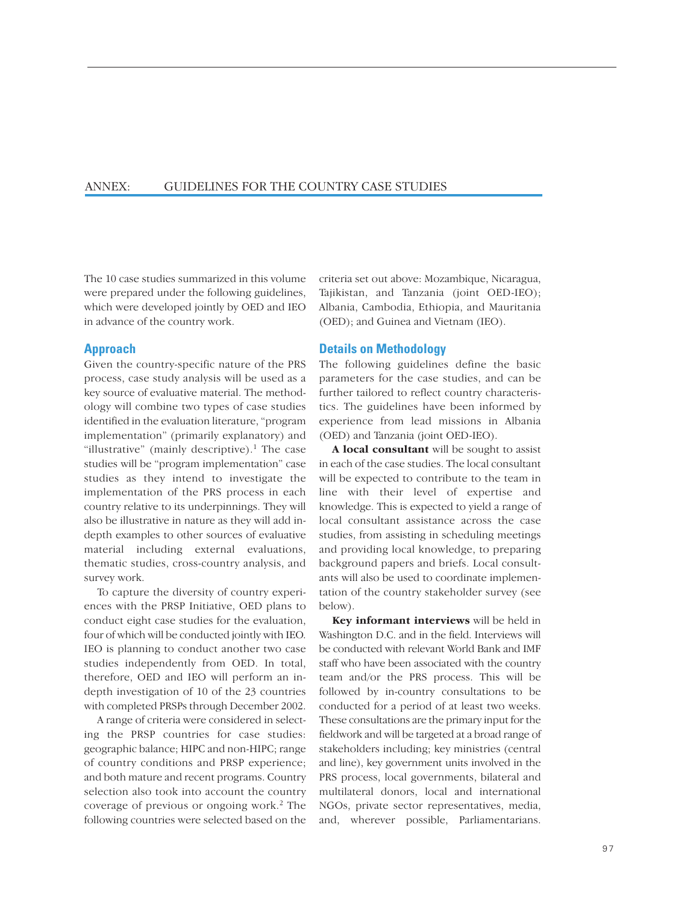# ANNEX: GUIDELINES FOR THE COUNTRY CASE STUDIES

The 10 case studies summarized in this volume were prepared under the following guidelines, which were developed jointly by OED and IEO in advance of the country work.

## Approach

Given the country-specific nature of the PRS process, case study analysis will be used as a key source of evaluative material. The methodology will combine two types of case studies identified in the evaluation literature, "program implementation" (primarily explanatory) and "illustrative" (mainly descriptive).[1] The case studies will be "program implementation" case studies as they intend to investigate the implementation of the PRS process in each country relative to its underpinnings. They will also be illustrative in nature as they will add in-depth examples to other sources of evaluative material including external evaluations, thematic studies, cross-country analysis, and survey work.

To capture the diversity of country experiences with the PRSP Initiative, OED plans to conduct eight case studies for the evaluation, four of which will be conducted jointly with IEO. IEO is planning to conduct another two case studies independently from OED. In total, therefore, OED and IEO will perform an in-depth investigation of 10 of the 23 countries with completed PRSPs through December 2002.

A range of criteria were considered in selecting the PRSP countries for case studies: geographic balance; HIPC and non-HIPC; range of country conditions and PRSP experience; and both mature and recent programs. Country selection also took into account the country coverage of previous or ongoing work.[2] The following countries were selected based on the criteria set out above: Mozambique, Nicaragua, Tajikistan, and Tanzania (joint OED-IEO); Albania, Cambodia, Ethiopia, and Mauritania (OED); and Guinea and Vietnam (IEO).

## Details on Methodology

The following guidelines define the basic parameters for the case studies, and can be further tailored to reflect country characteristics. The guidelines have been informed by experience from lead missions in Albania (OED) and Tanzania (joint OED-IEO).

**A local consultant** will be sought to assist in each of the case studies. The local consultant will be expected to contribute to the team in line with their level of expertise and knowledge. This is expected to yield a range of local consultant assistance across the case studies, from assisting in scheduling meetings and providing local knowledge, to preparing background papers and briefs. Local consultants will also be used to coordinate implementation of the country stakeholder survey (see below).

**Key informant interviews** will be held in Washington D.C. and in the field. Interviews will be conducted with relevant World Bank and IMF staff who have been associated with the country team and/or the PRS process. This will be followed by in-country consultations to be conducted for a period of at least two weeks. These consultations are the primary input for the fieldwork and will be targeted at a broad range of stakeholders including; key ministries (central and line), key government units involved in the PRS process, local governments, bilateral and multilateral donors, local and international NGOs, private sector representatives, media, and, wherever possible, Parliamentarians.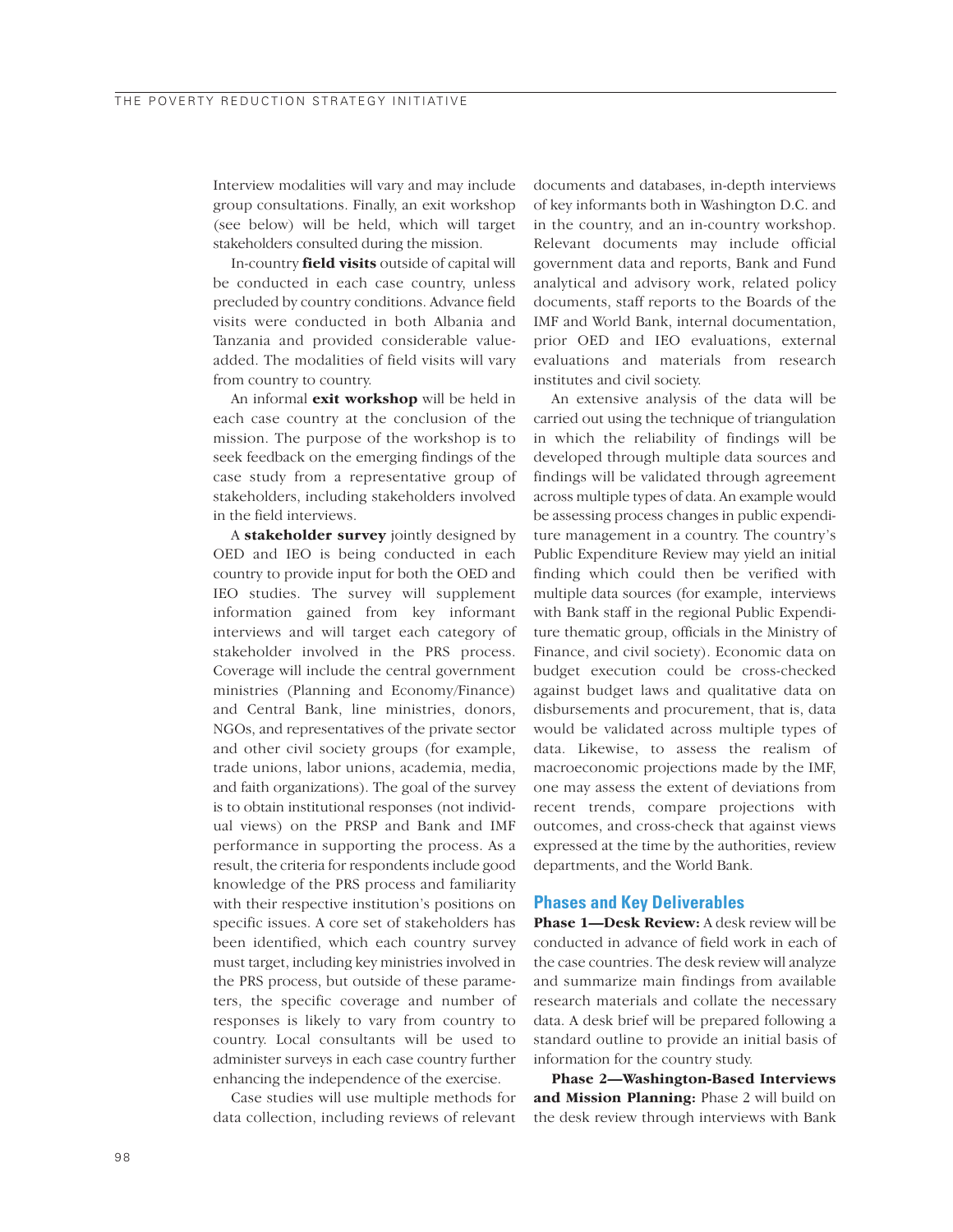Interview modalities will vary and may include group consultations. Finally, an exit workshop (see below) will be held, which will target stakeholders consulted during the mission.

In-country **field visits** outside of capital will be conducted in each case country, unless precluded by country conditions. Advance field visits were conducted in both Albania and Tanzania and provided considerable value-added. The modalities of field visits will vary from country to country.

An informal **exit workshop** will be held in each case country at the conclusion of the mission. The purpose of the workshop is to seek feedback on the emerging findings of the case study from a representative group of stakeholders, including stakeholders involved in the field interviews.

A **stakeholder survey** jointly designed by OED and IEO is being conducted in each country to provide input for both the OED and IEO studies. The survey will supplement information gained from key informant interviews and will target each category of stakeholder involved in the PRS process. Coverage will include the central government ministries (Planning and Economy/Finance) and Central Bank, line ministries, donors, NGOs, and representatives of the private sector and other civil society groups (for example, trade unions, labor unions, academia, media, and faith organizations). The goal of the survey is to obtain institutional responses (not individual views) on the PRSP and Bank and IMF performance in supporting the process. As a result, the criteria for respondents include good knowledge of the PRS process and familiarity with their respective institution's positions on specific issues. A core set of stakeholders has been identified, which each country survey must target, including key ministries involved in the PRS process, but outside of these parameters, the specific coverage and number of responses is likely to vary from country to country. Local consultants will be used to administer surveys in each case country further enhancing the independence of the exercise.

Case studies will use multiple methods for data collection, including reviews of relevant documents and databases, in-depth interviews of key informants both in Washington D.C. and in the country, and an in-country workshop. Relevant documents may include official government data and reports, Bank and Fund analytical and advisory work, related policy documents, staff reports to the Boards of the IMF and World Bank, internal documentation, prior OED and IEO evaluations, external evaluations and materials from research institutes and civil society.

An extensive analysis of the data will be carried out using the technique of triangulation in which the reliability of findings will be developed through multiple data sources and findings will be validated through agreement across multiple types of data. An example would be assessing process changes in public expenditure management in a country. The country's Public Expenditure Review may yield an initial finding which could then be verified with multiple data sources (for example, interviews with Bank staff in the regional Public Expenditure thematic group, officials in the Ministry of Finance, and civil society). Economic data on budget execution could be cross-checked against budget laws and qualitative data on disbursements and procurement, that is, data would be validated across multiple types of data. Likewise, to assess the realism of macroeconomic projections made by the IMF, one may assess the extent of deviations from recent trends, compare projections with outcomes, and cross-check that against views expressed at the time by the authorities, review departments, and the World Bank.

## Phases and Key Deliverables

**Phase 1—Desk Review:** A desk review will be conducted in advance of field work in each of the case countries. The desk review will analyze and summarize main findings from available research materials and collate the necessary data. A desk brief will be prepared following a standard outline to provide an initial basis of information for the country study.

**Phase 2—Washington-Based Interviews and Mission Planning:** Phase 2 will build on the desk review through interviews with Bank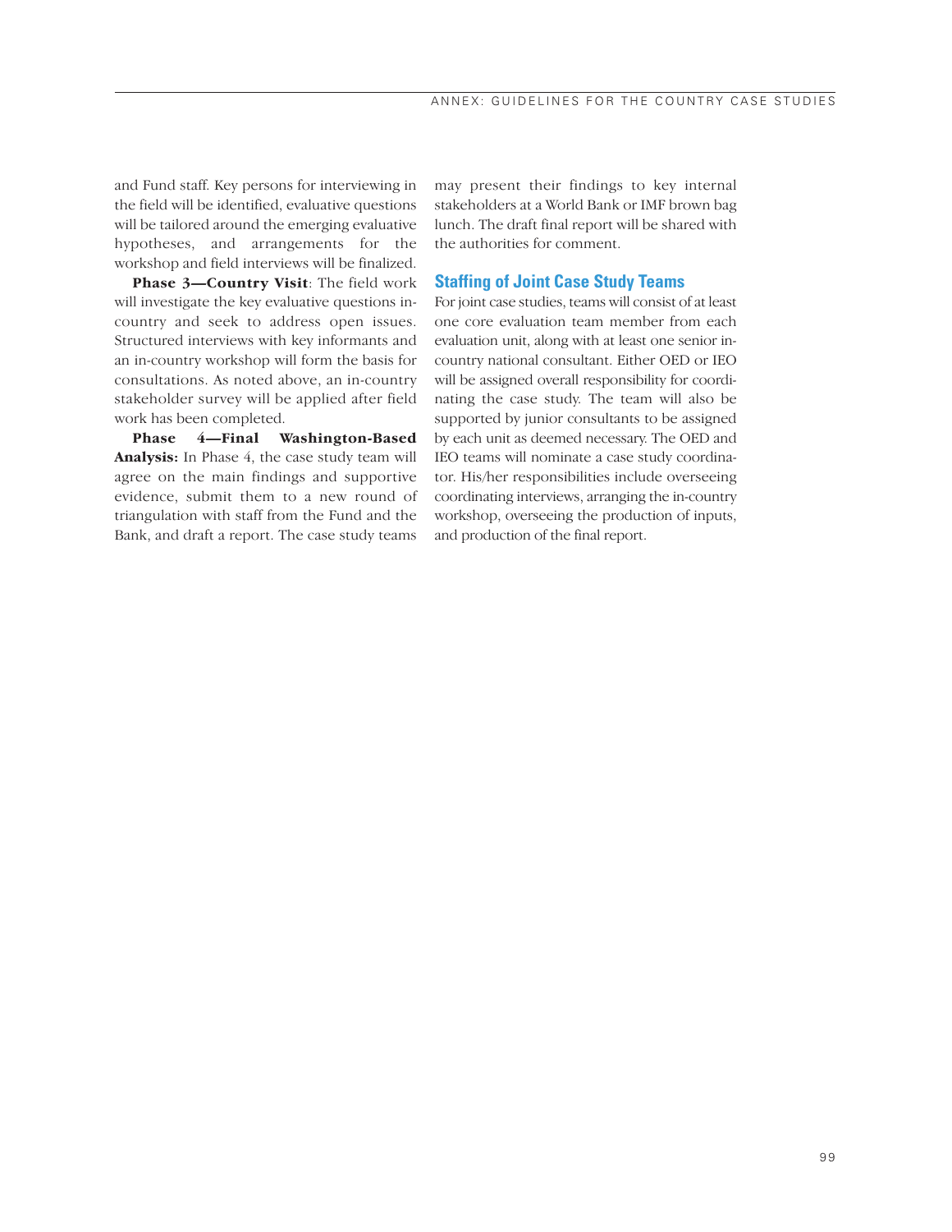and Fund staff. Key persons for interviewing in the field will be identified, evaluative questions will be tailored around the emerging evaluative hypotheses, and arrangements for the workshop and field interviews will be finalized.

**Phase 3—Country Visit**: The field work will investigate the key evaluative questions in-country and seek to address open issues. Structured interviews with key informants and an in-country workshop will form the basis for consultations. As noted above, an in-country stakeholder survey will be applied after field work has been completed.

**Phase 4—Final Washington-Based Analysis:** In Phase 4, the case study team will agree on the main findings and supportive evidence, submit them to a new round of triangulation with staff from the Fund and the Bank, and draft a report. The case study teams may present their findings to key internal stakeholders at a World Bank or IMF brown bag lunch. The draft final report will be shared with the authorities for comment.

## Staffing of Joint Case Study Teams

For joint case studies, teams will consist of at least one core evaluation team member from each evaluation unit, along with at least one senior in-country national consultant. Either OED or IEO will be assigned overall responsibility for coordinating the case study. The team will also be supported by junior consultants to be assigned by each unit as deemed necessary. The OED and IEO teams will nominate a case study coordinator. His/her responsibilities include overseeing coordinating interviews, arranging the in-country workshop, overseeing the production of inputs, and production of the final report.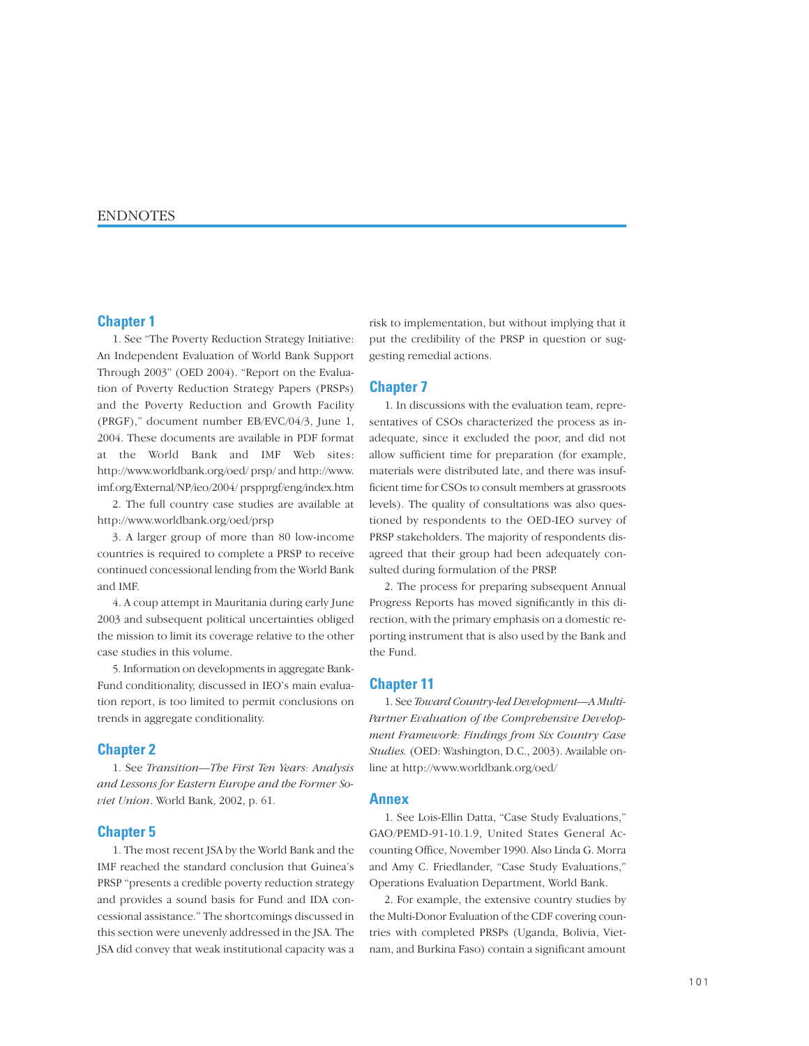# ENDNOTES

## Chapter 1

1. See "The Poverty Reduction Strategy Initiative: An Independent Evaluation of World Bank Support Through 2003" (OED 2004). "Report on the Evaluation of Poverty Reduction Strategy Papers (PRSPs) and the Poverty Reduction and Growth Facility (PRGF)," document number EB/EVC/04/3, June 1, 2004. These documents are available in PDF format at the World Bank and IMF Web sites: http://www.worldbank.org/oed/ prsp/ and http://www.imf.org/External/NP/ieo/2004/ prspprgf/eng/index.htm

2. The full country case studies are available at http://www.worldbank.org/oed/prsp

3. A larger group of more than 80 low-income countries is required to complete a PRSP to receive continued concessional lending from the World Bank and IMF.

4. A coup attempt in Mauritania during early June 2003 and subsequent political uncertainties obliged the mission to limit its coverage relative to the other case studies in this volume.

5. Information on developments in aggregate Bank-Fund conditionality, discussed in IEO's main evaluation report, is too limited to permit conclusions on trends in aggregate conditionality.

## Chapter 2

1. See *Transition—The First Ten Years: Analysis and Lessons for Eastern Europe and the Former Soviet Union*. World Bank, 2002, p. 61.

## Chapter 5

1. The most recent JSA by the World Bank and the IMF reached the standard conclusion that Guinea's PRSP "presents a credible poverty reduction strategy and provides a sound basis for Fund and IDA concessional assistance." The shortcomings discussed in this section were unevenly addressed in the JSA. The JSA did convey that weak institutional capacity was a risk to implementation, but without implying that it put the credibility of the PRSP in question or suggesting remedial actions.

## Chapter 7

1. In discussions with the evaluation team, representatives of CSOs characterized the process as inadequate, since it excluded the poor, and did not allow sufficient time for preparation (for example, materials were distributed late, and there was insufficient time for CSOs to consult members at grassroots levels). The quality of consultations was also questioned by respondents to the OED-IEO survey of PRSP stakeholders. The majority of respondents disagreed that their group had been adequately consulted during formulation of the PRSP.

2. The process for preparing subsequent Annual Progress Reports has moved significantly in this direction, with the primary emphasis on a domestic reporting instrument that is also used by the Bank and the Fund.

## Chapter 11

1. See *Toward Country-led Development—A Multi-Partner Evaluation of the Comprehensive Development Framework: Findings from Six Country Case Studies.* (OED: Washington, D.C., 2003). Available online at http://www.worldbank.org/oed/

## Annex

1. See Lois-Ellin Datta, "Case Study Evaluations," GAO/PEMD-91-10.1.9, United States General Accounting Office, November 1990. Also Linda G. Morra and Amy C. Friedlander, "Case Study Evaluations," Operations Evaluation Department, World Bank.

2. For example, the extensive country studies by the Multi-Donor Evaluation of the CDF covering countries with completed PRSPs (Uganda, Bolivia, Vietnam, and Burkina Faso) contain a significant amount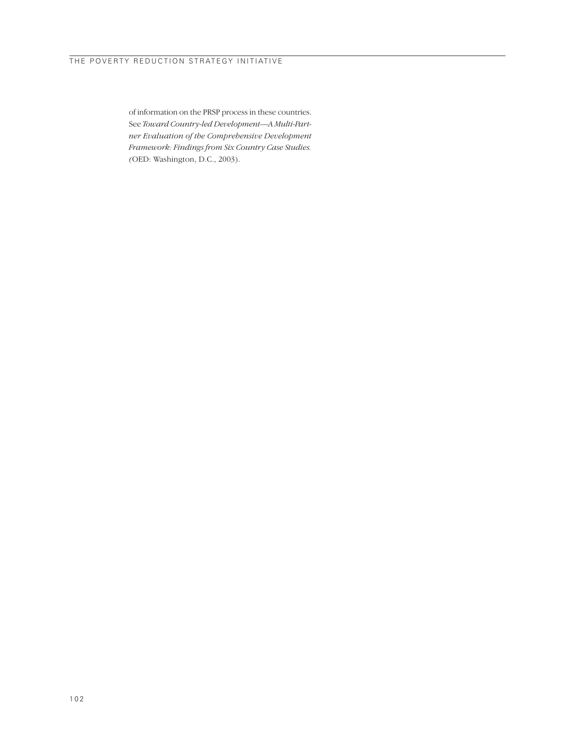of information on the PRSP process in these countries. See *Toward Country-led Development—A Multi-Partner Evaluation of the Comprehensive Development Framework: Findings from Six Country Case Studies.* (OED: Washington, D.C., 2003).